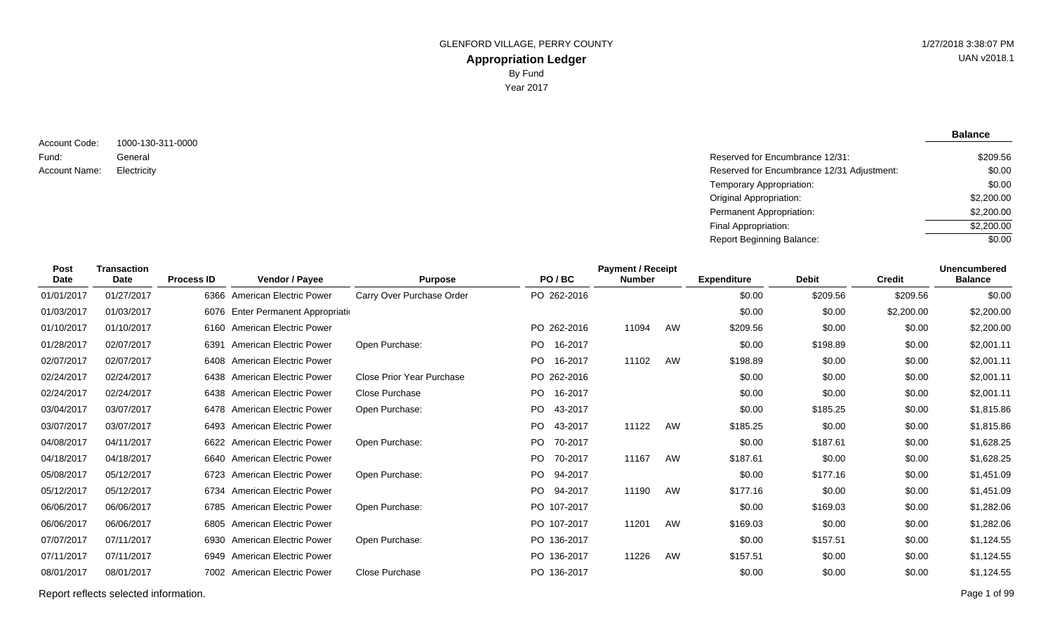GLENFORD VILLAGE, PERRY COUNTY

# Appropriation Ledger

By Fund

Year 2017

1/27/2018 3:38:07 PM

UAN v2018.1

Account Code: 1000-130-311-0000

Fund: General

Account Name: Electricity

| | Balance |
|---|---|
| Reserved for Encumbrance 12/31: | $209.56 |
| Reserved for Encumbrance 12/31 Adjustment: | $0.00 |
| Temporary Appropriation: | $0.00 |
| Original Appropriation: | $2,200.00 |
| Permanent Appropriation: | $2,200.00 |
| Final Appropriation: | $2,200.00 |
| Report Beginning Balance: | $0.00 |

| Post Date | Transaction Date | Process ID | Vendor / Payee | Purpose | PO / BC | Payment / Receipt Number | | Expenditure | Debit | Credit | Unencumbered Balance |
|---|---|---|---|---|---|---|---|---|---|---|---|
| 01/01/2017 | 01/27/2017 | 6366 | American Electric Power | Carry Over Purchase Order | PO 262-2016 | | | $0.00 | $209.56 | $209.56 | $0.00 |
| 01/03/2017 | 01/03/2017 | 6076 | Enter Permanent Appropriati | | | | | $0.00 | $0.00 | $2,200.00 | $2,200.00 |
| 01/10/2017 | 01/10/2017 | 6160 | American Electric Power | | PO 262-2016 | 11094 | AW | $209.56 | $0.00 | $0.00 | $2,200.00 |
| 01/28/2017 | 02/07/2017 | 6391 | American Electric Power | Open Purchase: | PO 16-2017 | | | $0.00 | $198.89 | $0.00 | $2,001.11 |
| 02/07/2017 | 02/07/2017 | 6408 | American Electric Power | | PO 16-2017 | 11102 | AW | $198.89 | $0.00 | $0.00 | $2,001.11 |
| 02/24/2017 | 02/24/2017 | 6438 | American Electric Power | Close Prior Year Purchase | PO 262-2016 | | | $0.00 | $0.00 | $0.00 | $2,001.11 |
| 02/24/2017 | 02/24/2017 | 6438 | American Electric Power | Close Purchase | PO 16-2017 | | | $0.00 | $0.00 | $0.00 | $2,001.11 |
| 03/04/2017 | 03/07/2017 | 6478 | American Electric Power | Open Purchase: | PO 43-2017 | | | $0.00 | $185.25 | $0.00 | $1,815.86 |
| 03/07/2017 | 03/07/2017 | 6493 | American Electric Power | | PO 43-2017 | 11122 | AW | $185.25 | $0.00 | $0.00 | $1,815.86 |
| 04/08/2017 | 04/11/2017 | 6622 | American Electric Power | Open Purchase: | PO 70-2017 | | | $0.00 | $187.61 | $0.00 | $1,628.25 |
| 04/18/2017 | 04/18/2017 | 6640 | American Electric Power | | PO 70-2017 | 11167 | AW | $187.61 | $0.00 | $0.00 | $1,628.25 |
| 05/08/2017 | 05/12/2017 | 6723 | American Electric Power | Open Purchase: | PO 94-2017 | | | $0.00 | $177.16 | $0.00 | $1,451.09 |
| 05/12/2017 | 05/12/2017 | 6734 | American Electric Power | | PO 94-2017 | 11190 | AW | $177.16 | $0.00 | $0.00 | $1,451.09 |
| 06/06/2017 | 06/06/2017 | 6785 | American Electric Power | Open Purchase: | PO 107-2017 | | | $0.00 | $169.03 | $0.00 | $1,282.06 |
| 06/06/2017 | 06/06/2017 | 6805 | American Electric Power | | PO 107-2017 | 11201 | AW | $169.03 | $0.00 | $0.00 | $1,282.06 |
| 07/07/2017 | 07/11/2017 | 6930 | American Electric Power | Open Purchase: | PO 136-2017 | | | $0.00 | $157.51 | $0.00 | $1,124.55 |
| 07/11/2017 | 07/11/2017 | 6949 | American Electric Power | | PO 136-2017 | 11226 | AW | $157.51 | $0.00 | $0.00 | $1,124.55 |
| 08/01/2017 | 08/01/2017 | 7002 | American Electric Power | Close Purchase | PO 136-2017 | | | $0.00 | $0.00 | $0.00 | $1,124.55 |

Report reflects selected information.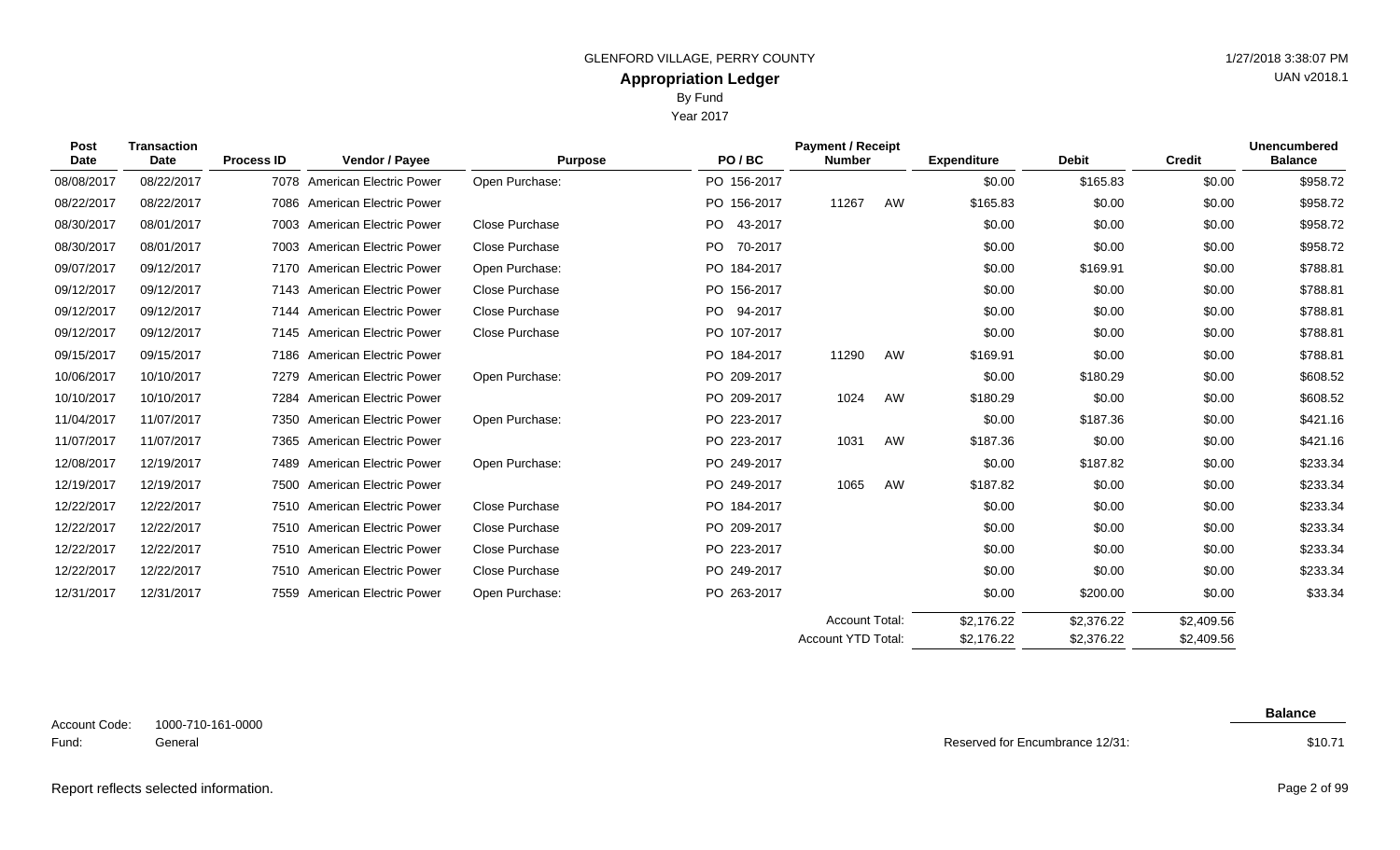GLENFORD VILLAGE, PERRY COUNTY

# Appropriation Ledger

By Fund

Year 2017

| Post Date | Transaction Date | Process ID | Vendor / Payee | Purpose | PO / BC | Payment / Receipt Number | | Expenditure | Debit | Credit | Unencumbered Balance |
|---|---|---|---|---|---|---|---|---|---|---|---|
| 08/08/2017 | 08/22/2017 | 7078 | American Electric Power | Open Purchase: | PO 156-2017 | | | $0.00 | $165.83 | $0.00 | $958.72 |
| 08/22/2017 | 08/22/2017 | 7086 | American Electric Power | | PO 156-2017 | 11267 | AW | $165.83 | $0.00 | $0.00 | $958.72 |
| 08/30/2017 | 08/01/2017 | 7003 | American Electric Power | Close Purchase | PO 43-2017 | | | $0.00 | $0.00 | $0.00 | $958.72 |
| 08/30/2017 | 08/01/2017 | 7003 | American Electric Power | Close Purchase | PO 70-2017 | | | $0.00 | $0.00 | $0.00 | $958.72 |
| 09/07/2017 | 09/12/2017 | 7170 | American Electric Power | Open Purchase: | PO 184-2017 | | | $0.00 | $169.91 | $0.00 | $788.81 |
| 09/12/2017 | 09/12/2017 | 7143 | American Electric Power | Close Purchase | PO 156-2017 | | | $0.00 | $0.00 | $0.00 | $788.81 |
| 09/12/2017 | 09/12/2017 | 7144 | American Electric Power | Close Purchase | PO 94-2017 | | | $0.00 | $0.00 | $0.00 | $788.81 |
| 09/12/2017 | 09/12/2017 | 7145 | American Electric Power | Close Purchase | PO 107-2017 | | | $0.00 | $0.00 | $0.00 | $788.81 |
| 09/15/2017 | 09/15/2017 | 7186 | American Electric Power | | PO 184-2017 | 11290 | AW | $169.91 | $0.00 | $0.00 | $788.81 |
| 10/06/2017 | 10/10/2017 | 7279 | American Electric Power | Open Purchase: | PO 209-2017 | | | $0.00 | $180.29 | $0.00 | $608.52 |
| 10/10/2017 | 10/10/2017 | 7284 | American Electric Power | | PO 209-2017 | 1024 | AW | $180.29 | $0.00 | $0.00 | $608.52 |
| 11/04/2017 | 11/07/2017 | 7350 | American Electric Power | Open Purchase: | PO 223-2017 | | | $0.00 | $187.36 | $0.00 | $421.16 |
| 11/07/2017 | 11/07/2017 | 7365 | American Electric Power | | PO 223-2017 | 1031 | AW | $187.36 | $0.00 | $0.00 | $421.16 |
| 12/08/2017 | 12/19/2017 | 7489 | American Electric Power | Open Purchase: | PO 249-2017 | | | $0.00 | $187.82 | $0.00 | $233.34 |
| 12/19/2017 | 12/19/2017 | 7500 | American Electric Power | | PO 249-2017 | 1065 | AW | $187.82 | $0.00 | $0.00 | $233.34 |
| 12/22/2017 | 12/22/2017 | 7510 | American Electric Power | Close Purchase | PO 184-2017 | | | $0.00 | $0.00 | $0.00 | $233.34 |
| 12/22/2017 | 12/22/2017 | 7510 | American Electric Power | Close Purchase | PO 209-2017 | | | $0.00 | $0.00 | $0.00 | $233.34 |
| 12/22/2017 | 12/22/2017 | 7510 | American Electric Power | Close Purchase | PO 223-2017 | | | $0.00 | $0.00 | $0.00 | $233.34 |
| 12/22/2017 | 12/22/2017 | 7510 | American Electric Power | Close Purchase | PO 249-2017 | | | $0.00 | $0.00 | $0.00 | $233.34 |
| 12/31/2017 | 12/31/2017 | 7559 | American Electric Power | Open Purchase: | PO 263-2017 | | | $0.00 | $200.00 | $0.00 | $33.34 |
| | | | | | | Account Total: | | $2,176.22 | $2,376.22 | $2,409.56 | |
| | | | | | | Account YTD Total: | | $2,176.22 | $2,376.22 | $2,409.56 | |

Account Code: 1000-710-161-0000

Fund: General

| | Balance |
|---|---|
| Reserved for Encumbrance 12/31: | $10.71 |

Report reflects selected information.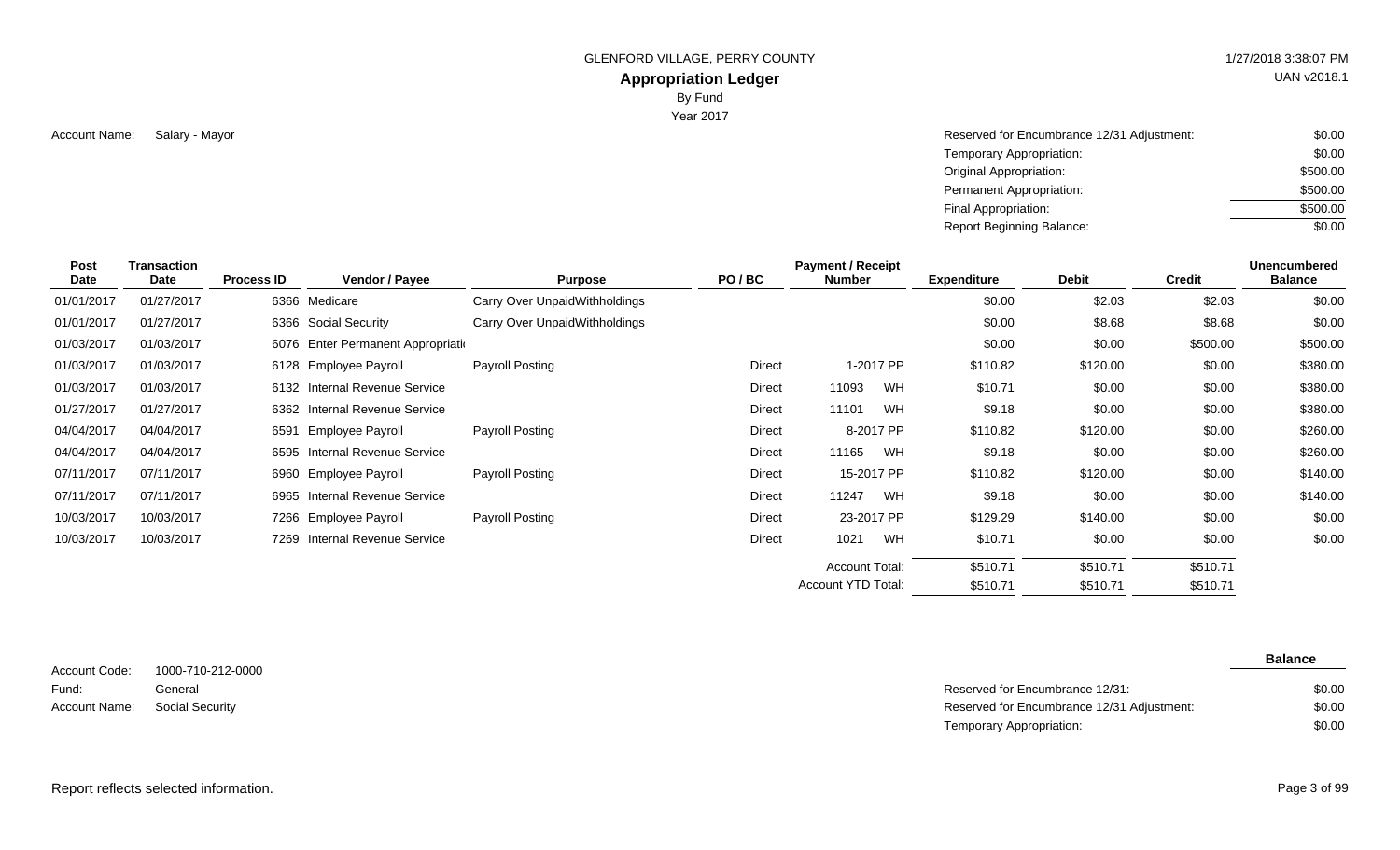GLENFORD VILLAGE, PERRY COUNTY

## Appropriation Ledger

By Fund

Year 2017

1/27/2018 3:38:07 PM

UAN v2018.1

Account Name: Salary - Mayor

| | |
|---|---|
| Reserved for Encumbrance 12/31 Adjustment: | $0.00 |
| Temporary Appropriation: | $0.00 |
| Original Appropriation: | $500.00 |
| Permanent Appropriation: | $500.00 |
| Final Appropriation: | $500.00 |
| Report Beginning Balance: | $0.00 |

| Post Date | Transaction Date | Process ID | Vendor / Payee | Purpose | PO / BC | Payment / Receipt Number | Expenditure | Debit | Credit | Unencumbered Balance |
|---|---|---|---|---|---|---|---|---|---|---|
| 01/01/2017 | 01/27/2017 | 6366 | Medicare | Carry Over UnpaidWithholdings | | | $0.00 | $2.03 | $2.03 | $0.00 |
| 01/01/2017 | 01/27/2017 | 6366 | Social Security | Carry Over UnpaidWithholdings | | | $0.00 | $8.68 | $8.68 | $0.00 |
| 01/03/2017 | 01/03/2017 | 6076 | Enter Permanent Appropriati | | | | $0.00 | $0.00 | $500.00 | $500.00 |
| 01/03/2017 | 01/03/2017 | 6128 | Employee Payroll | Payroll Posting | Direct | 1-2017 PP | $110.82 | $120.00 | $0.00 | $380.00 |
| 01/03/2017 | 01/03/2017 | 6132 | Internal Revenue Service | | Direct | 11093 WH | $10.71 | $0.00 | $0.00 | $380.00 |
| 01/27/2017 | 01/27/2017 | 6362 | Internal Revenue Service | | Direct | 11101 WH | $9.18 | $0.00 | $0.00 | $380.00 |
| 04/04/2017 | 04/04/2017 | 6591 | Employee Payroll | Payroll Posting | Direct | 8-2017 PP | $110.82 | $120.00 | $0.00 | $260.00 |
| 04/04/2017 | 04/04/2017 | 6595 | Internal Revenue Service | | Direct | 11165 WH | $9.18 | $0.00 | $0.00 | $260.00 |
| 07/11/2017 | 07/11/2017 | 6960 | Employee Payroll | Payroll Posting | Direct | 15-2017 PP | $110.82 | $120.00 | $0.00 | $140.00 |
| 07/11/2017 | 07/11/2017 | 6965 | Internal Revenue Service | | Direct | 11247 WH | $9.18 | $0.00 | $0.00 | $140.00 |
| 10/03/2017 | 10/03/2017 | 7266 | Employee Payroll | Payroll Posting | Direct | 23-2017 PP | $129.29 | $140.00 | $0.00 | $0.00 |
| 10/03/2017 | 10/03/2017 | 7269 | Internal Revenue Service | | Direct | 1021 WH | $10.71 | $0.00 | $0.00 | $0.00 |
| | | | | | | Account Total: | $510.71 | $510.71 | $510.71 | |
| | | | | | | Account YTD Total: | $510.71 | $510.71 | $510.71 | |

Account Code: 1000-710-212-0000

Fund: General

Account Name: Social Security

| | Balance |
|---|---|
| Reserved for Encumbrance 12/31: | $0.00 |
| Reserved for Encumbrance 12/31 Adjustment: | $0.00 |
| Temporary Appropriation: | $0.00 |

Report reflects selected information.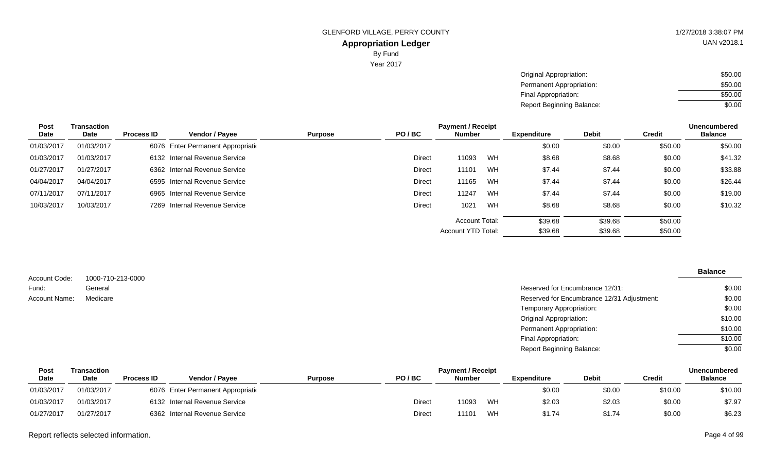GLENFORD VILLAGE, PERRY COUNTY

## Appropriation Ledger

By Fund

Year 2017

| | |
|---|---|
| Original Appropriation: | $50.00 |
| Permanent Appropriation: | $50.00 |
| Final Appropriation: | $50.00 |
| Report Beginning Balance: | $0.00 |

| Post Date | Transaction Date | Process ID | Vendor / Payee | Purpose | PO / BC | Payment / Receipt Number | | Expenditure | Debit | Credit | Unencumbered Balance |
|---|---|---|---|---|---|---|---|---|---|---|---|
| 01/03/2017 | 01/03/2017 | 6076 | Enter Permanent Appropriati | | | | | $0.00 | $0.00 | $50.00 | $50.00 |
| 01/03/2017 | 01/03/2017 | 6132 | Internal Revenue Service | | Direct | 11093 | WH | $8.68 | $8.68 | $0.00 | $41.32 |
| 01/27/2017 | 01/27/2017 | 6362 | Internal Revenue Service | | Direct | 11101 | WH | $7.44 | $7.44 | $0.00 | $33.88 |
| 04/04/2017 | 04/04/2017 | 6595 | Internal Revenue Service | | Direct | 11165 | WH | $7.44 | $7.44 | $0.00 | $26.44 |
| 07/11/2017 | 07/11/2017 | 6965 | Internal Revenue Service | | Direct | 11247 | WH | $7.44 | $7.44 | $0.00 | $19.00 |
| 10/03/2017 | 10/03/2017 | 7269 | Internal Revenue Service | | Direct | 1021 | WH | $8.68 | $8.68 | $0.00 | $10.32 |
| | | | | | | Account Total: | | $39.68 | $39.68 | $50.00 | |
| | | | | | | Account YTD Total: | | $39.68 | $39.68 | $50.00 | |

Account Code: 1000-710-213-0000
Fund: General
Account Name: Medicare

| | Balance |
|---|---|
| Reserved for Encumbrance 12/31: | $0.00 |
| Reserved for Encumbrance 12/31 Adjustment: | $0.00 |
| Temporary Appropriation: | $0.00 |
| Original Appropriation: | $10.00 |
| Permanent Appropriation: | $10.00 |
| Final Appropriation: | $10.00 |
| Report Beginning Balance: | $0.00 |

| Post Date | Transaction Date | Process ID | Vendor / Payee | Purpose | PO / BC | Payment / Receipt Number | | Expenditure | Debit | Credit | Unencumbered Balance |
|---|---|---|---|---|---|---|---|---|---|---|---|
| 01/03/2017 | 01/03/2017 | 6076 | Enter Permanent Appropriati | | | | | $0.00 | $0.00 | $10.00 | $10.00 |
| 01/03/2017 | 01/03/2017 | 6132 | Internal Revenue Service | | Direct | 11093 | WH | $2.03 | $2.03 | $0.00 | $7.97 |
| 01/27/2017 | 01/27/2017 | 6362 | Internal Revenue Service | | Direct | 11101 | WH | $1.74 | $1.74 | $0.00 | $6.23 |

Report reflects selected information.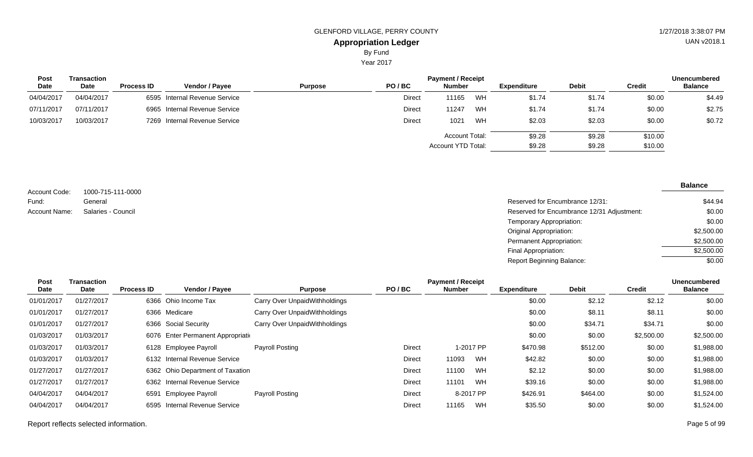GLENFORD VILLAGE, PERRY COUNTY

**Appropriation Ledger**

By Fund

Year 2017

| Post Date | Transaction Date | Process ID | Vendor / Payee | Purpose | PO / BC | Payment / Receipt Number | | Expenditure | Debit | Credit | Unencumbered Balance |
|---|---|---|---|---|---|---|---|---|---|---|---|
| 04/04/2017 | 04/04/2017 | 6595 | Internal Revenue Service | | Direct | 11165 | WH | $1.74 | $1.74 | $0.00 | $4.49 |
| 07/11/2017 | 07/11/2017 | 6965 | Internal Revenue Service | | Direct | 11247 | WH | $1.74 | $1.74 | $0.00 | $2.75 |
| 10/03/2017 | 10/03/2017 | 7269 | Internal Revenue Service | | Direct | 1021 | WH | $2.03 | $2.03 | $0.00 | $0.72 |
| | | | | | | Account Total: | | $9.28 | $9.28 | $10.00 | |
| | | | | | | Account YTD Total: | | $9.28 | $9.28 | $10.00 | |

Account Code: 1000-715-111-0000

Fund: General

Account Name: Salaries - Council

| | Balance |
|---|---|
| Reserved for Encumbrance 12/31: | $44.94 |
| Reserved for Encumbrance 12/31 Adjustment: | $0.00 |
| Temporary Appropriation: | $0.00 |
| Original Appropriation: | $2,500.00 |
| Permanent Appropriation: | $2,500.00 |
| Final Appropriation: | $2,500.00 |
| Report Beginning Balance: | $0.00 |

| Post Date | Transaction Date | Process ID | Vendor / Payee | Purpose | PO / BC | Payment / Receipt Number | | Expenditure | Debit | Credit | Unencumbered Balance |
|---|---|---|---|---|---|---|---|---|---|---|---|
| 01/01/2017 | 01/27/2017 | 6366 | Ohio Income Tax | Carry Over UnpaidWithholdings | | | | $0.00 | $2.12 | $2.12 | $0.00 |
| 01/01/2017 | 01/27/2017 | 6366 | Medicare | Carry Over UnpaidWithholdings | | | | $0.00 | $8.11 | $8.11 | $0.00 |
| 01/01/2017 | 01/27/2017 | 6366 | Social Security | Carry Over UnpaidWithholdings | | | | $0.00 | $34.71 | $34.71 | $0.00 |
| 01/03/2017 | 01/03/2017 | 6076 | Enter Permanent Appropriati | | | | | $0.00 | $0.00 | $2,500.00 | $2,500.00 |
| 01/03/2017 | 01/03/2017 | 6128 | Employee Payroll | Payroll Posting | Direct | 1-2017 | PP | $470.98 | $512.00 | $0.00 | $1,988.00 |
| 01/03/2017 | 01/03/2017 | 6132 | Internal Revenue Service | | Direct | 11093 | WH | $42.82 | $0.00 | $0.00 | $1,988.00 |
| 01/27/2017 | 01/27/2017 | 6362 | Ohio Department of Taxation | | Direct | 11100 | WH | $2.12 | $0.00 | $0.00 | $1,988.00 |
| 01/27/2017 | 01/27/2017 | 6362 | Internal Revenue Service | | Direct | 11101 | WH | $39.16 | $0.00 | $0.00 | $1,988.00 |
| 04/04/2017 | 04/04/2017 | 6591 | Employee Payroll | Payroll Posting | Direct | 8-2017 | PP | $426.91 | $464.00 | $0.00 | $1,524.00 |
| 04/04/2017 | 04/04/2017 | 6595 | Internal Revenue Service | | Direct | 11165 | WH | $35.50 | $0.00 | $0.00 | $1,524.00 |

Report reflects selected information.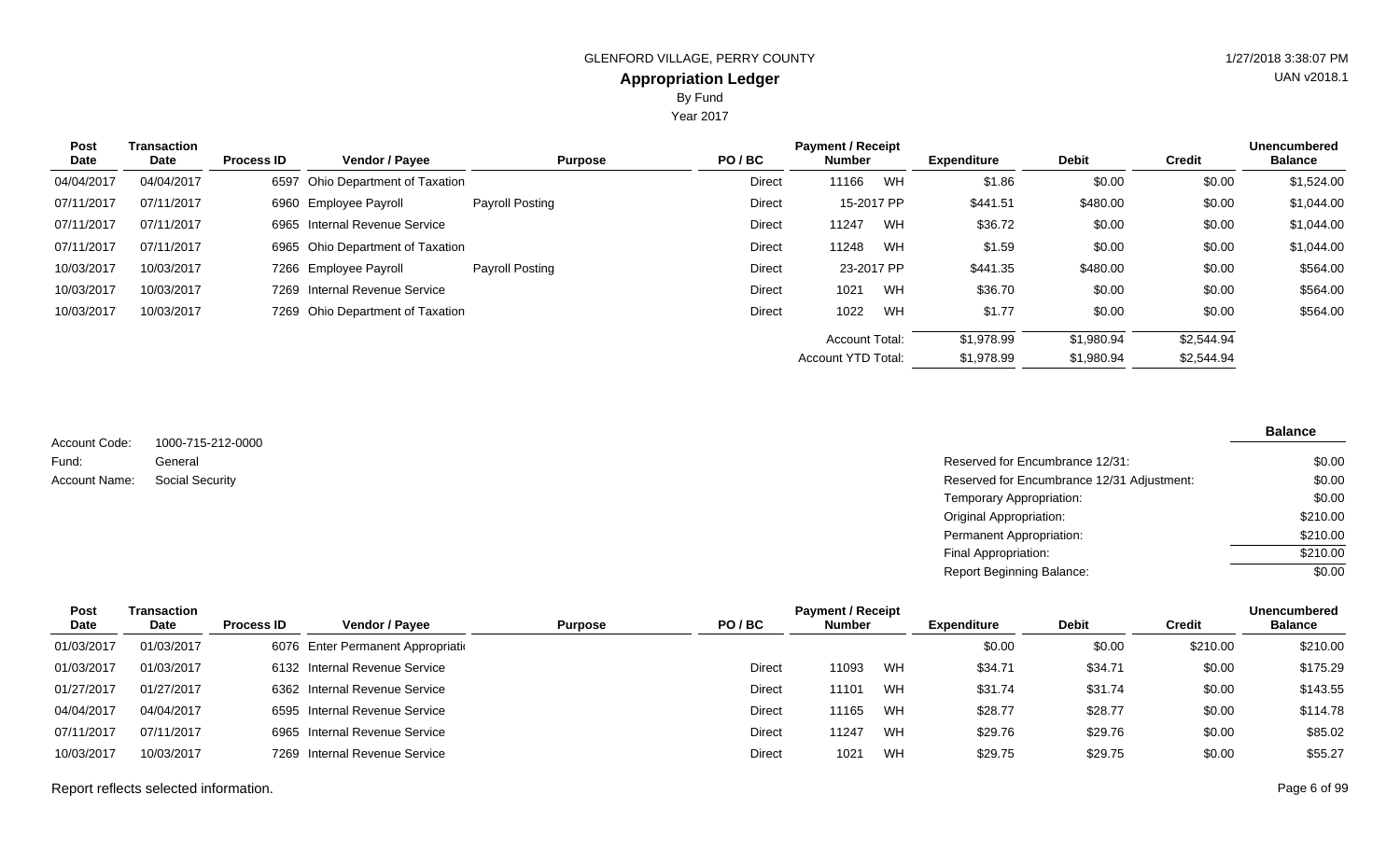GLENFORD VILLAGE, PERRY COUNTY

## Appropriation Ledger

By Fund

Year 2017

| Post Date | Transaction Date | Process ID | Vendor / Payee | Purpose | PO / BC | Payment / Receipt Number | | Expenditure | Debit | Credit | Unencumbered Balance |
|---|---|---|---|---|---|---|---|---|---|---|---|
| 04/04/2017 | 04/04/2017 | 6597 | Ohio Department of Taxation | | Direct | 11166 | WH | $1.86 | $0.00 | $0.00 | $1,524.00 |
| 07/11/2017 | 07/11/2017 | 6960 | Employee Payroll | Payroll Posting | Direct | 15-2017 PP | | $441.51 | $480.00 | $0.00 | $1,044.00 |
| 07/11/2017 | 07/11/2017 | 6965 | Internal Revenue Service | | Direct | 11247 | WH | $36.72 | $0.00 | $0.00 | $1,044.00 |
| 07/11/2017 | 07/11/2017 | 6965 | Ohio Department of Taxation | | Direct | 11248 | WH | $1.59 | $0.00 | $0.00 | $1,044.00 |
| 10/03/2017 | 10/03/2017 | 7266 | Employee Payroll | Payroll Posting | Direct | 23-2017 PP | | $441.35 | $480.00 | $0.00 | $564.00 |
| 10/03/2017 | 10/03/2017 | 7269 | Internal Revenue Service | | Direct | 1021 | WH | $36.70 | $0.00 | $0.00 | $564.00 |
| 10/03/2017 | 10/03/2017 | 7269 | Ohio Department of Taxation | | Direct | 1022 | WH | $1.77 | $0.00 | $0.00 | $564.00 |
| | | | | | | Account Total: | | $1,978.99 | $1,980.94 | $2,544.94 | |
| | | | | | | Account YTD Total: | | $1,978.99 | $1,980.94 | $2,544.94 | |

Account Code: 1000-715-212-0000

Fund: General

Account Name: Social Security

| | Balance |
|---|---|
| Reserved for Encumbrance 12/31: | $0.00 |
| Reserved for Encumbrance 12/31 Adjustment: | $0.00 |
| Temporary Appropriation: | $0.00 |
| Original Appropriation: | $210.00 |
| Permanent Appropriation: | $210.00 |
| Final Appropriation: | $210.00 |
| Report Beginning Balance: | $0.00 |

| Post Date | Transaction Date | Process ID | Vendor / Payee | Purpose | PO / BC | Payment / Receipt Number | | Expenditure | Debit | Credit | Unencumbered Balance |
|---|---|---|---|---|---|---|---|---|---|---|---|
| 01/03/2017 | 01/03/2017 | 6076 | Enter Permanent Appropriati | | | | | $0.00 | $0.00 | $210.00 | $210.00 |
| 01/03/2017 | 01/03/2017 | 6132 | Internal Revenue Service | | Direct | 11093 | WH | $34.71 | $34.71 | $0.00 | $175.29 |
| 01/27/2017 | 01/27/2017 | 6362 | Internal Revenue Service | | Direct | 11101 | WH | $31.74 | $31.74 | $0.00 | $143.55 |
| 04/04/2017 | 04/04/2017 | 6595 | Internal Revenue Service | | Direct | 11165 | WH | $28.77 | $28.77 | $0.00 | $114.78 |
| 07/11/2017 | 07/11/2017 | 6965 | Internal Revenue Service | | Direct | 11247 | WH | $29.76 | $29.76 | $0.00 | $85.02 |
| 10/03/2017 | 10/03/2017 | 7269 | Internal Revenue Service | | Direct | 1021 | WH | $29.75 | $29.75 | $0.00 | $55.27 |

Report reflects selected information.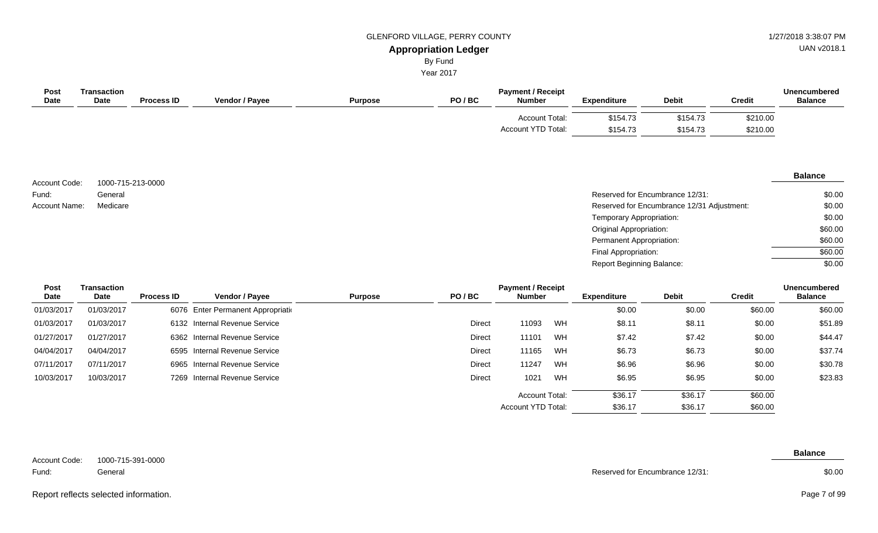GLENFORD VILLAGE, PERRY COUNTY

# Appropriation Ledger

By Fund

Year 2017

| Post Date | Transaction Date | Process ID | Vendor / Payee | Purpose | PO / BC | Payment / Receipt Number | | Expenditure | Debit | Credit | Unencumbered Balance |
|---|---|---|---|---|---|---|---|---|---|---|---|
| | | | | | | Account Total: | | $154.73 | $154.73 | $210.00 | |
| | | | | | | Account YTD Total: | | $154.73 | $154.73 | $210.00 | |

Account Code: 1000-715-213-0000
Fund: General
Account Name: Medicare

| | Balance |
|---|---|
| Reserved for Encumbrance 12/31: | $0.00 |
| Reserved for Encumbrance 12/31 Adjustment: | $0.00 |
| Temporary Appropriation: | $0.00 |
| Original Appropriation: | $60.00 |
| Permanent Appropriation: | $60.00 |
| Final Appropriation: | $60.00 |
| Report Beginning Balance: | $0.00 |

| Post Date | Transaction Date | Process ID | Vendor / Payee | Purpose | PO / BC | Payment / Receipt Number | | Expenditure | Debit | Credit | Unencumbered Balance |
|---|---|---|---|---|---|---|---|---|---|---|---|
| 01/03/2017 | 01/03/2017 | 6076 | Enter Permanent Appropriati | | | | | $0.00 | $0.00 | $60.00 | $60.00 |
| 01/03/2017 | 01/03/2017 | 6132 | Internal Revenue Service | | Direct | 11093 | WH | $8.11 | $8.11 | $0.00 | $51.89 |
| 01/27/2017 | 01/27/2017 | 6362 | Internal Revenue Service | | Direct | 11101 | WH | $7.42 | $7.42 | $0.00 | $44.47 |
| 04/04/2017 | 04/04/2017 | 6595 | Internal Revenue Service | | Direct | 11165 | WH | $6.73 | $6.73 | $0.00 | $37.74 |
| 07/11/2017 | 07/11/2017 | 6965 | Internal Revenue Service | | Direct | 11247 | WH | $6.96 | $6.96 | $0.00 | $30.78 |
| 10/03/2017 | 10/03/2017 | 7269 | Internal Revenue Service | | Direct | 1021 | WH | $6.95 | $6.95 | $0.00 | $23.83 |
| | | | | | | Account Total: | | $36.17 | $36.17 | $60.00 | |
| | | | | | | Account YTD Total: | | $36.17 | $36.17 | $60.00 | |

Account Code: 1000-715-391-0000
Fund: General

| | Balance |
|---|---|
| Reserved for Encumbrance 12/31: | $0.00 |

Report reflects selected information.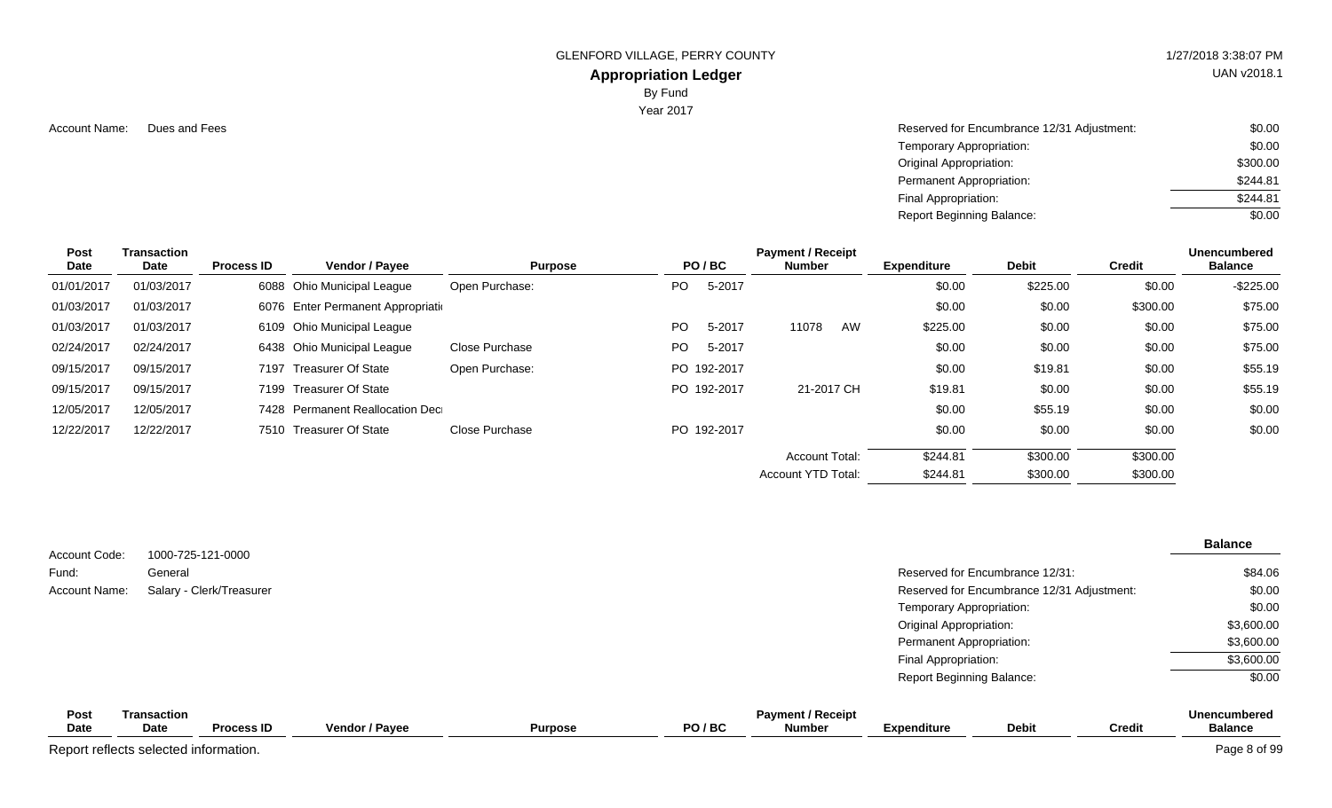GLENFORD VILLAGE, PERRY COUNTY

## Appropriation Ledger

By Fund

Year 2017

Account Name: Dues and Fees

| | |
|---|---|
| Reserved for Encumbrance 12/31 Adjustment: | $0.00 |
| Temporary Appropriation: | $0.00 |
| Original Appropriation: | $300.00 |
| Permanent Appropriation: | $244.81 |
| Final Appropriation: | $244.81 |
| Report Beginning Balance: | $0.00 |

| Post Date | Transaction Date | Process ID | Vendor / Payee | Purpose | PO / BC | Payment / Receipt Number | Expenditure | Debit | Credit | Unencumbered Balance |
|---|---|---|---|---|---|---|---|---|---|---|
| 01/01/2017 | 01/03/2017 | 6088 | Ohio Municipal League | Open Purchase: | PO 5-2017 | | $0.00 | $225.00 | $0.00 | -$225.00 |
| 01/03/2017 | 01/03/2017 | 6076 | Enter Permanent Appropriati | | | | $0.00 | $0.00 | $300.00 | $75.00 |
| 01/03/2017 | 01/03/2017 | 6109 | Ohio Municipal League | | PO 5-2017 | 11078 AW | $225.00 | $0.00 | $0.00 | $75.00 |
| 02/24/2017 | 02/24/2017 | 6438 | Ohio Municipal League | Close Purchase | PO 5-2017 | | $0.00 | $0.00 | $0.00 | $75.00 |
| 09/15/2017 | 09/15/2017 | 7197 | Treasurer Of State | Open Purchase: | PO 192-2017 | | $0.00 | $19.81 | $0.00 | $55.19 |
| 09/15/2017 | 09/15/2017 | 7199 | Treasurer Of State | | PO 192-2017 | 21-2017 CH | $19.81 | $0.00 | $0.00 | $55.19 |
| 12/05/2017 | 12/05/2017 | 7428 | Permanent Reallocation Dec | | | | $0.00 | $55.19 | $0.00 | $0.00 |
| 12/22/2017 | 12/22/2017 | 7510 | Treasurer Of State | Close Purchase | PO 192-2017 | | $0.00 | $0.00 | $0.00 | $0.00 |
| | | | | | | Account Total: | $244.81 | $300.00 | $300.00 | |
| | | | | | | Account YTD Total: | $244.81 | $300.00 | $300.00 | |

Account Code: 1000-725-121-0000

Fund: General

Account Name: Salary - Clerk/Treasurer

| | Balance |
|---|---|
| Reserved for Encumbrance 12/31: | $84.06 |
| Reserved for Encumbrance 12/31 Adjustment: | $0.00 |
| Temporary Appropriation: | $0.00 |
| Original Appropriation: | $3,600.00 |
| Permanent Appropriation: | $3,600.00 |
| Final Appropriation: | $3,600.00 |
| Report Beginning Balance: | $0.00 |

| Post Date | Transaction Date | Process ID | Vendor / Payee | Purpose | PO / BC | Payment / Receipt Number | Expenditure | Debit | Credit | Unencumbered Balance |
|---|---|---|---|---|---|---|---|---|---|---|

Report reflects selected information.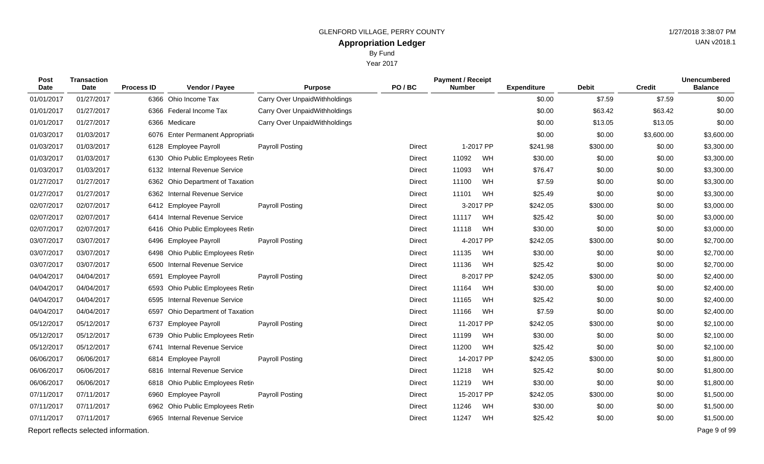GLENFORD VILLAGE, PERRY COUNTY

# Appropriation Ledger

By Fund

Year 2017

| Post Date | Transaction Date | Process ID | Vendor / Payee | Purpose | PO / BC | Payment / Receipt Number | | Expenditure | Debit | Credit | Unencumbered Balance |
|---|---|---|---|---|---|---|---|---|---|---|---|
| 01/01/2017 | 01/27/2017 | 6366 | Ohio Income Tax | Carry Over UnpaidWithholdings | | | | $0.00 | $7.59 | $7.59 | $0.00 |
| 01/01/2017 | 01/27/2017 | 6366 | Federal Income Tax | Carry Over UnpaidWithholdings | | | | $0.00 | $63.42 | $63.42 | $0.00 |
| 01/01/2017 | 01/27/2017 | 6366 | Medicare | Carry Over UnpaidWithholdings | | | | $0.00 | $13.05 | $13.05 | $0.00 |
| 01/03/2017 | 01/03/2017 | 6076 | Enter Permanent Appropriati | | | | | $0.00 | $0.00 | $3,600.00 | $3,600.00 |
| 01/03/2017 | 01/03/2017 | 6128 | Employee Payroll | Payroll Posting | Direct | 1-2017 | PP | $241.98 | $300.00 | $0.00 | $3,300.00 |
| 01/03/2017 | 01/03/2017 | 6130 | Ohio Public Employees Retir | | Direct | 11092 | WH | $30.00 | $0.00 | $0.00 | $3,300.00 |
| 01/03/2017 | 01/03/2017 | 6132 | Internal Revenue Service | | Direct | 11093 | WH | $76.47 | $0.00 | $0.00 | $3,300.00 |
| 01/27/2017 | 01/27/2017 | 6362 | Ohio Department of Taxation | | Direct | 11100 | WH | $7.59 | $0.00 | $0.00 | $3,300.00 |
| 01/27/2017 | 01/27/2017 | 6362 | Internal Revenue Service | | Direct | 11101 | WH | $25.49 | $0.00 | $0.00 | $3,300.00 |
| 02/07/2017 | 02/07/2017 | 6412 | Employee Payroll | Payroll Posting | Direct | 3-2017 | PP | $242.05 | $300.00 | $0.00 | $3,000.00 |
| 02/07/2017 | 02/07/2017 | 6414 | Internal Revenue Service | | Direct | 11117 | WH | $25.42 | $0.00 | $0.00 | $3,000.00 |
| 02/07/2017 | 02/07/2017 | 6416 | Ohio Public Employees Retir | | Direct | 11118 | WH | $30.00 | $0.00 | $0.00 | $3,000.00 |
| 03/07/2017 | 03/07/2017 | 6496 | Employee Payroll | Payroll Posting | Direct | 4-2017 | PP | $242.05 | $300.00 | $0.00 | $2,700.00 |
| 03/07/2017 | 03/07/2017 | 6498 | Ohio Public Employees Retir | | Direct | 11135 | WH | $30.00 | $0.00 | $0.00 | $2,700.00 |
| 03/07/2017 | 03/07/2017 | 6500 | Internal Revenue Service | | Direct | 11136 | WH | $25.42 | $0.00 | $0.00 | $2,700.00 |
| 04/04/2017 | 04/04/2017 | 6591 | Employee Payroll | Payroll Posting | Direct | 8-2017 | PP | $242.05 | $300.00 | $0.00 | $2,400.00 |
| 04/04/2017 | 04/04/2017 | 6593 | Ohio Public Employees Retir | | Direct | 11164 | WH | $30.00 | $0.00 | $0.00 | $2,400.00 |
| 04/04/2017 | 04/04/2017 | 6595 | Internal Revenue Service | | Direct | 11165 | WH | $25.42 | $0.00 | $0.00 | $2,400.00 |
| 04/04/2017 | 04/04/2017 | 6597 | Ohio Department of Taxation | | Direct | 11166 | WH | $7.59 | $0.00 | $0.00 | $2,400.00 |
| 05/12/2017 | 05/12/2017 | 6737 | Employee Payroll | Payroll Posting | Direct | 11-2017 | PP | $242.05 | $300.00 | $0.00 | $2,100.00 |
| 05/12/2017 | 05/12/2017 | 6739 | Ohio Public Employees Retir | | Direct | 11199 | WH | $30.00 | $0.00 | $0.00 | $2,100.00 |
| 05/12/2017 | 05/12/2017 | 6741 | Internal Revenue Service | | Direct | 11200 | WH | $25.42 | $0.00 | $0.00 | $2,100.00 |
| 06/06/2017 | 06/06/2017 | 6814 | Employee Payroll | Payroll Posting | Direct | 14-2017 | PP | $242.05 | $300.00 | $0.00 | $1,800.00 |
| 06/06/2017 | 06/06/2017 | 6816 | Internal Revenue Service | | Direct | 11218 | WH | $25.42 | $0.00 | $0.00 | $1,800.00 |
| 06/06/2017 | 06/06/2017 | 6818 | Ohio Public Employees Retir | | Direct | 11219 | WH | $30.00 | $0.00 | $0.00 | $1,800.00 |
| 07/11/2017 | 07/11/2017 | 6960 | Employee Payroll | Payroll Posting | Direct | 15-2017 | PP | $242.05 | $300.00 | $0.00 | $1,500.00 |
| 07/11/2017 | 07/11/2017 | 6962 | Ohio Public Employees Retir | | Direct | 11246 | WH | $30.00 | $0.00 | $0.00 | $1,500.00 |
| 07/11/2017 | 07/11/2017 | 6965 | Internal Revenue Service | | Direct | 11247 | WH | $25.42 | $0.00 | $0.00 | $1,500.00 |

Report reflects selected information.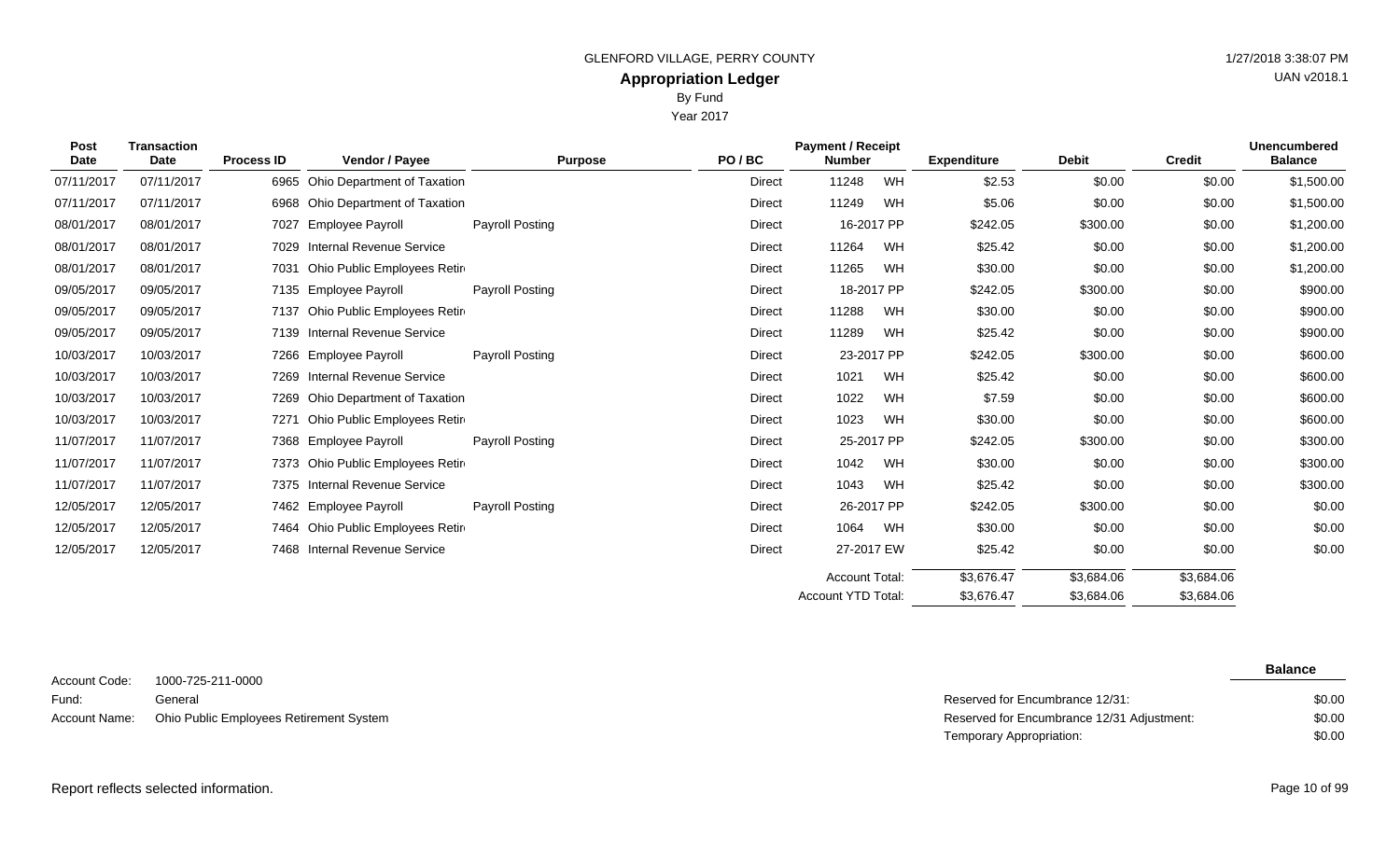GLENFORD VILLAGE, PERRY COUNTY

# Appropriation Ledger

By Fund

Year 2017

| Post Date | Transaction Date | Process ID | Vendor / Payee | Purpose | PO / BC | Payment / Receipt Number | | Expenditure | Debit | Credit | Unencumbered Balance |
|---|---|---|---|---|---|---|---|---|---|---|---|
| 07/11/2017 | 07/11/2017 | 6965 | Ohio Department of Taxation | | Direct | 11248 | WH | $2.53 | $0.00 | $0.00 | $1,500.00 |
| 07/11/2017 | 07/11/2017 | 6968 | Ohio Department of Taxation | | Direct | 11249 | WH | $5.06 | $0.00 | $0.00 | $1,500.00 |
| 08/01/2017 | 08/01/2017 | 7027 | Employee Payroll | Payroll Posting | Direct | 16-2017 | PP | $242.05 | $300.00 | $0.00 | $1,200.00 |
| 08/01/2017 | 08/01/2017 | 7029 | Internal Revenue Service | | Direct | 11264 | WH | $25.42 | $0.00 | $0.00 | $1,200.00 |
| 08/01/2017 | 08/01/2017 | 7031 | Ohio Public Employees Retir | | Direct | 11265 | WH | $30.00 | $0.00 | $0.00 | $1,200.00 |
| 09/05/2017 | 09/05/2017 | 7135 | Employee Payroll | Payroll Posting | Direct | 18-2017 | PP | $242.05 | $300.00 | $0.00 | $900.00 |
| 09/05/2017 | 09/05/2017 | 7137 | Ohio Public Employees Retir | | Direct | 11288 | WH | $30.00 | $0.00 | $0.00 | $900.00 |
| 09/05/2017 | 09/05/2017 | 7139 | Internal Revenue Service | | Direct | 11289 | WH | $25.42 | $0.00 | $0.00 | $900.00 |
| 10/03/2017 | 10/03/2017 | 7266 | Employee Payroll | Payroll Posting | Direct | 23-2017 | PP | $242.05 | $300.00 | $0.00 | $600.00 |
| 10/03/2017 | 10/03/2017 | 7269 | Internal Revenue Service | | Direct | 1021 | WH | $25.42 | $0.00 | $0.00 | $600.00 |
| 10/03/2017 | 10/03/2017 | 7269 | Ohio Department of Taxation | | Direct | 1022 | WH | $7.59 | $0.00 | $0.00 | $600.00 |
| 10/03/2017 | 10/03/2017 | 7271 | Ohio Public Employees Retir | | Direct | 1023 | WH | $30.00 | $0.00 | $0.00 | $600.00 |
| 11/07/2017 | 11/07/2017 | 7368 | Employee Payroll | Payroll Posting | Direct | 25-2017 | PP | $242.05 | $300.00 | $0.00 | $300.00 |
| 11/07/2017 | 11/07/2017 | 7373 | Ohio Public Employees Retir | | Direct | 1042 | WH | $30.00 | $0.00 | $0.00 | $300.00 |
| 11/07/2017 | 11/07/2017 | 7375 | Internal Revenue Service | | Direct | 1043 | WH | $25.42 | $0.00 | $0.00 | $300.00 |
| 12/05/2017 | 12/05/2017 | 7462 | Employee Payroll | Payroll Posting | Direct | 26-2017 | PP | $242.05 | $300.00 | $0.00 | $0.00 |
| 12/05/2017 | 12/05/2017 | 7464 | Ohio Public Employees Retir | | Direct | 1064 | WH | $30.00 | $0.00 | $0.00 | $0.00 |
| 12/05/2017 | 12/05/2017 | 7468 | Internal Revenue Service | | Direct | 27-2017 | EW | $25.42 | $0.00 | $0.00 | $0.00 |
| | | | | | | Account Total: | | $3,676.47 | $3,684.06 | $3,684.06 | |
| | | | | | | Account YTD Total: | | $3,676.47 | $3,684.06 | $3,684.06 | |

Account Code: 1000-725-211-0000

Fund: General

Account Name: Ohio Public Employees Retirement System

| | Balance |
|---|---|
| Reserved for Encumbrance 12/31: | $0.00 |
| Reserved for Encumbrance 12/31 Adjustment: | $0.00 |
| Temporary Appropriation: | $0.00 |

Report reflects selected information.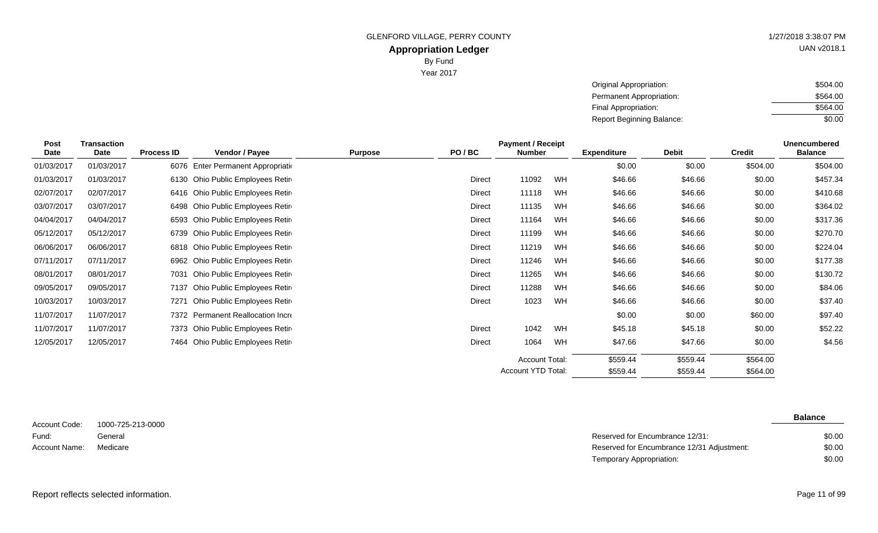GLENFORD VILLAGE, PERRY COUNTY

1/27/2018 3:38:07 PM

UAN v2018.1

# Appropriation Ledger

By Fund

Year 2017

| | |
|---|---|
| Original Appropriation: | $504.00 |
| Permanent Appropriation: | $564.00 |
| Final Appropriation: | $564.00 |
| Report Beginning Balance: | $0.00 |

| Post Date | Transaction Date | Process ID | Vendor / Payee | Purpose | PO / BC | Payment / Receipt Number | | Expenditure | Debit | Credit | Unencumbered Balance |
|---|---|---|---|---|---|---|---|---|---|---|---|
| 01/03/2017 | 01/03/2017 | 6076 | Enter Permanent Appropriati | | | | | $0.00 | $0.00 | $504.00 | $504.00 |
| 01/03/2017 | 01/03/2017 | 6130 | Ohio Public Employees Retir | | Direct | 11092 | WH | $46.66 | $46.66 | $0.00 | $457.34 |
| 02/07/2017 | 02/07/2017 | 6416 | Ohio Public Employees Retir | | Direct | 11118 | WH | $46.66 | $46.66 | $0.00 | $410.68 |
| 03/07/2017 | 03/07/2017 | 6498 | Ohio Public Employees Retir | | Direct | 11135 | WH | $46.66 | $46.66 | $0.00 | $364.02 |
| 04/04/2017 | 04/04/2017 | 6593 | Ohio Public Employees Retir | | Direct | 11164 | WH | $46.66 | $46.66 | $0.00 | $317.36 |
| 05/12/2017 | 05/12/2017 | 6739 | Ohio Public Employees Retir | | Direct | 11199 | WH | $46.66 | $46.66 | $0.00 | $270.70 |
| 06/06/2017 | 06/06/2017 | 6818 | Ohio Public Employees Retir | | Direct | 11219 | WH | $46.66 | $46.66 | $0.00 | $224.04 |
| 07/11/2017 | 07/11/2017 | 6962 | Ohio Public Employees Retir | | Direct | 11246 | WH | $46.66 | $46.66 | $0.00 | $177.38 |
| 08/01/2017 | 08/01/2017 | 7031 | Ohio Public Employees Retir | | Direct | 11265 | WH | $46.66 | $46.66 | $0.00 | $130.72 |
| 09/05/2017 | 09/05/2017 | 7137 | Ohio Public Employees Retir | | Direct | 11288 | WH | $46.66 | $46.66 | $0.00 | $84.06 |
| 10/03/2017 | 10/03/2017 | 7271 | Ohio Public Employees Retir | | Direct | 1023 | WH | $46.66 | $46.66 | $0.00 | $37.40 |
| 11/07/2017 | 11/07/2017 | 7372 | Permanent Reallocation Incr | | | | | $0.00 | $0.00 | $60.00 | $97.40 |
| 11/07/2017 | 11/07/2017 | 7373 | Ohio Public Employees Retir | | Direct | 1042 | WH | $45.18 | $45.18 | $0.00 | $52.22 |
| 12/05/2017 | 12/05/2017 | 7464 | Ohio Public Employees Retir | | Direct | 1064 | WH | $47.66 | $47.66 | $0.00 | $4.56 |
| | | | | | | Account Total: | | $559.44 | $559.44 | $564.00 | |
| | | | | | | Account YTD Total: | | $559.44 | $559.44 | $564.00 | |

| | |
|---|---|
| Account Code: | 1000-725-213-0000 |
| Fund: | General |
| Account Name: | Medicare |

| | Balance |
|---|---|
| Reserved for Encumbrance 12/31: | $0.00 |
| Reserved for Encumbrance 12/31 Adjustment: | $0.00 |
| Temporary Appropriation: | $0.00 |

Report reflects selected information.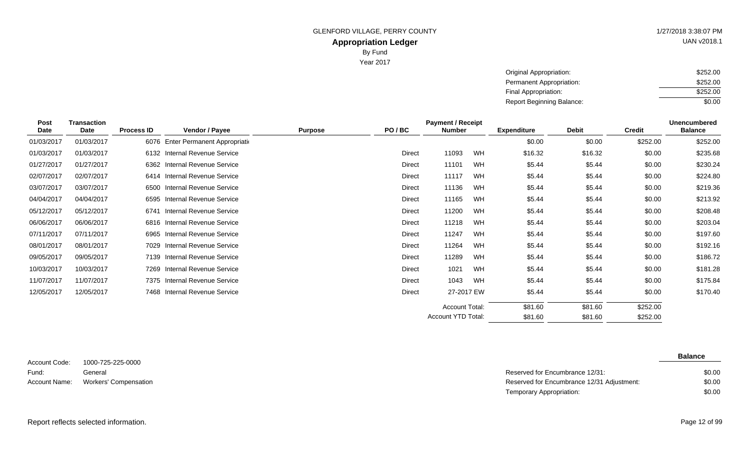GLENFORD VILLAGE, PERRY COUNTY

## Appropriation Ledger

By Fund

Year 2017

1/27/2018 3:38:07 PM

UAN v2018.1

| | |
|---|---|
| Original Appropriation: | $252.00 |
| Permanent Appropriation: | $252.00 |
| Final Appropriation: | $252.00 |
| Report Beginning Balance: | $0.00 |

| Post Date | Transaction Date | Process ID | Vendor / Payee | Purpose | PO / BC | Payment / Receipt Number | | Expenditure | Debit | Credit | Unencumbered Balance |
|---|---|---|---|---|---|---|---|---|---|---|---|
| 01/03/2017 | 01/03/2017 | 6076 | Enter Permanent Appropriati | | | | | $0.00 | $0.00 | $252.00 | $252.00 |
| 01/03/2017 | 01/03/2017 | 6132 | Internal Revenue Service | | Direct | 11093 | WH | $16.32 | $16.32 | $0.00 | $235.68 |
| 01/27/2017 | 01/27/2017 | 6362 | Internal Revenue Service | | Direct | 11101 | WH | $5.44 | $5.44 | $0.00 | $230.24 |
| 02/07/2017 | 02/07/2017 | 6414 | Internal Revenue Service | | Direct | 11117 | WH | $5.44 | $5.44 | $0.00 | $224.80 |
| 03/07/2017 | 03/07/2017 | 6500 | Internal Revenue Service | | Direct | 11136 | WH | $5.44 | $5.44 | $0.00 | $219.36 |
| 04/04/2017 | 04/04/2017 | 6595 | Internal Revenue Service | | Direct | 11165 | WH | $5.44 | $5.44 | $0.00 | $213.92 |
| 05/12/2017 | 05/12/2017 | 6741 | Internal Revenue Service | | Direct | 11200 | WH | $5.44 | $5.44 | $0.00 | $208.48 |
| 06/06/2017 | 06/06/2017 | 6816 | Internal Revenue Service | | Direct | 11218 | WH | $5.44 | $5.44 | $0.00 | $203.04 |
| 07/11/2017 | 07/11/2017 | 6965 | Internal Revenue Service | | Direct | 11247 | WH | $5.44 | $5.44 | $0.00 | $197.60 |
| 08/01/2017 | 08/01/2017 | 7029 | Internal Revenue Service | | Direct | 11264 | WH | $5.44 | $5.44 | $0.00 | $192.16 |
| 09/05/2017 | 09/05/2017 | 7139 | Internal Revenue Service | | Direct | 11289 | WH | $5.44 | $5.44 | $0.00 | $186.72 |
| 10/03/2017 | 10/03/2017 | 7269 | Internal Revenue Service | | Direct | 1021 | WH | $5.44 | $5.44 | $0.00 | $181.28 |
| 11/07/2017 | 11/07/2017 | 7375 | Internal Revenue Service | | Direct | 1043 | WH | $5.44 | $5.44 | $0.00 | $175.84 |
| 12/05/2017 | 12/05/2017 | 7468 | Internal Revenue Service | | Direct | 27-2017 | EW | $5.44 | $5.44 | $0.00 | $170.40 |
| | | | | | | Account Total: | | $81.60 | $81.60 | $252.00 | |
| | | | | | | Account YTD Total: | | $81.60 | $81.60 | $252.00 | |

| | |
|---|---|
| Account Code: | 1000-725-225-0000 |
| Fund: | General |
| Account Name: | Workers' Compensation |

| | Balance |
|---|---|
| Reserved for Encumbrance 12/31: | $0.00 |
| Reserved for Encumbrance 12/31 Adjustment: | $0.00 |
| Temporary Appropriation: | $0.00 |

Report reflects selected information.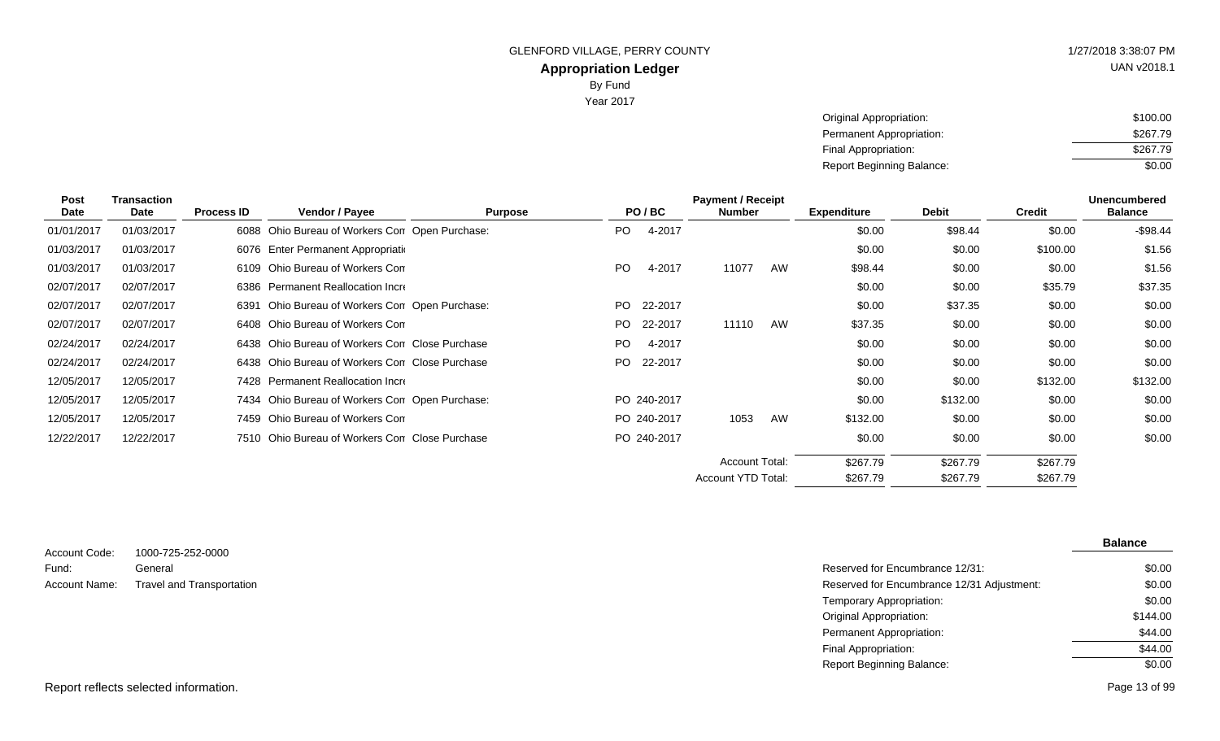GLENFORD VILLAGE, PERRY COUNTY

**Appropriation Ledger**

By Fund

Year 2017

1/27/2018 3:38:07 PM

UAN v2018.1

| | |
|---|---|
| Original Appropriation: | $100.00 |
| Permanent Appropriation: | $267.79 |
| Final Appropriation: | $267.79 |
| Report Beginning Balance: | $0.00 |

| Post Date | Transaction Date | Process ID | Vendor / Payee | Purpose | PO / BC | Payment / Receipt Number | | Expenditure | Debit | Credit | Unencumbered Balance |
|---|---|---|---|---|---|---|---|---|---|---|---|
| 01/01/2017 | 01/03/2017 | 6088 | Ohio Bureau of Workers Con | Open Purchase: | PO 4-2017 | | | $0.00 | $98.44 | $0.00 | -$98.44 |
| 01/03/2017 | 01/03/2017 | 6076 | Enter Permanent Appropriati | | | | | $0.00 | $0.00 | $100.00 | $1.56 |
| 01/03/2017 | 01/03/2017 | 6109 | Ohio Bureau of Workers Con | | PO 4-2017 | 11077 | AW | $98.44 | $0.00 | $0.00 | $1.56 |
| 02/07/2017 | 02/07/2017 | 6386 | Permanent Reallocation Incr | | | | | $0.00 | $0.00 | $35.79 | $37.35 |
| 02/07/2017 | 02/07/2017 | 6391 | Ohio Bureau of Workers Con | Open Purchase: | PO 22-2017 | | | $0.00 | $37.35 | $0.00 | $0.00 |
| 02/07/2017 | 02/07/2017 | 6408 | Ohio Bureau of Workers Con | | PO 22-2017 | 11110 | AW | $37.35 | $0.00 | $0.00 | $0.00 |
| 02/24/2017 | 02/24/2017 | 6438 | Ohio Bureau of Workers Con | Close Purchase | PO 4-2017 | | | $0.00 | $0.00 | $0.00 | $0.00 |
| 02/24/2017 | 02/24/2017 | 6438 | Ohio Bureau of Workers Con | Close Purchase | PO 22-2017 | | | $0.00 | $0.00 | $0.00 | $0.00 |
| 12/05/2017 | 12/05/2017 | 7428 | Permanent Reallocation Incr | | | | | $0.00 | $0.00 | $132.00 | $132.00 |
| 12/05/2017 | 12/05/2017 | 7434 | Ohio Bureau of Workers Con | Open Purchase: | PO 240-2017 | | | $0.00 | $132.00 | $0.00 | $0.00 |
| 12/05/2017 | 12/05/2017 | 7459 | Ohio Bureau of Workers Con | | PO 240-2017 | 1053 | AW | $132.00 | $0.00 | $0.00 | $0.00 |
| 12/22/2017 | 12/22/2017 | 7510 | Ohio Bureau of Workers Con | Close Purchase | PO 240-2017 | | | $0.00 | $0.00 | $0.00 | $0.00 |
| | | | | | | Account Total: | | $267.79 | $267.79 | $267.79 | |
| | | | | | | Account YTD Total: | | $267.79 | $267.79 | $267.79 | |

Account Code: 1000-725-252-0000

Fund: General

Account Name: Travel and Transportation

| | Balance |
|---|---|
| Reserved for Encumbrance 12/31: | $0.00 |
| Reserved for Encumbrance 12/31 Adjustment: | $0.00 |
| Temporary Appropriation: | $0.00 |
| Original Appropriation: | $144.00 |
| Permanent Appropriation: | $44.00 |
| Final Appropriation: | $44.00 |
| Report Beginning Balance: | $0.00 |

Report reflects selected information.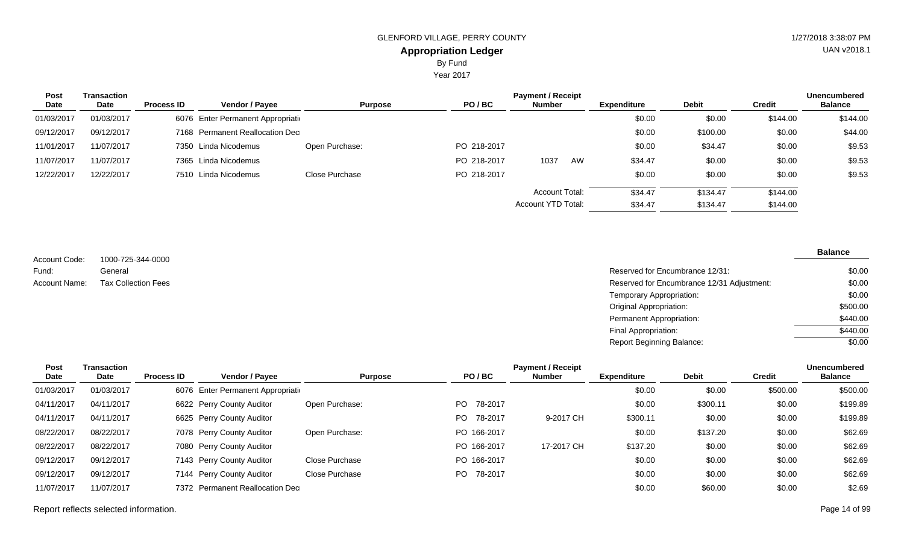GLENFORD VILLAGE, PERRY COUNTY

# Appropriation Ledger

By Fund

Year 2017

| Post Date | Transaction Date | Process ID | Vendor / Payee | Purpose | PO / BC | Payment / Receipt Number | Expenditure | Debit | Credit | Unencumbered Balance |
|---|---|---|---|---|---|---|---|---|---|---|
| 01/03/2017 | 01/03/2017 | 6076 | Enter Permanent Appropriati | | | | $0.00 | $0.00 | $144.00 | $144.00 |
| 09/12/2017 | 09/12/2017 | 7168 | Permanent Reallocation Dec | | | | $0.00 | $100.00 | $0.00 | $44.00 |
| 11/01/2017 | 11/07/2017 | 7350 | Linda Nicodemus | Open Purchase: | PO 218-2017 | | $0.00 | $34.47 | $0.00 | $9.53 |
| 11/07/2017 | 11/07/2017 | 7365 | Linda Nicodemus | | PO 218-2017 | 1037 AW | $34.47 | $0.00 | $0.00 | $9.53 |
| 12/22/2017 | 12/22/2017 | 7510 | Linda Nicodemus | Close Purchase | PO 218-2017 | | $0.00 | $0.00 | $0.00 | $9.53 |
| | | | | | | Account Total: | $34.47 | $134.47 | $144.00 | |
| | | | | | | Account YTD Total: | $34.47 | $134.47 | $144.00 | |

Account Code: 1000-725-344-0000
Fund: General
Account Name: Tax Collection Fees

| | Balance |
|---|---|
| Reserved for Encumbrance 12/31: | $0.00 |
| Reserved for Encumbrance 12/31 Adjustment: | $0.00 |
| Temporary Appropriation: | $0.00 |
| Original Appropriation: | $500.00 |
| Permanent Appropriation: | $440.00 |
| Final Appropriation: | $440.00 |
| Report Beginning Balance: | $0.00 |

| Post Date | Transaction Date | Process ID | Vendor / Payee | Purpose | PO / BC | Payment / Receipt Number | Expenditure | Debit | Credit | Unencumbered Balance |
|---|---|---|---|---|---|---|---|---|---|---|
| 01/03/2017 | 01/03/2017 | 6076 | Enter Permanent Appropriati | | | | $0.00 | $0.00 | $500.00 | $500.00 |
| 04/11/2017 | 04/11/2017 | 6622 | Perry County Auditor | Open Purchase: | PO 78-2017 | | $0.00 | $300.11 | $0.00 | $199.89 |
| 04/11/2017 | 04/11/2017 | 6625 | Perry County Auditor | | PO 78-2017 | 9-2017 CH | $300.11 | $0.00 | $0.00 | $199.89 |
| 08/22/2017 | 08/22/2017 | 7078 | Perry County Auditor | Open Purchase: | PO 166-2017 | | $0.00 | $137.20 | $0.00 | $62.69 |
| 08/22/2017 | 08/22/2017 | 7080 | Perry County Auditor | | PO 166-2017 | 17-2017 CH | $137.20 | $0.00 | $0.00 | $62.69 |
| 09/12/2017 | 09/12/2017 | 7143 | Perry County Auditor | Close Purchase | PO 166-2017 | | $0.00 | $0.00 | $0.00 | $62.69 |
| 09/12/2017 | 09/12/2017 | 7144 | Perry County Auditor | Close Purchase | PO 78-2017 | | $0.00 | $0.00 | $0.00 | $62.69 |
| 11/07/2017 | 11/07/2017 | 7372 | Permanent Reallocation Dec | | | | $0.00 | $60.00 | $0.00 | $2.69 |

Report reflects selected information.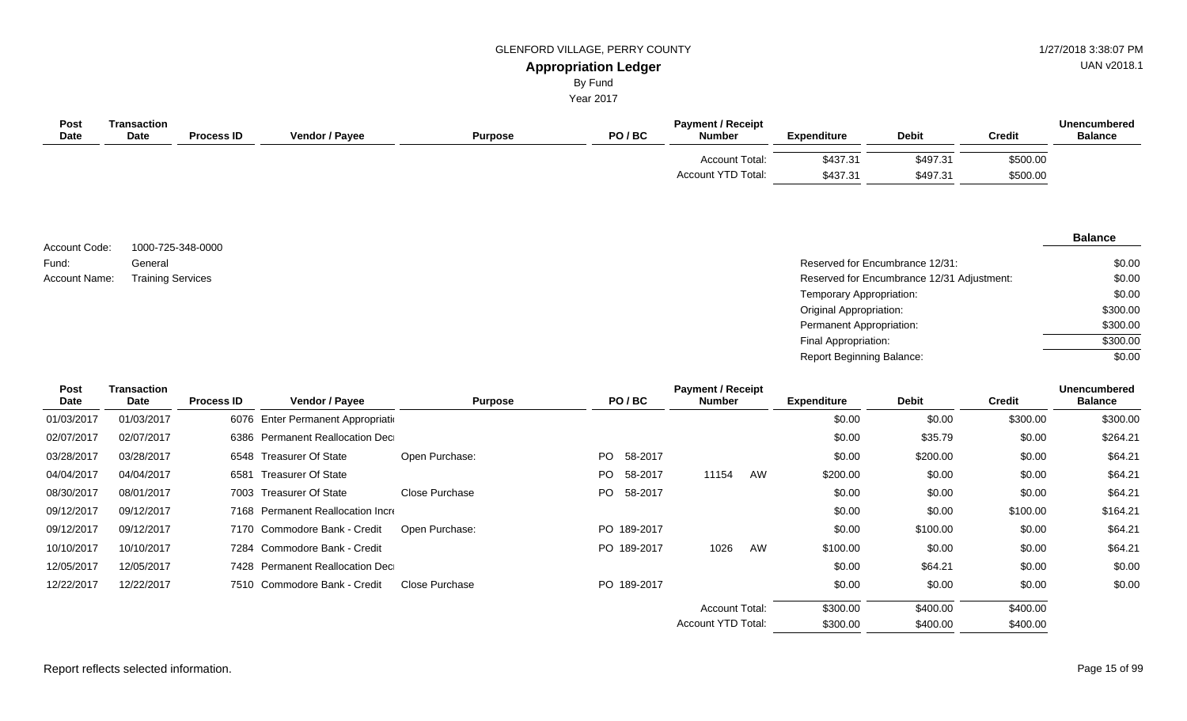GLENFORD VILLAGE, PERRY COUNTY

**Appropriation Ledger**

By Fund

Year 2017

| Post Date | Transaction Date | Process ID | Vendor / Payee | Purpose | PO / BC | Payment / Receipt Number | Expenditure | Debit | Credit | Unencumbered Balance |
|---|---|---|---|---|---|---|---|---|---|---|
| | | | | | | Account Total: | $437.31 | $497.31 | $500.00 | |
| | | | | | | Account YTD Total: | $437.31 | $497.31 | $500.00 | |

Account Code: 1000-725-348-0000
Fund: General
Account Name: Training Services

| | Balance |
|---|---|
| Reserved for Encumbrance 12/31: | $0.00 |
| Reserved for Encumbrance 12/31 Adjustment: | $0.00 |
| Temporary Appropriation: | $0.00 |
| Original Appropriation: | $300.00 |
| Permanent Appropriation: | $300.00 |
| Final Appropriation: | $300.00 |
| Report Beginning Balance: | $0.00 |

| Post Date | Transaction Date | Process ID | Vendor / Payee | Purpose | PO / BC | Payment / Receipt Number | Expenditure | Debit | Credit | Unencumbered Balance |
|---|---|---|---|---|---|---|---|---|---|---|
| 01/03/2017 | 01/03/2017 | 6076 | Enter Permanent Appropriati | | | | $0.00 | $0.00 | $300.00 | $300.00 |
| 02/07/2017 | 02/07/2017 | 6386 | Permanent Reallocation Dec | | | | $0.00 | $35.79 | $0.00 | $264.21 |
| 03/28/2017 | 03/28/2017 | 6548 | Treasurer Of State | Open Purchase: | PO 58-2017 | | $0.00 | $200.00 | $0.00 | $64.21 |
| 04/04/2017 | 04/04/2017 | 6581 | Treasurer Of State | | PO 58-2017 | 11154 AW | $200.00 | $0.00 | $0.00 | $64.21 |
| 08/30/2017 | 08/01/2017 | 7003 | Treasurer Of State | Close Purchase | PO 58-2017 | | $0.00 | $0.00 | $0.00 | $64.21 |
| 09/12/2017 | 09/12/2017 | 7168 | Permanent Reallocation Incr | | | | $0.00 | $0.00 | $100.00 | $164.21 |
| 09/12/2017 | 09/12/2017 | 7170 | Commodore Bank - Credit | Open Purchase: | PO 189-2017 | | $0.00 | $100.00 | $0.00 | $64.21 |
| 10/10/2017 | 10/10/2017 | 7284 | Commodore Bank - Credit | | PO 189-2017 | 1026 AW | $100.00 | $0.00 | $0.00 | $64.21 |
| 12/05/2017 | 12/05/2017 | 7428 | Permanent Reallocation Dec | | | | $0.00 | $64.21 | $0.00 | $0.00 |
| 12/22/2017 | 12/22/2017 | 7510 | Commodore Bank - Credit | Close Purchase | PO 189-2017 | | $0.00 | $0.00 | $0.00 | $0.00 |
| | | | | | | Account Total: | $300.00 | $400.00 | $400.00 | |
| | | | | | | Account YTD Total: | $300.00 | $400.00 | $400.00 | |

Report reflects selected information.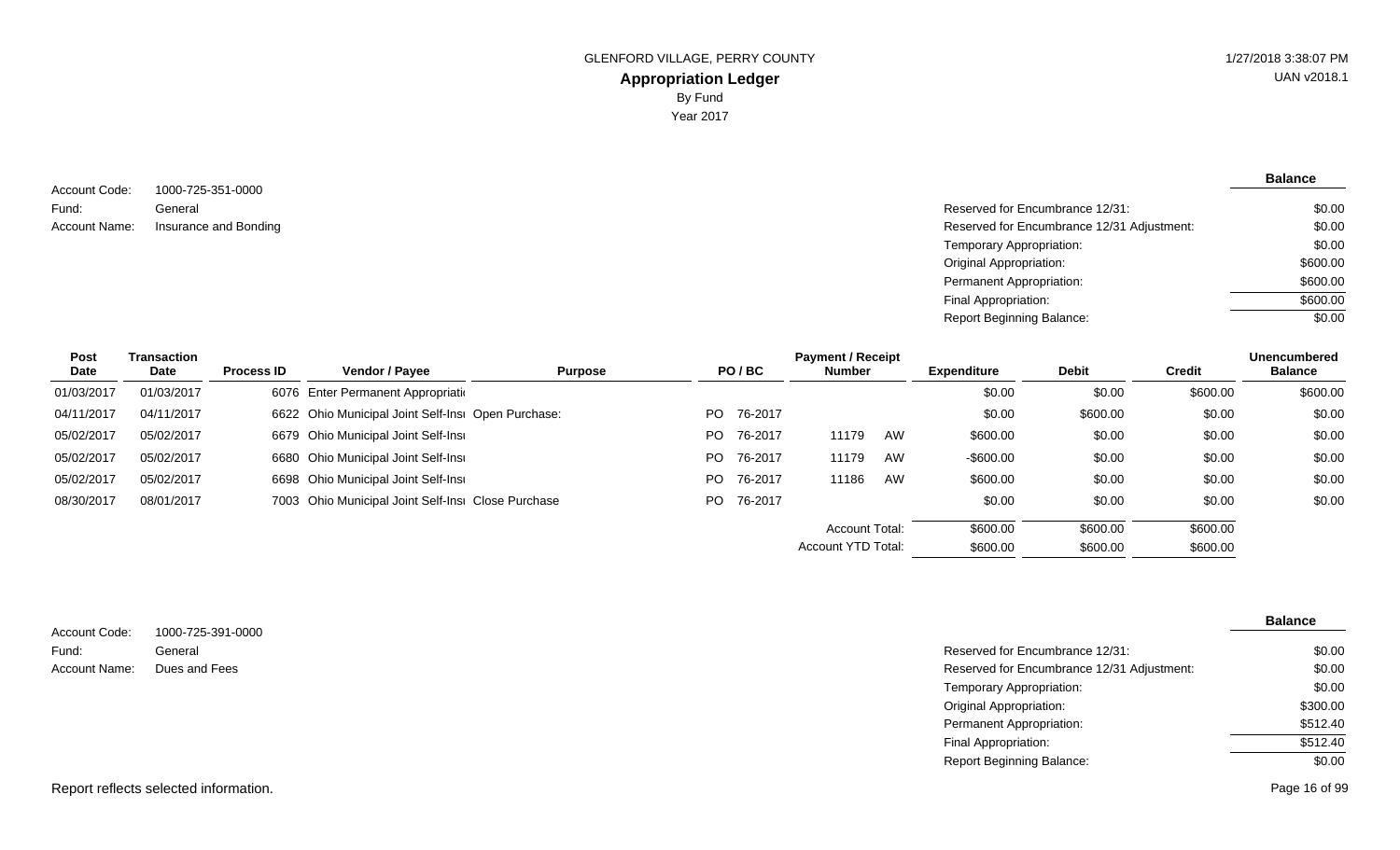GLENFORD VILLAGE, PERRY COUNTY

# Appropriation Ledger

By Fund

Year 2017

Account Code: 1000-725-351-0000
Fund: General
Account Name: Insurance and Bonding

| | Balance |
|---|---|
| Reserved for Encumbrance 12/31: | $0.00 |
| Reserved for Encumbrance 12/31 Adjustment: | $0.00 |
| Temporary Appropriation: | $0.00 |
| Original Appropriation: | $600.00 |
| Permanent Appropriation: | $600.00 |
| Final Appropriation: | $600.00 |
| Report Beginning Balance: | $0.00 |

| Post Date | Transaction Date | Process ID | Vendor / Payee | Purpose | PO / BC | Payment / Receipt Number | Expenditure | Debit | Credit | Unencumbered Balance |
|---|---|---|---|---|---|---|---|---|---|---|
| 01/03/2017 | 01/03/2017 | 6076 | Enter Permanent Appropriati | | | | $0.00 | $0.00 | $600.00 | $600.00 |
| 04/11/2017 | 04/11/2017 | 6622 | Ohio Municipal Joint Self-Insu | Open Purchase: | PO 76-2017 | | $0.00 | $600.00 | $0.00 | $0.00 |
| 05/02/2017 | 05/02/2017 | 6679 | Ohio Municipal Joint Self-Insu | | PO 76-2017 | 11179 AW | $600.00 | $0.00 | $0.00 | $0.00 |
| 05/02/2017 | 05/02/2017 | 6680 | Ohio Municipal Joint Self-Insu | | PO 76-2017 | 11179 AW | -$600.00 | $0.00 | $0.00 | $0.00 |
| 05/02/2017 | 05/02/2017 | 6698 | Ohio Municipal Joint Self-Insu | | PO 76-2017 | 11186 AW | $600.00 | $0.00 | $0.00 | $0.00 |
| 08/30/2017 | 08/01/2017 | 7003 | Ohio Municipal Joint Self-Insu | Close Purchase | PO 76-2017 | | $0.00 | $0.00 | $0.00 | $0.00 |
| | | | | | | Account Total: | $600.00 | $600.00 | $600.00 | |
| | | | | | | Account YTD Total: | $600.00 | $600.00 | $600.00 | |

Account Code: 1000-725-391-0000
Fund: General
Account Name: Dues and Fees

| | Balance |
|---|---|
| Reserved for Encumbrance 12/31: | $0.00 |
| Reserved for Encumbrance 12/31 Adjustment: | $0.00 |
| Temporary Appropriation: | $0.00 |
| Original Appropriation: | $300.00 |
| Permanent Appropriation: | $512.40 |
| Final Appropriation: | $512.40 |
| Report Beginning Balance: | $0.00 |

Report reflects selected information.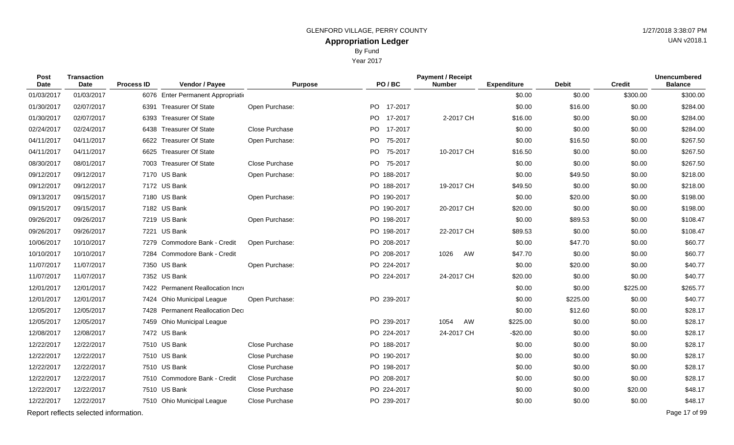GLENFORD VILLAGE, PERRY COUNTY

# Appropriation Ledger

By Fund

Year 2017

| Post Date | Transaction Date | Process ID | Vendor / Payee | Purpose | PO / BC | Payment / Receipt Number | Expenditure | Debit | Credit | Unencumbered Balance |
|---|---|---|---|---|---|---|---|---|---|---|
| 01/03/2017 | 01/03/2017 | 6076 | Enter Permanent Appropriati | | | | $0.00 | $0.00 | $300.00 | $300.00 |
| 01/30/2017 | 02/07/2017 | 6391 | Treasurer Of State | Open Purchase: | PO 17-2017 | | $0.00 | $16.00 | $0.00 | $284.00 |
| 01/30/2017 | 02/07/2017 | 6393 | Treasurer Of State | | PO 17-2017 | 2-2017 CH | $16.00 | $0.00 | $0.00 | $284.00 |
| 02/24/2017 | 02/24/2017 | 6438 | Treasurer Of State | Close Purchase | PO 17-2017 | | $0.00 | $0.00 | $0.00 | $284.00 |
| 04/11/2017 | 04/11/2017 | 6622 | Treasurer Of State | Open Purchase: | PO 75-2017 | | $0.00 | $16.50 | $0.00 | $267.50 |
| 04/11/2017 | 04/11/2017 | 6625 | Treasurer Of State | | PO 75-2017 | 10-2017 CH | $16.50 | $0.00 | $0.00 | $267.50 |
| 08/30/2017 | 08/01/2017 | 7003 | Treasurer Of State | Close Purchase | PO 75-2017 | | $0.00 | $0.00 | $0.00 | $267.50 |
| 09/12/2017 | 09/12/2017 | 7170 | US Bank | Open Purchase: | PO 188-2017 | | $0.00 | $49.50 | $0.00 | $218.00 |
| 09/12/2017 | 09/12/2017 | 7172 | US Bank | | PO 188-2017 | 19-2017 CH | $49.50 | $0.00 | $0.00 | $218.00 |
| 09/13/2017 | 09/15/2017 | 7180 | US Bank | Open Purchase: | PO 190-2017 | | $0.00 | $20.00 | $0.00 | $198.00 |
| 09/15/2017 | 09/15/2017 | 7182 | US Bank | | PO 190-2017 | 20-2017 CH | $20.00 | $0.00 | $0.00 | $198.00 |
| 09/26/2017 | 09/26/2017 | 7219 | US Bank | Open Purchase: | PO 198-2017 | | $0.00 | $89.53 | $0.00 | $108.47 |
| 09/26/2017 | 09/26/2017 | 7221 | US Bank | | PO 198-2017 | 22-2017 CH | $89.53 | $0.00 | $0.00 | $108.47 |
| 10/06/2017 | 10/10/2017 | 7279 | Commodore Bank - Credit | Open Purchase: | PO 208-2017 | | $0.00 | $47.70 | $0.00 | $60.77 |
| 10/10/2017 | 10/10/2017 | 7284 | Commodore Bank - Credit | | PO 208-2017 | 1026 AW | $47.70 | $0.00 | $0.00 | $60.77 |
| 11/07/2017 | 11/07/2017 | 7350 | US Bank | Open Purchase: | PO 224-2017 | | $0.00 | $20.00 | $0.00 | $40.77 |
| 11/07/2017 | 11/07/2017 | 7352 | US Bank | | PO 224-2017 | 24-2017 CH | $20.00 | $0.00 | $0.00 | $40.77 |
| 12/01/2017 | 12/01/2017 | 7422 | Permanent Reallocation Incr | | | | $0.00 | $0.00 | $225.00 | $265.77 |
| 12/01/2017 | 12/01/2017 | 7424 | Ohio Municipal League | Open Purchase: | PO 239-2017 | | $0.00 | $225.00 | $0.00 | $40.77 |
| 12/05/2017 | 12/05/2017 | 7428 | Permanent Reallocation Dec | | | | $0.00 | $12.60 | $0.00 | $28.17 |
| 12/05/2017 | 12/05/2017 | 7459 | Ohio Municipal League | | PO 239-2017 | 1054 AW | $225.00 | $0.00 | $0.00 | $28.17 |
| 12/08/2017 | 12/08/2017 | 7472 | US Bank | | PO 224-2017 | 24-2017 CH | -$20.00 | $0.00 | $0.00 | $28.17 |
| 12/22/2017 | 12/22/2017 | 7510 | US Bank | Close Purchase | PO 188-2017 | | $0.00 | $0.00 | $0.00 | $28.17 |
| 12/22/2017 | 12/22/2017 | 7510 | US Bank | Close Purchase | PO 190-2017 | | $0.00 | $0.00 | $0.00 | $28.17 |
| 12/22/2017 | 12/22/2017 | 7510 | US Bank | Close Purchase | PO 198-2017 | | $0.00 | $0.00 | $0.00 | $28.17 |
| 12/22/2017 | 12/22/2017 | 7510 | Commodore Bank - Credit | Close Purchase | PO 208-2017 | | $0.00 | $0.00 | $0.00 | $28.17 |
| 12/22/2017 | 12/22/2017 | 7510 | US Bank | Close Purchase | PO 224-2017 | | $0.00 | $0.00 | $20.00 | $48.17 |
| 12/22/2017 | 12/22/2017 | 7510 | Ohio Municipal League | Close Purchase | PO 239-2017 | | $0.00 | $0.00 | $0.00 | $48.17 |

Report reflects selected information.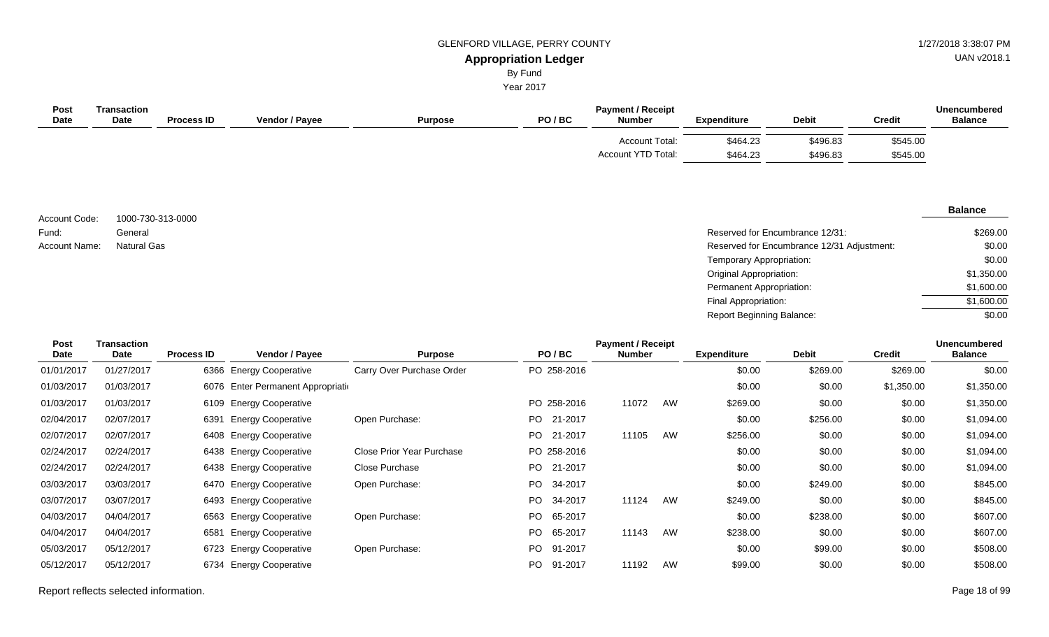GLENFORD VILLAGE, PERRY COUNTY

**Appropriation Ledger**

By Fund

Year 2017

| Post Date | Transaction Date | Process ID | Vendor / Payee | Purpose | PO / BC | Payment / Receipt Number | Expenditure | Debit | Credit | Unencumbered Balance |
|---|---|---|---|---|---|---|---|---|---|---|
| | | | | | | Account Total: | $464.23 | $496.83 | $545.00 | |
| | | | | | | Account YTD Total: | $464.23 | $496.83 | $545.00 | |

Account Code: 1000-730-313-0000
Fund: General
Account Name: Natural Gas

| | Balance |
|---|---|
| Reserved for Encumbrance 12/31: | $269.00 |
| Reserved for Encumbrance 12/31 Adjustment: | $0.00 |
| Temporary Appropriation: | $0.00 |
| Original Appropriation: | $1,350.00 |
| Permanent Appropriation: | $1,600.00 |
| Final Appropriation: | $1,600.00 |
| Report Beginning Balance: | $0.00 |

| Post Date | Transaction Date | Process ID | Vendor / Payee | Purpose | PO / BC | Payment / Receipt Number | Expenditure | Debit | Credit | Unencumbered Balance |
|---|---|---|---|---|---|---|---|---|---|---|
| 01/01/2017 | 01/27/2017 | 6366 | Energy Cooperative | Carry Over Purchase Order | PO 258-2016 | | $0.00 | $269.00 | $269.00 | $0.00 |
| 01/03/2017 | 01/03/2017 | 6076 | Enter Permanent Appropriati | | | | $0.00 | $0.00 | $1,350.00 | $1,350.00 |
| 01/03/2017 | 01/03/2017 | 6109 | Energy Cooperative | | PO 258-2016 | 11072 AW | $269.00 | $0.00 | $0.00 | $1,350.00 |
| 02/04/2017 | 02/07/2017 | 6391 | Energy Cooperative | Open Purchase: | PO 21-2017 | | $0.00 | $256.00 | $0.00 | $1,094.00 |
| 02/07/2017 | 02/07/2017 | 6408 | Energy Cooperative | | PO 21-2017 | 11105 AW | $256.00 | $0.00 | $0.00 | $1,094.00 |
| 02/24/2017 | 02/24/2017 | 6438 | Energy Cooperative | Close Prior Year Purchase | PO 258-2016 | | $0.00 | $0.00 | $0.00 | $1,094.00 |
| 02/24/2017 | 02/24/2017 | 6438 | Energy Cooperative | Close Purchase | PO 21-2017 | | $0.00 | $0.00 | $0.00 | $1,094.00 |
| 03/03/2017 | 03/03/2017 | 6470 | Energy Cooperative | Open Purchase: | PO 34-2017 | | $0.00 | $249.00 | $0.00 | $845.00 |
| 03/07/2017 | 03/07/2017 | 6493 | Energy Cooperative | | PO 34-2017 | 11124 AW | $249.00 | $0.00 | $0.00 | $845.00 |
| 04/03/2017 | 04/04/2017 | 6563 | Energy Cooperative | Open Purchase: | PO 65-2017 | | $0.00 | $238.00 | $0.00 | $607.00 |
| 04/04/2017 | 04/04/2017 | 6581 | Energy Cooperative | | PO 65-2017 | 11143 AW | $238.00 | $0.00 | $0.00 | $607.00 |
| 05/03/2017 | 05/12/2017 | 6723 | Energy Cooperative | Open Purchase: | PO 91-2017 | | $0.00 | $99.00 | $0.00 | $508.00 |
| 05/12/2017 | 05/12/2017 | 6734 | Energy Cooperative | | PO 91-2017 | 11192 AW | $99.00 | $0.00 | $0.00 | $508.00 |

Report reflects selected information.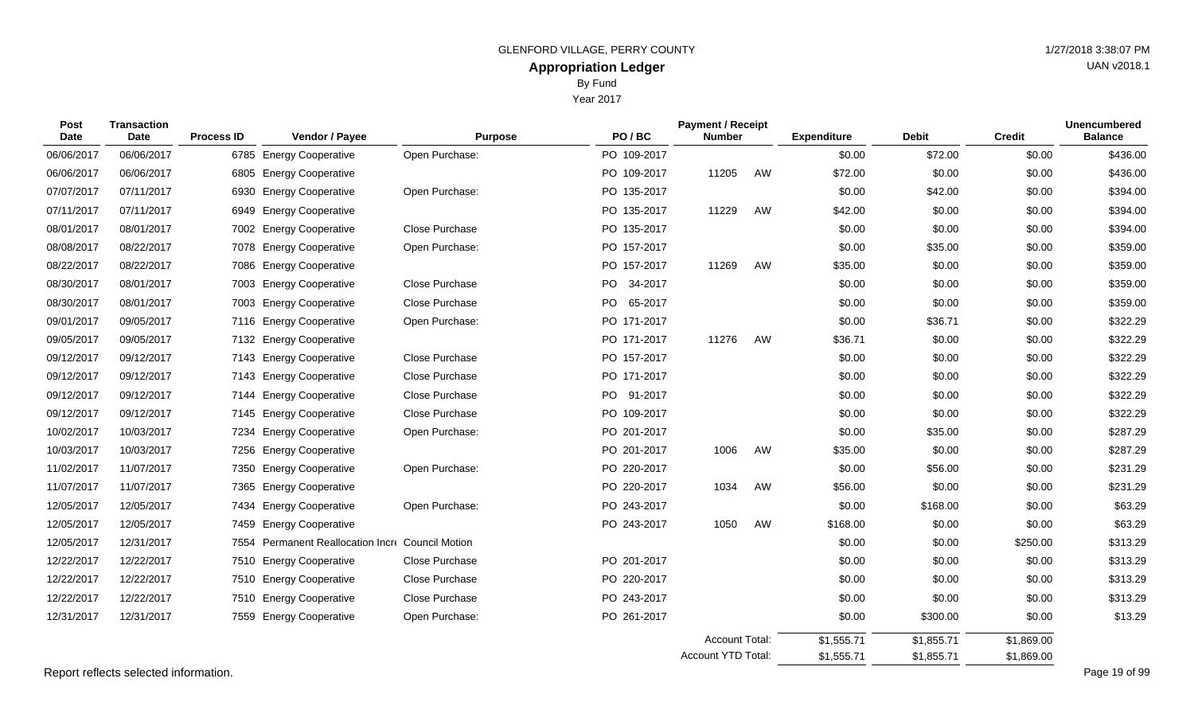GLENFORD VILLAGE, PERRY COUNTY

# Appropriation Ledger

By Fund

Year 2017

| Post Date | Transaction Date | Process ID | Vendor / Payee | Purpose | PO / BC | Payment / Receipt Number | | Expenditure | Debit | Credit | Unencumbered Balance |
|---|---|---|---|---|---|---|---|---|---|---|---|
| 06/06/2017 | 06/06/2017 | 6785 | Energy Cooperative | Open Purchase: | PO 109-2017 | | | $0.00 | $72.00 | $0.00 | $436.00 |
| 06/06/2017 | 06/06/2017 | 6805 | Energy Cooperative | | PO 109-2017 | 11205 | AW | $72.00 | $0.00 | $0.00 | $436.00 |
| 07/07/2017 | 07/11/2017 | 6930 | Energy Cooperative | Open Purchase: | PO 135-2017 | | | $0.00 | $42.00 | $0.00 | $394.00 |
| 07/11/2017 | 07/11/2017 | 6949 | Energy Cooperative | | PO 135-2017 | 11229 | AW | $42.00 | $0.00 | $0.00 | $394.00 |
| 08/01/2017 | 08/01/2017 | 7002 | Energy Cooperative | Close Purchase | PO 135-2017 | | | $0.00 | $0.00 | $0.00 | $394.00 |
| 08/08/2017 | 08/22/2017 | 7078 | Energy Cooperative | Open Purchase: | PO 157-2017 | | | $0.00 | $35.00 | $0.00 | $359.00 |
| 08/22/2017 | 08/22/2017 | 7086 | Energy Cooperative | | PO 157-2017 | 11269 | AW | $35.00 | $0.00 | $0.00 | $359.00 |
| 08/30/2017 | 08/01/2017 | 7003 | Energy Cooperative | Close Purchase | PO 34-2017 | | | $0.00 | $0.00 | $0.00 | $359.00 |
| 08/30/2017 | 08/01/2017 | 7003 | Energy Cooperative | Close Purchase | PO 65-2017 | | | $0.00 | $0.00 | $0.00 | $359.00 |
| 09/01/2017 | 09/05/2017 | 7116 | Energy Cooperative | Open Purchase: | PO 171-2017 | | | $0.00 | $36.71 | $0.00 | $322.29 |
| 09/05/2017 | 09/05/2017 | 7132 | Energy Cooperative | | PO 171-2017 | 11276 | AW | $36.71 | $0.00 | $0.00 | $322.29 |
| 09/12/2017 | 09/12/2017 | 7143 | Energy Cooperative | Close Purchase | PO 157-2017 | | | $0.00 | $0.00 | $0.00 | $322.29 |
| 09/12/2017 | 09/12/2017 | 7143 | Energy Cooperative | Close Purchase | PO 171-2017 | | | $0.00 | $0.00 | $0.00 | $322.29 |
| 09/12/2017 | 09/12/2017 | 7144 | Energy Cooperative | Close Purchase | PO 91-2017 | | | $0.00 | $0.00 | $0.00 | $322.29 |
| 09/12/2017 | 09/12/2017 | 7145 | Energy Cooperative | Close Purchase | PO 109-2017 | | | $0.00 | $0.00 | $0.00 | $322.29 |
| 10/02/2017 | 10/03/2017 | 7234 | Energy Cooperative | Open Purchase: | PO 201-2017 | | | $0.00 | $35.00 | $0.00 | $287.29 |
| 10/03/2017 | 10/03/2017 | 7256 | Energy Cooperative | | PO 201-2017 | 1006 | AW | $35.00 | $0.00 | $0.00 | $287.29 |
| 11/02/2017 | 11/07/2017 | 7350 | Energy Cooperative | Open Purchase: | PO 220-2017 | | | $0.00 | $56.00 | $0.00 | $231.29 |
| 11/07/2017 | 11/07/2017 | 7365 | Energy Cooperative | | PO 220-2017 | 1034 | AW | $56.00 | $0.00 | $0.00 | $231.29 |
| 12/05/2017 | 12/05/2017 | 7434 | Energy Cooperative | Open Purchase: | PO 243-2017 | | | $0.00 | $168.00 | $0.00 | $63.29 |
| 12/05/2017 | 12/05/2017 | 7459 | Energy Cooperative | | PO 243-2017 | 1050 | AW | $168.00 | $0.00 | $0.00 | $63.29 |
| 12/05/2017 | 12/31/2017 | 7554 | Permanent Reallocation Incr | Council Motion | | | | $0.00 | $0.00 | $250.00 | $313.29 |
| 12/22/2017 | 12/22/2017 | 7510 | Energy Cooperative | Close Purchase | PO 201-2017 | | | $0.00 | $0.00 | $0.00 | $313.29 |
| 12/22/2017 | 12/22/2017 | 7510 | Energy Cooperative | Close Purchase | PO 220-2017 | | | $0.00 | $0.00 | $0.00 | $313.29 |
| 12/22/2017 | 12/22/2017 | 7510 | Energy Cooperative | Close Purchase | PO 243-2017 | | | $0.00 | $0.00 | $0.00 | $313.29 |
| 12/31/2017 | 12/31/2017 | 7559 | Energy Cooperative | Open Purchase: | PO 261-2017 | | | $0.00 | $300.00 | $0.00 | $13.29 |
| | | | | | | Account Total: | | $1,555.71 | $1,855.71 | $1,869.00 | |
| | | | | | | Account YTD Total: | | $1,555.71 | $1,855.71 | $1,869.00 | |

Report reflects selected information.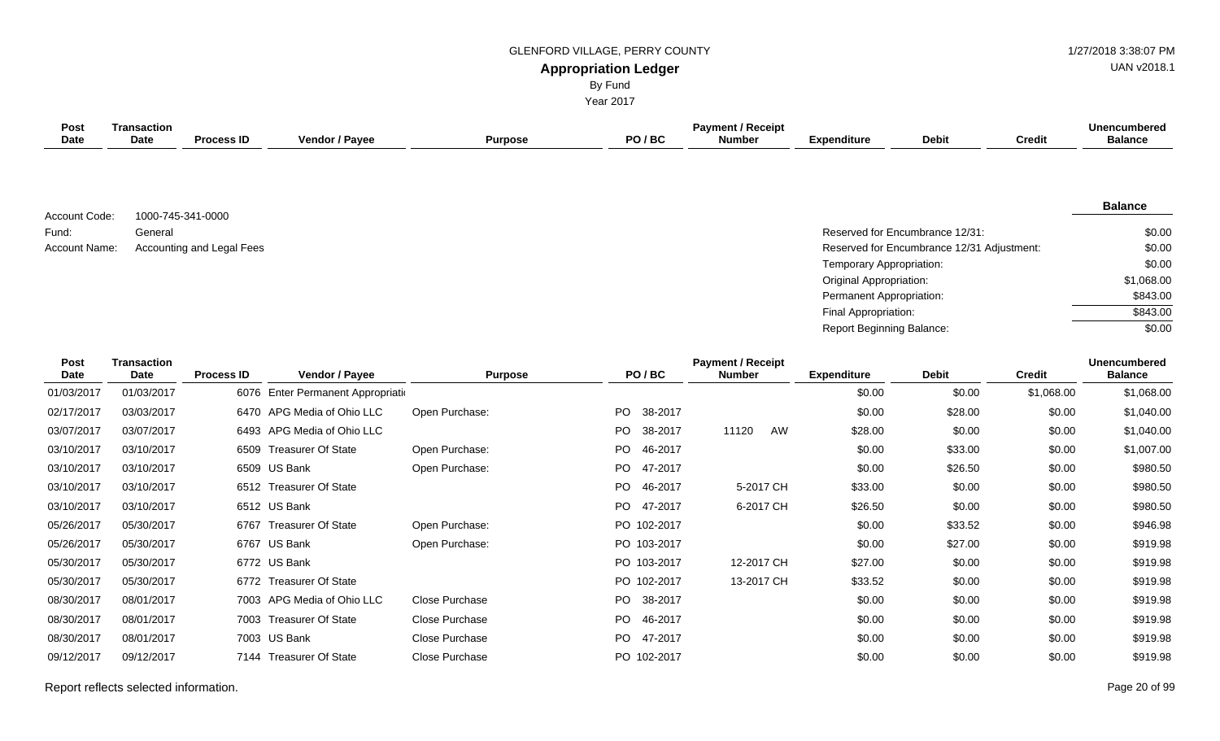GLENFORD VILLAGE, PERRY COUNTY

**Appropriation Ledger**

By Fund

Year 2017

| Account Code: | 1000-745-341-0000 |
|---|---|
| Fund: | General |
| Account Name: | Accounting and Legal Fees |

| | Balance |
|---|---|
| Reserved for Encumbrance 12/31: | $0.00 |
| Reserved for Encumbrance 12/31 Adjustment: | $0.00 |
| Temporary Appropriation: | $0.00 |
| Original Appropriation: | $1,068.00 |
| Permanent Appropriation: | $843.00 |
| Final Appropriation: | $843.00 |
| Report Beginning Balance: | $0.00 |

| Post Date | Transaction Date | Process ID | Vendor / Payee | Purpose | PO / BC | Payment / Receipt Number | Expenditure | Debit | Credit | Unencumbered Balance |
|---|---|---|---|---|---|---|---|---|---|---|
| 01/03/2017 | 01/03/2017 | 6076 | Enter Permanent Appropriati | | | | $0.00 | $0.00 | $1,068.00 | $1,068.00 |
| 02/17/2017 | 03/03/2017 | 6470 | APG Media of Ohio LLC | Open Purchase: | PO 38-2017 | | $0.00 | $28.00 | $0.00 | $1,040.00 |
| 03/07/2017 | 03/07/2017 | 6493 | APG Media of Ohio LLC | | PO 38-2017 | 11120 AW | $28.00 | $0.00 | $0.00 | $1,040.00 |
| 03/10/2017 | 03/10/2017 | 6509 | Treasurer Of State | Open Purchase: | PO 46-2017 | | $0.00 | $33.00 | $0.00 | $1,007.00 |
| 03/10/2017 | 03/10/2017 | 6509 | US Bank | Open Purchase: | PO 47-2017 | | $0.00 | $26.50 | $0.00 | $980.50 |
| 03/10/2017 | 03/10/2017 | 6512 | Treasurer Of State | | PO 46-2017 | 5-2017 CH | $33.00 | $0.00 | $0.00 | $980.50 |
| 03/10/2017 | 03/10/2017 | 6512 | US Bank | | PO 47-2017 | 6-2017 CH | $26.50 | $0.00 | $0.00 | $980.50 |
| 05/26/2017 | 05/30/2017 | 6767 | Treasurer Of State | Open Purchase: | PO 102-2017 | | $0.00 | $33.52 | $0.00 | $946.98 |
| 05/26/2017 | 05/30/2017 | 6767 | US Bank | Open Purchase: | PO 103-2017 | | $0.00 | $27.00 | $0.00 | $919.98 |
| 05/30/2017 | 05/30/2017 | 6772 | US Bank | | PO 103-2017 | 12-2017 CH | $27.00 | $0.00 | $0.00 | $919.98 |
| 05/30/2017 | 05/30/2017 | 6772 | Treasurer Of State | | PO 102-2017 | 13-2017 CH | $33.52 | $0.00 | $0.00 | $919.98 |
| 08/30/2017 | 08/01/2017 | 7003 | APG Media of Ohio LLC | Close Purchase | PO 38-2017 | | $0.00 | $0.00 | $0.00 | $919.98 |
| 08/30/2017 | 08/01/2017 | 7003 | Treasurer Of State | Close Purchase | PO 46-2017 | | $0.00 | $0.00 | $0.00 | $919.98 |
| 08/30/2017 | 08/01/2017 | 7003 | US Bank | Close Purchase | PO 47-2017 | | $0.00 | $0.00 | $0.00 | $919.98 |
| 09/12/2017 | 09/12/2017 | 7144 | Treasurer Of State | Close Purchase | PO 102-2017 | | $0.00 | $0.00 | $0.00 | $919.98 |

Report reflects selected information.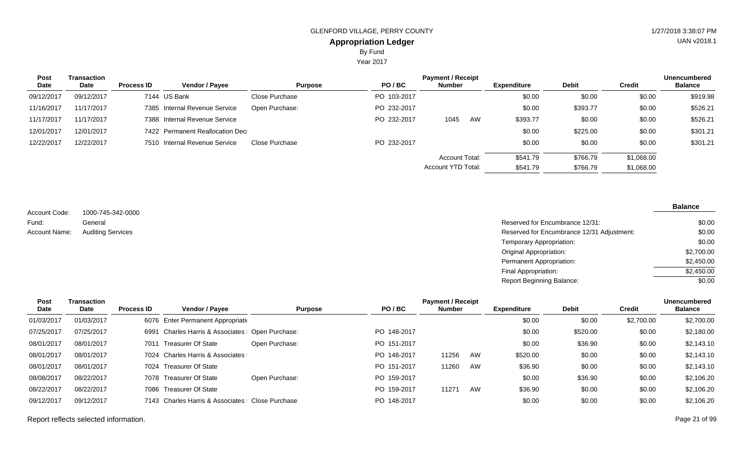GLENFORD VILLAGE, PERRY COUNTY

**Appropriation Ledger**

By Fund

Year 2017

| Post Date | Transaction Date | Process ID | Vendor / Payee | Purpose | PO / BC | Payment / Receipt Number | | Expenditure | Debit | Credit | Unencumbered Balance |
|---|---|---|---|---|---|---|---|---|---|---|---|
| 09/12/2017 | 09/12/2017 | 7144 | US Bank | Close Purchase | PO 103-2017 | | | $0.00 | $0.00 | $0.00 | $919.98 |
| 11/16/2017 | 11/17/2017 | 7385 | Internal Revenue Service | Open Purchase: | PO 232-2017 | | | $0.00 | $393.77 | $0.00 | $526.21 |
| 11/17/2017 | 11/17/2017 | 7388 | Internal Revenue Service | | PO 232-2017 | 1045 | AW | $393.77 | $0.00 | $0.00 | $526.21 |
| 12/01/2017 | 12/01/2017 | 7422 | Permanent Reallocation Decr | | | | | $0.00 | $225.00 | $0.00 | $301.21 |
| 12/22/2017 | 12/22/2017 | 7510 | Internal Revenue Service | Close Purchase | PO 232-2017 | | | $0.00 | $0.00 | $0.00 | $301.21 |
| | | | | | | Account Total: | | $541.79 | $766.79 | $1,068.00 | |
| | | | | | | Account YTD Total: | | $541.79 | $766.79 | $1,068.00 | |

Account Code: 1000-745-342-0000
Fund: General
Account Name: Auditing Services

| | Balance |
|---|---|
| Reserved for Encumbrance 12/31: | $0.00 |
| Reserved for Encumbrance 12/31 Adjustment: | $0.00 |
| Temporary Appropriation: | $0.00 |
| Original Appropriation: | $2,700.00 |
| Permanent Appropriation: | $2,450.00 |
| Final Appropriation: | $2,450.00 |
| Report Beginning Balance: | $0.00 |

| Post Date | Transaction Date | Process ID | Vendor / Payee | Purpose | PO / BC | Payment / Receipt Number | | Expenditure | Debit | Credit | Unencumbered Balance |
|---|---|---|---|---|---|---|---|---|---|---|---|
| 01/03/2017 | 01/03/2017 | 6076 | Enter Permanent Appropriati | | | | | $0.00 | $0.00 | $2,700.00 | $2,700.00 |
| 07/25/2017 | 07/25/2017 | 6991 | Charles Harris & Associates | Open Purchase: | PO 148-2017 | | | $0.00 | $520.00 | $0.00 | $2,180.00 |
| 08/01/2017 | 08/01/2017 | 7011 | Treasurer Of State | Open Purchase: | PO 151-2017 | | | $0.00 | $36.90 | $0.00 | $2,143.10 |
| 08/01/2017 | 08/01/2017 | 7024 | Charles Harris & Associates | | PO 148-2017 | 11256 | AW | $520.00 | $0.00 | $0.00 | $2,143.10 |
| 08/01/2017 | 08/01/2017 | 7024 | Treasurer Of State | | PO 151-2017 | 11260 | AW | $36.90 | $0.00 | $0.00 | $2,143.10 |
| 08/08/2017 | 08/08/2017 | 7078 | Treasurer Of State | Open Purchase: | PO 159-2017 | | | $0.00 | $36.90 | $0.00 | $2,106.20 |
| 08/22/2017 | 08/22/2017 | 7086 | Treasurer Of State | | PO 159-2017 | 11271 | AW | $36.90 | $0.00 | $0.00 | $2,106.20 |
| 09/12/2017 | 09/12/2017 | 7143 | Charles Harris & Associates | Close Purchase | PO 148-2017 | | | $0.00 | $0.00 | $0.00 | $2,106.20 |

Report reflects selected information.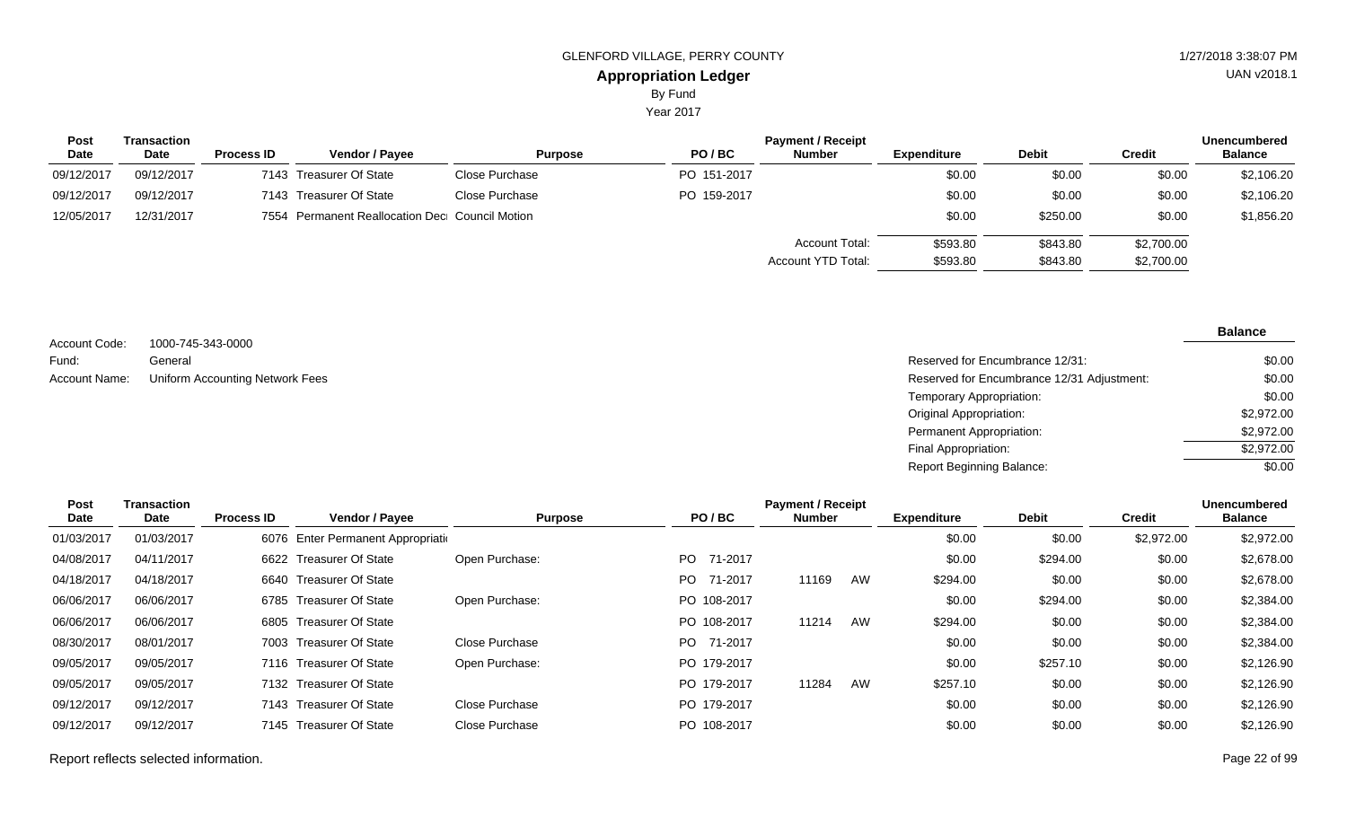| Post Date | Transaction Date | Process ID | Vendor / Payee | Purpose | PO / BC | Payment / Receipt Number | | Expenditure | Debit | Credit | Unencumbered Balance |
|---|---|---|---|---|---|---|---|---|---|---|---|
| 09/12/2017 | 09/12/2017 | 7143 | Treasurer Of State | Close Purchase | PO 151-2017 | | | $0.00 | $0.00 | $0.00 | $2,106.20 |
| 09/12/2017 | 09/12/2017 | 7143 | Treasurer Of State | Close Purchase | PO 159-2017 | | | $0.00 | $0.00 | $0.00 | $2,106.20 |
| 12/05/2017 | 12/31/2017 | 7554 | Permanent Reallocation Dec | Council Motion | | | | $0.00 | $250.00 | $0.00 | $1,856.20 |
| | | | | | | Account Total: | | $593.80 | $843.80 | $2,700.00 | |
| | | | | | | Account YTD Total: | | $593.80 | $843.80 | $2,700.00 | |

Account Code: 1000-745-343-0000
Fund: General
Account Name: Uniform Accounting Network Fees

| | Balance |
|---|---|
| Reserved for Encumbrance 12/31: | $0.00 |
| Reserved for Encumbrance 12/31 Adjustment: | $0.00 |
| Temporary Appropriation: | $0.00 |
| Original Appropriation: | $2,972.00 |
| Permanent Appropriation: | $2,972.00 |
| Final Appropriation: | $2,972.00 |
| Report Beginning Balance: | $0.00 |

| Post Date | Transaction Date | Process ID | Vendor / Payee | Purpose | PO / BC | Payment / Receipt Number | | Expenditure | Debit | Credit | Unencumbered Balance |
|---|---|---|---|---|---|---|---|---|---|---|---|
| 01/03/2017 | 01/03/2017 | 6076 | Enter Permanent Appropriati | | | | | $0.00 | $0.00 | $2,972.00 | $2,972.00 |
| 04/08/2017 | 04/11/2017 | 6622 | Treasurer Of State | Open Purchase: | PO 71-2017 | | | $0.00 | $294.00 | $0.00 | $2,678.00 |
| 04/18/2017 | 04/18/2017 | 6640 | Treasurer Of State | | PO 71-2017 | 11169 | AW | $294.00 | $0.00 | $0.00 | $2,678.00 |
| 06/06/2017 | 06/06/2017 | 6785 | Treasurer Of State | Open Purchase: | PO 108-2017 | | | $0.00 | $294.00 | $0.00 | $2,384.00 |
| 06/06/2017 | 06/06/2017 | 6805 | Treasurer Of State | | PO 108-2017 | 11214 | AW | $294.00 | $0.00 | $0.00 | $2,384.00 |
| 08/30/2017 | 08/01/2017 | 7003 | Treasurer Of State | Close Purchase | PO 71-2017 | | | $0.00 | $0.00 | $0.00 | $2,384.00 |
| 09/05/2017 | 09/05/2017 | 7116 | Treasurer Of State | Open Purchase: | PO 179-2017 | | | $0.00 | $257.10 | $0.00 | $2,126.90 |
| 09/05/2017 | 09/05/2017 | 7132 | Treasurer Of State | | PO 179-2017 | 11284 | AW | $257.10 | $0.00 | $0.00 | $2,126.90 |
| 09/12/2017 | 09/12/2017 | 7143 | Treasurer Of State | Close Purchase | PO 179-2017 | | | $0.00 | $0.00 | $0.00 | $2,126.90 |
| 09/12/2017 | 09/12/2017 | 7145 | Treasurer Of State | Close Purchase | PO 108-2017 | | | $0.00 | $0.00 | $0.00 | $2,126.90 |

Report reflects selected information.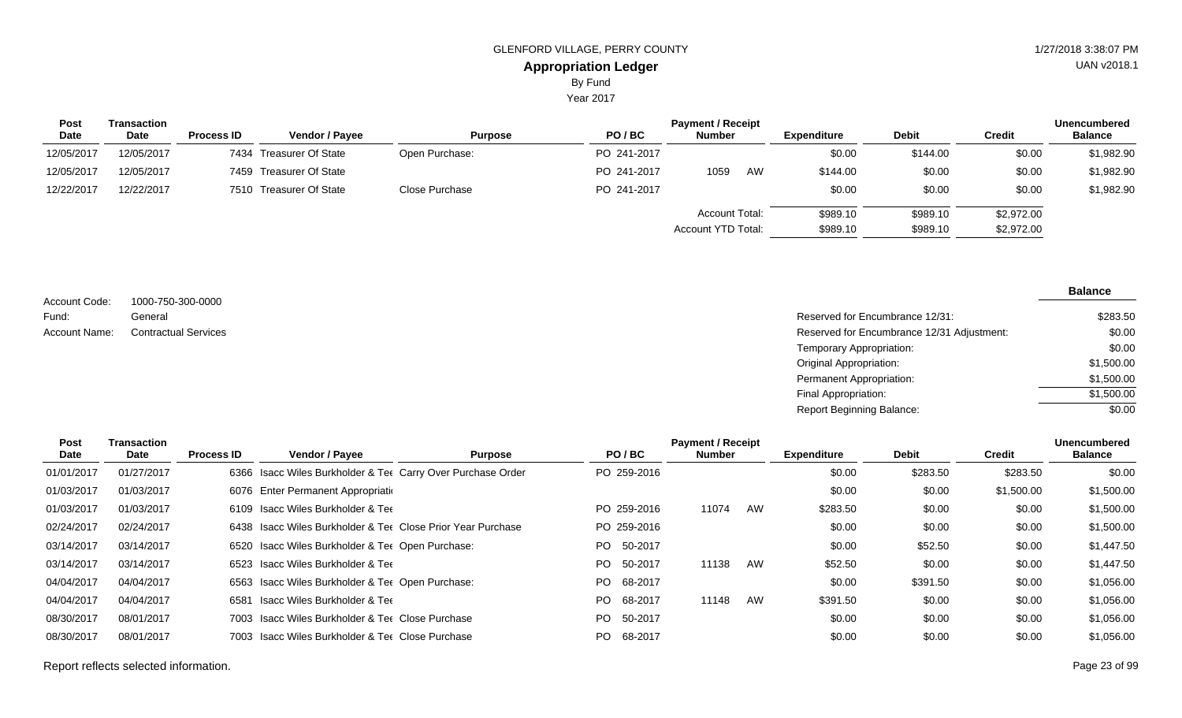GLENFORD VILLAGE, PERRY COUNTY

## Appropriation Ledger

By Fund

Year 2017

| Post Date | Transaction Date | Process ID | Vendor / Payee | Purpose | PO / BC | Payment / Receipt Number | | Expenditure | Debit | Credit | Unencumbered Balance |
|---|---|---|---|---|---|---|---|---|---|---|---|
| 12/05/2017 | 12/05/2017 | 7434 | Treasurer Of State | Open Purchase: | PO 241-2017 | | | $0.00 | $144.00 | $0.00 | $1,982.90 |
| 12/05/2017 | 12/05/2017 | 7459 | Treasurer Of State | | PO 241-2017 | 1059 | AW | $144.00 | $0.00 | $0.00 | $1,982.90 |
| 12/22/2017 | 12/22/2017 | 7510 | Treasurer Of State | Close Purchase | PO 241-2017 | | | $0.00 | $0.00 | $0.00 | $1,982.90 |
| | | | | | | Account Total: | | $989.10 | $989.10 | $2,972.00 | |
| | | | | | | Account YTD Total: | | $989.10 | $989.10 | $2,972.00 | |

Account Code: 1000-750-300-0000
Fund: General
Account Name: Contractual Services

| | Balance |
|---|---|
| Reserved for Encumbrance 12/31: | $283.50 |
| Reserved for Encumbrance 12/31 Adjustment: | $0.00 |
| Temporary Appropriation: | $0.00 |
| Original Appropriation: | $1,500.00 |
| Permanent Appropriation: | $1,500.00 |
| Final Appropriation: | $1,500.00 |
| Report Beginning Balance: | $0.00 |

| Post Date | Transaction Date | Process ID | Vendor / Payee | Purpose | PO / BC | Payment / Receipt Number | | Expenditure | Debit | Credit | Unencumbered Balance |
|---|---|---|---|---|---|---|---|---|---|---|---|
| 01/01/2017 | 01/27/2017 | 6366 | Isacc Wiles Burkholder & Tee | Carry Over Purchase Order | PO 259-2016 | | | $0.00 | $283.50 | $283.50 | $0.00 |
| 01/03/2017 | 01/03/2017 | 6076 | Enter Permanent Appropriati | | | | | $0.00 | $0.00 | $1,500.00 | $1,500.00 |
| 01/03/2017 | 01/03/2017 | 6109 | Isacc Wiles Burkholder & Tee | | PO 259-2016 | 11074 | AW | $283.50 | $0.00 | $0.00 | $1,500.00 |
| 02/24/2017 | 02/24/2017 | 6438 | Isacc Wiles Burkholder & Tee | Close Prior Year Purchase | PO 259-2016 | | | $0.00 | $0.00 | $0.00 | $1,500.00 |
| 03/14/2017 | 03/14/2017 | 6520 | Isacc Wiles Burkholder & Tee | Open Purchase: | PO 50-2017 | | | $0.00 | $52.50 | $0.00 | $1,447.50 |
| 03/14/2017 | 03/14/2017 | 6523 | Isacc Wiles Burkholder & Tee | | PO 50-2017 | 11138 | AW | $52.50 | $0.00 | $0.00 | $1,447.50 |
| 04/04/2017 | 04/04/2017 | 6563 | Isacc Wiles Burkholder & Tee | Open Purchase: | PO 68-2017 | | | $0.00 | $391.50 | $0.00 | $1,056.00 |
| 04/04/2017 | 04/04/2017 | 6581 | Isacc Wiles Burkholder & Tee | | PO 68-2017 | 11148 | AW | $391.50 | $0.00 | $0.00 | $1,056.00 |
| 08/30/2017 | 08/01/2017 | 7003 | Isacc Wiles Burkholder & Tee | Close Purchase | PO 50-2017 | | | $0.00 | $0.00 | $0.00 | $1,056.00 |
| 08/30/2017 | 08/01/2017 | 7003 | Isacc Wiles Burkholder & Tee | Close Purchase | PO 68-2017 | | | $0.00 | $0.00 | $0.00 | $1,056.00 |

Report reflects selected information.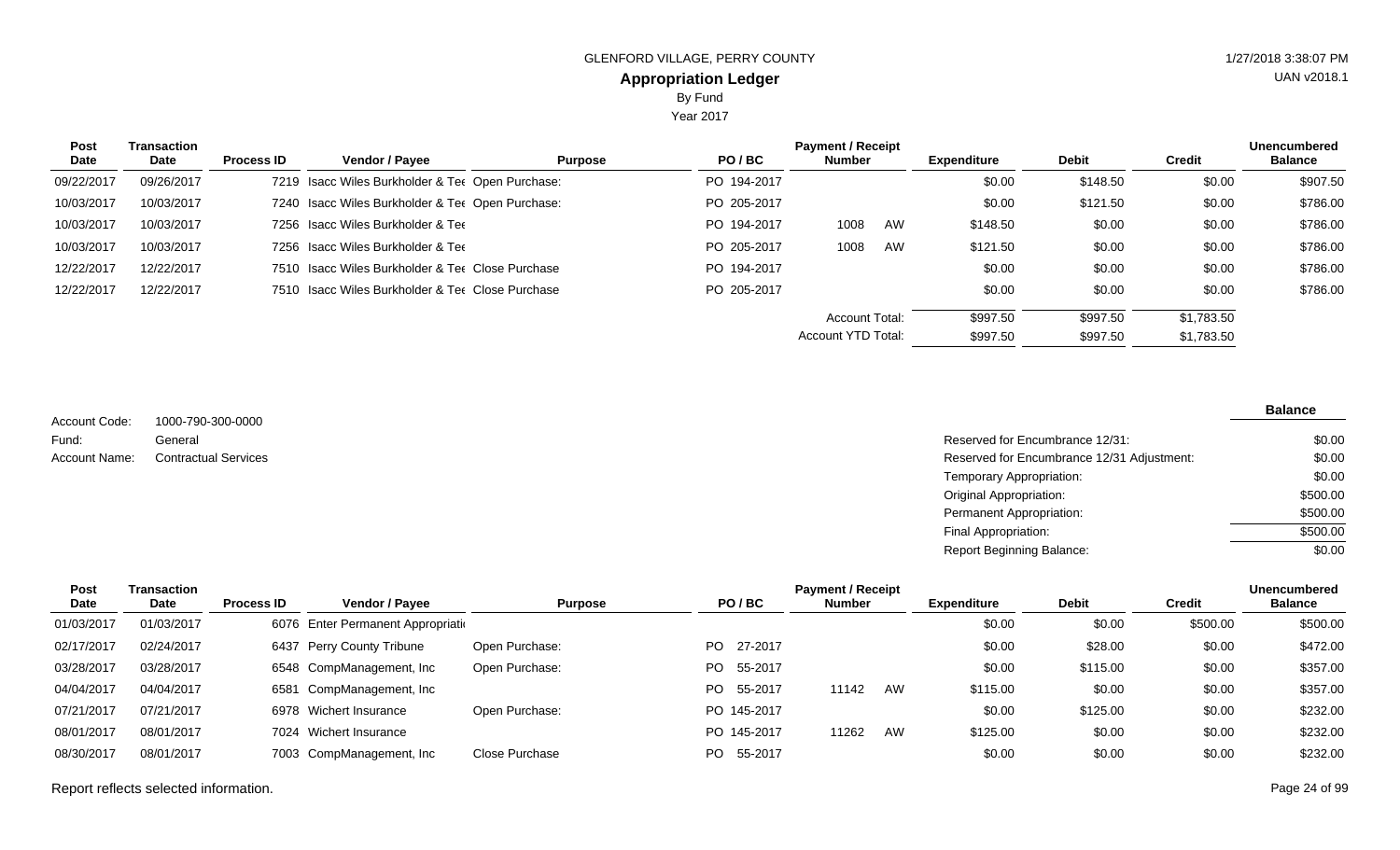GLENFORD VILLAGE, PERRY COUNTY

# Appropriation Ledger

By Fund

Year 2017

| Post Date | Transaction Date | Process ID | Vendor / Payee | Purpose | PO / BC | Payment / Receipt Number | | Expenditure | Debit | Credit | Unencumbered Balance |
|---|---|---|---|---|---|---|---|---|---|---|---|
| 09/22/2017 | 09/26/2017 | 7219 | Isacc Wiles Burkholder & Tee | Open Purchase: | PO 194-2017 | | | $0.00 | $148.50 | $0.00 | $907.50 |
| 10/03/2017 | 10/03/2017 | 7240 | Isacc Wiles Burkholder & Tee | Open Purchase: | PO 205-2017 | | | $0.00 | $121.50 | $0.00 | $786.00 |
| 10/03/2017 | 10/03/2017 | 7256 | Isacc Wiles Burkholder & Tee | | PO 194-2017 | 1008 | AW | $148.50 | $0.00 | $0.00 | $786.00 |
| 10/03/2017 | 10/03/2017 | 7256 | Isacc Wiles Burkholder & Tee | | PO 205-2017 | 1008 | AW | $121.50 | $0.00 | $0.00 | $786.00 |
| 12/22/2017 | 12/22/2017 | 7510 | Isacc Wiles Burkholder & Tee | Close Purchase | PO 194-2017 | | | $0.00 | $0.00 | $0.00 | $786.00 |
| 12/22/2017 | 12/22/2017 | 7510 | Isacc Wiles Burkholder & Tee | Close Purchase | PO 205-2017 | | | $0.00 | $0.00 | $0.00 | $786.00 |
| | | | | | | Account Total: | | $997.50 | $997.50 | $1,783.50 | |
| | | | | | | Account YTD Total: | | $997.50 | $997.50 | $1,783.50 | |

Account Code: 1000-790-300-0000
Fund: General
Account Name: Contractual Services

| | Balance |
|---|---|
| Reserved for Encumbrance 12/31: | $0.00 |
| Reserved for Encumbrance 12/31 Adjustment: | $0.00 |
| Temporary Appropriation: | $0.00 |
| Original Appropriation: | $500.00 |
| Permanent Appropriation: | $500.00 |
| Final Appropriation: | $500.00 |
| Report Beginning Balance: | $0.00 |

| Post Date | Transaction Date | Process ID | Vendor / Payee | Purpose | PO / BC | Payment / Receipt Number | | Expenditure | Debit | Credit | Unencumbered Balance |
|---|---|---|---|---|---|---|---|---|---|---|---|
| 01/03/2017 | 01/03/2017 | 6076 | Enter Permanent Appropriati | | | | | $0.00 | $0.00 | $500.00 | $500.00 |
| 02/17/2017 | 02/24/2017 | 6437 | Perry County Tribune | Open Purchase: | PO 27-2017 | | | $0.00 | $28.00 | $0.00 | $472.00 |
| 03/28/2017 | 03/28/2017 | 6548 | CompManagement, Inc | Open Purchase: | PO 55-2017 | | | $0.00 | $115.00 | $0.00 | $357.00 |
| 04/04/2017 | 04/04/2017 | 6581 | CompManagement, Inc | | PO 55-2017 | 11142 | AW | $115.00 | $0.00 | $0.00 | $357.00 |
| 07/21/2017 | 07/21/2017 | 6978 | Wichert Insurance | Open Purchase: | PO 145-2017 | | | $0.00 | $125.00 | $0.00 | $232.00 |
| 08/01/2017 | 08/01/2017 | 7024 | Wichert Insurance | | PO 145-2017 | 11262 | AW | $125.00 | $0.00 | $0.00 | $232.00 |
| 08/30/2017 | 08/01/2017 | 7003 | CompManagement, Inc | Close Purchase | PO 55-2017 | | | $0.00 | $0.00 | $0.00 | $232.00 |

Report reflects selected information.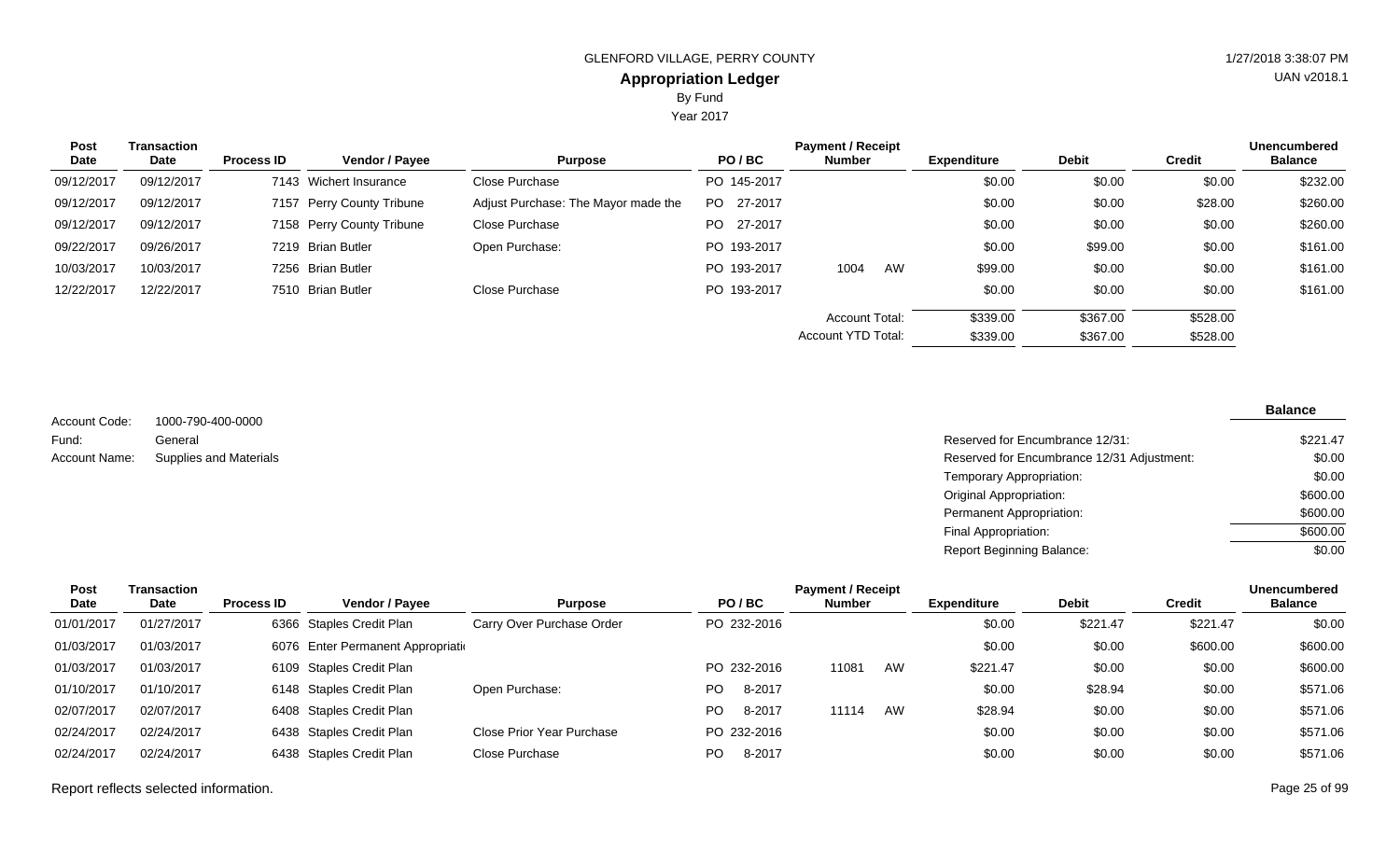GLENFORD VILLAGE, PERRY COUNTY

## Appropriation Ledger

By Fund

Year 2017

| Post Date | Transaction Date | Process ID | Vendor / Payee | Purpose | PO / BC | Payment / Receipt Number | | Expenditure | Debit | Credit | Unencumbered Balance |
|---|---|---|---|---|---|---|---|---|---|---|---|
| 09/12/2017 | 09/12/2017 | 7143 | Wichert Insurance | Close Purchase | PO 145-2017 | | | $0.00 | $0.00 | $0.00 | $232.00 |
| 09/12/2017 | 09/12/2017 | 7157 | Perry County Tribune | Adjust Purchase: The Mayor made the | PO 27-2017 | | | $0.00 | $0.00 | $28.00 | $260.00 |
| 09/12/2017 | 09/12/2017 | 7158 | Perry County Tribune | Close Purchase | PO 27-2017 | | | $0.00 | $0.00 | $0.00 | $260.00 |
| 09/22/2017 | 09/26/2017 | 7219 | Brian Butler | Open Purchase: | PO 193-2017 | | | $0.00 | $99.00 | $0.00 | $161.00 |
| 10/03/2017 | 10/03/2017 | 7256 | Brian Butler | | PO 193-2017 | 1004 | AW | $99.00 | $0.00 | $0.00 | $161.00 |
| 12/22/2017 | 12/22/2017 | 7510 | Brian Butler | Close Purchase | PO 193-2017 | | | $0.00 | $0.00 | $0.00 | $161.00 |
| | | | | | | Account Total: | | $339.00 | $367.00 | $528.00 | |
| | | | | | | Account YTD Total: | | $339.00 | $367.00 | $528.00 | |

Account Code: 1000-790-400-0000
Fund: General
Account Name: Supplies and Materials

| | Balance |
|---|---|
| Reserved for Encumbrance 12/31: | $221.47 |
| Reserved for Encumbrance 12/31 Adjustment: | $0.00 |
| Temporary Appropriation: | $0.00 |
| Original Appropriation: | $600.00 |
| Permanent Appropriation: | $600.00 |
| Final Appropriation: | $600.00 |
| Report Beginning Balance: | $0.00 |

| Post Date | Transaction Date | Process ID | Vendor / Payee | Purpose | PO / BC | Payment / Receipt Number | | Expenditure | Debit | Credit | Unencumbered Balance |
|---|---|---|---|---|---|---|---|---|---|---|---|
| 01/01/2017 | 01/27/2017 | 6366 | Staples Credit Plan | Carry Over Purchase Order | PO 232-2016 | | | $0.00 | $221.47 | $221.47 | $0.00 |
| 01/03/2017 | 01/03/2017 | 6076 | Enter Permanent Appropriati | | | | | $0.00 | $0.00 | $600.00 | $600.00 |
| 01/03/2017 | 01/03/2017 | 6109 | Staples Credit Plan | | PO 232-2016 | 11081 | AW | $221.47 | $0.00 | $0.00 | $600.00 |
| 01/10/2017 | 01/10/2017 | 6148 | Staples Credit Plan | Open Purchase: | PO 8-2017 | | | $0.00 | $28.94 | $0.00 | $571.06 |
| 02/07/2017 | 02/07/2017 | 6408 | Staples Credit Plan | | PO 8-2017 | 11114 | AW | $28.94 | $0.00 | $0.00 | $571.06 |
| 02/24/2017 | 02/24/2017 | 6438 | Staples Credit Plan | Close Prior Year Purchase | PO 232-2016 | | | $0.00 | $0.00 | $0.00 | $571.06 |
| 02/24/2017 | 02/24/2017 | 6438 | Staples Credit Plan | Close Purchase | PO 8-2017 | | | $0.00 | $0.00 | $0.00 | $571.06 |

Report reflects selected information.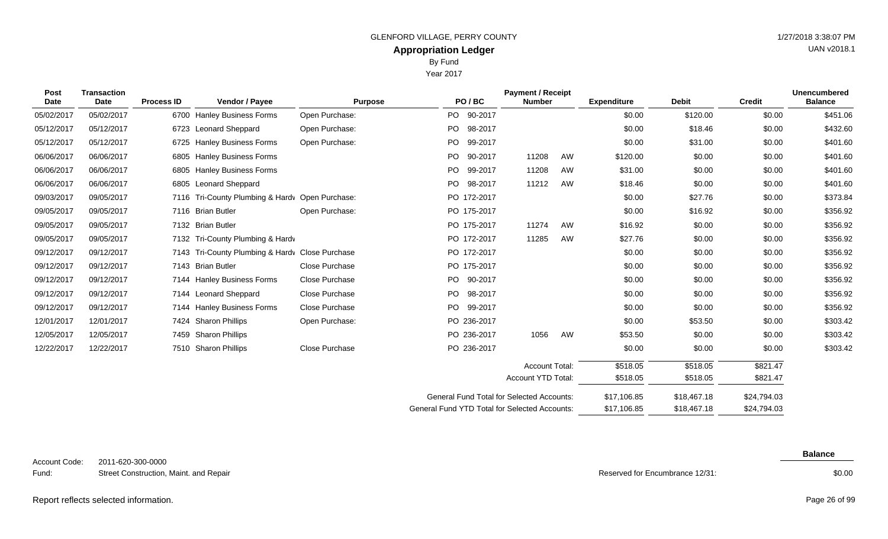GLENFORD VILLAGE, PERRY COUNTY

**Appropriation Ledger**

By Fund

Year 2017

1/27/2018 3:38:07 PM

UAN v2018.1

| Post Date | Transaction Date | Process ID | Vendor / Payee | Purpose | PO / BC | Payment / Receipt Number | | Expenditure | Debit | Credit | Unencumbered Balance |
|---|---|---|---|---|---|---|---|---|---|---|---|
| 05/02/2017 | 05/02/2017 | 6700 | Hanley Business Forms | Open Purchase: | PO 90-2017 | | | $0.00 | $120.00 | $0.00 | $451.06 |
| 05/12/2017 | 05/12/2017 | 6723 | Leonard Sheppard | Open Purchase: | PO 98-2017 | | | $0.00 | $18.46 | $0.00 | $432.60 |
| 05/12/2017 | 05/12/2017 | 6725 | Hanley Business Forms | Open Purchase: | PO 99-2017 | | | $0.00 | $31.00 | $0.00 | $401.60 |
| 06/06/2017 | 06/06/2017 | 6805 | Hanley Business Forms | | PO 90-2017 | 11208 | AW | $120.00 | $0.00 | $0.00 | $401.60 |
| 06/06/2017 | 06/06/2017 | 6805 | Hanley Business Forms | | PO 99-2017 | 11208 | AW | $31.00 | $0.00 | $0.00 | $401.60 |
| 06/06/2017 | 06/06/2017 | 6805 | Leonard Sheppard | | PO 98-2017 | 11212 | AW | $18.46 | $0.00 | $0.00 | $401.60 |
| 09/03/2017 | 09/05/2017 | 7116 | Tri-County Plumbing & Hardv | Open Purchase: | PO 172-2017 | | | $0.00 | $27.76 | $0.00 | $373.84 |
| 09/05/2017 | 09/05/2017 | 7116 | Brian Butler | Open Purchase: | PO 175-2017 | | | $0.00 | $16.92 | $0.00 | $356.92 |
| 09/05/2017 | 09/05/2017 | 7132 | Brian Butler | | PO 175-2017 | 11274 | AW | $16.92 | $0.00 | $0.00 | $356.92 |
| 09/05/2017 | 09/05/2017 | 7132 | Tri-County Plumbing & Hardv | | PO 172-2017 | 11285 | AW | $27.76 | $0.00 | $0.00 | $356.92 |
| 09/12/2017 | 09/12/2017 | 7143 | Tri-County Plumbing & Hardv | Close Purchase | PO 172-2017 | | | $0.00 | $0.00 | $0.00 | $356.92 |
| 09/12/2017 | 09/12/2017 | 7143 | Brian Butler | Close Purchase | PO 175-2017 | | | $0.00 | $0.00 | $0.00 | $356.92 |
| 09/12/2017 | 09/12/2017 | 7144 | Hanley Business Forms | Close Purchase | PO 90-2017 | | | $0.00 | $0.00 | $0.00 | $356.92 |
| 09/12/2017 | 09/12/2017 | 7144 | Leonard Sheppard | Close Purchase | PO 98-2017 | | | $0.00 | $0.00 | $0.00 | $356.92 |
| 09/12/2017 | 09/12/2017 | 7144 | Hanley Business Forms | Close Purchase | PO 99-2017 | | | $0.00 | $0.00 | $0.00 | $356.92 |
| 12/01/2017 | 12/01/2017 | 7424 | Sharon Phillips | Open Purchase: | PO 236-2017 | | | $0.00 | $53.50 | $0.00 | $303.42 |
| 12/05/2017 | 12/05/2017 | 7459 | Sharon Phillips | | PO 236-2017 | 1056 | AW | $53.50 | $0.00 | $0.00 | $303.42 |
| 12/22/2017 | 12/22/2017 | 7510 | Sharon Phillips | Close Purchase | PO 236-2017 | | | $0.00 | $0.00 | $0.00 | $303.42 |
| | | | | | | Account Total: | | $518.05 | $518.05 | $821.47 | |
| | | | | | | Account YTD Total: | | $518.05 | $518.05 | $821.47 | |
| | | | | | | General Fund Total for Selected Accounts: | | $17,106.85 | $18,467.18 | $24,794.03 | |
| | | | | | | General Fund YTD Total for Selected Accounts: | | $17,106.85 | $18,467.18 | $24,794.03 | |

Account Code: 2011-620-300-0000

Fund: Street Construction, Maint. and Repair

| | Balance |
|---|---|
| Reserved for Encumbrance 12/31: | $0.00 |

Report reflects selected information.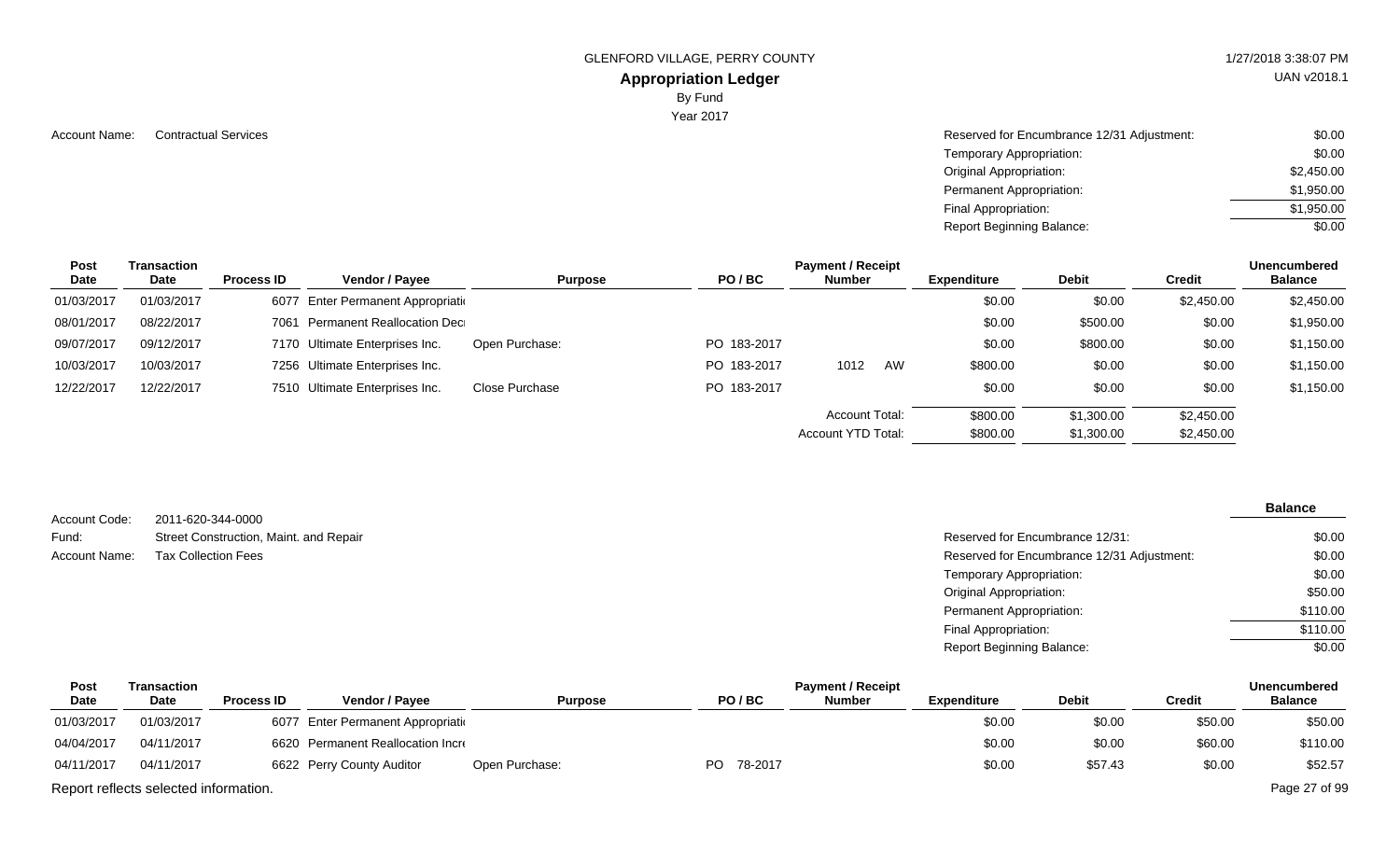GLENFORD VILLAGE, PERRY COUNTY

# Appropriation Ledger

By Fund

Year 2017

Account Name: Contractual Services

| | |
|---|---|
| Reserved for Encumbrance 12/31 Adjustment: | $0.00 |
| Temporary Appropriation: | $0.00 |
| Original Appropriation: | $2,450.00 |
| Permanent Appropriation: | $1,950.00 |
| Final Appropriation: | $1,950.00 |
| Report Beginning Balance: | $0.00 |

| Post Date | Transaction Date | Process ID | Vendor / Payee | Purpose | PO / BC | Payment / Receipt Number | Expenditure | Debit | Credit | Unencumbered Balance |
|---|---|---|---|---|---|---|---|---|---|---|
| 01/03/2017 | 01/03/2017 | 6077 | Enter Permanent Appropriati | | | | $0.00 | $0.00 | $2,450.00 | $2,450.00 |
| 08/01/2017 | 08/22/2017 | 7061 | Permanent Reallocation Dec | | | | $0.00 | $500.00 | $0.00 | $1,950.00 |
| 09/07/2017 | 09/12/2017 | 7170 | Ultimate Enterprises Inc. | Open Purchase: | PO 183-2017 | | $0.00 | $800.00 | $0.00 | $1,150.00 |
| 10/03/2017 | 10/03/2017 | 7256 | Ultimate Enterprises Inc. | | PO 183-2017 | 1012 AW | $800.00 | $0.00 | $0.00 | $1,150.00 |
| 12/22/2017 | 12/22/2017 | 7510 | Ultimate Enterprises Inc. | Close Purchase | PO 183-2017 | | $0.00 | $0.00 | $0.00 | $1,150.00 |
| | | | | | | Account Total: | $800.00 | $1,300.00 | $2,450.00 | |
| | | | | | | Account YTD Total: | $800.00 | $1,300.00 | $2,450.00 | |

Account Code: 2011-620-344-0000

Fund: Street Construction, Maint. and Repair

Account Name: Tax Collection Fees

| | Balance |
|---|---|
| Reserved for Encumbrance 12/31: | $0.00 |
| Reserved for Encumbrance 12/31 Adjustment: | $0.00 |
| Temporary Appropriation: | $0.00 |
| Original Appropriation: | $50.00 |
| Permanent Appropriation: | $110.00 |
| Final Appropriation: | $110.00 |
| Report Beginning Balance: | $0.00 |

| Post Date | Transaction Date | Process ID | Vendor / Payee | Purpose | PO / BC | Payment / Receipt Number | Expenditure | Debit | Credit | Unencumbered Balance |
|---|---|---|---|---|---|---|---|---|---|---|
| 01/03/2017 | 01/03/2017 | 6077 | Enter Permanent Appropriati | | | | $0.00 | $0.00 | $50.00 | $50.00 |
| 04/04/2017 | 04/11/2017 | 6620 | Permanent Reallocation Incr | | | | $0.00 | $0.00 | $60.00 | $110.00 |
| 04/11/2017 | 04/11/2017 | 6622 | Perry County Auditor | Open Purchase: | PO 78-2017 | | $0.00 | $57.43 | $0.00 | $52.57 |

Report reflects selected information.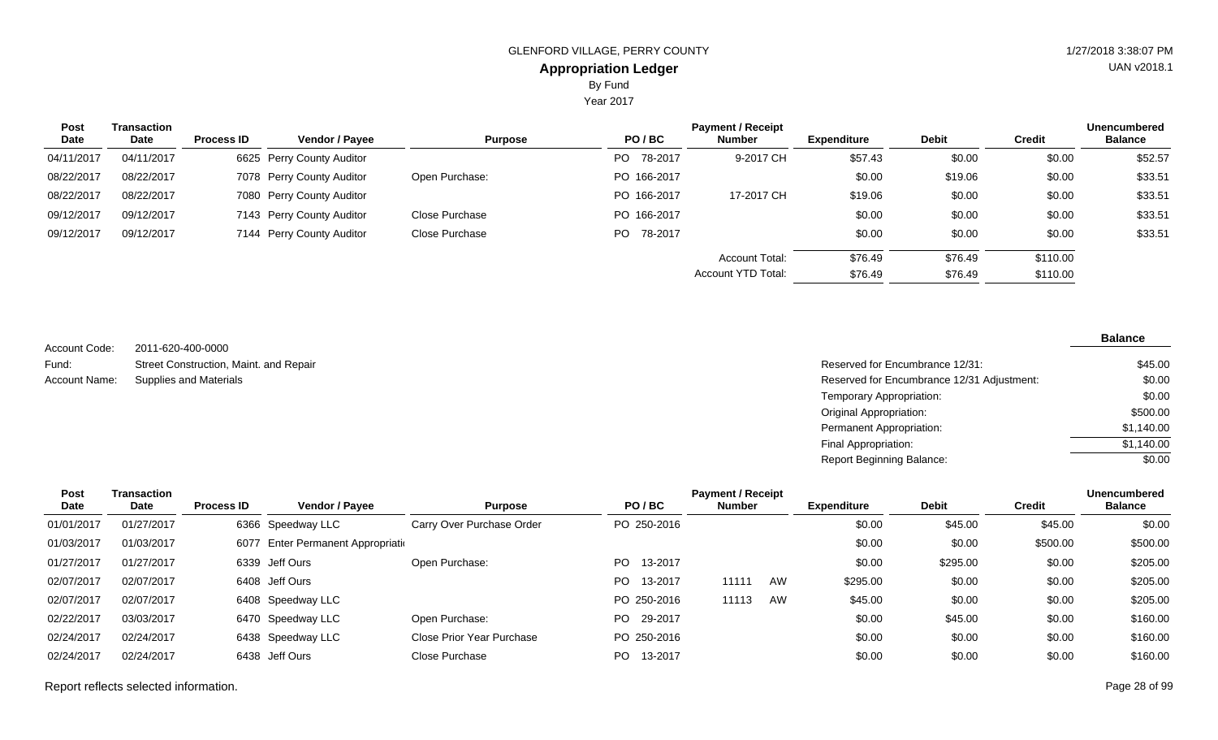GLENFORD VILLAGE, PERRY COUNTY

## Appropriation Ledger

By Fund

Year 2017

| Post Date | Transaction Date | Process ID | Vendor / Payee | Purpose | PO / BC | Payment / Receipt Number | Expenditure | Debit | Credit | Unencumbered Balance |
|---|---|---|---|---|---|---|---|---|---|---|
| 04/11/2017 | 04/11/2017 | 6625 | Perry County Auditor | | PO 78-2017 | 9-2017 CH | $57.43 | $0.00 | $0.00 | $52.57 |
| 08/22/2017 | 08/22/2017 | 7078 | Perry County Auditor | Open Purchase: | PO 166-2017 | | $0.00 | $19.06 | $0.00 | $33.51 |
| 08/22/2017 | 08/22/2017 | 7080 | Perry County Auditor | | PO 166-2017 | 17-2017 CH | $19.06 | $0.00 | $0.00 | $33.51 |
| 09/12/2017 | 09/12/2017 | 7143 | Perry County Auditor | Close Purchase | PO 166-2017 | | $0.00 | $0.00 | $0.00 | $33.51 |
| 09/12/2017 | 09/12/2017 | 7144 | Perry County Auditor | Close Purchase | PO 78-2017 | | $0.00 | $0.00 | $0.00 | $33.51 |
| | | | | | | Account Total: | $76.49 | $76.49 | $110.00 | |
| | | | | | | Account YTD Total: | $76.49 | $76.49 | $110.00 | |

Account Code: 2011-620-400-0000

Fund: Street Construction, Maint. and Repair

Account Name: Supplies and Materials

| | Balance |
|---|---|
| Reserved for Encumbrance 12/31: | $45.00 |
| Reserved for Encumbrance 12/31 Adjustment: | $0.00 |
| Temporary Appropriation: | $0.00 |
| Original Appropriation: | $500.00 |
| Permanent Appropriation: | $1,140.00 |
| Final Appropriation: | $1,140.00 |
| Report Beginning Balance: | $0.00 |

| Post Date | Transaction Date | Process ID | Vendor / Payee | Purpose | PO / BC | Payment / Receipt Number | Expenditure | Debit | Credit | Unencumbered Balance |
|---|---|---|---|---|---|---|---|---|---|---|
| 01/01/2017 | 01/27/2017 | 6366 | Speedway LLC | Carry Over Purchase Order | PO 250-2016 | | $0.00 | $45.00 | $45.00 | $0.00 |
| 01/03/2017 | 01/03/2017 | 6077 | Enter Permanent Appropriati | | | | $0.00 | $0.00 | $500.00 | $500.00 |
| 01/27/2017 | 01/27/2017 | 6339 | Jeff Ours | Open Purchase: | PO 13-2017 | | $0.00 | $295.00 | $0.00 | $205.00 |
| 02/07/2017 | 02/07/2017 | 6408 | Jeff Ours | | PO 13-2017 | 11111 AW | $295.00 | $0.00 | $0.00 | $205.00 |
| 02/07/2017 | 02/07/2017 | 6408 | Speedway LLC | | PO 250-2016 | 11113 AW | $45.00 | $0.00 | $0.00 | $205.00 |
| 02/22/2017 | 03/03/2017 | 6470 | Speedway LLC | Open Purchase: | PO 29-2017 | | $0.00 | $45.00 | $0.00 | $160.00 |
| 02/24/2017 | 02/24/2017 | 6438 | Speedway LLC | Close Prior Year Purchase | PO 250-2016 | | $0.00 | $0.00 | $0.00 | $160.00 |
| 02/24/2017 | 02/24/2017 | 6438 | Jeff Ours | Close Purchase | PO 13-2017 | | $0.00 | $0.00 | $0.00 | $160.00 |

Report reflects selected information.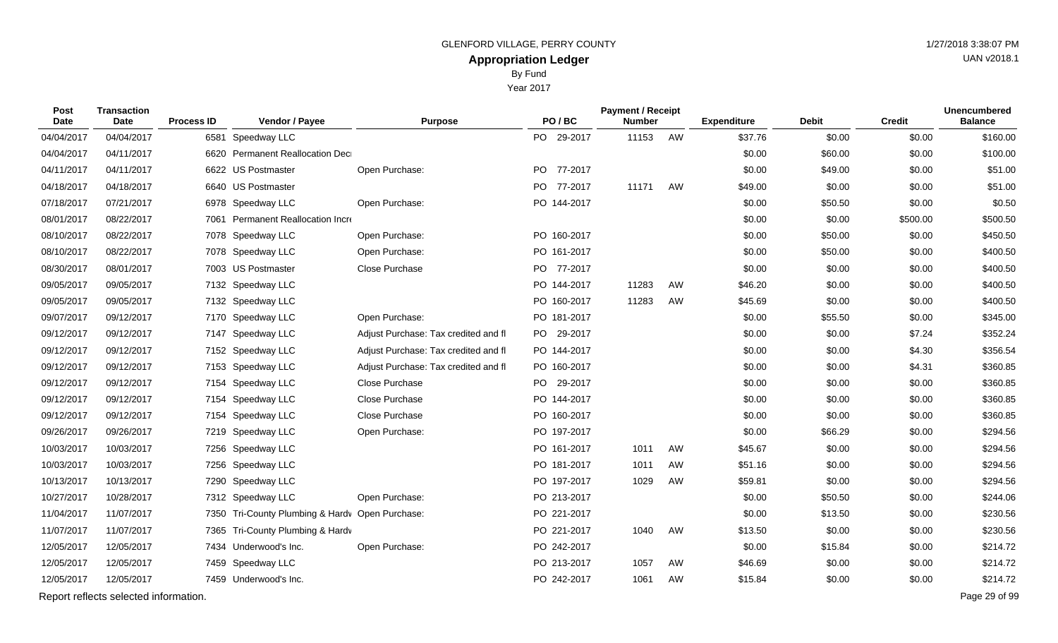GLENFORD VILLAGE, PERRY COUNTY

# Appropriation Ledger

By Fund

Year 2017

| Post Date | Transaction Date | Process ID | Vendor / Payee | Purpose | PO / BC | Payment / Receipt Number | | Expenditure | Debit | Credit | Unencumbered Balance |
|---|---|---|---|---|---|---|---|---|---|---|---|
| 04/04/2017 | 04/04/2017 | 6581 | Speedway LLC | | PO 29-2017 | 11153 | AW | $37.76 | $0.00 | $0.00 | $160.00 |
| 04/04/2017 | 04/11/2017 | 6620 | Permanent Reallocation Decr | | | | | $0.00 | $60.00 | $0.00 | $100.00 |
| 04/11/2017 | 04/11/2017 | 6622 | US Postmaster | Open Purchase: | PO 77-2017 | | | $0.00 | $49.00 | $0.00 | $51.00 |
| 04/18/2017 | 04/18/2017 | 6640 | US Postmaster | | PO 77-2017 | 11171 | AW | $49.00 | $0.00 | $0.00 | $51.00 |
| 07/18/2017 | 07/21/2017 | 6978 | Speedway LLC | Open Purchase: | PO 144-2017 | | | $0.00 | $50.50 | $0.00 | $0.50 |
| 08/01/2017 | 08/22/2017 | 7061 | Permanent Reallocation Incre | | | | | $0.00 | $0.00 | $500.00 | $500.50 |
| 08/10/2017 | 08/22/2017 | 7078 | Speedway LLC | Open Purchase: | PO 160-2017 | | | $0.00 | $50.00 | $0.00 | $450.50 |
| 08/10/2017 | 08/22/2017 | 7078 | Speedway LLC | Open Purchase: | PO 161-2017 | | | $0.00 | $50.00 | $0.00 | $400.50 |
| 08/30/2017 | 08/01/2017 | 7003 | US Postmaster | Close Purchase | PO 77-2017 | | | $0.00 | $0.00 | $0.00 | $400.50 |
| 09/05/2017 | 09/05/2017 | 7132 | Speedway LLC | | PO 144-2017 | 11283 | AW | $46.20 | $0.00 | $0.00 | $400.50 |
| 09/05/2017 | 09/05/2017 | 7132 | Speedway LLC | | PO 160-2017 | 11283 | AW | $45.69 | $0.00 | $0.00 | $400.50 |
| 09/07/2017 | 09/12/2017 | 7170 | Speedway LLC | Open Purchase: | PO 181-2017 | | | $0.00 | $55.50 | $0.00 | $345.00 |
| 09/12/2017 | 09/12/2017 | 7147 | Speedway LLC | Adjust Purchase: Tax credited and fl | PO 29-2017 | | | $0.00 | $0.00 | $7.24 | $352.24 |
| 09/12/2017 | 09/12/2017 | 7152 | Speedway LLC | Adjust Purchase: Tax credited and fl | PO 144-2017 | | | $0.00 | $0.00 | $4.30 | $356.54 |
| 09/12/2017 | 09/12/2017 | 7153 | Speedway LLC | Adjust Purchase: Tax credited and fl | PO 160-2017 | | | $0.00 | $0.00 | $4.31 | $360.85 |
| 09/12/2017 | 09/12/2017 | 7154 | Speedway LLC | Close Purchase | PO 29-2017 | | | $0.00 | $0.00 | $0.00 | $360.85 |
| 09/12/2017 | 09/12/2017 | 7154 | Speedway LLC | Close Purchase | PO 144-2017 | | | $0.00 | $0.00 | $0.00 | $360.85 |
| 09/12/2017 | 09/12/2017 | 7154 | Speedway LLC | Close Purchase | PO 160-2017 | | | $0.00 | $0.00 | $0.00 | $360.85 |
| 09/26/2017 | 09/26/2017 | 7219 | Speedway LLC | Open Purchase: | PO 197-2017 | | | $0.00 | $66.29 | $0.00 | $294.56 |
| 10/03/2017 | 10/03/2017 | 7256 | Speedway LLC | | PO 161-2017 | 1011 | AW | $45.67 | $0.00 | $0.00 | $294.56 |
| 10/03/2017 | 10/03/2017 | 7256 | Speedway LLC | | PO 181-2017 | 1011 | AW | $51.16 | $0.00 | $0.00 | $294.56 |
| 10/13/2017 | 10/13/2017 | 7290 | Speedway LLC | | PO 197-2017 | 1029 | AW | $59.81 | $0.00 | $0.00 | $294.56 |
| 10/27/2017 | 10/28/2017 | 7312 | Speedway LLC | Open Purchase: | PO 213-2017 | | | $0.00 | $50.50 | $0.00 | $244.06 |
| 11/04/2017 | 11/07/2017 | 7350 | Tri-County Plumbing & Hardv | Open Purchase: | PO 221-2017 | | | $0.00 | $13.50 | $0.00 | $230.56 |
| 11/07/2017 | 11/07/2017 | 7365 | Tri-County Plumbing & Hardv | | PO 221-2017 | 1040 | AW | $13.50 | $0.00 | $0.00 | $230.56 |
| 12/05/2017 | 12/05/2017 | 7434 | Underwood's Inc. | Open Purchase: | PO 242-2017 | | | $0.00 | $15.84 | $0.00 | $214.72 |
| 12/05/2017 | 12/05/2017 | 7459 | Speedway LLC | | PO 213-2017 | 1057 | AW | $46.69 | $0.00 | $0.00 | $214.72 |
| 12/05/2017 | 12/05/2017 | 7459 | Underwood's Inc. | | PO 242-2017 | 1061 | AW | $15.84 | $0.00 | $0.00 | $214.72 |

Report reflects selected information.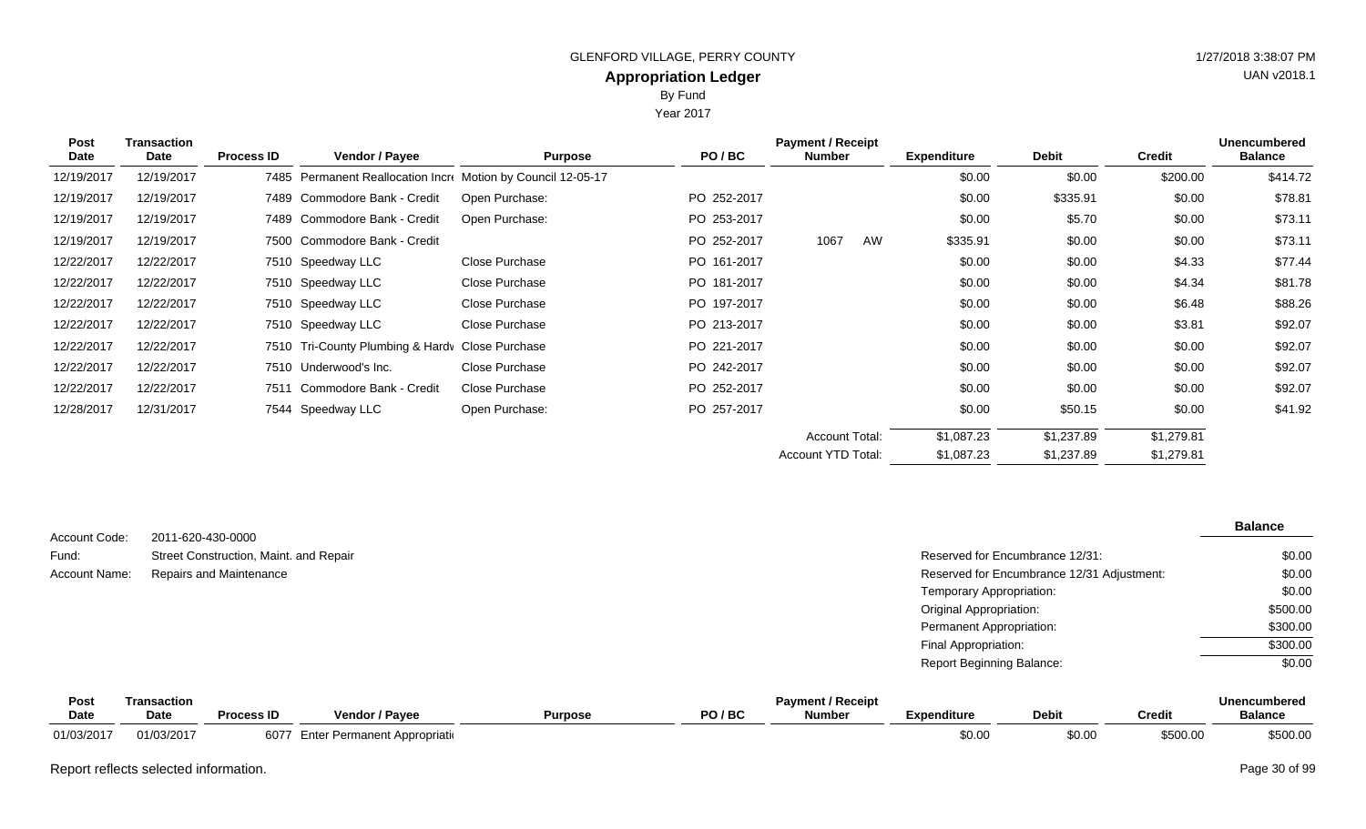GLENFORD VILLAGE, PERRY COUNTY

## Appropriation Ledger

By Fund

Year 2017

| Post Date | Transaction Date | Process ID | Vendor / Payee | Purpose | PO / BC | Payment / Receipt Number | Expenditure | Debit | Credit | Unencumbered Balance |
|---|---|---|---|---|---|---|---|---|---|---|
| 12/19/2017 | 12/19/2017 | 7485 | Permanent Reallocation Incr | Motion by Council 12-05-17 | | | $0.00 | $0.00 | $200.00 | $414.72 |
| 12/19/2017 | 12/19/2017 | 7489 | Commodore Bank - Credit | Open Purchase: | PO 252-2017 | | $0.00 | $335.91 | $0.00 | $78.81 |
| 12/19/2017 | 12/19/2017 | 7489 | Commodore Bank - Credit | Open Purchase: | PO 253-2017 | | $0.00 | $5.70 | $0.00 | $73.11 |
| 12/19/2017 | 12/19/2017 | 7500 | Commodore Bank - Credit | | PO 252-2017 | 1067 AW | $335.91 | $0.00 | $0.00 | $73.11 |
| 12/22/2017 | 12/22/2017 | 7510 | Speedway LLC | Close Purchase | PO 161-2017 | | $0.00 | $0.00 | $4.33 | $77.44 |
| 12/22/2017 | 12/22/2017 | 7510 | Speedway LLC | Close Purchase | PO 181-2017 | | $0.00 | $0.00 | $4.34 | $81.78 |
| 12/22/2017 | 12/22/2017 | 7510 | Speedway LLC | Close Purchase | PO 197-2017 | | $0.00 | $0.00 | $6.48 | $88.26 |
| 12/22/2017 | 12/22/2017 | 7510 | Speedway LLC | Close Purchase | PO 213-2017 | | $0.00 | $0.00 | $3.81 | $92.07 |
| 12/22/2017 | 12/22/2017 | 7510 | Tri-County Plumbing & Hardv | Close Purchase | PO 221-2017 | | $0.00 | $0.00 | $0.00 | $92.07 |
| 12/22/2017 | 12/22/2017 | 7510 | Underwood's Inc. | Close Purchase | PO 242-2017 | | $0.00 | $0.00 | $0.00 | $92.07 |
| 12/22/2017 | 12/22/2017 | 7511 | Commodore Bank - Credit | Close Purchase | PO 252-2017 | | $0.00 | $0.00 | $0.00 | $92.07 |
| 12/28/2017 | 12/31/2017 | 7544 | Speedway LLC | Open Purchase: | PO 257-2017 | | $0.00 | $50.15 | $0.00 | $41.92 |
| | | | | | | Account Total: | $1,087.23 | $1,237.89 | $1,279.81 | |
| | | | | | | Account YTD Total: | $1,087.23 | $1,237.89 | $1,279.81 | |

Account Code: 2011-620-430-0000
Fund: Street Construction, Maint. and Repair
Account Name: Repairs and Maintenance

| | Balance |
|---|---|
| Reserved for Encumbrance 12/31: | $0.00 |
| Reserved for Encumbrance 12/31 Adjustment: | $0.00 |
| Temporary Appropriation: | $0.00 |
| Original Appropriation: | $500.00 |
| Permanent Appropriation: | $300.00 |
| Final Appropriation: | $300.00 |
| Report Beginning Balance: | $0.00 |

| Post Date | Transaction Date | Process ID | Vendor / Payee | Purpose | PO / BC | Payment / Receipt Number | Expenditure | Debit | Credit | Unencumbered Balance |
|---|---|---|---|---|---|---|---|---|---|---|
| 01/03/2017 | 01/03/2017 | 6077 | Enter Permanent Appropriati | | | | $0.00 | $0.00 | $500.00 | $500.00 |

Report reflects selected information.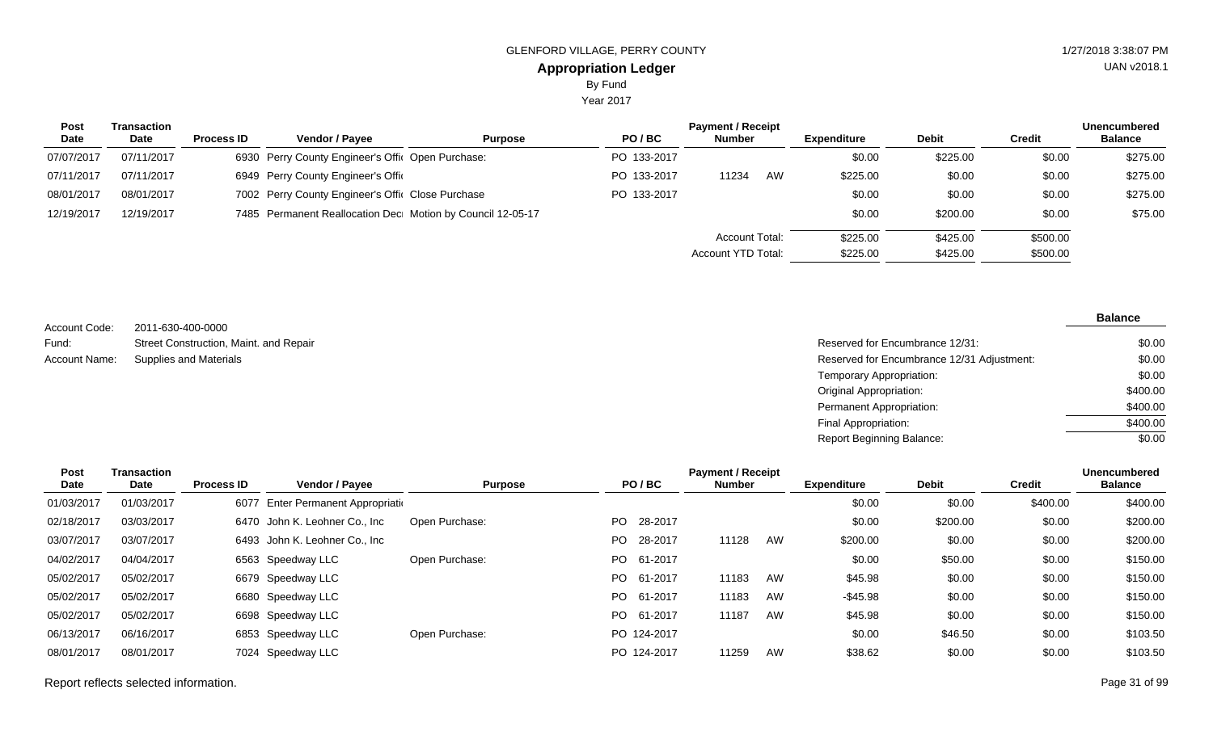GLENFORD VILLAGE, PERRY COUNTY

## Appropriation Ledger

By Fund

Year 2017

| Post Date | Transaction Date | Process ID | Vendor / Payee | Purpose | PO / BC | Payment / Receipt Number | | Expenditure | Debit | Credit | Unencumbered Balance |
|---|---|---|---|---|---|---|---|---|---|---|---|
| 07/07/2017 | 07/11/2017 | 6930 | Perry County Engineer's Offi | Open Purchase: | PO 133-2017 | | | $0.00 | $225.00 | $0.00 | $275.00 |
| 07/11/2017 | 07/11/2017 | 6949 | Perry County Engineer's Offi | | PO 133-2017 | 11234 | AW | $225.00 | $0.00 | $0.00 | $275.00 |
| 08/01/2017 | 08/01/2017 | 7002 | Perry County Engineer's Offi | Close Purchase | PO 133-2017 | | | $0.00 | $0.00 | $0.00 | $275.00 |
| 12/19/2017 | 12/19/2017 | 7485 | Permanent Reallocation Dec | Motion by Council 12-05-17 | | | | $0.00 | $200.00 | $0.00 | $75.00 |
| | | | | | | Account Total: | | $225.00 | $425.00 | $500.00 | |
| | | | | | | Account YTD Total: | | $225.00 | $425.00 | $500.00 | |

Account Code: 2011-630-400-0000
Fund: Street Construction, Maint. and Repair
Account Name: Supplies and Materials

| | Balance |
|---|---|
| Reserved for Encumbrance 12/31: | $0.00 |
| Reserved for Encumbrance 12/31 Adjustment: | $0.00 |
| Temporary Appropriation: | $0.00 |
| Original Appropriation: | $400.00 |
| Permanent Appropriation: | $400.00 |
| Final Appropriation: | $400.00 |
| Report Beginning Balance: | $0.00 |

| Post Date | Transaction Date | Process ID | Vendor / Payee | Purpose | PO / BC | Payment / Receipt Number | | Expenditure | Debit | Credit | Unencumbered Balance |
|---|---|---|---|---|---|---|---|---|---|---|---|
| 01/03/2017 | 01/03/2017 | 6077 | Enter Permanent Appropriati | | | | | $0.00 | $0.00 | $400.00 | $400.00 |
| 02/18/2017 | 03/03/2017 | 6470 | John K. Leohner Co., Inc | Open Purchase: | PO 28-2017 | | | $0.00 | $200.00 | $0.00 | $200.00 |
| 03/07/2017 | 03/07/2017 | 6493 | John K. Leohner Co., Inc | | PO 28-2017 | 11128 | AW | $200.00 | $0.00 | $0.00 | $200.00 |
| 04/02/2017 | 04/04/2017 | 6563 | Speedway LLC | Open Purchase: | PO 61-2017 | | | $0.00 | $50.00 | $0.00 | $150.00 |
| 05/02/2017 | 05/02/2017 | 6679 | Speedway LLC | | PO 61-2017 | 11183 | AW | $45.98 | $0.00 | $0.00 | $150.00 |
| 05/02/2017 | 05/02/2017 | 6680 | Speedway LLC | | PO 61-2017 | 11183 | AW | -$45.98 | $0.00 | $0.00 | $150.00 |
| 05/02/2017 | 05/02/2017 | 6698 | Speedway LLC | | PO 61-2017 | 11187 | AW | $45.98 | $0.00 | $0.00 | $150.00 |
| 06/13/2017 | 06/16/2017 | 6853 | Speedway LLC | Open Purchase: | PO 124-2017 | | | $0.00 | $46.50 | $0.00 | $103.50 |
| 08/01/2017 | 08/01/2017 | 7024 | Speedway LLC | | PO 124-2017 | 11259 | AW | $38.62 | $0.00 | $0.00 | $103.50 |

Report reflects selected information.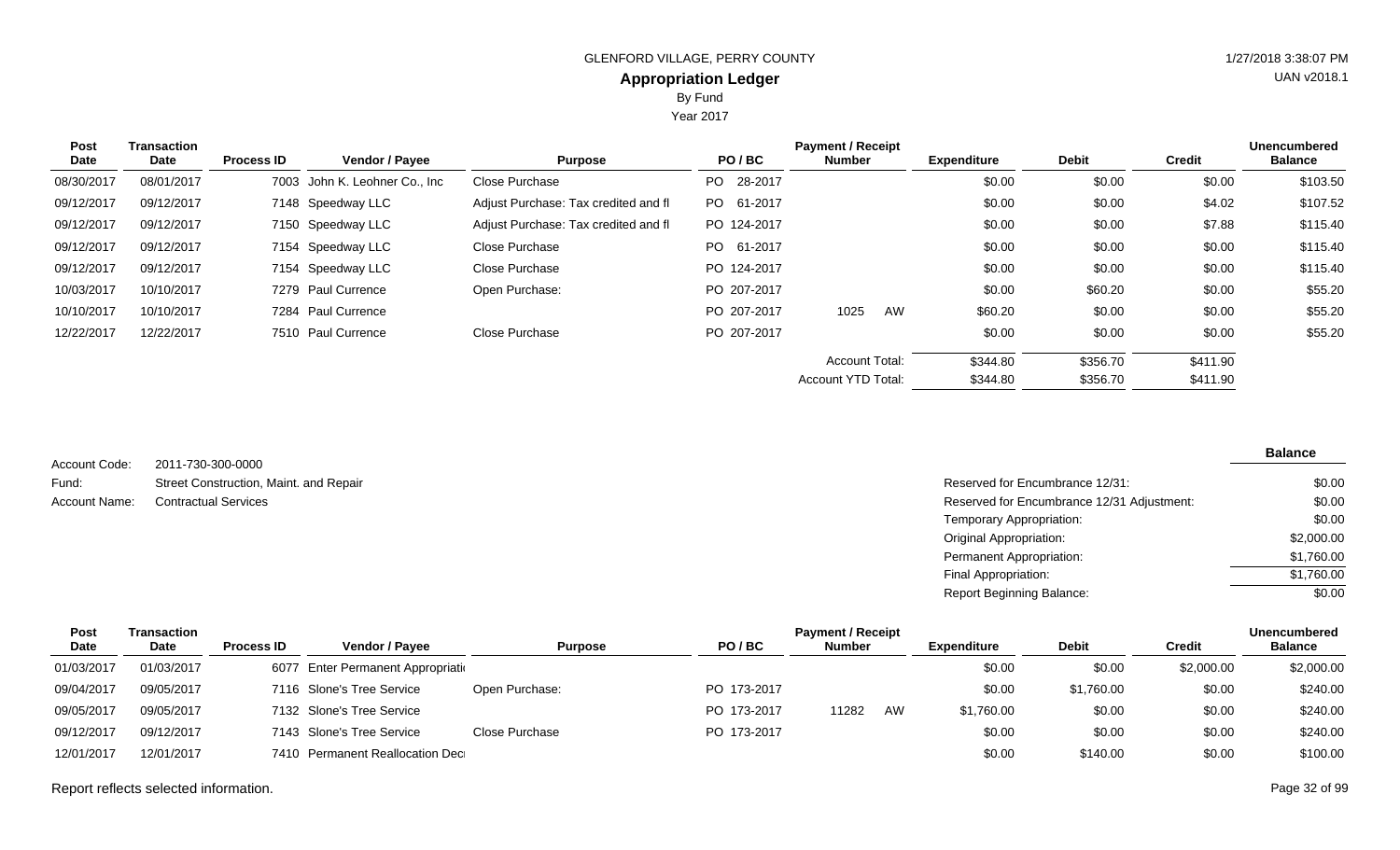GLENFORD VILLAGE, PERRY COUNTY

**Appropriation Ledger**

By Fund

Year 2017

| Post Date | Transaction Date | Process ID | Vendor / Payee | Purpose | PO / BC | Payment / Receipt Number | | Expenditure | Debit | Credit | Unencumbered Balance |
|---|---|---|---|---|---|---|---|---|---|---|---|
| 08/30/2017 | 08/01/2017 | 7003 | John K. Leohner Co., Inc | Close Purchase | PO 28-2017 | | | $0.00 | $0.00 | $0.00 | $103.50 |
| 09/12/2017 | 09/12/2017 | 7148 | Speedway LLC | Adjust Purchase: Tax credited and fl | PO 61-2017 | | | $0.00 | $0.00 | $4.02 | $107.52 |
| 09/12/2017 | 09/12/2017 | 7150 | Speedway LLC | Adjust Purchase: Tax credited and fl | PO 124-2017 | | | $0.00 | $0.00 | $7.88 | $115.40 |
| 09/12/2017 | 09/12/2017 | 7154 | Speedway LLC | Close Purchase | PO 61-2017 | | | $0.00 | $0.00 | $0.00 | $115.40 |
| 09/12/2017 | 09/12/2017 | 7154 | Speedway LLC | Close Purchase | PO 124-2017 | | | $0.00 | $0.00 | $0.00 | $115.40 |
| 10/03/2017 | 10/10/2017 | 7279 | Paul Currence | Open Purchase: | PO 207-2017 | | | $0.00 | $60.20 | $0.00 | $55.20 |
| 10/10/2017 | 10/10/2017 | 7284 | Paul Currence | | PO 207-2017 | 1025 | AW | $60.20 | $0.00 | $0.00 | $55.20 |
| 12/22/2017 | 12/22/2017 | 7510 | Paul Currence | Close Purchase | PO 207-2017 | | | $0.00 | $0.00 | $0.00 | $55.20 |
| | | | | | | Account Total: | | $344.80 | $356.70 | $411.90 | |
| | | | | | | Account YTD Total: | | $344.80 | $356.70 | $411.90 | |

Account Code: 2011-730-300-0000

Fund: Street Construction, Maint. and Repair

Account Name: Contractual Services

| | Balance |
|---|---|
| Reserved for Encumbrance 12/31: | $0.00 |
| Reserved for Encumbrance 12/31 Adjustment: | $0.00 |
| Temporary Appropriation: | $0.00 |
| Original Appropriation: | $2,000.00 |
| Permanent Appropriation: | $1,760.00 |
| Final Appropriation: | $1,760.00 |
| Report Beginning Balance: | $0.00 |

| Post Date | Transaction Date | Process ID | Vendor / Payee | Purpose | PO / BC | Payment / Receipt Number | | Expenditure | Debit | Credit | Unencumbered Balance |
|---|---|---|---|---|---|---|---|---|---|---|---|
| 01/03/2017 | 01/03/2017 | 6077 | Enter Permanent Appropriati | | | | | $0.00 | $0.00 | $2,000.00 | $2,000.00 |
| 09/04/2017 | 09/05/2017 | 7116 | Slone's Tree Service | Open Purchase: | PO 173-2017 | | | $0.00 | $1,760.00 | $0.00 | $240.00 |
| 09/05/2017 | 09/05/2017 | 7132 | Slone's Tree Service | | PO 173-2017 | 11282 | AW | $1,760.00 | $0.00 | $0.00 | $240.00 |
| 09/12/2017 | 09/12/2017 | 7143 | Slone's Tree Service | Close Purchase | PO 173-2017 | | | $0.00 | $0.00 | $0.00 | $240.00 |
| 12/01/2017 | 12/01/2017 | 7410 | Permanent Reallocation Dec | | | | | $0.00 | $140.00 | $0.00 | $100.00 |

Report reflects selected information.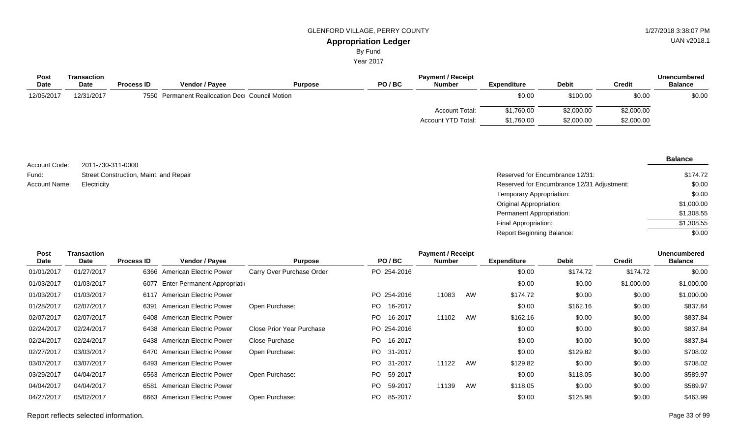GLENFORD VILLAGE, PERRY COUNTY

**Appropriation Ledger**

By Fund

Year 2017

| Post Date | Transaction Date | Process ID | Vendor / Payee | Purpose | PO / BC | Payment / Receipt Number | Expenditure | Debit | Credit | Unencumbered Balance |
|---|---|---|---|---|---|---|---|---|---|---|
| 12/05/2017 | 12/31/2017 | 7550 | Permanent Reallocation Dec | Council Motion | | | $0.00 | $100.00 | $0.00 | $0.00 |
| | | | | | | Account Total: | $1,760.00 | $2,000.00 | $2,000.00 | |
| | | | | | | Account YTD Total: | $1,760.00 | $2,000.00 | $2,000.00 | |

Account Code: 2011-730-311-0000

Fund: Street Construction, Maint. and Repair

Account Name: Electricity

| | Balance |
|---|---|
| Reserved for Encumbrance 12/31: | $174.72 |
| Reserved for Encumbrance 12/31 Adjustment: | $0.00 |
| Temporary Appropriation: | $0.00 |
| Original Appropriation: | $1,000.00 |
| Permanent Appropriation: | $1,308.55 |
| Final Appropriation: | $1,308.55 |
| Report Beginning Balance: | $0.00 |

| Post Date | Transaction Date | Process ID | Vendor / Payee | Purpose | PO / BC | Payment / Receipt Number | Expenditure | Debit | Credit | Unencumbered Balance |
|---|---|---|---|---|---|---|---|---|---|---|
| 01/01/2017 | 01/27/2017 | 6366 | American Electric Power | Carry Over Purchase Order | PO 254-2016 | | $0.00 | $174.72 | $174.72 | $0.00 |
| 01/03/2017 | 01/03/2017 | 6077 | Enter Permanent Appropriati | | | | $0.00 | $0.00 | $1,000.00 | $1,000.00 |
| 01/03/2017 | 01/03/2017 | 6117 | American Electric Power | | PO 254-2016 | 11083 AW | $174.72 | $0.00 | $0.00 | $1,000.00 |
| 01/28/2017 | 02/07/2017 | 6391 | American Electric Power | Open Purchase: | PO 16-2017 | | $0.00 | $162.16 | $0.00 | $837.84 |
| 02/07/2017 | 02/07/2017 | 6408 | American Electric Power | | PO 16-2017 | 11102 AW | $162.16 | $0.00 | $0.00 | $837.84 |
| 02/24/2017 | 02/24/2017 | 6438 | American Electric Power | Close Prior Year Purchase | PO 254-2016 | | $0.00 | $0.00 | $0.00 | $837.84 |
| 02/24/2017 | 02/24/2017 | 6438 | American Electric Power | Close Purchase | PO 16-2017 | | $0.00 | $0.00 | $0.00 | $837.84 |
| 02/27/2017 | 03/03/2017 | 6470 | American Electric Power | Open Purchase: | PO 31-2017 | | $0.00 | $129.82 | $0.00 | $708.02 |
| 03/07/2017 | 03/07/2017 | 6493 | American Electric Power | | PO 31-2017 | 11122 AW | $129.82 | $0.00 | $0.00 | $708.02 |
| 03/29/2017 | 04/04/2017 | 6563 | American Electric Power | Open Purchase: | PO 59-2017 | | $0.00 | $118.05 | $0.00 | $589.97 |
| 04/04/2017 | 04/04/2017 | 6581 | American Electric Power | | PO 59-2017 | 11139 AW | $118.05 | $0.00 | $0.00 | $589.97 |
| 04/27/2017 | 05/02/2017 | 6663 | American Electric Power | Open Purchase: | PO 85-2017 | | $0.00 | $125.98 | $0.00 | $463.99 |

Report reflects selected information.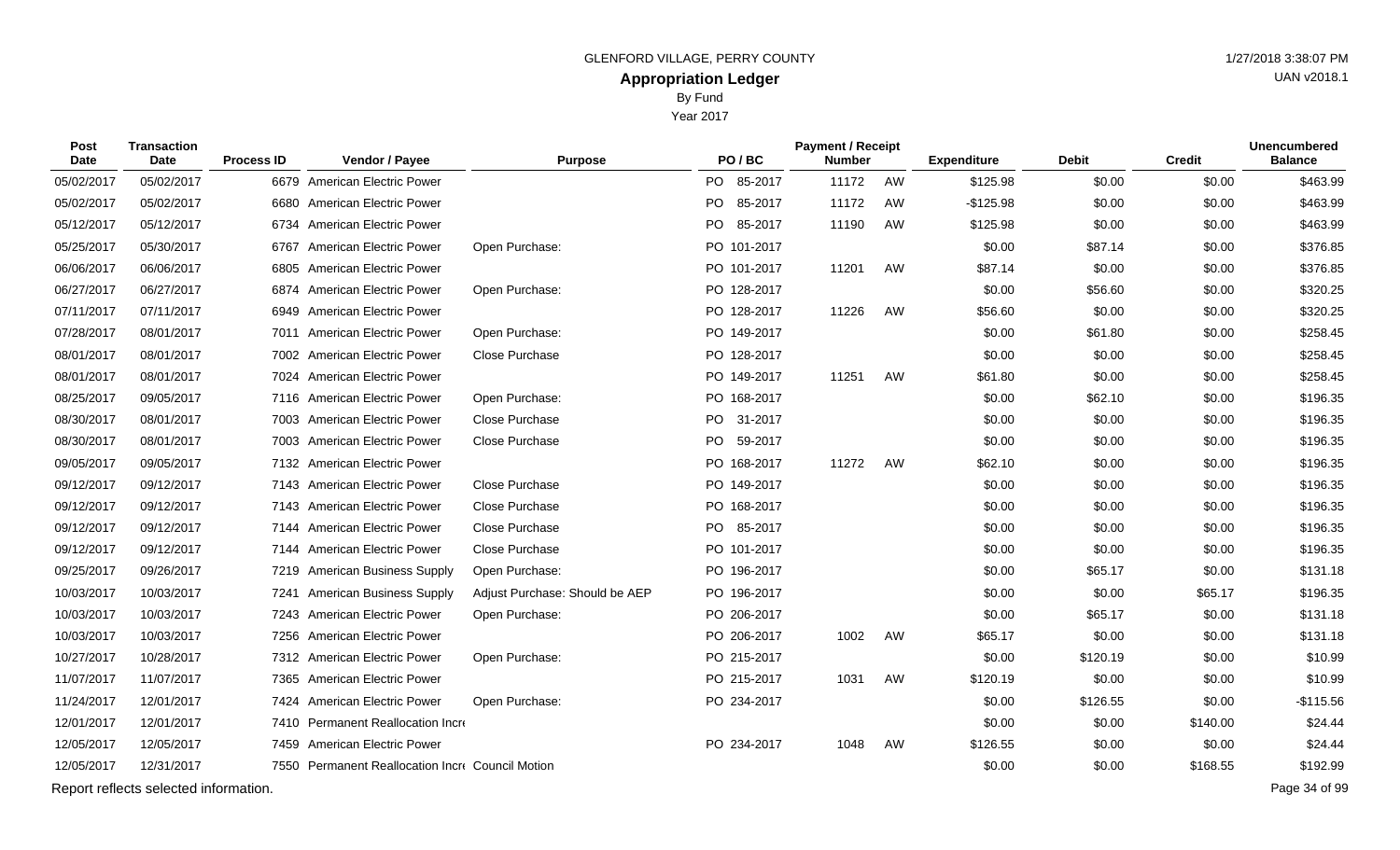GLENFORD VILLAGE, PERRY COUNTY

# Appropriation Ledger

By Fund

Year 2017

| Post Date | Transaction Date | Process ID | Vendor / Payee | Purpose | PO / BC | Payment / Receipt Number | | Expenditure | Debit | Credit | Unencumbered Balance |
|---|---|---|---|---|---|---|---|---|---|---|---|
| 05/02/2017 | 05/02/2017 | 6679 | American Electric Power | | PO 85-2017 | 11172 | AW | $125.98 | $0.00 | $0.00 | $463.99 |
| 05/02/2017 | 05/02/2017 | 6680 | American Electric Power | | PO 85-2017 | 11172 | AW | -$125.98 | $0.00 | $0.00 | $463.99 |
| 05/12/2017 | 05/12/2017 | 6734 | American Electric Power | | PO 85-2017 | 11190 | AW | $125.98 | $0.00 | $0.00 | $463.99 |
| 05/25/2017 | 05/30/2017 | 6767 | American Electric Power | Open Purchase: | PO 101-2017 | | | $0.00 | $87.14 | $0.00 | $376.85 |
| 06/06/2017 | 06/06/2017 | 6805 | American Electric Power | | PO 101-2017 | 11201 | AW | $87.14 | $0.00 | $0.00 | $376.85 |
| 06/27/2017 | 06/27/2017 | 6874 | American Electric Power | Open Purchase: | PO 128-2017 | | | $0.00 | $56.60 | $0.00 | $320.25 |
| 07/11/2017 | 07/11/2017 | 6949 | American Electric Power | | PO 128-2017 | 11226 | AW | $56.60 | $0.00 | $0.00 | $320.25 |
| 07/28/2017 | 08/01/2017 | 7011 | American Electric Power | Open Purchase: | PO 149-2017 | | | $0.00 | $61.80 | $0.00 | $258.45 |
| 08/01/2017 | 08/01/2017 | 7002 | American Electric Power | Close Purchase | PO 128-2017 | | | $0.00 | $0.00 | $0.00 | $258.45 |
| 08/01/2017 | 08/01/2017 | 7024 | American Electric Power | | PO 149-2017 | 11251 | AW | $61.80 | $0.00 | $0.00 | $258.45 |
| 08/25/2017 | 09/05/2017 | 7116 | American Electric Power | Open Purchase: | PO 168-2017 | | | $0.00 | $62.10 | $0.00 | $196.35 |
| 08/30/2017 | 08/01/2017 | 7003 | American Electric Power | Close Purchase | PO 31-2017 | | | $0.00 | $0.00 | $0.00 | $196.35 |
| 08/30/2017 | 08/01/2017 | 7003 | American Electric Power | Close Purchase | PO 59-2017 | | | $0.00 | $0.00 | $0.00 | $196.35 |
| 09/05/2017 | 09/05/2017 | 7132 | American Electric Power | | PO 168-2017 | 11272 | AW | $62.10 | $0.00 | $0.00 | $196.35 |
| 09/12/2017 | 09/12/2017 | 7143 | American Electric Power | Close Purchase | PO 149-2017 | | | $0.00 | $0.00 | $0.00 | $196.35 |
| 09/12/2017 | 09/12/2017 | 7143 | American Electric Power | Close Purchase | PO 168-2017 | | | $0.00 | $0.00 | $0.00 | $196.35 |
| 09/12/2017 | 09/12/2017 | 7144 | American Electric Power | Close Purchase | PO 85-2017 | | | $0.00 | $0.00 | $0.00 | $196.35 |
| 09/12/2017 | 09/12/2017 | 7144 | American Electric Power | Close Purchase | PO 101-2017 | | | $0.00 | $0.00 | $0.00 | $196.35 |
| 09/25/2017 | 09/26/2017 | 7219 | American Business Supply | Open Purchase: | PO 196-2017 | | | $0.00 | $65.17 | $0.00 | $131.18 |
| 10/03/2017 | 10/03/2017 | 7241 | American Business Supply | Adjust Purchase: Should be AEP | PO 196-2017 | | | $0.00 | $0.00 | $65.17 | $196.35 |
| 10/03/2017 | 10/03/2017 | 7243 | American Electric Power | Open Purchase: | PO 206-2017 | | | $0.00 | $65.17 | $0.00 | $131.18 |
| 10/03/2017 | 10/03/2017 | 7256 | American Electric Power | | PO 206-2017 | 1002 | AW | $65.17 | $0.00 | $0.00 | $131.18 |
| 10/27/2017 | 10/28/2017 | 7312 | American Electric Power | Open Purchase: | PO 215-2017 | | | $0.00 | $120.19 | $0.00 | $10.99 |
| 11/07/2017 | 11/07/2017 | 7365 | American Electric Power | | PO 215-2017 | 1031 | AW | $120.19 | $0.00 | $0.00 | $10.99 |
| 11/24/2017 | 12/01/2017 | 7424 | American Electric Power | Open Purchase: | PO 234-2017 | | | $0.00 | $126.55 | $0.00 | -$115.56 |
| 12/01/2017 | 12/01/2017 | 7410 | Permanent Reallocation Incre | | | | | $0.00 | $0.00 | $140.00 | $24.44 |
| 12/05/2017 | 12/05/2017 | 7459 | American Electric Power | | PO 234-2017 | 1048 | AW | $126.55 | $0.00 | $0.00 | $24.44 |
| 12/05/2017 | 12/31/2017 | 7550 | Permanent Reallocation Incre | Council Motion | | | | $0.00 | $0.00 | $168.55 | $192.99 |

Report reflects selected information.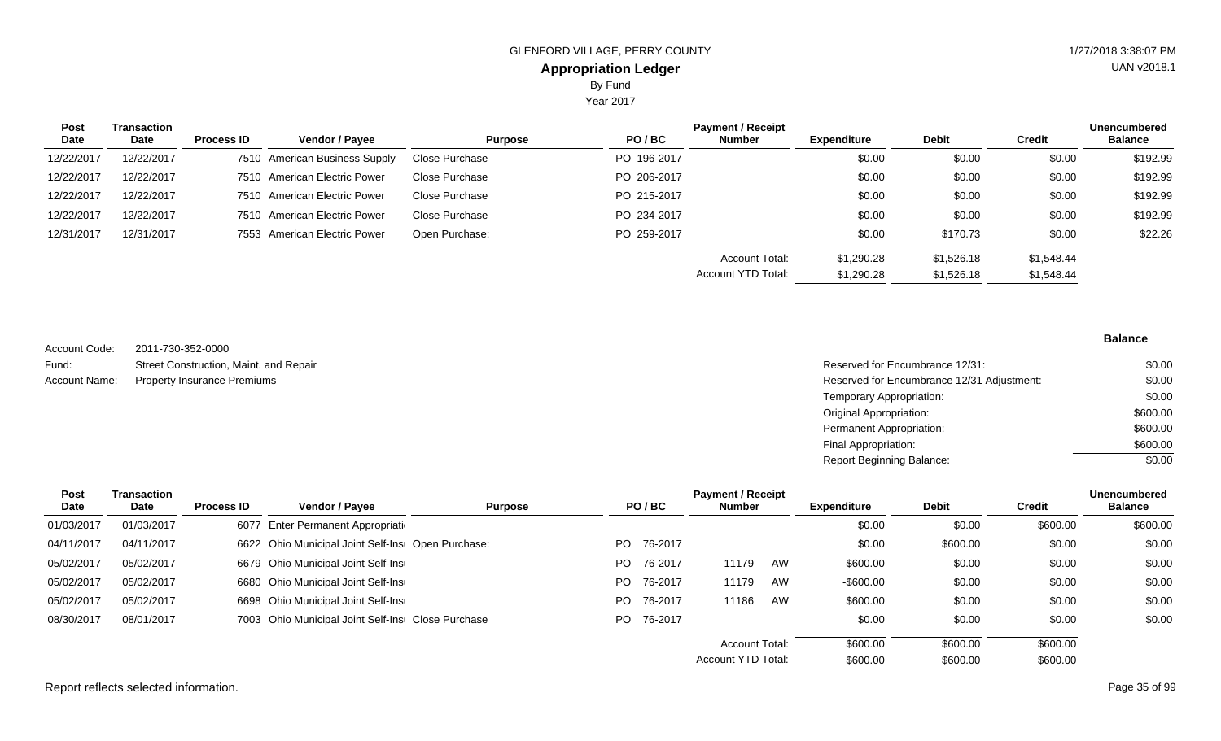GLENFORD VILLAGE, PERRY COUNTY

**Appropriation Ledger**

By Fund

Year 2017

| Post Date | Transaction Date | Process ID | Vendor / Payee | Purpose | PO / BC | Payment / Receipt Number | Expenditure | Debit | Credit | Unencumbered Balance |
|---|---|---|---|---|---|---|---|---|---|---|
| 12/22/2017 | 12/22/2017 | 7510 | American Business Supply | Close Purchase | PO 196-2017 | | $0.00 | $0.00 | $0.00 | $192.99 |
| 12/22/2017 | 12/22/2017 | 7510 | American Electric Power | Close Purchase | PO 206-2017 | | $0.00 | $0.00 | $0.00 | $192.99 |
| 12/22/2017 | 12/22/2017 | 7510 | American Electric Power | Close Purchase | PO 215-2017 | | $0.00 | $0.00 | $0.00 | $192.99 |
| 12/22/2017 | 12/22/2017 | 7510 | American Electric Power | Close Purchase | PO 234-2017 | | $0.00 | $0.00 | $0.00 | $192.99 |
| 12/31/2017 | 12/31/2017 | 7553 | American Electric Power | Open Purchase: | PO 259-2017 | | $0.00 | $170.73 | $0.00 | $22.26 |
| | | | | | | Account Total: | $1,290.28 | $1,526.18 | $1,548.44 | |
| | | | | | | Account YTD Total: | $1,290.28 | $1,526.18 | $1,548.44 | |

Account Code: 2011-730-352-0000

Fund: Street Construction, Maint. and Repair

Account Name: Property Insurance Premiums

| | Balance |
|---|---|
| Reserved for Encumbrance 12/31: | $0.00 |
| Reserved for Encumbrance 12/31 Adjustment: | $0.00 |
| Temporary Appropriation: | $0.00 |
| Original Appropriation: | $600.00 |
| Permanent Appropriation: | $600.00 |
| Final Appropriation: | $600.00 |
| Report Beginning Balance: | $0.00 |

| Post Date | Transaction Date | Process ID | Vendor / Payee | Purpose | PO / BC | Payment / Receipt Number | Expenditure | Debit | Credit | Unencumbered Balance |
|---|---|---|---|---|---|---|---|---|---|---|
| 01/03/2017 | 01/03/2017 | 6077 | Enter Permanent Appropriati | | | | $0.00 | $0.00 | $600.00 | $600.00 |
| 04/11/2017 | 04/11/2017 | 6622 | Ohio Municipal Joint Self-Insı | Open Purchase: | PO 76-2017 | | $0.00 | $600.00 | $0.00 | $0.00 |
| 05/02/2017 | 05/02/2017 | 6679 | Ohio Municipal Joint Self-Insı | | PO 76-2017 | 11179 AW | $600.00 | $0.00 | $0.00 | $0.00 |
| 05/02/2017 | 05/02/2017 | 6680 | Ohio Municipal Joint Self-Insı | | PO 76-2017 | 11179 AW | -$600.00 | $0.00 | $0.00 | $0.00 |
| 05/02/2017 | 05/02/2017 | 6698 | Ohio Municipal Joint Self-Insı | | PO 76-2017 | 11186 AW | $600.00 | $0.00 | $0.00 | $0.00 |
| 08/30/2017 | 08/01/2017 | 7003 | Ohio Municipal Joint Self-Insı | Close Purchase | PO 76-2017 | | $0.00 | $0.00 | $0.00 | $0.00 |
| | | | | | | Account Total: | $600.00 | $600.00 | $600.00 | |
| | | | | | | Account YTD Total: | $600.00 | $600.00 | $600.00 | |

Report reflects selected information.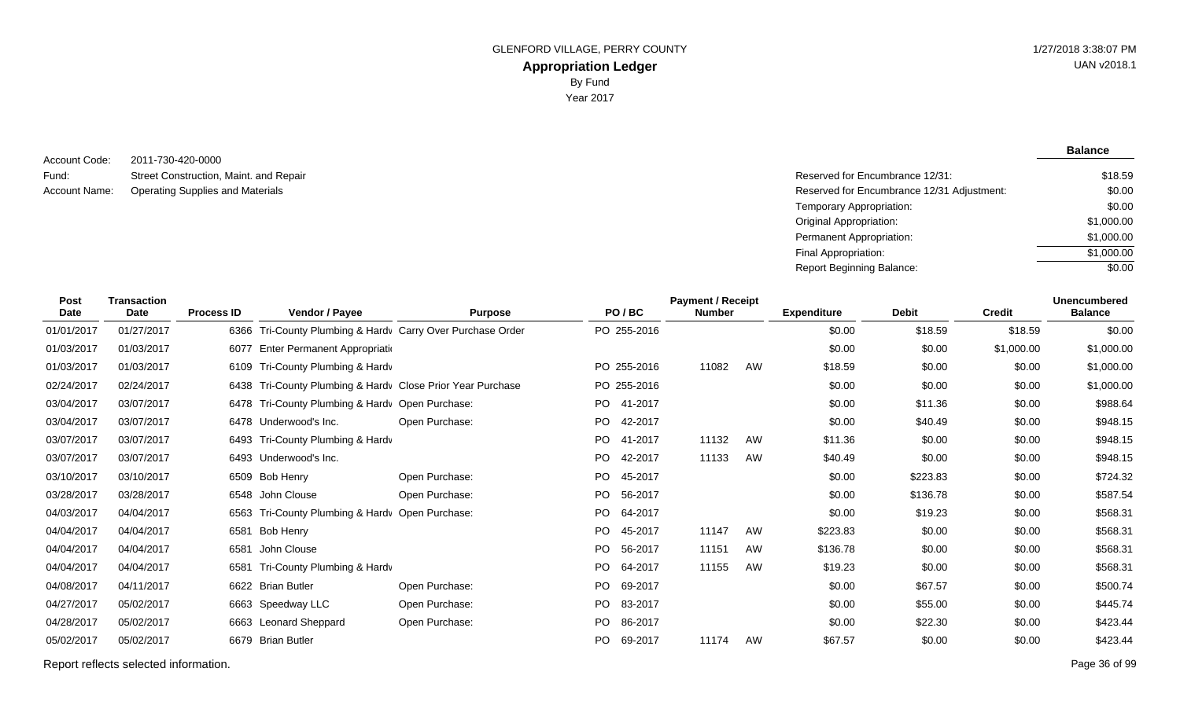GLENFORD VILLAGE, PERRY COUNTY

**Appropriation Ledger**

By Fund

Year 2017

| | | | |
|---|---|---|---|
| Account Code: | 2011-730-420-0000 | | **Balance** |
| Fund: | Street Construction, Maint. and Repair | Reserved for Encumbrance 12/31: | $18.59 |
| Account Name: | Operating Supplies and Materials | Reserved for Encumbrance 12/31 Adjustment: | $0.00 |
| | | Temporary Appropriation: | $0.00 |
| | | Original Appropriation: | $1,000.00 |
| | | Permanent Appropriation: | $1,000.00 |
| | | Final Appropriation: | $1,000.00 |
| | | Report Beginning Balance: | $0.00 |

| Post Date | Transaction Date | Process ID | Vendor / Payee | Purpose | PO / BC | Payment / Receipt Number | | Expenditure | Debit | Credit | Unencumbered Balance |
|---|---|---|---|---|---|---|---|---|---|---|---|
| 01/01/2017 | 01/27/2017 | 6366 | Tri-County Plumbing & Hardv | Carry Over Purchase Order | PO 255-2016 | | | $0.00 | $18.59 | $18.59 | $0.00 |
| 01/03/2017 | 01/03/2017 | 6077 | Enter Permanent Appropriati | | | | | $0.00 | $0.00 | $1,000.00 | $1,000.00 |
| 01/03/2017 | 01/03/2017 | 6109 | Tri-County Plumbing & Hardv | | PO 255-2016 | 11082 | AW | $18.59 | $0.00 | $0.00 | $1,000.00 |
| 02/24/2017 | 02/24/2017 | 6438 | Tri-County Plumbing & Hardv | Close Prior Year Purchase | PO 255-2016 | | | $0.00 | $0.00 | $0.00 | $1,000.00 |
| 03/04/2017 | 03/07/2017 | 6478 | Tri-County Plumbing & Hardv | Open Purchase: | PO 41-2017 | | | $0.00 | $11.36 | $0.00 | $988.64 |
| 03/04/2017 | 03/07/2017 | 6478 | Underwood's Inc. | Open Purchase: | PO 42-2017 | | | $0.00 | $40.49 | $0.00 | $948.15 |
| 03/07/2017 | 03/07/2017 | 6493 | Tri-County Plumbing & Hardv | | PO 41-2017 | 11132 | AW | $11.36 | $0.00 | $0.00 | $948.15 |
| 03/07/2017 | 03/07/2017 | 6493 | Underwood's Inc. | | PO 42-2017 | 11133 | AW | $40.49 | $0.00 | $0.00 | $948.15 |
| 03/10/2017 | 03/10/2017 | 6509 | Bob Henry | Open Purchase: | PO 45-2017 | | | $0.00 | $223.83 | $0.00 | $724.32 |
| 03/28/2017 | 03/28/2017 | 6548 | John Clouse | Open Purchase: | PO 56-2017 | | | $0.00 | $136.78 | $0.00 | $587.54 |
| 04/03/2017 | 04/04/2017 | 6563 | Tri-County Plumbing & Hardv | Open Purchase: | PO 64-2017 | | | $0.00 | $19.23 | $0.00 | $568.31 |
| 04/04/2017 | 04/04/2017 | 6581 | Bob Henry | | PO 45-2017 | 11147 | AW | $223.83 | $0.00 | $0.00 | $568.31 |
| 04/04/2017 | 04/04/2017 | 6581 | John Clouse | | PO 56-2017 | 11151 | AW | $136.78 | $0.00 | $0.00 | $568.31 |
| 04/04/2017 | 04/04/2017 | 6581 | Tri-County Plumbing & Hardv | | PO 64-2017 | 11155 | AW | $19.23 | $0.00 | $0.00 | $568.31 |
| 04/08/2017 | 04/11/2017 | 6622 | Brian Butler | Open Purchase: | PO 69-2017 | | | $0.00 | $67.57 | $0.00 | $500.74 |
| 04/27/2017 | 05/02/2017 | 6663 | Speedway LLC | Open Purchase: | PO 83-2017 | | | $0.00 | $55.00 | $0.00 | $445.74 |
| 04/28/2017 | 05/02/2017 | 6663 | Leonard Sheppard | Open Purchase: | PO 86-2017 | | | $0.00 | $22.30 | $0.00 | $423.44 |
| 05/02/2017 | 05/02/2017 | 6679 | Brian Butler | | PO 69-2017 | 11174 | AW | $67.57 | $0.00 | $0.00 | $423.44 |

Report reflects selected information.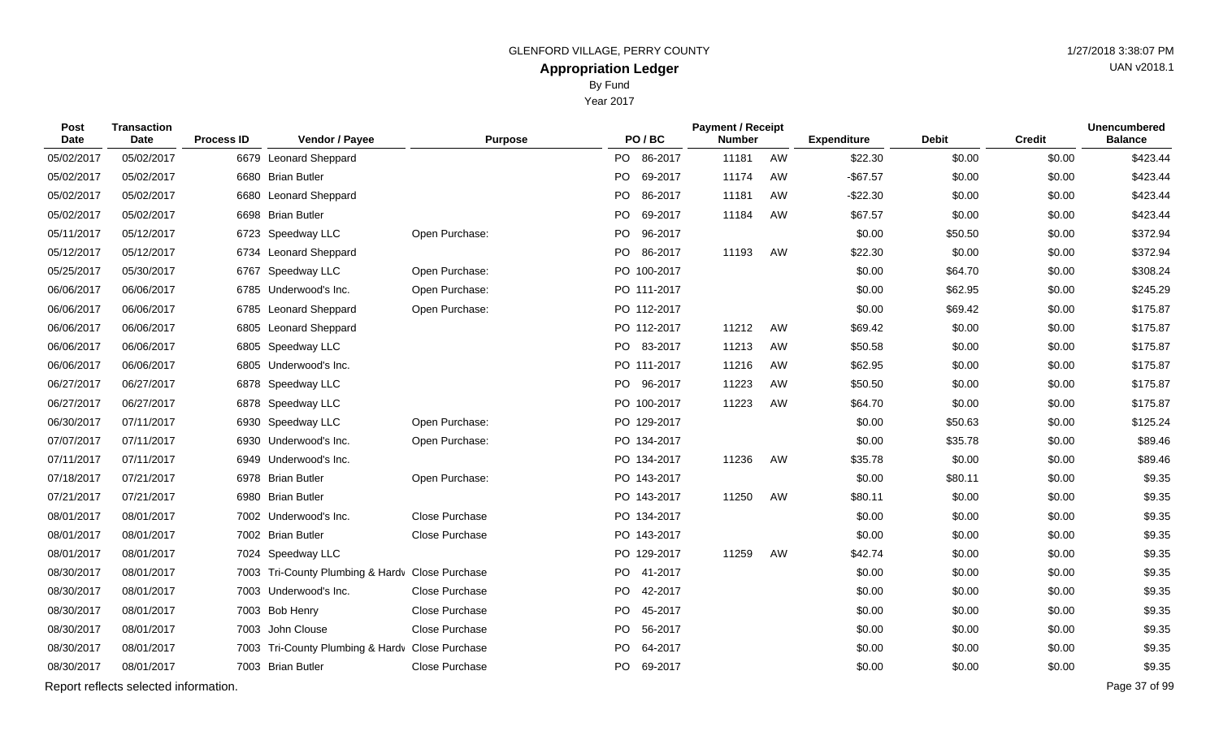GLENFORD VILLAGE, PERRY COUNTY

**Appropriation Ledger**

By Fund

Year 2017

| Post Date | Transaction Date | Process ID | Vendor / Payee | Purpose | PO / BC | Payment / Receipt Number | | Expenditure | Debit | Credit | Unencumbered Balance |
|---|---|---|---|---|---|---|---|---|---|---|---|
| 05/02/2017 | 05/02/2017 | 6679 | Leonard Sheppard | | PO 86-2017 | 11181 | AW | $22.30 | $0.00 | $0.00 | $423.44 |
| 05/02/2017 | 05/02/2017 | 6680 | Brian Butler | | PO 69-2017 | 11174 | AW | -$67.57 | $0.00 | $0.00 | $423.44 |
| 05/02/2017 | 05/02/2017 | 6680 | Leonard Sheppard | | PO 86-2017 | 11181 | AW | -$22.30 | $0.00 | $0.00 | $423.44 |
| 05/02/2017 | 05/02/2017 | 6698 | Brian Butler | | PO 69-2017 | 11184 | AW | $67.57 | $0.00 | $0.00 | $423.44 |
| 05/11/2017 | 05/12/2017 | 6723 | Speedway LLC | Open Purchase: | PO 96-2017 | | | $0.00 | $50.50 | $0.00 | $372.94 |
| 05/12/2017 | 05/12/2017 | 6734 | Leonard Sheppard | | PO 86-2017 | 11193 | AW | $22.30 | $0.00 | $0.00 | $372.94 |
| 05/25/2017 | 05/30/2017 | 6767 | Speedway LLC | Open Purchase: | PO 100-2017 | | | $0.00 | $64.70 | $0.00 | $308.24 |
| 06/06/2017 | 06/06/2017 | 6785 | Underwood's Inc. | Open Purchase: | PO 111-2017 | | | $0.00 | $62.95 | $0.00 | $245.29 |
| 06/06/2017 | 06/06/2017 | 6785 | Leonard Sheppard | Open Purchase: | PO 112-2017 | | | $0.00 | $69.42 | $0.00 | $175.87 |
| 06/06/2017 | 06/06/2017 | 6805 | Leonard Sheppard | | PO 112-2017 | 11212 | AW | $69.42 | $0.00 | $0.00 | $175.87 |
| 06/06/2017 | 06/06/2017 | 6805 | Speedway LLC | | PO 83-2017 | 11213 | AW | $50.58 | $0.00 | $0.00 | $175.87 |
| 06/06/2017 | 06/06/2017 | 6805 | Underwood's Inc. | | PO 111-2017 | 11216 | AW | $62.95 | $0.00 | $0.00 | $175.87 |
| 06/27/2017 | 06/27/2017 | 6878 | Speedway LLC | | PO 96-2017 | 11223 | AW | $50.50 | $0.00 | $0.00 | $175.87 |
| 06/27/2017 | 06/27/2017 | 6878 | Speedway LLC | | PO 100-2017 | 11223 | AW | $64.70 | $0.00 | $0.00 | $175.87 |
| 06/30/2017 | 07/11/2017 | 6930 | Speedway LLC | Open Purchase: | PO 129-2017 | | | $0.00 | $50.63 | $0.00 | $125.24 |
| 07/07/2017 | 07/11/2017 | 6930 | Underwood's Inc. | Open Purchase: | PO 134-2017 | | | $0.00 | $35.78 | $0.00 | $89.46 |
| 07/11/2017 | 07/11/2017 | 6949 | Underwood's Inc. | | PO 134-2017 | 11236 | AW | $35.78 | $0.00 | $0.00 | $89.46 |
| 07/18/2017 | 07/21/2017 | 6978 | Brian Butler | Open Purchase: | PO 143-2017 | | | $0.00 | $80.11 | $0.00 | $9.35 |
| 07/21/2017 | 07/21/2017 | 6980 | Brian Butler | | PO 143-2017 | 11250 | AW | $80.11 | $0.00 | $0.00 | $9.35 |
| 08/01/2017 | 08/01/2017 | 7002 | Underwood's Inc. | Close Purchase | PO 134-2017 | | | $0.00 | $0.00 | $0.00 | $9.35 |
| 08/01/2017 | 08/01/2017 | 7002 | Brian Butler | Close Purchase | PO 143-2017 | | | $0.00 | $0.00 | $0.00 | $9.35 |
| 08/01/2017 | 08/01/2017 | 7024 | Speedway LLC | | PO 129-2017 | 11259 | AW | $42.74 | $0.00 | $0.00 | $9.35 |
| 08/30/2017 | 08/01/2017 | 7003 | Tri-County Plumbing & Hardv | Close Purchase | PO 41-2017 | | | $0.00 | $0.00 | $0.00 | $9.35 |
| 08/30/2017 | 08/01/2017 | 7003 | Underwood's Inc. | Close Purchase | PO 42-2017 | | | $0.00 | $0.00 | $0.00 | $9.35 |
| 08/30/2017 | 08/01/2017 | 7003 | Bob Henry | Close Purchase | PO 45-2017 | | | $0.00 | $0.00 | $0.00 | $9.35 |
| 08/30/2017 | 08/01/2017 | 7003 | John Clouse | Close Purchase | PO 56-2017 | | | $0.00 | $0.00 | $0.00 | $9.35 |
| 08/30/2017 | 08/01/2017 | 7003 | Tri-County Plumbing & Hardv | Close Purchase | PO 64-2017 | | | $0.00 | $0.00 | $0.00 | $9.35 |
| 08/30/2017 | 08/01/2017 | 7003 | Brian Butler | Close Purchase | PO 69-2017 | | | $0.00 | $0.00 | $0.00 | $9.35 |

Report reflects selected information.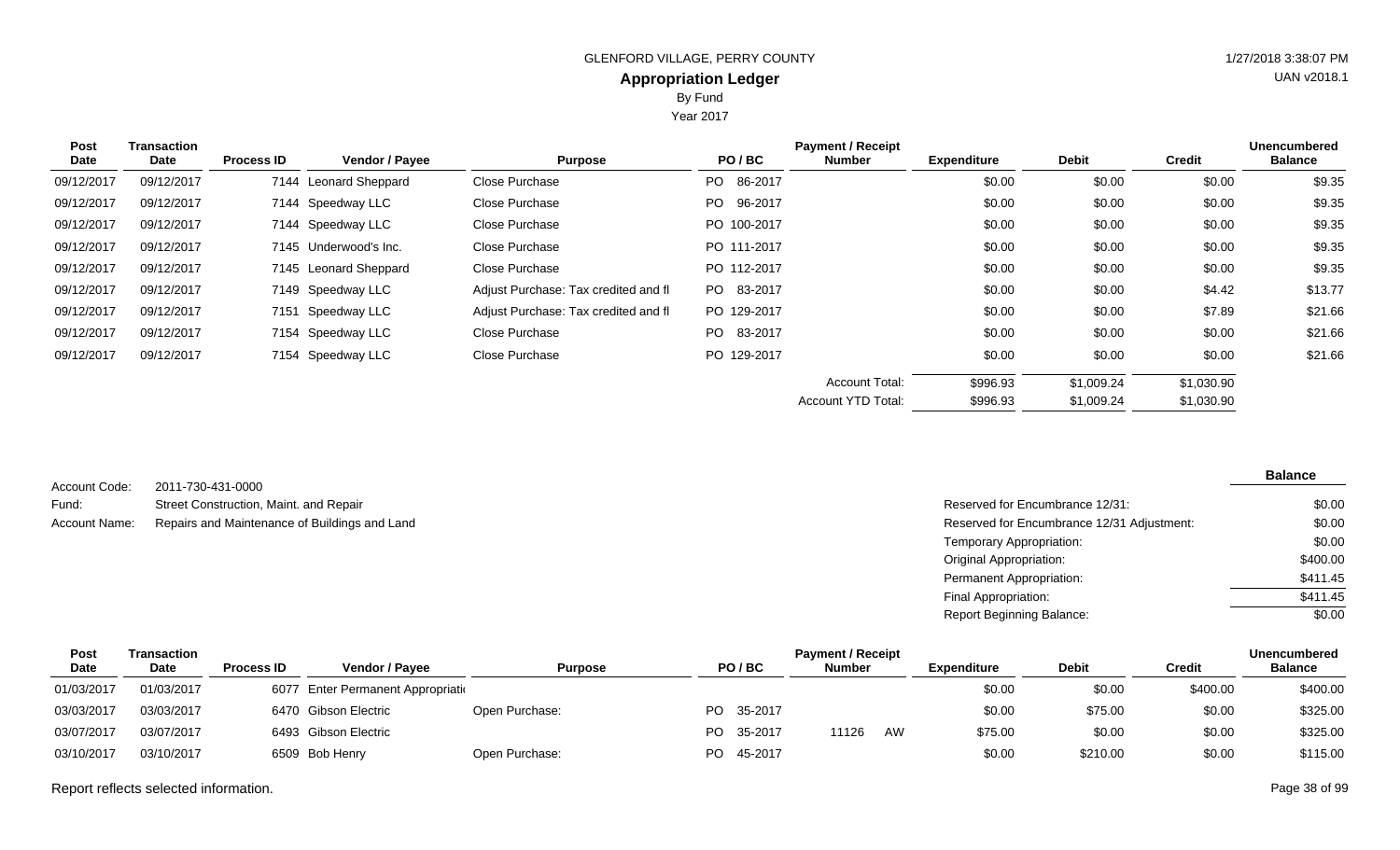GLENFORD VILLAGE, PERRY COUNTY

## Appropriation Ledger

By Fund

Year 2017

| Post Date | Transaction Date | Process ID | Vendor / Payee | Purpose | PO / BC | Payment / Receipt Number | Expenditure | Debit | Credit | Unencumbered Balance |
|---|---|---|---|---|---|---|---|---|---|---|
| 09/12/2017 | 09/12/2017 | 7144 | Leonard Sheppard | Close Purchase | PO 86-2017 | | $0.00 | $0.00 | $0.00 | $9.35 |
| 09/12/2017 | 09/12/2017 | 7144 | Speedway LLC | Close Purchase | PO 96-2017 | | $0.00 | $0.00 | $0.00 | $9.35 |
| 09/12/2017 | 09/12/2017 | 7144 | Speedway LLC | Close Purchase | PO 100-2017 | | $0.00 | $0.00 | $0.00 | $9.35 |
| 09/12/2017 | 09/12/2017 | 7145 | Underwood's Inc. | Close Purchase | PO 111-2017 | | $0.00 | $0.00 | $0.00 | $9.35 |
| 09/12/2017 | 09/12/2017 | 7145 | Leonard Sheppard | Close Purchase | PO 112-2017 | | $0.00 | $0.00 | $0.00 | $9.35 |
| 09/12/2017 | 09/12/2017 | 7149 | Speedway LLC | Adjust Purchase: Tax credited and fl | PO 83-2017 | | $0.00 | $0.00 | $4.42 | $13.77 |
| 09/12/2017 | 09/12/2017 | 7151 | Speedway LLC | Adjust Purchase: Tax credited and fl | PO 129-2017 | | $0.00 | $0.00 | $7.89 | $21.66 |
| 09/12/2017 | 09/12/2017 | 7154 | Speedway LLC | Close Purchase | PO 83-2017 | | $0.00 | $0.00 | $0.00 | $21.66 |
| 09/12/2017 | 09/12/2017 | 7154 | Speedway LLC | Close Purchase | PO 129-2017 | | $0.00 | $0.00 | $0.00 | $21.66 |
| | | | | | | Account Total: | $996.93 | $1,009.24 | $1,030.90 | |
| | | | | | | Account YTD Total: | $996.93 | $1,009.24 | $1,030.90 | |

Account Code: 2011-730-431-0000

Fund: Street Construction, Maint. and Repair

Account Name: Repairs and Maintenance of Buildings and Land

| | Balance |
|---|---|
| Reserved for Encumbrance 12/31: | $0.00 |
| Reserved for Encumbrance 12/31 Adjustment: | $0.00 |
| Temporary Appropriation: | $0.00 |
| Original Appropriation: | $400.00 |
| Permanent Appropriation: | $411.45 |
| Final Appropriation: | $411.45 |
| Report Beginning Balance: | $0.00 |

| Post Date | Transaction Date | Process ID | Vendor / Payee | Purpose | PO / BC | Payment / Receipt Number | Expenditure | Debit | Credit | Unencumbered Balance |
|---|---|---|---|---|---|---|---|---|---|---|
| 01/03/2017 | 01/03/2017 | 6077 | Enter Permanent Appropriati | | | | $0.00 | $0.00 | $400.00 | $400.00 |
| 03/03/2017 | 03/03/2017 | 6470 | Gibson Electric | Open Purchase: | PO 35-2017 | | $0.00 | $75.00 | $0.00 | $325.00 |
| 03/07/2017 | 03/07/2017 | 6493 | Gibson Electric | | PO 35-2017 | 11126 AW | $75.00 | $0.00 | $0.00 | $325.00 |
| 03/10/2017 | 03/10/2017 | 6509 | Bob Henry | Open Purchase: | PO 45-2017 | | $0.00 | $210.00 | $0.00 | $115.00 |

Report reflects selected information.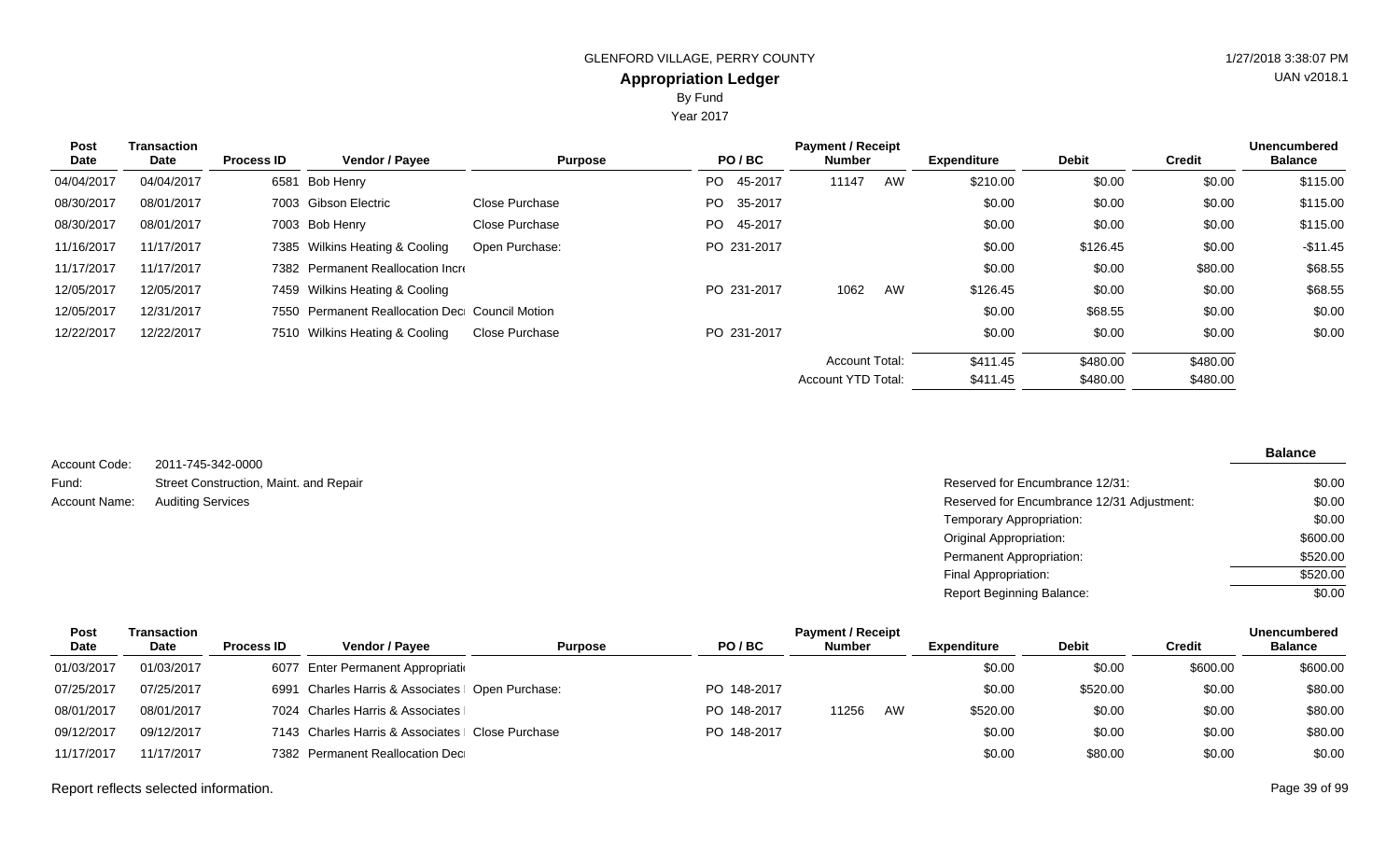GLENFORD VILLAGE, PERRY COUNTY

**Appropriation Ledger**

By Fund

Year 2017

| Post Date | Transaction Date | Process ID | Vendor / Payee | Purpose | PO / BC | Payment / Receipt Number | | Expenditure | Debit | Credit | Unencumbered Balance |
|---|---|---|---|---|---|---|---|---|---|---|---|
| 04/04/2017 | 04/04/2017 | 6581 | Bob Henry | | PO 45-2017 | 11147 | AW | $210.00 | $0.00 | $0.00 | $115.00 |
| 08/30/2017 | 08/01/2017 | 7003 | Gibson Electric | Close Purchase | PO 35-2017 | | | $0.00 | $0.00 | $0.00 | $115.00 |
| 08/30/2017 | 08/01/2017 | 7003 | Bob Henry | Close Purchase | PO 45-2017 | | | $0.00 | $0.00 | $0.00 | $115.00 |
| 11/16/2017 | 11/17/2017 | 7385 | Wilkins Heating & Cooling | Open Purchase: | PO 231-2017 | | | $0.00 | $126.45 | $0.00 | -$11.45 |
| 11/17/2017 | 11/17/2017 | 7382 | Permanent Reallocation Incr | | | | | $0.00 | $0.00 | $80.00 | $68.55 |
| 12/05/2017 | 12/05/2017 | 7459 | Wilkins Heating & Cooling | | PO 231-2017 | 1062 | AW | $126.45 | $0.00 | $0.00 | $68.55 |
| 12/05/2017 | 12/31/2017 | 7550 | Permanent Reallocation Dec | Council Motion | | | | $0.00 | $68.55 | $0.00 | $0.00 |
| 12/22/2017 | 12/22/2017 | 7510 | Wilkins Heating & Cooling | Close Purchase | PO 231-2017 | | | $0.00 | $0.00 | $0.00 | $0.00 |
| | | | | | | Account Total: | | $411.45 | $480.00 | $480.00 | |
| | | | | | | Account YTD Total: | | $411.45 | $480.00 | $480.00 | |

Account Code: 2011-745-342-0000

Fund: Street Construction, Maint. and Repair

Account Name: Auditing Services

| | Balance |
|---|---|
| Reserved for Encumbrance 12/31: | $0.00 |
| Reserved for Encumbrance 12/31 Adjustment: | $0.00 |
| Temporary Appropriation: | $0.00 |
| Original Appropriation: | $600.00 |
| Permanent Appropriation: | $520.00 |
| Final Appropriation: | $520.00 |
| Report Beginning Balance: | $0.00 |

| Post Date | Transaction Date | Process ID | Vendor / Payee | Purpose | PO / BC | Payment / Receipt Number | | Expenditure | Debit | Credit | Unencumbered Balance |
|---|---|---|---|---|---|---|---|---|---|---|---|
| 01/03/2017 | 01/03/2017 | 6077 | Enter Permanent Appropriati | | | | | $0.00 | $0.00 | $600.00 | $600.00 |
| 07/25/2017 | 07/25/2017 | 6991 | Charles Harris & Associates | Open Purchase: | PO 148-2017 | | | $0.00 | $520.00 | $0.00 | $80.00 |
| 08/01/2017 | 08/01/2017 | 7024 | Charles Harris & Associates | | PO 148-2017 | 11256 | AW | $520.00 | $0.00 | $0.00 | $80.00 |
| 09/12/2017 | 09/12/2017 | 7143 | Charles Harris & Associates | Close Purchase | PO 148-2017 | | | $0.00 | $0.00 | $0.00 | $80.00 |
| 11/17/2017 | 11/17/2017 | 7382 | Permanent Reallocation Dec | | | | | $0.00 | $80.00 | $0.00 | $0.00 |

Report reflects selected information.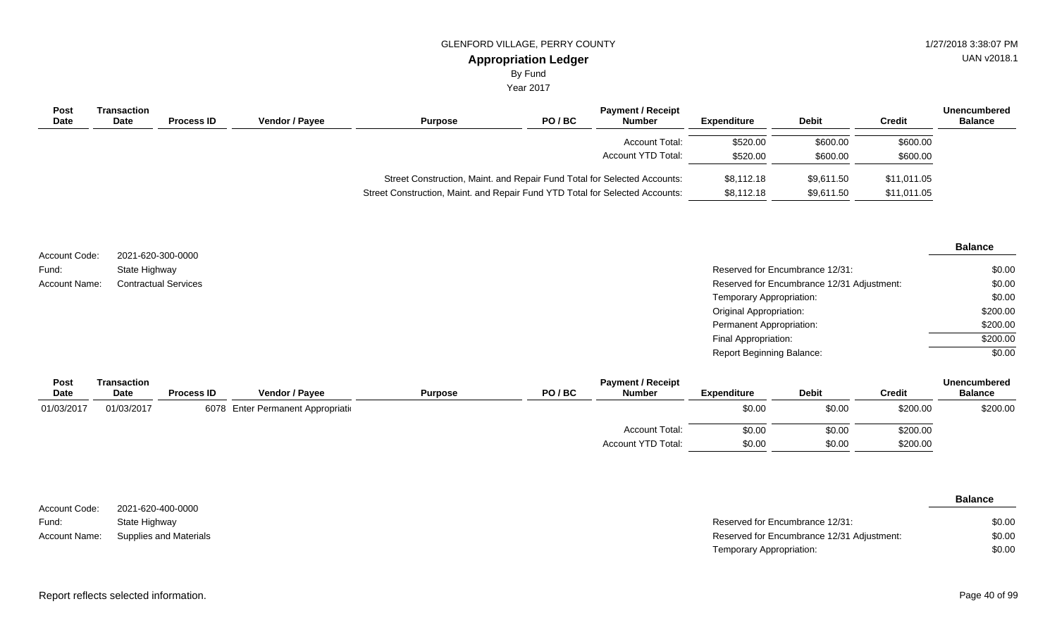GLENFORD VILLAGE, PERRY COUNTY

## Appropriation Ledger

By Fund

Year 2017

| Post Date | Transaction Date | Process ID | Vendor / Payee | Purpose | PO / BC | Payment / Receipt Number | Expenditure | Debit | Credit | Unencumbered Balance |
|---|---|---|---|---|---|---|---|---|---|---|
| | | | | | | Account Total: | $520.00 | $600.00 | $600.00 | |
| | | | | | | Account YTD Total: | $520.00 | $600.00 | $600.00 | |
| | | | | Street Construction, Maint. and Repair Fund Total for Selected Accounts: | | | $8,112.18 | $9,611.50 | $11,011.05 | |
| | | | | Street Construction, Maint. and Repair Fund YTD Total for Selected Accounts: | | | $8,112.18 | $9,611.50 | $11,011.05 | |

Account Code: 2021-620-300-0000
Fund: State Highway
Account Name: Contractual Services

| | Balance |
|---|---|
| Reserved for Encumbrance 12/31: | $0.00 |
| Reserved for Encumbrance 12/31 Adjustment: | $0.00 |
| Temporary Appropriation: | $0.00 |
| Original Appropriation: | $200.00 |
| Permanent Appropriation: | $200.00 |
| Final Appropriation: | $200.00 |
| Report Beginning Balance: | $0.00 |

| Post Date | Transaction Date | Process ID | Vendor / Payee | Purpose | PO / BC | Payment / Receipt Number | Expenditure | Debit | Credit | Unencumbered Balance |
|---|---|---|---|---|---|---|---|---|---|---|
| 01/03/2017 | 01/03/2017 | 6078 | Enter Permanent Appropriati | | | | $0.00 | $0.00 | $200.00 | $200.00 |
| | | | | | | Account Total: | $0.00 | $0.00 | $200.00 | |
| | | | | | | Account YTD Total: | $0.00 | $0.00 | $200.00 | |

Account Code: 2021-620-400-0000
Fund: State Highway
Account Name: Supplies and Materials

| | Balance |
|---|---|
| Reserved for Encumbrance 12/31: | $0.00 |
| Reserved for Encumbrance 12/31 Adjustment: | $0.00 |
| Temporary Appropriation: | $0.00 |

Report reflects selected information.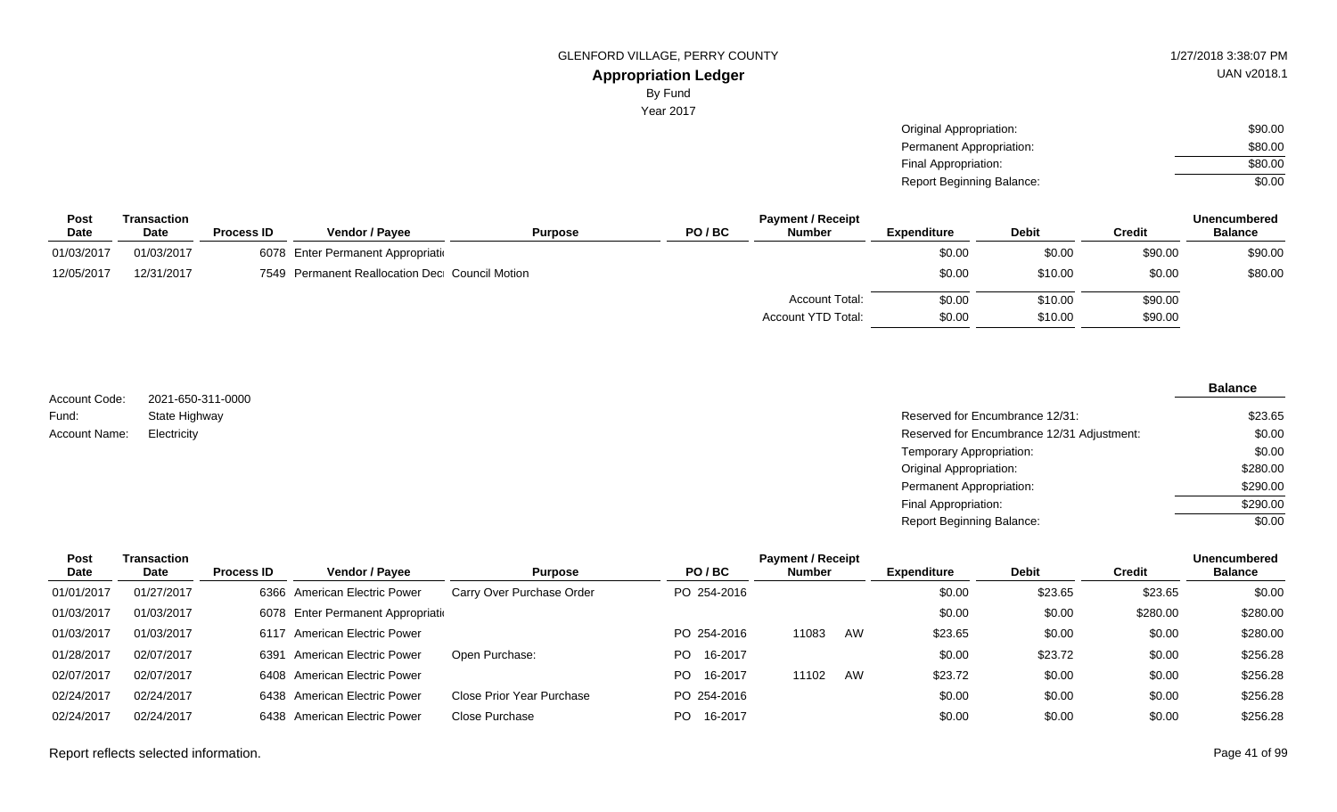GLENFORD VILLAGE, PERRY COUNTY

**Appropriation Ledger**

By Fund

Year 2017

| | |
|---|---|
| Original Appropriation: | $90.00 |
| Permanent Appropriation: | $80.00 |
| Final Appropriation: | $80.00 |
| Report Beginning Balance: | $0.00 |

| Post Date | Transaction Date | Process ID | Vendor / Payee | Purpose | PO / BC | Payment / Receipt Number | Expenditure | Debit | Credit | Unencumbered Balance |
|---|---|---|---|---|---|---|---|---|---|---|
| 01/03/2017 | 01/03/2017 | 6078 | Enter Permanent Appropriati | | | | $0.00 | $0.00 | $90.00 | $90.00 |
| 12/05/2017 | 12/31/2017 | 7549 | Permanent Reallocation Dec | Council Motion | | | $0.00 | $10.00 | $0.00 | $80.00 |
| | | | | | | Account Total: | $0.00 | $10.00 | $90.00 | |
| | | | | | | Account YTD Total: | $0.00 | $10.00 | $90.00 | |

Account Code: 2021-650-311-0000
Fund: State Highway
Account Name: Electricity

| | Balance |
|---|---|
| Reserved for Encumbrance 12/31: | $23.65 |
| Reserved for Encumbrance 12/31 Adjustment: | $0.00 |
| Temporary Appropriation: | $0.00 |
| Original Appropriation: | $280.00 |
| Permanent Appropriation: | $290.00 |
| Final Appropriation: | $290.00 |
| Report Beginning Balance: | $0.00 |

| Post Date | Transaction Date | Process ID | Vendor / Payee | Purpose | PO / BC | Payment / Receipt Number | Expenditure | Debit | Credit | Unencumbered Balance |
|---|---|---|---|---|---|---|---|---|---|---|
| 01/01/2017 | 01/27/2017 | 6366 | American Electric Power | Carry Over Purchase Order | PO 254-2016 | | $0.00 | $23.65 | $23.65 | $0.00 |
| 01/03/2017 | 01/03/2017 | 6078 | Enter Permanent Appropriati | | | | $0.00 | $0.00 | $280.00 | $280.00 |
| 01/03/2017 | 01/03/2017 | 6117 | American Electric Power | | PO 254-2016 | 11083 AW | $23.65 | $0.00 | $0.00 | $280.00 |
| 01/28/2017 | 02/07/2017 | 6391 | American Electric Power | Open Purchase: | PO 16-2017 | | $0.00 | $23.72 | $0.00 | $256.28 |
| 02/07/2017 | 02/07/2017 | 6408 | American Electric Power | | PO 16-2017 | 11102 AW | $23.72 | $0.00 | $0.00 | $256.28 |
| 02/24/2017 | 02/24/2017 | 6438 | American Electric Power | Close Prior Year Purchase | PO 254-2016 | | $0.00 | $0.00 | $0.00 | $256.28 |
| 02/24/2017 | 02/24/2017 | 6438 | American Electric Power | Close Purchase | PO 16-2017 | | $0.00 | $0.00 | $0.00 | $256.28 |

Report reflects selected information.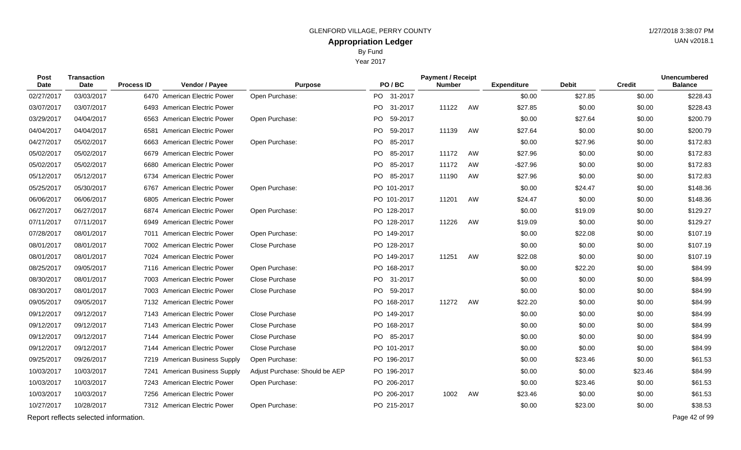GLENFORD VILLAGE, PERRY COUNTY

# Appropriation Ledger

By Fund

Year 2017

| Post Date | Transaction Date | Process ID | Vendor / Payee | Purpose | PO / BC | Payment / Receipt Number | | Expenditure | Debit | Credit | Unencumbered Balance |
|---|---|---|---|---|---|---|---|---|---|---|---|
| 02/27/2017 | 03/03/2017 | 6470 | American Electric Power | Open Purchase: | PO 31-2017 | | | $0.00 | $27.85 | $0.00 | $228.43 |
| 03/07/2017 | 03/07/2017 | 6493 | American Electric Power | | PO 31-2017 | 11122 | AW | $27.85 | $0.00 | $0.00 | $228.43 |
| 03/29/2017 | 04/04/2017 | 6563 | American Electric Power | Open Purchase: | PO 59-2017 | | | $0.00 | $27.64 | $0.00 | $200.79 |
| 04/04/2017 | 04/04/2017 | 6581 | American Electric Power | | PO 59-2017 | 11139 | AW | $27.64 | $0.00 | $0.00 | $200.79 |
| 04/27/2017 | 05/02/2017 | 6663 | American Electric Power | Open Purchase: | PO 85-2017 | | | $0.00 | $27.96 | $0.00 | $172.83 |
| 05/02/2017 | 05/02/2017 | 6679 | American Electric Power | | PO 85-2017 | 11172 | AW | $27.96 | $0.00 | $0.00 | $172.83 |
| 05/02/2017 | 05/02/2017 | 6680 | American Electric Power | | PO 85-2017 | 11172 | AW | -$27.96 | $0.00 | $0.00 | $172.83 |
| 05/12/2017 | 05/12/2017 | 6734 | American Electric Power | | PO 85-2017 | 11190 | AW | $27.96 | $0.00 | $0.00 | $172.83 |
| 05/25/2017 | 05/30/2017 | 6767 | American Electric Power | Open Purchase: | PO 101-2017 | | | $0.00 | $24.47 | $0.00 | $148.36 |
| 06/06/2017 | 06/06/2017 | 6805 | American Electric Power | | PO 101-2017 | 11201 | AW | $24.47 | $0.00 | $0.00 | $148.36 |
| 06/27/2017 | 06/27/2017 | 6874 | American Electric Power | Open Purchase: | PO 128-2017 | | | $0.00 | $19.09 | $0.00 | $129.27 |
| 07/11/2017 | 07/11/2017 | 6949 | American Electric Power | | PO 128-2017 | 11226 | AW | $19.09 | $0.00 | $0.00 | $129.27 |
| 07/28/2017 | 08/01/2017 | 7011 | American Electric Power | Open Purchase: | PO 149-2017 | | | $0.00 | $22.08 | $0.00 | $107.19 |
| 08/01/2017 | 08/01/2017 | 7002 | American Electric Power | Close Purchase | PO 128-2017 | | | $0.00 | $0.00 | $0.00 | $107.19 |
| 08/01/2017 | 08/01/2017 | 7024 | American Electric Power | | PO 149-2017 | 11251 | AW | $22.08 | $0.00 | $0.00 | $107.19 |
| 08/25/2017 | 09/05/2017 | 7116 | American Electric Power | Open Purchase: | PO 168-2017 | | | $0.00 | $22.20 | $0.00 | $84.99 |
| 08/30/2017 | 08/01/2017 | 7003 | American Electric Power | Close Purchase | PO 31-2017 | | | $0.00 | $0.00 | $0.00 | $84.99 |
| 08/30/2017 | 08/01/2017 | 7003 | American Electric Power | Close Purchase | PO 59-2017 | | | $0.00 | $0.00 | $0.00 | $84.99 |
| 09/05/2017 | 09/05/2017 | 7132 | American Electric Power | | PO 168-2017 | 11272 | AW | $22.20 | $0.00 | $0.00 | $84.99 |
| 09/12/2017 | 09/12/2017 | 7143 | American Electric Power | Close Purchase | PO 149-2017 | | | $0.00 | $0.00 | $0.00 | $84.99 |
| 09/12/2017 | 09/12/2017 | 7143 | American Electric Power | Close Purchase | PO 168-2017 | | | $0.00 | $0.00 | $0.00 | $84.99 |
| 09/12/2017 | 09/12/2017 | 7144 | American Electric Power | Close Purchase | PO 85-2017 | | | $0.00 | $0.00 | $0.00 | $84.99 |
| 09/12/2017 | 09/12/2017 | 7144 | American Electric Power | Close Purchase | PO 101-2017 | | | $0.00 | $0.00 | $0.00 | $84.99 |
| 09/25/2017 | 09/26/2017 | 7219 | American Business Supply | Open Purchase: | PO 196-2017 | | | $0.00 | $23.46 | $0.00 | $61.53 |
| 10/03/2017 | 10/03/2017 | 7241 | American Business Supply | Adjust Purchase: Should be AEP | PO 196-2017 | | | $0.00 | $0.00 | $23.46 | $84.99 |
| 10/03/2017 | 10/03/2017 | 7243 | American Electric Power | Open Purchase: | PO 206-2017 | | | $0.00 | $23.46 | $0.00 | $61.53 |
| 10/03/2017 | 10/03/2017 | 7256 | American Electric Power | | PO 206-2017 | 1002 | AW | $23.46 | $0.00 | $0.00 | $61.53 |
| 10/27/2017 | 10/28/2017 | 7312 | American Electric Power | Open Purchase: | PO 215-2017 | | | $0.00 | $23.00 | $0.00 | $38.53 |

Report reflects selected information.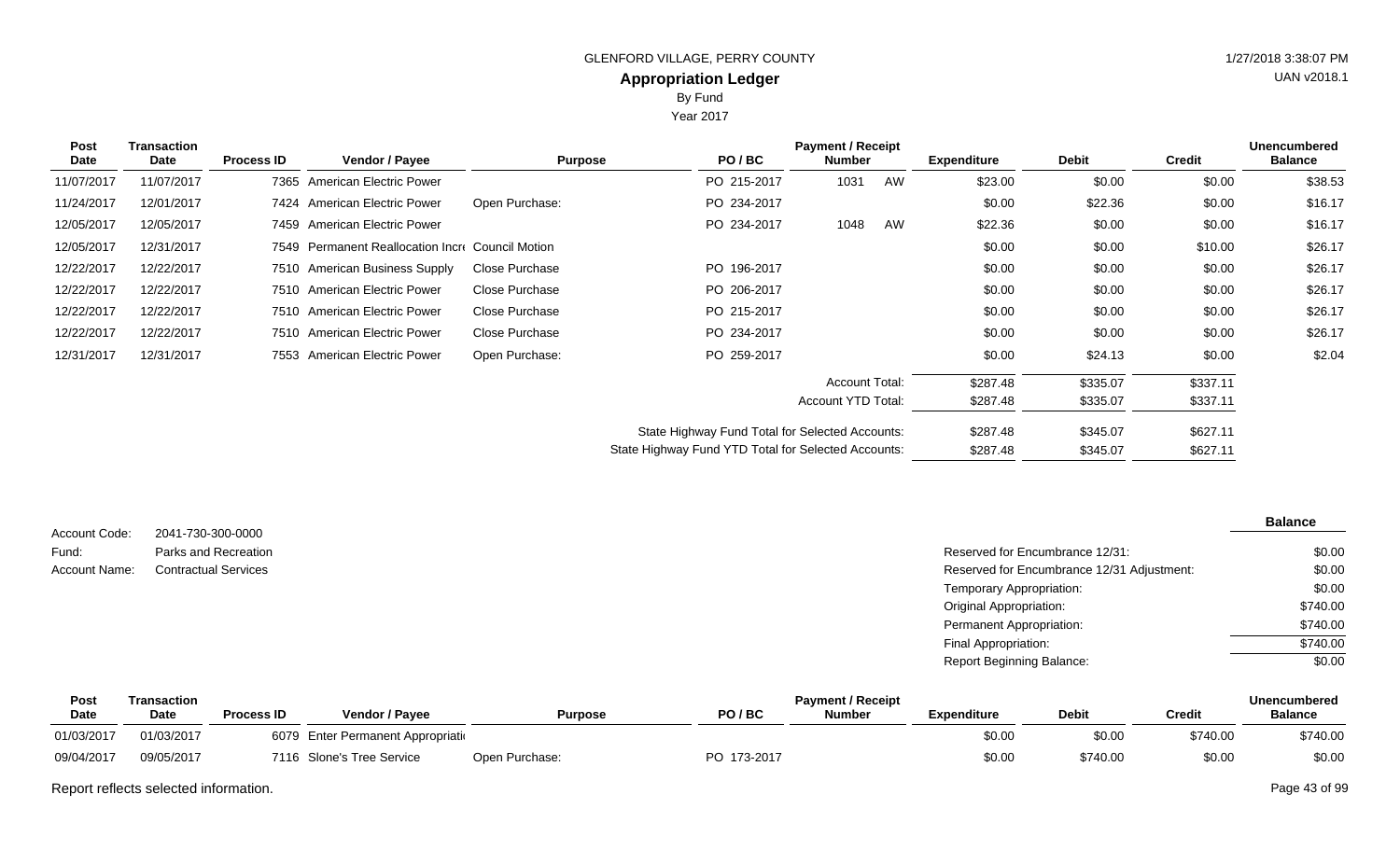# GLENFORD VILLAGE, PERRY COUNTY

## Appropriation Ledger

By Fund

Year 2017

| Post Date | Transaction Date | Process ID | Vendor / Payee | Purpose | PO / BC | Payment / Receipt Number | | Expenditure | Debit | Credit | Unencumbered Balance |
|---|---|---|---|---|---|---|---|---|---|---|---|
| 11/07/2017 | 11/07/2017 | 7365 | American Electric Power | | PO 215-2017 | 1031 | AW | $23.00 | $0.00 | $0.00 | $38.53 |
| 11/24/2017 | 12/01/2017 | 7424 | American Electric Power | Open Purchase: | PO 234-2017 | | | $0.00 | $22.36 | $0.00 | $16.17 |
| 12/05/2017 | 12/05/2017 | 7459 | American Electric Power | | PO 234-2017 | 1048 | AW | $22.36 | $0.00 | $0.00 | $16.17 |
| 12/05/2017 | 12/31/2017 | 7549 | Permanent Reallocation Incr | Council Motion | | | | $0.00 | $0.00 | $10.00 | $26.17 |
| 12/22/2017 | 12/22/2017 | 7510 | American Business Supply | Close Purchase | PO 196-2017 | | | $0.00 | $0.00 | $0.00 | $26.17 |
| 12/22/2017 | 12/22/2017 | 7510 | American Electric Power | Close Purchase | PO 206-2017 | | | $0.00 | $0.00 | $0.00 | $26.17 |
| 12/22/2017 | 12/22/2017 | 7510 | American Electric Power | Close Purchase | PO 215-2017 | | | $0.00 | $0.00 | $0.00 | $26.17 |
| 12/22/2017 | 12/22/2017 | 7510 | American Electric Power | Close Purchase | PO 234-2017 | | | $0.00 | $0.00 | $0.00 | $26.17 |
| 12/31/2017 | 12/31/2017 | 7553 | American Electric Power | Open Purchase: | PO 259-2017 | | | $0.00 | $24.13 | $0.00 | $2.04 |
| | | | | | | Account Total: | | $287.48 | $335.07 | $337.11 | |
| | | | | | | Account YTD Total: | | $287.48 | $335.07 | $337.11 | |
| | | | | | | State Highway Fund Total for Selected Accounts: | | $287.48 | $345.07 | $627.11 | |
| | | | | | | State Highway Fund YTD Total for Selected Accounts: | | $287.48 | $345.07 | $627.11 | |

Account Code: 2041-730-300-0000
Fund: Parks and Recreation
Account Name: Contractual Services

| | Balance |
|---|---|
| Reserved for Encumbrance 12/31: | $0.00 |
| Reserved for Encumbrance 12/31 Adjustment: | $0.00 |
| Temporary Appropriation: | $0.00 |
| Original Appropriation: | $740.00 |
| Permanent Appropriation: | $740.00 |
| Final Appropriation: | $740.00 |
| Report Beginning Balance: | $0.00 |

| Post Date | Transaction Date | Process ID | Vendor / Payee | Purpose | PO / BC | Payment / Receipt Number | Expenditure | Debit | Credit | Unencumbered Balance |
|---|---|---|---|---|---|---|---|---|---|---|
| 01/03/2017 | 01/03/2017 | 6079 | Enter Permanent Appropriati | | | | $0.00 | $0.00 | $740.00 | $740.00 |
| 09/04/2017 | 09/05/2017 | 7116 | Slone's Tree Service | Open Purchase: | PO 173-2017 | | $0.00 | $740.00 | $0.00 | $0.00 |

Report reflects selected information.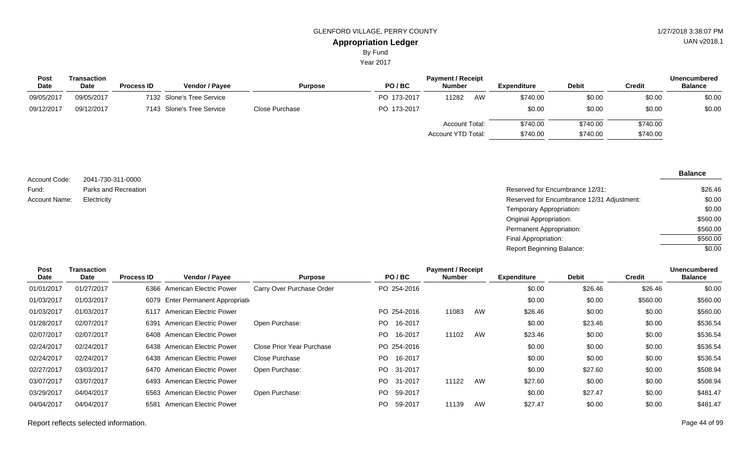GLENFORD VILLAGE, PERRY COUNTY

## Appropriation Ledger

By Fund

Year 2017

| Post Date | Transaction Date | Process ID | Vendor / Payee | Purpose | PO / BC | Payment / Receipt Number | | Expenditure | Debit | Credit | Unencumbered Balance |
|---|---|---|---|---|---|---|---|---|---|---|---|
| 09/05/2017 | 09/05/2017 | 7132 | Slone's Tree Service | | PO 173-2017 | 11282 | AW | $740.00 | $0.00 | $0.00 | $0.00 |
| 09/12/2017 | 09/12/2017 | 7143 | Slone's Tree Service | Close Purchase | PO 173-2017 | | | $0.00 | $0.00 | $0.00 | $0.00 |
| | | | | | | Account Total: | | $740.00 | $740.00 | $740.00 | |
| | | | | | | Account YTD Total: | | $740.00 | $740.00 | $740.00 | |

Account Code: 2041-730-311-0000
Fund: Parks and Recreation
Account Name: Electricity

| | Balance |
|---|---|
| Reserved for Encumbrance 12/31: | $26.46 |
| Reserved for Encumbrance 12/31 Adjustment: | $0.00 |
| Temporary Appropriation: | $0.00 |
| Original Appropriation: | $560.00 |
| Permanent Appropriation: | $560.00 |
| Final Appropriation: | $560.00 |
| Report Beginning Balance: | $0.00 |

| Post Date | Transaction Date | Process ID | Vendor / Payee | Purpose | PO / BC | Payment / Receipt Number | | Expenditure | Debit | Credit | Unencumbered Balance |
|---|---|---|---|---|---|---|---|---|---|---|---|
| 01/01/2017 | 01/27/2017 | 6366 | American Electric Power | Carry Over Purchase Order | PO 254-2016 | | | $0.00 | $26.46 | $26.46 | $0.00 |
| 01/03/2017 | 01/03/2017 | 6079 | Enter Permanent Appropriati | | | | | $0.00 | $0.00 | $560.00 | $560.00 |
| 01/03/2017 | 01/03/2017 | 6117 | American Electric Power | | PO 254-2016 | 11083 | AW | $26.46 | $0.00 | $0.00 | $560.00 |
| 01/28/2017 | 02/07/2017 | 6391 | American Electric Power | Open Purchase: | PO 16-2017 | | | $0.00 | $23.46 | $0.00 | $536.54 |
| 02/07/2017 | 02/07/2017 | 6408 | American Electric Power | | PO 16-2017 | 11102 | AW | $23.46 | $0.00 | $0.00 | $536.54 |
| 02/24/2017 | 02/24/2017 | 6438 | American Electric Power | Close Prior Year Purchase | PO 254-2016 | | | $0.00 | $0.00 | $0.00 | $536.54 |
| 02/24/2017 | 02/24/2017 | 6438 | American Electric Power | Close Purchase | PO 16-2017 | | | $0.00 | $0.00 | $0.00 | $536.54 |
| 02/27/2017 | 03/03/2017 | 6470 | American Electric Power | Open Purchase: | PO 31-2017 | | | $0.00 | $27.60 | $0.00 | $508.94 |
| 03/07/2017 | 03/07/2017 | 6493 | American Electric Power | | PO 31-2017 | 11122 | AW | $27.60 | $0.00 | $0.00 | $508.94 |
| 03/29/2017 | 04/04/2017 | 6563 | American Electric Power | Open Purchase: | PO 59-2017 | | | $0.00 | $27.47 | $0.00 | $481.47 |
| 04/04/2017 | 04/04/2017 | 6581 | American Electric Power | | PO 59-2017 | 11139 | AW | $27.47 | $0.00 | $0.00 | $481.47 |

Report reflects selected information.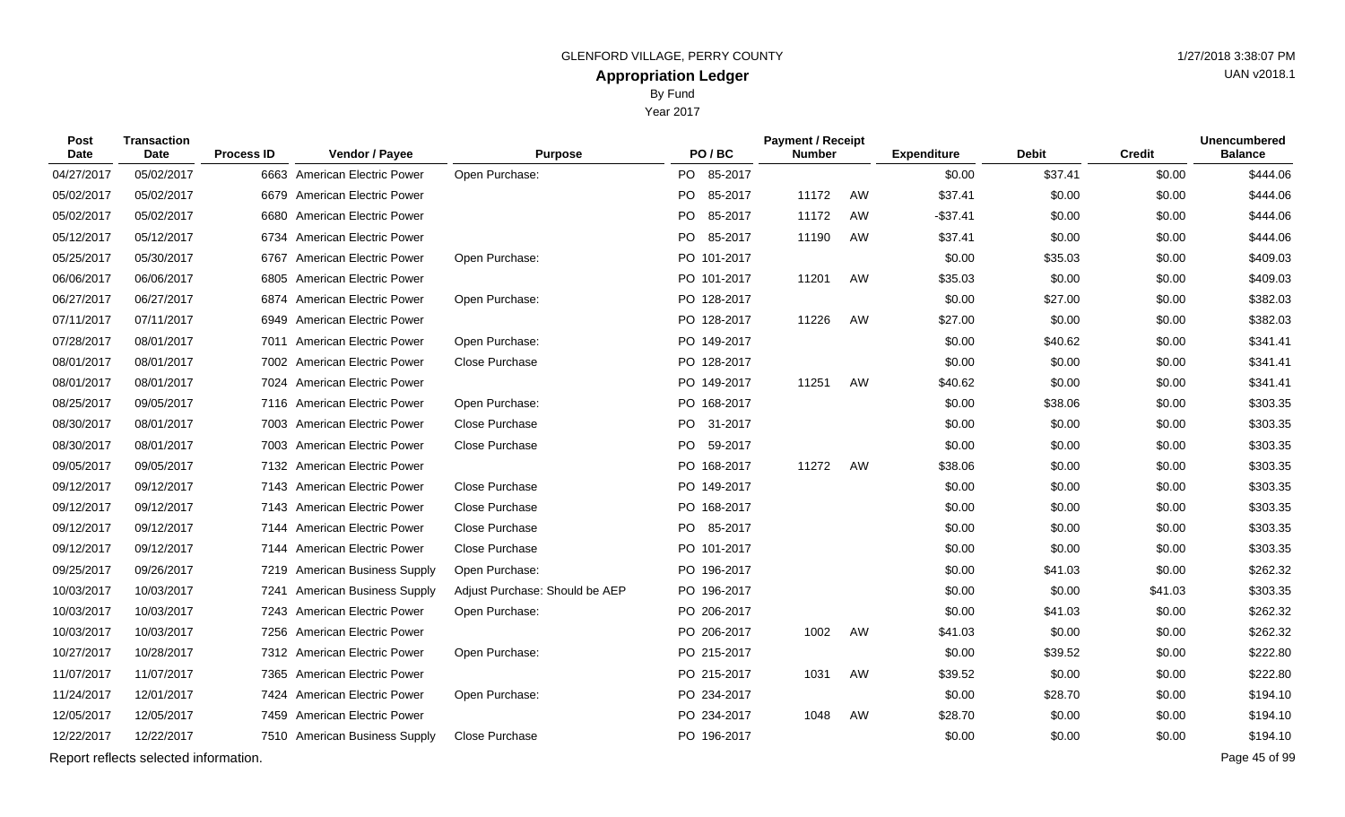GLENFORD VILLAGE, PERRY COUNTY

# Appropriation Ledger

By Fund

Year 2017

| Post Date | Transaction Date | Process ID | Vendor / Payee | Purpose | PO / BC | Payment / Receipt Number | | Expenditure | Debit | Credit | Unencumbered Balance |
|---|---|---|---|---|---|---|---|---|---|---|---|
| 04/27/2017 | 05/02/2017 | 6663 | American Electric Power | Open Purchase: | PO 85-2017 | | | $0.00 | $37.41 | $0.00 | $444.06 |
| 05/02/2017 | 05/02/2017 | 6679 | American Electric Power | | PO 85-2017 | 11172 | AW | $37.41 | $0.00 | $0.00 | $444.06 |
| 05/02/2017 | 05/02/2017 | 6680 | American Electric Power | | PO 85-2017 | 11172 | AW | -$37.41 | $0.00 | $0.00 | $444.06 |
| 05/12/2017 | 05/12/2017 | 6734 | American Electric Power | | PO 85-2017 | 11190 | AW | $37.41 | $0.00 | $0.00 | $444.06 |
| 05/25/2017 | 05/30/2017 | 6767 | American Electric Power | Open Purchase: | PO 101-2017 | | | $0.00 | $35.03 | $0.00 | $409.03 |
| 06/06/2017 | 06/06/2017 | 6805 | American Electric Power | | PO 101-2017 | 11201 | AW | $35.03 | $0.00 | $0.00 | $409.03 |
| 06/27/2017 | 06/27/2017 | 6874 | American Electric Power | Open Purchase: | PO 128-2017 | | | $0.00 | $27.00 | $0.00 | $382.03 |
| 07/11/2017 | 07/11/2017 | 6949 | American Electric Power | | PO 128-2017 | 11226 | AW | $27.00 | $0.00 | $0.00 | $382.03 |
| 07/28/2017 | 08/01/2017 | 7011 | American Electric Power | Open Purchase: | PO 149-2017 | | | $0.00 | $40.62 | $0.00 | $341.41 |
| 08/01/2017 | 08/01/2017 | 7002 | American Electric Power | Close Purchase | PO 128-2017 | | | $0.00 | $0.00 | $0.00 | $341.41 |
| 08/01/2017 | 08/01/2017 | 7024 | American Electric Power | | PO 149-2017 | 11251 | AW | $40.62 | $0.00 | $0.00 | $341.41 |
| 08/25/2017 | 09/05/2017 | 7116 | American Electric Power | Open Purchase: | PO 168-2017 | | | $0.00 | $38.06 | $0.00 | $303.35 |
| 08/30/2017 | 08/01/2017 | 7003 | American Electric Power | Close Purchase | PO 31-2017 | | | $0.00 | $0.00 | $0.00 | $303.35 |
| 08/30/2017 | 08/01/2017 | 7003 | American Electric Power | Close Purchase | PO 59-2017 | | | $0.00 | $0.00 | $0.00 | $303.35 |
| 09/05/2017 | 09/05/2017 | 7132 | American Electric Power | | PO 168-2017 | 11272 | AW | $38.06 | $0.00 | $0.00 | $303.35 |
| 09/12/2017 | 09/12/2017 | 7143 | American Electric Power | Close Purchase | PO 149-2017 | | | $0.00 | $0.00 | $0.00 | $303.35 |
| 09/12/2017 | 09/12/2017 | 7143 | American Electric Power | Close Purchase | PO 168-2017 | | | $0.00 | $0.00 | $0.00 | $303.35 |
| 09/12/2017 | 09/12/2017 | 7144 | American Electric Power | Close Purchase | PO 85-2017 | | | $0.00 | $0.00 | $0.00 | $303.35 |
| 09/12/2017 | 09/12/2017 | 7144 | American Electric Power | Close Purchase | PO 101-2017 | | | $0.00 | $0.00 | $0.00 | $303.35 |
| 09/25/2017 | 09/26/2017 | 7219 | American Business Supply | Open Purchase: | PO 196-2017 | | | $0.00 | $41.03 | $0.00 | $262.32 |
| 10/03/2017 | 10/03/2017 | 7241 | American Business Supply | Adjust Purchase: Should be AEP | PO 196-2017 | | | $0.00 | $0.00 | $41.03 | $303.35 |
| 10/03/2017 | 10/03/2017 | 7243 | American Electric Power | Open Purchase: | PO 206-2017 | | | $0.00 | $41.03 | $0.00 | $262.32 |
| 10/03/2017 | 10/03/2017 | 7256 | American Electric Power | | PO 206-2017 | 1002 | AW | $41.03 | $0.00 | $0.00 | $262.32 |
| 10/27/2017 | 10/28/2017 | 7312 | American Electric Power | Open Purchase: | PO 215-2017 | | | $0.00 | $39.52 | $0.00 | $222.80 |
| 11/07/2017 | 11/07/2017 | 7365 | American Electric Power | | PO 215-2017 | 1031 | AW | $39.52 | $0.00 | $0.00 | $222.80 |
| 11/24/2017 | 12/01/2017 | 7424 | American Electric Power | Open Purchase: | PO 234-2017 | | | $0.00 | $28.70 | $0.00 | $194.10 |
| 12/05/2017 | 12/05/2017 | 7459 | American Electric Power | | PO 234-2017 | 1048 | AW | $28.70 | $0.00 | $0.00 | $194.10 |
| 12/22/2017 | 12/22/2017 | 7510 | American Business Supply | Close Purchase | PO 196-2017 | | | $0.00 | $0.00 | $0.00 | $194.10 |

Report reflects selected information.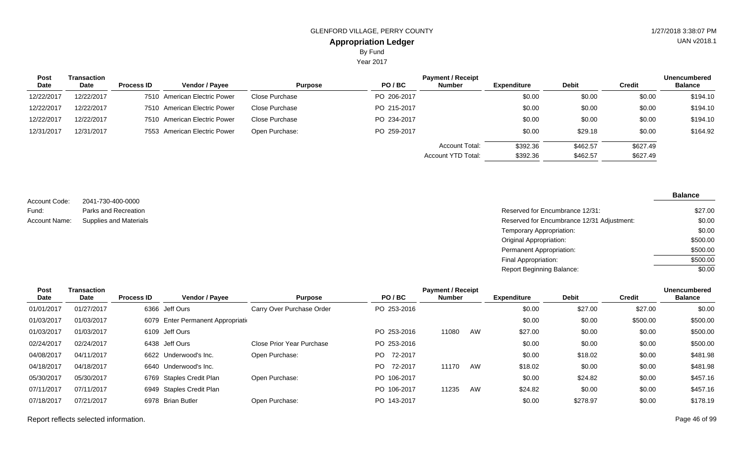GLENFORD VILLAGE, PERRY COUNTY

# Appropriation Ledger

By Fund

Year 2017

| Post Date | Transaction Date | Process ID | Vendor / Payee | Purpose | PO / BC | Payment / Receipt Number | | Expenditure | Debit | Credit | Unencumbered Balance |
|---|---|---|---|---|---|---|---|---|---|---|---|
| 12/22/2017 | 12/22/2017 | 7510 | American Electric Power | Close Purchase | PO 206-2017 | | | $0.00 | $0.00 | $0.00 | $194.10 |
| 12/22/2017 | 12/22/2017 | 7510 | American Electric Power | Close Purchase | PO 215-2017 | | | $0.00 | $0.00 | $0.00 | $194.10 |
| 12/22/2017 | 12/22/2017 | 7510 | American Electric Power | Close Purchase | PO 234-2017 | | | $0.00 | $0.00 | $0.00 | $194.10 |
| 12/31/2017 | 12/31/2017 | 7553 | American Electric Power | Open Purchase: | PO 259-2017 | | | $0.00 | $29.18 | $0.00 | $164.92 |
| | | | | | | Account Total: | | $392.36 | $462.57 | $627.49 | |
| | | | | | | Account YTD Total: | | $392.36 | $462.57 | $627.49 | |

Account Code: 2041-730-400-0000
Fund: Parks and Recreation
Account Name: Supplies and Materials

| | Balance |
|---|---|
| Reserved for Encumbrance 12/31: | $27.00 |
| Reserved for Encumbrance 12/31 Adjustment: | $0.00 |
| Temporary Appropriation: | $0.00 |
| Original Appropriation: | $500.00 |
| Permanent Appropriation: | $500.00 |
| Final Appropriation: | $500.00 |
| Report Beginning Balance: | $0.00 |

| Post Date | Transaction Date | Process ID | Vendor / Payee | Purpose | PO / BC | Payment / Receipt Number | | Expenditure | Debit | Credit | Unencumbered Balance |
|---|---|---|---|---|---|---|---|---|---|---|---|
| 01/01/2017 | 01/27/2017 | 6366 | Jeff Ours | Carry Over Purchase Order | PO 253-2016 | | | $0.00 | $27.00 | $27.00 | $0.00 |
| 01/03/2017 | 01/03/2017 | 6079 | Enter Permanent Appropriati | | | | | $0.00 | $0.00 | $500.00 | $500.00 |
| 01/03/2017 | 01/03/2017 | 6109 | Jeff Ours | | PO 253-2016 | 11080 | AW | $27.00 | $0.00 | $0.00 | $500.00 |
| 02/24/2017 | 02/24/2017 | 6438 | Jeff Ours | Close Prior Year Purchase | PO 253-2016 | | | $0.00 | $0.00 | $0.00 | $500.00 |
| 04/08/2017 | 04/11/2017 | 6622 | Underwood's Inc. | Open Purchase: | PO 72-2017 | | | $0.00 | $18.02 | $0.00 | $481.98 |
| 04/18/2017 | 04/18/2017 | 6640 | Underwood's Inc. | | PO 72-2017 | 11170 | AW | $18.02 | $0.00 | $0.00 | $481.98 |
| 05/30/2017 | 05/30/2017 | 6769 | Staples Credit Plan | Open Purchase: | PO 106-2017 | | | $0.00 | $24.82 | $0.00 | $457.16 |
| 07/11/2017 | 07/11/2017 | 6949 | Staples Credit Plan | | PO 106-2017 | 11235 | AW | $24.82 | $0.00 | $0.00 | $457.16 |
| 07/18/2017 | 07/21/2017 | 6978 | Brian Butler | Open Purchase: | PO 143-2017 | | | $0.00 | $278.97 | $0.00 | $178.19 |

Report reflects selected information.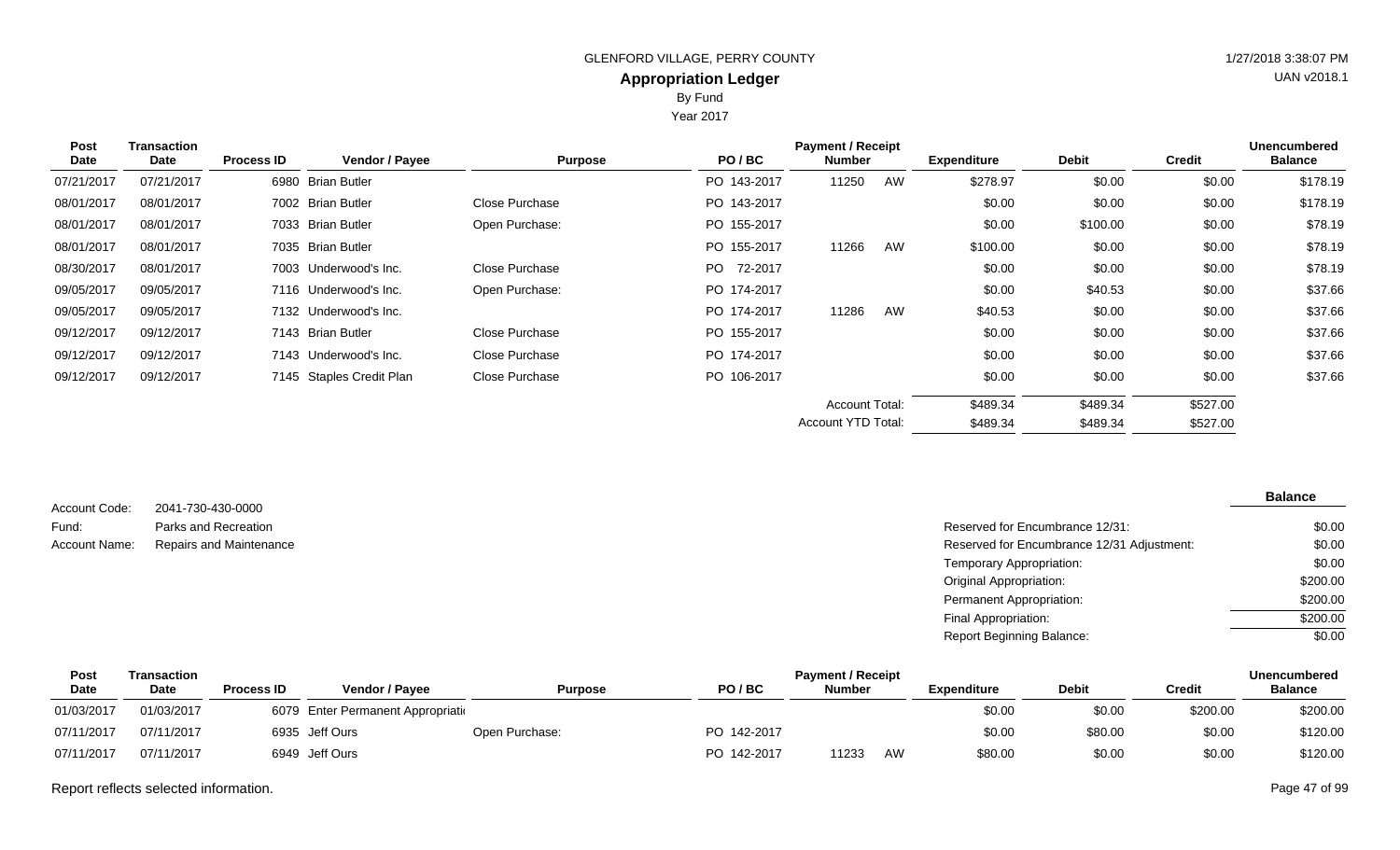GLENFORD VILLAGE, PERRY COUNTY

## Appropriation Ledger

By Fund

Year 2017

| Post Date | Transaction Date | Process ID | Vendor / Payee | Purpose | PO / BC | Payment / Receipt Number | | Expenditure | Debit | Credit | Unencumbered Balance |
|---|---|---|---|---|---|---|---|---|---|---|---|
| 07/21/2017 | 07/21/2017 | 6980 | Brian Butler | | PO 143-2017 | 11250 | AW | $278.97 | $0.00 | $0.00 | $178.19 |
| 08/01/2017 | 08/01/2017 | 7002 | Brian Butler | Close Purchase | PO 143-2017 | | | $0.00 | $0.00 | $0.00 | $178.19 |
| 08/01/2017 | 08/01/2017 | 7033 | Brian Butler | Open Purchase: | PO 155-2017 | | | $0.00 | $100.00 | $0.00 | $78.19 |
| 08/01/2017 | 08/01/2017 | 7035 | Brian Butler | | PO 155-2017 | 11266 | AW | $100.00 | $0.00 | $0.00 | $78.19 |
| 08/30/2017 | 08/01/2017 | 7003 | Underwood's Inc. | Close Purchase | PO 72-2017 | | | $0.00 | $0.00 | $0.00 | $78.19 |
| 09/05/2017 | 09/05/2017 | 7116 | Underwood's Inc. | Open Purchase: | PO 174-2017 | | | $0.00 | $40.53 | $0.00 | $37.66 |
| 09/05/2017 | 09/05/2017 | 7132 | Underwood's Inc. | | PO 174-2017 | 11286 | AW | $40.53 | $0.00 | $0.00 | $37.66 |
| 09/12/2017 | 09/12/2017 | 7143 | Brian Butler | Close Purchase | PO 155-2017 | | | $0.00 | $0.00 | $0.00 | $37.66 |
| 09/12/2017 | 09/12/2017 | 7143 | Underwood's Inc. | Close Purchase | PO 174-2017 | | | $0.00 | $0.00 | $0.00 | $37.66 |
| 09/12/2017 | 09/12/2017 | 7145 | Staples Credit Plan | Close Purchase | PO 106-2017 | | | $0.00 | $0.00 | $0.00 | $37.66 |
| | | | | | | Account Total: | | $489.34 | $489.34 | $527.00 | |
| | | | | | | Account YTD Total: | | $489.34 | $489.34 | $527.00 | |

Account Code: 2041-730-430-0000
Fund: Parks and Recreation
Account Name: Repairs and Maintenance

| | Balance |
|---|---|
| Reserved for Encumbrance 12/31: | $0.00 |
| Reserved for Encumbrance 12/31 Adjustment: | $0.00 |
| Temporary Appropriation: | $0.00 |
| Original Appropriation: | $200.00 |
| Permanent Appropriation: | $200.00 |
| Final Appropriation: | $200.00 |
| Report Beginning Balance: | $0.00 |

| Post Date | Transaction Date | Process ID | Vendor / Payee | Purpose | PO / BC | Payment / Receipt Number | | Expenditure | Debit | Credit | Unencumbered Balance |
|---|---|---|---|---|---|---|---|---|---|---|---|
| 01/03/2017 | 01/03/2017 | 6079 | Enter Permanent Appropriati | | | | | $0.00 | $0.00 | $200.00 | $200.00 |
| 07/11/2017 | 07/11/2017 | 6935 | Jeff Ours | Open Purchase: | PO 142-2017 | | | $0.00 | $80.00 | $0.00 | $120.00 |
| 07/11/2017 | 07/11/2017 | 6949 | Jeff Ours | | PO 142-2017 | 11233 | AW | $80.00 | $0.00 | $0.00 | $120.00 |

Report reflects selected information.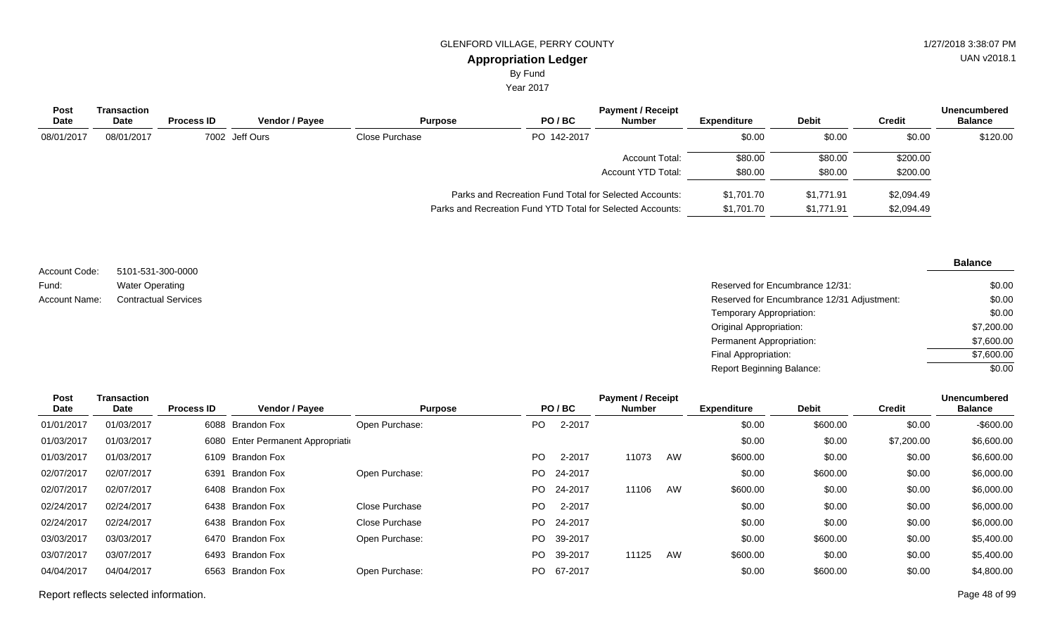GLENFORD VILLAGE, PERRY COUNTY

**Appropriation Ledger**

By Fund

Year 2017

| Post Date | Transaction Date | Process ID | Vendor / Payee | Purpose | PO / BC | Payment / Receipt Number | Expenditure | Debit | Credit | Unencumbered Balance |
|---|---|---|---|---|---|---|---|---|---|---|
| 08/01/2017 | 08/01/2017 | 7002 | Jeff Ours | Close Purchase | PO 142-2017 | | $0.00 | $0.00 | $0.00 | $120.00 |
| | | | | | | Account Total: | $80.00 | $80.00 | $200.00 | |
| | | | | | | Account YTD Total: | $80.00 | $80.00 | $200.00 | |
| | | | | | | Parks and Recreation Fund Total for Selected Accounts: | $1,701.70 | $1,771.91 | $2,094.49 | |
| | | | | | | Parks and Recreation Fund YTD Total for Selected Accounts: | $1,701.70 | $1,771.91 | $2,094.49 | |

Account Code: 5101-531-300-0000
Fund: Water Operating
Account Name: Contractual Services

| | Balance |
|---|---|
| Reserved for Encumbrance 12/31: | $0.00 |
| Reserved for Encumbrance 12/31 Adjustment: | $0.00 |
| Temporary Appropriation: | $0.00 |
| Original Appropriation: | $7,200.00 |
| Permanent Appropriation: | $7,600.00 |
| Final Appropriation: | $7,600.00 |
| Report Beginning Balance: | $0.00 |

| Post Date | Transaction Date | Process ID | Vendor / Payee | Purpose | PO / BC | Payment / Receipt Number | Expenditure | Debit | Credit | Unencumbered Balance |
|---|---|---|---|---|---|---|---|---|---|---|
| 01/01/2017 | 01/03/2017 | 6088 | Brandon Fox | Open Purchase: | PO 2-2017 | | $0.00 | $600.00 | $0.00 | -$600.00 |
| 01/03/2017 | 01/03/2017 | 6080 | Enter Permanent Appropriati | | | | $0.00 | $0.00 | $7,200.00 | $6,600.00 |
| 01/03/2017 | 01/03/2017 | 6109 | Brandon Fox | | PO 2-2017 | 11073 AW | $600.00 | $0.00 | $0.00 | $6,600.00 |
| 02/07/2017 | 02/07/2017 | 6391 | Brandon Fox | Open Purchase: | PO 24-2017 | | $0.00 | $600.00 | $0.00 | $6,000.00 |
| 02/07/2017 | 02/07/2017 | 6408 | Brandon Fox | | PO 24-2017 | 11106 AW | $600.00 | $0.00 | $0.00 | $6,000.00 |
| 02/24/2017 | 02/24/2017 | 6438 | Brandon Fox | Close Purchase | PO 2-2017 | | $0.00 | $0.00 | $0.00 | $6,000.00 |
| 02/24/2017 | 02/24/2017 | 6438 | Brandon Fox | Close Purchase | PO 24-2017 | | $0.00 | $0.00 | $0.00 | $6,000.00 |
| 03/03/2017 | 03/03/2017 | 6470 | Brandon Fox | Open Purchase: | PO 39-2017 | | $0.00 | $600.00 | $0.00 | $5,400.00 |
| 03/07/2017 | 03/07/2017 | 6493 | Brandon Fox | | PO 39-2017 | 11125 AW | $600.00 | $0.00 | $0.00 | $5,400.00 |
| 04/04/2017 | 04/04/2017 | 6563 | Brandon Fox | Open Purchase: | PO 67-2017 | | $0.00 | $600.00 | $0.00 | $4,800.00 |

Report reflects selected information.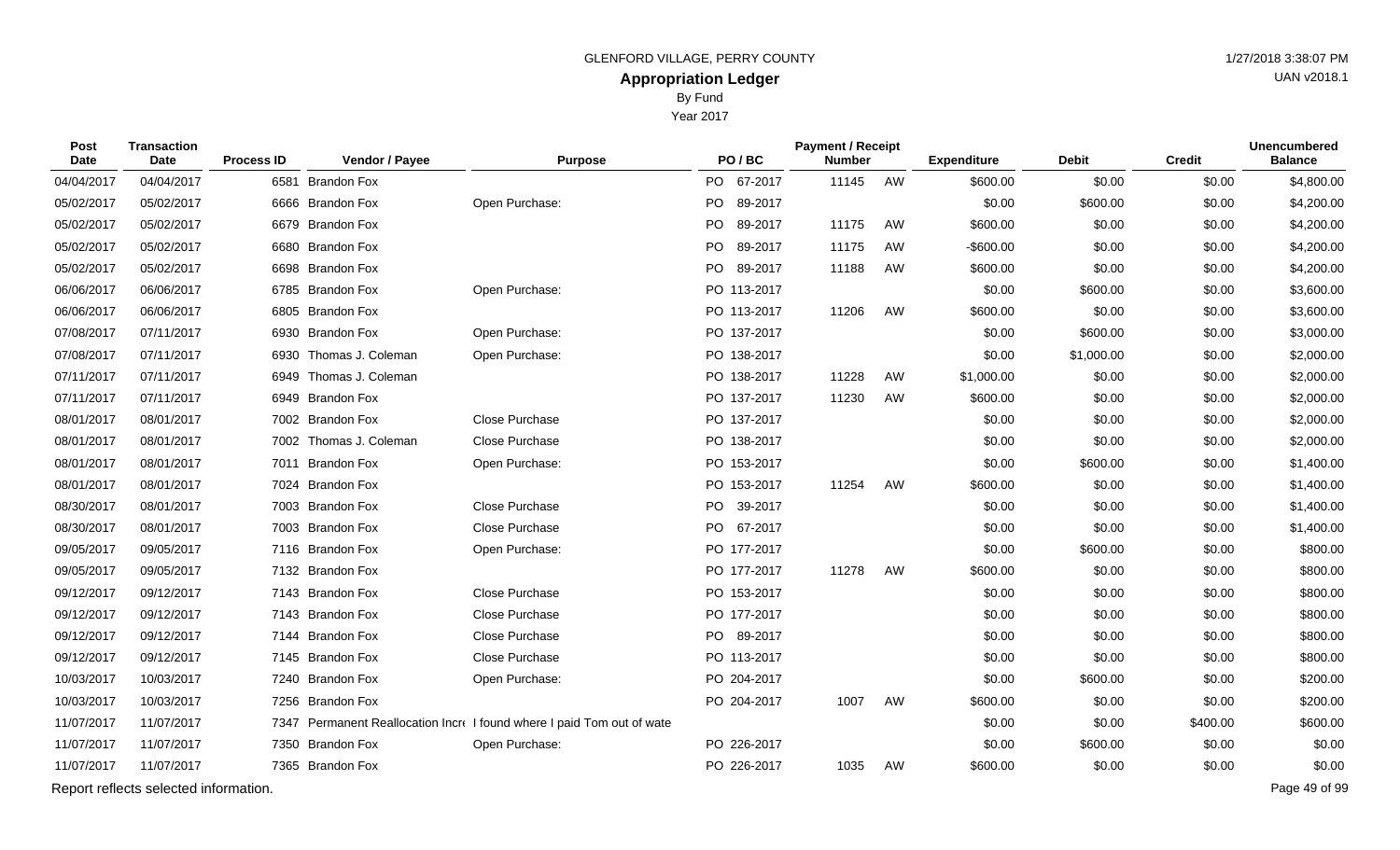GLENFORD VILLAGE, PERRY COUNTY

# Appropriation Ledger

By Fund

Year 2017

| Post Date | Transaction Date | Process ID | Vendor / Payee | Purpose | PO / BC | Payment / Receipt Number | | Expenditure | Debit | Credit | Unencumbered Balance |
|---|---|---|---|---|---|---|---|---|---|---|---|
| 04/04/2017 | 04/04/2017 | 6581 | Brandon Fox | | PO 67-2017 | 11145 | AW | $600.00 | $0.00 | $0.00 | $4,800.00 |
| 05/02/2017 | 05/02/2017 | 6666 | Brandon Fox | Open Purchase: | PO 89-2017 | | | $0.00 | $600.00 | $0.00 | $4,200.00 |
| 05/02/2017 | 05/02/2017 | 6679 | Brandon Fox | | PO 89-2017 | 11175 | AW | $600.00 | $0.00 | $0.00 | $4,200.00 |
| 05/02/2017 | 05/02/2017 | 6680 | Brandon Fox | | PO 89-2017 | 11175 | AW | -$600.00 | $0.00 | $0.00 | $4,200.00 |
| 05/02/2017 | 05/02/2017 | 6698 | Brandon Fox | | PO 89-2017 | 11188 | AW | $600.00 | $0.00 | $0.00 | $4,200.00 |
| 06/06/2017 | 06/06/2017 | 6785 | Brandon Fox | Open Purchase: | PO 113-2017 | | | $0.00 | $600.00 | $0.00 | $3,600.00 |
| 06/06/2017 | 06/06/2017 | 6805 | Brandon Fox | | PO 113-2017 | 11206 | AW | $600.00 | $0.00 | $0.00 | $3,600.00 |
| 07/08/2017 | 07/11/2017 | 6930 | Brandon Fox | Open Purchase: | PO 137-2017 | | | $0.00 | $600.00 | $0.00 | $3,000.00 |
| 07/08/2017 | 07/11/2017 | 6930 | Thomas J. Coleman | Open Purchase: | PO 138-2017 | | | $0.00 | $1,000.00 | $0.00 | $2,000.00 |
| 07/11/2017 | 07/11/2017 | 6949 | Thomas J. Coleman | | PO 138-2017 | 11228 | AW | $1,000.00 | $0.00 | $0.00 | $2,000.00 |
| 07/11/2017 | 07/11/2017 | 6949 | Brandon Fox | | PO 137-2017 | 11230 | AW | $600.00 | $0.00 | $0.00 | $2,000.00 |
| 08/01/2017 | 08/01/2017 | 7002 | Brandon Fox | Close Purchase | PO 137-2017 | | | $0.00 | $0.00 | $0.00 | $2,000.00 |
| 08/01/2017 | 08/01/2017 | 7002 | Thomas J. Coleman | Close Purchase | PO 138-2017 | | | $0.00 | $0.00 | $0.00 | $2,000.00 |
| 08/01/2017 | 08/01/2017 | 7011 | Brandon Fox | Open Purchase: | PO 153-2017 | | | $0.00 | $600.00 | $0.00 | $1,400.00 |
| 08/01/2017 | 08/01/2017 | 7024 | Brandon Fox | | PO 153-2017 | 11254 | AW | $600.00 | $0.00 | $0.00 | $1,400.00 |
| 08/30/2017 | 08/01/2017 | 7003 | Brandon Fox | Close Purchase | PO 39-2017 | | | $0.00 | $0.00 | $0.00 | $1,400.00 |
| 08/30/2017 | 08/01/2017 | 7003 | Brandon Fox | Close Purchase | PO 67-2017 | | | $0.00 | $0.00 | $0.00 | $1,400.00 |
| 09/05/2017 | 09/05/2017 | 7116 | Brandon Fox | Open Purchase: | PO 177-2017 | | | $0.00 | $600.00 | $0.00 | $800.00 |
| 09/05/2017 | 09/05/2017 | 7132 | Brandon Fox | | PO 177-2017 | 11278 | AW | $600.00 | $0.00 | $0.00 | $800.00 |
| 09/12/2017 | 09/12/2017 | 7143 | Brandon Fox | Close Purchase | PO 153-2017 | | | $0.00 | $0.00 | $0.00 | $800.00 |
| 09/12/2017 | 09/12/2017 | 7143 | Brandon Fox | Close Purchase | PO 177-2017 | | | $0.00 | $0.00 | $0.00 | $800.00 |
| 09/12/2017 | 09/12/2017 | 7144 | Brandon Fox | Close Purchase | PO 89-2017 | | | $0.00 | $0.00 | $0.00 | $800.00 |
| 09/12/2017 | 09/12/2017 | 7145 | Brandon Fox | Close Purchase | PO 113-2017 | | | $0.00 | $0.00 | $0.00 | $800.00 |
| 10/03/2017 | 10/03/2017 | 7240 | Brandon Fox | Open Purchase: | PO 204-2017 | | | $0.00 | $600.00 | $0.00 | $200.00 |
| 10/03/2017 | 10/03/2017 | 7256 | Brandon Fox | | PO 204-2017 | 1007 | AW | $600.00 | $0.00 | $0.00 | $200.00 |
| 11/07/2017 | 11/07/2017 | 7347 | Permanent Reallocation Incr | I found where I paid Tom out of wate | | | | $0.00 | $0.00 | $400.00 | $600.00 |
| 11/07/2017 | 11/07/2017 | 7350 | Brandon Fox | Open Purchase: | PO 226-2017 | | | $0.00 | $600.00 | $0.00 | $0.00 |
| 11/07/2017 | 11/07/2017 | 7365 | Brandon Fox | | PO 226-2017 | 1035 | AW | $600.00 | $0.00 | $0.00 | $0.00 |

Report reflects selected information.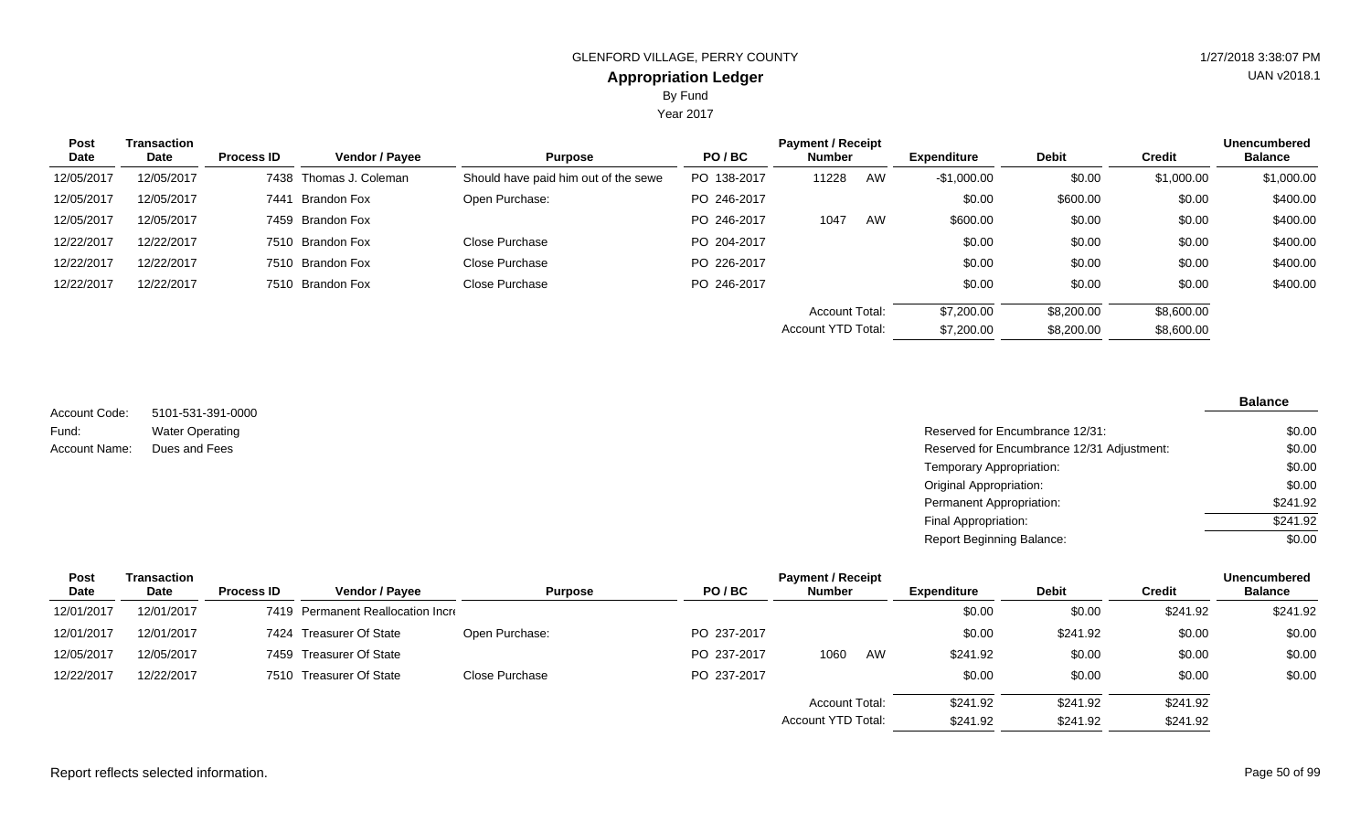GLENFORD VILLAGE, PERRY COUNTY

## Appropriation Ledger

By Fund

Year 2017

| Post Date | Transaction Date | Process ID | Vendor / Payee | Purpose | PO / BC | Payment / Receipt Number | | Expenditure | Debit | Credit | Unencumbered Balance |
|---|---|---|---|---|---|---|---|---|---|---|---|
| 12/05/2017 | 12/05/2017 | 7438 | Thomas J. Coleman | Should have paid him out of the sewe | PO 138-2017 | 11228 | AW | -$1,000.00 | $0.00 | $1,000.00 | $1,000.00 |
| 12/05/2017 | 12/05/2017 | 7441 | Brandon Fox | Open Purchase: | PO 246-2017 | | | $0.00 | $600.00 | $0.00 | $400.00 |
| 12/05/2017 | 12/05/2017 | 7459 | Brandon Fox | | PO 246-2017 | 1047 | AW | $600.00 | $0.00 | $0.00 | $400.00 |
| 12/22/2017 | 12/22/2017 | 7510 | Brandon Fox | Close Purchase | PO 204-2017 | | | $0.00 | $0.00 | $0.00 | $400.00 |
| 12/22/2017 | 12/22/2017 | 7510 | Brandon Fox | Close Purchase | PO 226-2017 | | | $0.00 | $0.00 | $0.00 | $400.00 |
| 12/22/2017 | 12/22/2017 | 7510 | Brandon Fox | Close Purchase | PO 246-2017 | | | $0.00 | $0.00 | $0.00 | $400.00 |
| | | | | | | Account Total: | | $7,200.00 | $8,200.00 | $8,600.00 | |
| | | | | | | Account YTD Total: | | $7,200.00 | $8,200.00 | $8,600.00 | |

Account Code: 5101-531-391-0000
Fund: Water Operating
Account Name: Dues and Fees

| | Balance |
|---|---|
| Reserved for Encumbrance 12/31: | $0.00 |
| Reserved for Encumbrance 12/31 Adjustment: | $0.00 |
| Temporary Appropriation: | $0.00 |
| Original Appropriation: | $0.00 |
| Permanent Appropriation: | $241.92 |
| Final Appropriation: | $241.92 |
| Report Beginning Balance: | $0.00 |

| Post Date | Transaction Date | Process ID | Vendor / Payee | Purpose | PO / BC | Payment / Receipt Number | | Expenditure | Debit | Credit | Unencumbered Balance |
|---|---|---|---|---|---|---|---|---|---|---|---|
| 12/01/2017 | 12/01/2017 | 7419 | Permanent Reallocation Incr | | | | | $0.00 | $0.00 | $241.92 | $241.92 |
| 12/01/2017 | 12/01/2017 | 7424 | Treasurer Of State | Open Purchase: | PO 237-2017 | | | $0.00 | $241.92 | $0.00 | $0.00 |
| 12/05/2017 | 12/05/2017 | 7459 | Treasurer Of State | | PO 237-2017 | 1060 | AW | $241.92 | $0.00 | $0.00 | $0.00 |
| 12/22/2017 | 12/22/2017 | 7510 | Treasurer Of State | Close Purchase | PO 237-2017 | | | $0.00 | $0.00 | $0.00 | $0.00 |
| | | | | | | Account Total: | | $241.92 | $241.92 | $241.92 | |
| | | | | | | Account YTD Total: | | $241.92 | $241.92 | $241.92 | |

Report reflects selected information.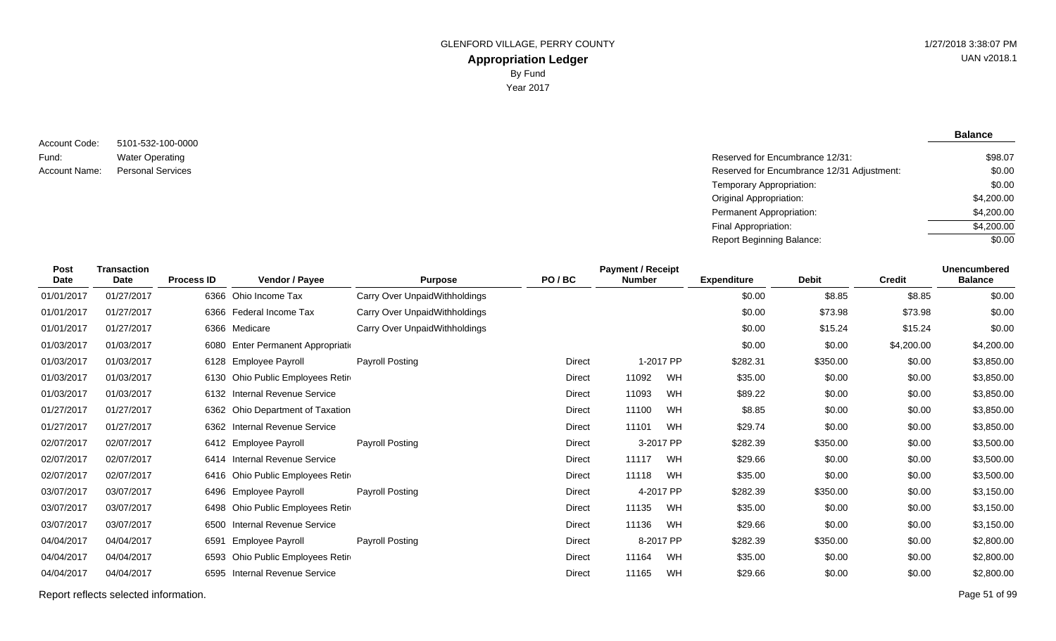# GLENFORD VILLAGE, PERRY COUNTY

## Appropriation Ledger

By Fund

Year 2017

Account Code: 5101-532-100-0000
Fund: Water Operating
Account Name: Personal Services

| | Balance |
|---|---|
| Reserved for Encumbrance 12/31: | $98.07 |
| Reserved for Encumbrance 12/31 Adjustment: | $0.00 |
| Temporary Appropriation: | $0.00 |
| Original Appropriation: | $4,200.00 |
| Permanent Appropriation: | $4,200.00 |
| Final Appropriation: | $4,200.00 |
| Report Beginning Balance: | $0.00 |

| Post Date | Transaction Date | Process ID | Vendor / Payee | Purpose | PO / BC | Payment / Receipt Number | | Expenditure | Debit | Credit | Unencumbered Balance |
|---|---|---|---|---|---|---|---|---|---|---|---|
| 01/01/2017 | 01/27/2017 | 6366 | Ohio Income Tax | Carry Over UnpaidWithholdings | | | | $0.00 | $8.85 | $8.85 | $0.00 |
| 01/01/2017 | 01/27/2017 | 6366 | Federal Income Tax | Carry Over UnpaidWithholdings | | | | $0.00 | $73.98 | $73.98 | $0.00 |
| 01/01/2017 | 01/27/2017 | 6366 | Medicare | Carry Over UnpaidWithholdings | | | | $0.00 | $15.24 | $15.24 | $0.00 |
| 01/03/2017 | 01/03/2017 | 6080 | Enter Permanent Appropriati | | | | | $0.00 | $0.00 | $4,200.00 | $4,200.00 |
| 01/03/2017 | 01/03/2017 | 6128 | Employee Payroll | Payroll Posting | Direct | 1-2017 PP | | $282.31 | $350.00 | $0.00 | $3,850.00 |
| 01/03/2017 | 01/03/2017 | 6130 | Ohio Public Employees Retir | | Direct | 11092 | WH | $35.00 | $0.00 | $0.00 | $3,850.00 |
| 01/03/2017 | 01/03/2017 | 6132 | Internal Revenue Service | | Direct | 11093 | WH | $89.22 | $0.00 | $0.00 | $3,850.00 |
| 01/27/2017 | 01/27/2017 | 6362 | Ohio Department of Taxation | | Direct | 11100 | WH | $8.85 | $0.00 | $0.00 | $3,850.00 |
| 01/27/2017 | 01/27/2017 | 6362 | Internal Revenue Service | | Direct | 11101 | WH | $29.74 | $0.00 | $0.00 | $3,850.00 |
| 02/07/2017 | 02/07/2017 | 6412 | Employee Payroll | Payroll Posting | Direct | 3-2017 PP | | $282.39 | $350.00 | $0.00 | $3,500.00 |
| 02/07/2017 | 02/07/2017 | 6414 | Internal Revenue Service | | Direct | 11117 | WH | $29.66 | $0.00 | $0.00 | $3,500.00 |
| 02/07/2017 | 02/07/2017 | 6416 | Ohio Public Employees Retir | | Direct | 11118 | WH | $35.00 | $0.00 | $0.00 | $3,500.00 |
| 03/07/2017 | 03/07/2017 | 6496 | Employee Payroll | Payroll Posting | Direct | 4-2017 PP | | $282.39 | $350.00 | $0.00 | $3,150.00 |
| 03/07/2017 | 03/07/2017 | 6498 | Ohio Public Employees Retir | | Direct | 11135 | WH | $35.00 | $0.00 | $0.00 | $3,150.00 |
| 03/07/2017 | 03/07/2017 | 6500 | Internal Revenue Service | | Direct | 11136 | WH | $29.66 | $0.00 | $0.00 | $3,150.00 |
| 04/04/2017 | 04/04/2017 | 6591 | Employee Payroll | Payroll Posting | Direct | 8-2017 PP | | $282.39 | $350.00 | $0.00 | $2,800.00 |
| 04/04/2017 | 04/04/2017 | 6593 | Ohio Public Employees Retir | | Direct | 11164 | WH | $35.00 | $0.00 | $0.00 | $2,800.00 |
| 04/04/2017 | 04/04/2017 | 6595 | Internal Revenue Service | | Direct | 11165 | WH | $29.66 | $0.00 | $0.00 | $2,800.00 |

Report reflects selected information.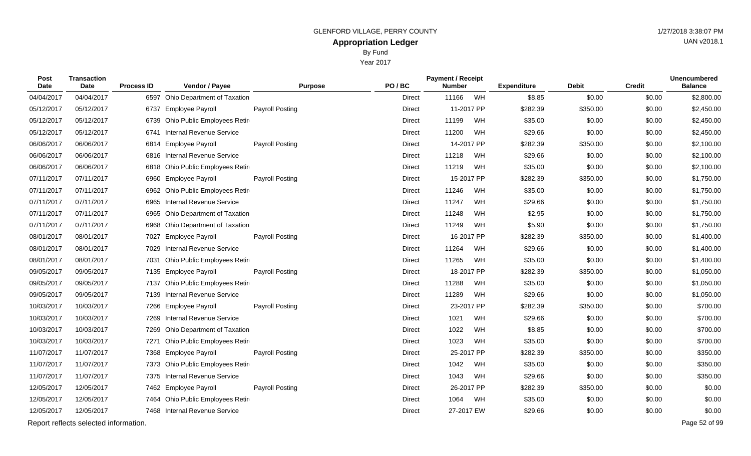GLENFORD VILLAGE, PERRY COUNTY

# Appropriation Ledger

By Fund

Year 2017

| Post Date | Transaction Date | Process ID | Vendor / Payee | Purpose | PO / BC | Payment / Receipt Number | Expenditure | Debit | Credit | Unencumbered Balance |
|---|---|---|---|---|---|---|---|---|---|---|
| 04/04/2017 | 04/04/2017 | 6597 | Ohio Department of Taxation | | Direct | 11166 WH | $8.85 | $0.00 | $0.00 | $2,800.00 |
| 05/12/2017 | 05/12/2017 | 6737 | Employee Payroll | Payroll Posting | Direct | 11-2017 PP | $282.39 | $350.00 | $0.00 | $2,450.00 |
| 05/12/2017 | 05/12/2017 | 6739 | Ohio Public Employees Retir | | Direct | 11199 WH | $35.00 | $0.00 | $0.00 | $2,450.00 |
| 05/12/2017 | 05/12/2017 | 6741 | Internal Revenue Service | | Direct | 11200 WH | $29.66 | $0.00 | $0.00 | $2,450.00 |
| 06/06/2017 | 06/06/2017 | 6814 | Employee Payroll | Payroll Posting | Direct | 14-2017 PP | $282.39 | $350.00 | $0.00 | $2,100.00 |
| 06/06/2017 | 06/06/2017 | 6816 | Internal Revenue Service | | Direct | 11218 WH | $29.66 | $0.00 | $0.00 | $2,100.00 |
| 06/06/2017 | 06/06/2017 | 6818 | Ohio Public Employees Retir | | Direct | 11219 WH | $35.00 | $0.00 | $0.00 | $2,100.00 |
| 07/11/2017 | 07/11/2017 | 6960 | Employee Payroll | Payroll Posting | Direct | 15-2017 PP | $282.39 | $350.00 | $0.00 | $1,750.00 |
| 07/11/2017 | 07/11/2017 | 6962 | Ohio Public Employees Retir | | Direct | 11246 WH | $35.00 | $0.00 | $0.00 | $1,750.00 |
| 07/11/2017 | 07/11/2017 | 6965 | Internal Revenue Service | | Direct | 11247 WH | $29.66 | $0.00 | $0.00 | $1,750.00 |
| 07/11/2017 | 07/11/2017 | 6965 | Ohio Department of Taxation | | Direct | 11248 WH | $2.95 | $0.00 | $0.00 | $1,750.00 |
| 07/11/2017 | 07/11/2017 | 6968 | Ohio Department of Taxation | | Direct | 11249 WH | $5.90 | $0.00 | $0.00 | $1,750.00 |
| 08/01/2017 | 08/01/2017 | 7027 | Employee Payroll | Payroll Posting | Direct | 16-2017 PP | $282.39 | $350.00 | $0.00 | $1,400.00 |
| 08/01/2017 | 08/01/2017 | 7029 | Internal Revenue Service | | Direct | 11264 WH | $29.66 | $0.00 | $0.00 | $1,400.00 |
| 08/01/2017 | 08/01/2017 | 7031 | Ohio Public Employees Retir | | Direct | 11265 WH | $35.00 | $0.00 | $0.00 | $1,400.00 |
| 09/05/2017 | 09/05/2017 | 7135 | Employee Payroll | Payroll Posting | Direct | 18-2017 PP | $282.39 | $350.00 | $0.00 | $1,050.00 |
| 09/05/2017 | 09/05/2017 | 7137 | Ohio Public Employees Retir | | Direct | 11288 WH | $35.00 | $0.00 | $0.00 | $1,050.00 |
| 09/05/2017 | 09/05/2017 | 7139 | Internal Revenue Service | | Direct | 11289 WH | $29.66 | $0.00 | $0.00 | $1,050.00 |
| 10/03/2017 | 10/03/2017 | 7266 | Employee Payroll | Payroll Posting | Direct | 23-2017 PP | $282.39 | $350.00 | $0.00 | $700.00 |
| 10/03/2017 | 10/03/2017 | 7269 | Internal Revenue Service | | Direct | 1021 WH | $29.66 | $0.00 | $0.00 | $700.00 |
| 10/03/2017 | 10/03/2017 | 7269 | Ohio Department of Taxation | | Direct | 1022 WH | $8.85 | $0.00 | $0.00 | $700.00 |
| 10/03/2017 | 10/03/2017 | 7271 | Ohio Public Employees Retir | | Direct | 1023 WH | $35.00 | $0.00 | $0.00 | $700.00 |
| 11/07/2017 | 11/07/2017 | 7368 | Employee Payroll | Payroll Posting | Direct | 25-2017 PP | $282.39 | $350.00 | $0.00 | $350.00 |
| 11/07/2017 | 11/07/2017 | 7373 | Ohio Public Employees Retir | | Direct | 1042 WH | $35.00 | $0.00 | $0.00 | $350.00 |
| 11/07/2017 | 11/07/2017 | 7375 | Internal Revenue Service | | Direct | 1043 WH | $29.66 | $0.00 | $0.00 | $350.00 |
| 12/05/2017 | 12/05/2017 | 7462 | Employee Payroll | Payroll Posting | Direct | 26-2017 PP | $282.39 | $350.00 | $0.00 | $0.00 |
| 12/05/2017 | 12/05/2017 | 7464 | Ohio Public Employees Retir | | Direct | 1064 WH | $35.00 | $0.00 | $0.00 | $0.00 |
| 12/05/2017 | 12/05/2017 | 7468 | Internal Revenue Service | | Direct | 27-2017 EW | $29.66 | $0.00 | $0.00 | $0.00 |

Report reflects selected information.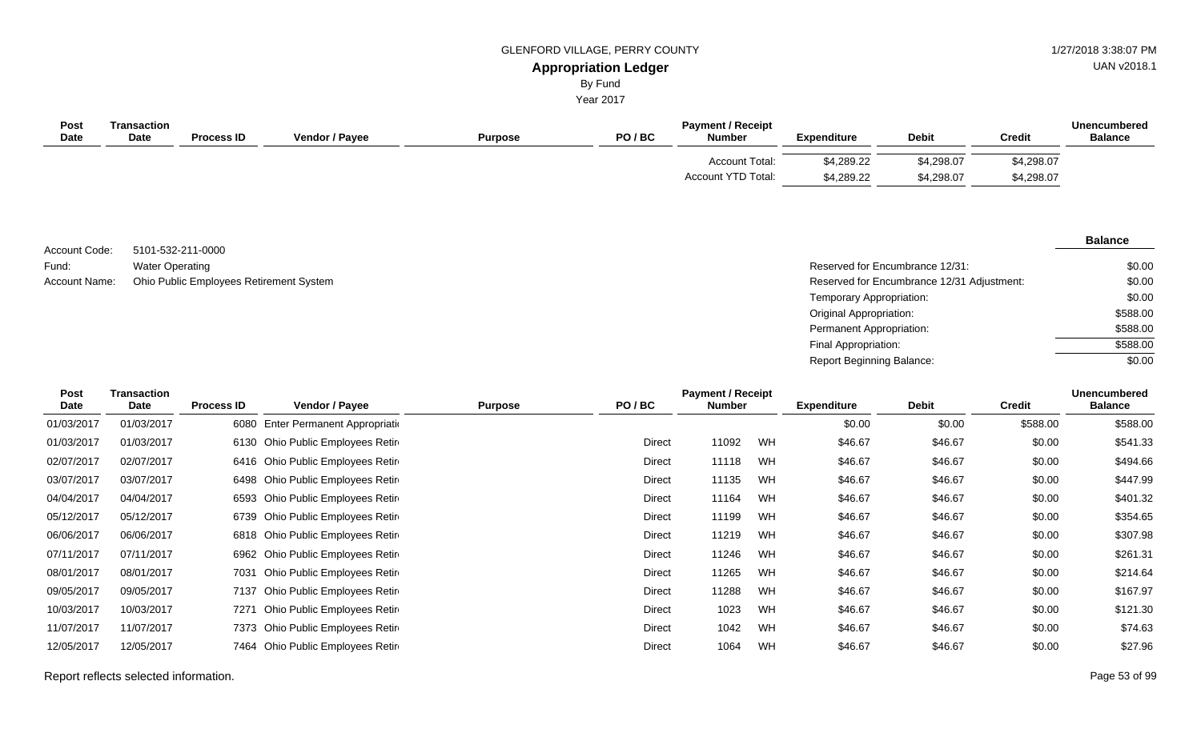| Post Date | Transaction Date | Process ID | Vendor / Payee | Purpose | PO / BC | Payment / Receipt Number | | Expenditure | Debit | Credit | Unencumbered Balance |
|---|---|---|---|---|---|---|---|---|---|---|---|
| | | | | | | Account Total: | | $4,289.22 | $4,298.07 | $4,298.07 | |
| | | | | | | Account YTD Total: | | $4,289.22 | $4,298.07 | $4,298.07 | |

Account Code: 5101-532-211-0000
Fund: Water Operating
Account Name: Ohio Public Employees Retirement System

| | Balance |
|---|---|
| Reserved for Encumbrance 12/31: | $0.00 |
| Reserved for Encumbrance 12/31 Adjustment: | $0.00 |
| Temporary Appropriation: | $0.00 |
| Original Appropriation: | $588.00 |
| Permanent Appropriation: | $588.00 |
| Final Appropriation: | $588.00 |
| Report Beginning Balance: | $0.00 |

| Post Date | Transaction Date | Process ID | Vendor / Payee | Purpose | PO / BC | Payment / Receipt Number | | Expenditure | Debit | Credit | Unencumbered Balance |
|---|---|---|---|---|---|---|---|---|---|---|---|
| 01/03/2017 | 01/03/2017 | 6080 | Enter Permanent Appropriati | | | | | $0.00 | $0.00 | $588.00 | $588.00 |
| 01/03/2017 | 01/03/2017 | 6130 | Ohio Public Employees Retir | | Direct | 11092 | WH | $46.67 | $46.67 | $0.00 | $541.33 |
| 02/07/2017 | 02/07/2017 | 6416 | Ohio Public Employees Retir | | Direct | 11118 | WH | $46.67 | $46.67 | $0.00 | $494.66 |
| 03/07/2017 | 03/07/2017 | 6498 | Ohio Public Employees Retir | | Direct | 11135 | WH | $46.67 | $46.67 | $0.00 | $447.99 |
| 04/04/2017 | 04/04/2017 | 6593 | Ohio Public Employees Retir | | Direct | 11164 | WH | $46.67 | $46.67 | $0.00 | $401.32 |
| 05/12/2017 | 05/12/2017 | 6739 | Ohio Public Employees Retir | | Direct | 11199 | WH | $46.67 | $46.67 | $0.00 | $354.65 |
| 06/06/2017 | 06/06/2017 | 6818 | Ohio Public Employees Retir | | Direct | 11219 | WH | $46.67 | $46.67 | $0.00 | $307.98 |
| 07/11/2017 | 07/11/2017 | 6962 | Ohio Public Employees Retir | | Direct | 11246 | WH | $46.67 | $46.67 | $0.00 | $261.31 |
| 08/01/2017 | 08/01/2017 | 7031 | Ohio Public Employees Retir | | Direct | 11265 | WH | $46.67 | $46.67 | $0.00 | $214.64 |
| 09/05/2017 | 09/05/2017 | 7137 | Ohio Public Employees Retir | | Direct | 11288 | WH | $46.67 | $46.67 | $0.00 | $167.97 |
| 10/03/2017 | 10/03/2017 | 7271 | Ohio Public Employees Retir | | Direct | 1023 | WH | $46.67 | $46.67 | $0.00 | $121.30 |
| 11/07/2017 | 11/07/2017 | 7373 | Ohio Public Employees Retir | | Direct | 1042 | WH | $46.67 | $46.67 | $0.00 | $74.63 |
| 12/05/2017 | 12/05/2017 | 7464 | Ohio Public Employees Retir | | Direct | 1064 | WH | $46.67 | $46.67 | $0.00 | $27.96 |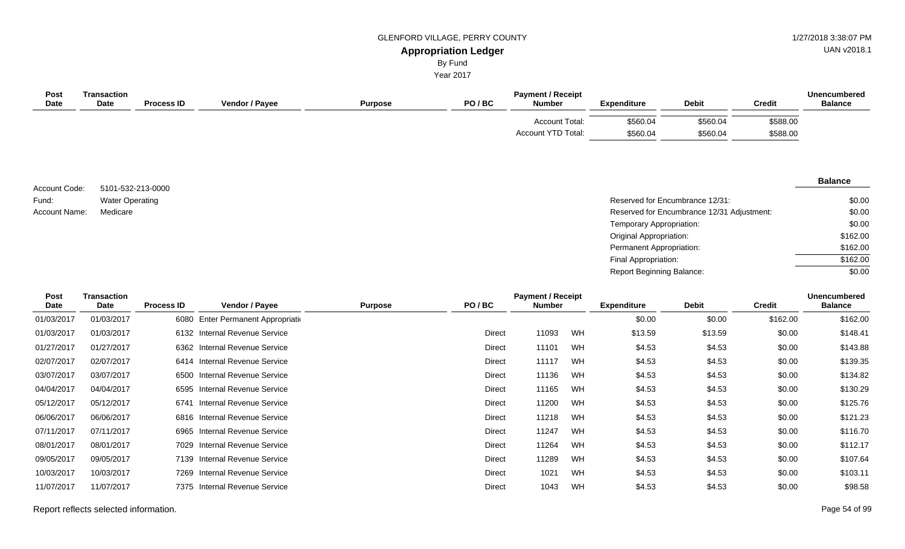GLENFORD VILLAGE, PERRY COUNTY

**Appropriation Ledger**

By Fund

Year 2017

| Post Date | Transaction Date | Process ID | Vendor / Payee | Purpose | PO / BC | Payment / Receipt Number | | Expenditure | Debit | Credit | Unencumbered Balance |
|---|---|---|---|---|---|---|---|---|---|---|---|
| | | | | | | Account Total: | | $560.04 | $560.04 | $588.00 | |
| | | | | | | Account YTD Total: | | $560.04 | $560.04 | $588.00 | |

Account Code: 5101-532-213-0000
Fund: Water Operating
Account Name: Medicare

| | Balance |
|---|---|
| Reserved for Encumbrance 12/31: | $0.00 |
| Reserved for Encumbrance 12/31 Adjustment: | $0.00 |
| Temporary Appropriation: | $0.00 |
| Original Appropriation: | $162.00 |
| Permanent Appropriation: | $162.00 |
| Final Appropriation: | $162.00 |
| Report Beginning Balance: | $0.00 |

| Post Date | Transaction Date | Process ID | Vendor / Payee | Purpose | PO / BC | Payment / Receipt Number | | Expenditure | Debit | Credit | Unencumbered Balance |
|---|---|---|---|---|---|---|---|---|---|---|---|
| 01/03/2017 | 01/03/2017 | 6080 | Enter Permanent Appropriati | | | | | $0.00 | $0.00 | $162.00 | $162.00 |
| 01/03/2017 | 01/03/2017 | 6132 | Internal Revenue Service | | Direct | 11093 | WH | $13.59 | $13.59 | $0.00 | $148.41 |
| 01/27/2017 | 01/27/2017 | 6362 | Internal Revenue Service | | Direct | 11101 | WH | $4.53 | $4.53 | $0.00 | $143.88 |
| 02/07/2017 | 02/07/2017 | 6414 | Internal Revenue Service | | Direct | 11117 | WH | $4.53 | $4.53 | $0.00 | $139.35 |
| 03/07/2017 | 03/07/2017 | 6500 | Internal Revenue Service | | Direct | 11136 | WH | $4.53 | $4.53 | $0.00 | $134.82 |
| 04/04/2017 | 04/04/2017 | 6595 | Internal Revenue Service | | Direct | 11165 | WH | $4.53 | $4.53 | $0.00 | $130.29 |
| 05/12/2017 | 05/12/2017 | 6741 | Internal Revenue Service | | Direct | 11200 | WH | $4.53 | $4.53 | $0.00 | $125.76 |
| 06/06/2017 | 06/06/2017 | 6816 | Internal Revenue Service | | Direct | 11218 | WH | $4.53 | $4.53 | $0.00 | $121.23 |
| 07/11/2017 | 07/11/2017 | 6965 | Internal Revenue Service | | Direct | 11247 | WH | $4.53 | $4.53 | $0.00 | $116.70 |
| 08/01/2017 | 08/01/2017 | 7029 | Internal Revenue Service | | Direct | 11264 | WH | $4.53 | $4.53 | $0.00 | $112.17 |
| 09/05/2017 | 09/05/2017 | 7139 | Internal Revenue Service | | Direct | 11289 | WH | $4.53 | $4.53 | $0.00 | $107.64 |
| 10/03/2017 | 10/03/2017 | 7269 | Internal Revenue Service | | Direct | 1021 | WH | $4.53 | $4.53 | $0.00 | $103.11 |
| 11/07/2017 | 11/07/2017 | 7375 | Internal Revenue Service | | Direct | 1043 | WH | $4.53 | $4.53 | $0.00 | $98.58 |

Report reflects selected information.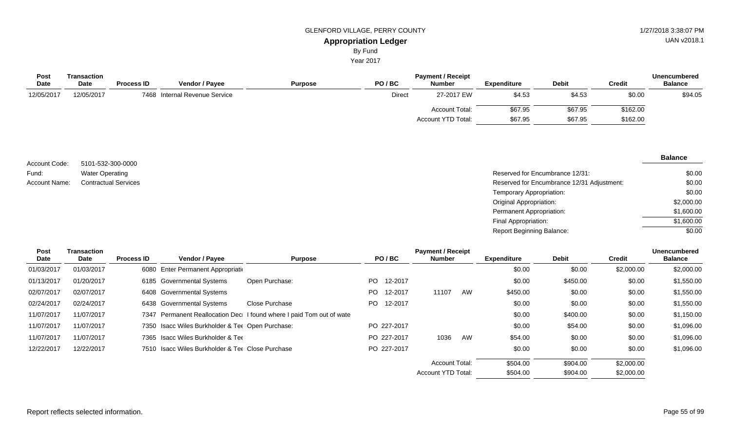GLENFORD VILLAGE, PERRY COUNTY

**Appropriation Ledger**

By Fund

Year 2017

1/27/2018 3:38:07 PM

UAN v2018.1

| Post Date | Transaction Date | Process ID | Vendor / Payee | Purpose | PO / BC | Payment / Receipt Number | Expenditure | Debit | Credit | Unencumbered Balance |
|---|---|---|---|---|---|---|---|---|---|---|
| 12/05/2017 | 12/05/2017 | 7468 | Internal Revenue Service | | Direct | 27-2017 EW | $4.53 | $4.53 | $0.00 | $94.05 |
| | | | | | | Account Total: | $67.95 | $67.95 | $162.00 | |
| | | | | | | Account YTD Total: | $67.95 | $67.95 | $162.00 | |

Account Code: 5101-532-300-0000

Fund: Water Operating

Account Name: Contractual Services

| | Balance |
|---|---|
| Reserved for Encumbrance 12/31: | $0.00 |
| Reserved for Encumbrance 12/31 Adjustment: | $0.00 |
| Temporary Appropriation: | $0.00 |
| Original Appropriation: | $2,000.00 |
| Permanent Appropriation: | $1,600.00 |
| Final Appropriation: | $1,600.00 |
| Report Beginning Balance: | $0.00 |

| Post Date | Transaction Date | Process ID | Vendor / Payee | Purpose | PO / BC | Payment / Receipt Number | Expenditure | Debit | Credit | Unencumbered Balance |
|---|---|---|---|---|---|---|---|---|---|---|
| 01/03/2017 | 01/03/2017 | 6080 | Enter Permanent Appropriati | | | | $0.00 | $0.00 | $2,000.00 | $2,000.00 |
| 01/13/2017 | 01/20/2017 | 6185 | Governmental Systems | Open Purchase: | PO 12-2017 | | $0.00 | $450.00 | $0.00 | $1,550.00 |
| 02/07/2017 | 02/07/2017 | 6408 | Governmental Systems | | PO 12-2017 | 11107 AW | $450.00 | $0.00 | $0.00 | $1,550.00 |
| 02/24/2017 | 02/24/2017 | 6438 | Governmental Systems | Close Purchase | PO 12-2017 | | $0.00 | $0.00 | $0.00 | $1,550.00 |
| 11/07/2017 | 11/07/2017 | 7347 | Permanent Reallocation Dec | I found where I paid Tom out of wate | | | $0.00 | $400.00 | $0.00 | $1,150.00 |
| 11/07/2017 | 11/07/2017 | 7350 | Isacc Wiles Burkholder & Tee | Open Purchase: | PO 227-2017 | | $0.00 | $54.00 | $0.00 | $1,096.00 |
| 11/07/2017 | 11/07/2017 | 7365 | Isacc Wiles Burkholder & Tee | | PO 227-2017 | 1036 AW | $54.00 | $0.00 | $0.00 | $1,096.00 |
| 12/22/2017 | 12/22/2017 | 7510 | Isacc Wiles Burkholder & Tee | Close Purchase | PO 227-2017 | | $0.00 | $0.00 | $0.00 | $1,096.00 |
| | | | | | | Account Total: | $504.00 | $904.00 | $2,000.00 | |
| | | | | | | Account YTD Total: | $504.00 | $904.00 | $2,000.00 | |

Report reflects selected information.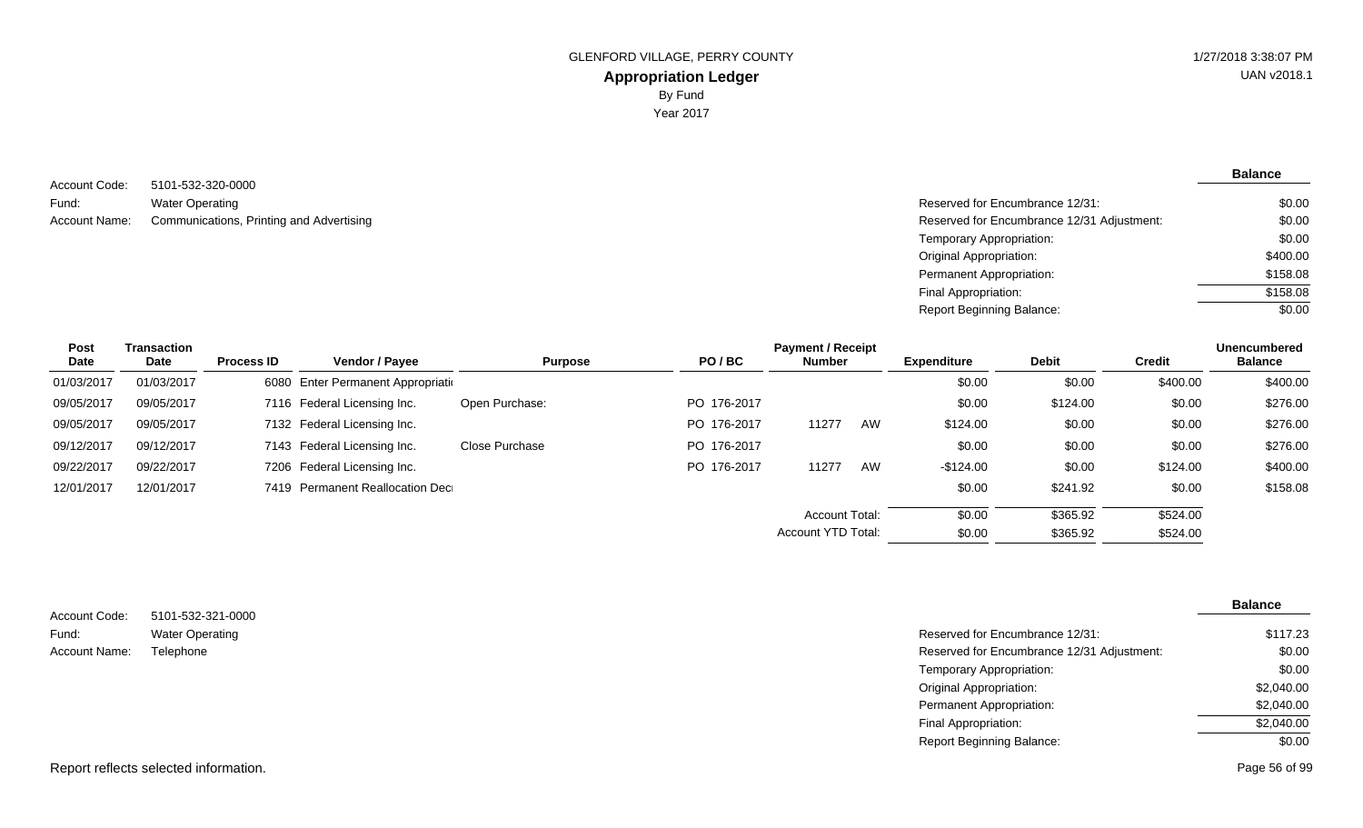GLENFORD VILLAGE, PERRY COUNTY

**Appropriation Ledger**

By Fund

Year 2017

1/27/2018 3:38:07 PM
UAN v2018.1

Account Code: 5101-532-320-0000
Fund: Water Operating
Account Name: Communications, Printing and Advertising

| | Balance |
|---|---|
| Reserved for Encumbrance 12/31: | $0.00 |
| Reserved for Encumbrance 12/31 Adjustment: | $0.00 |
| Temporary Appropriation: | $0.00 |
| Original Appropriation: | $400.00 |
| Permanent Appropriation: | $158.08 |
| Final Appropriation: | $158.08 |
| Report Beginning Balance: | $0.00 |

| Post Date | Transaction Date | Process ID | Vendor / Payee | Purpose | PO / BC | Payment / Receipt Number | | Expenditure | Debit | Credit | Unencumbered Balance |
|---|---|---|---|---|---|---|---|---|---|---|---|
| 01/03/2017 | 01/03/2017 | 6080 | Enter Permanent Appropriati | | | | | $0.00 | $0.00 | $400.00 | $400.00 |
| 09/05/2017 | 09/05/2017 | 7116 | Federal Licensing Inc. | Open Purchase: | PO 176-2017 | | | $0.00 | $124.00 | $0.00 | $276.00 |
| 09/05/2017 | 09/05/2017 | 7132 | Federal Licensing Inc. | | PO 176-2017 | 11277 | AW | $124.00 | $0.00 | $0.00 | $276.00 |
| 09/12/2017 | 09/12/2017 | 7143 | Federal Licensing Inc. | Close Purchase | PO 176-2017 | | | $0.00 | $0.00 | $0.00 | $276.00 |
| 09/22/2017 | 09/22/2017 | 7206 | Federal Licensing Inc. | | PO 176-2017 | 11277 | AW | -$124.00 | $0.00 | $124.00 | $400.00 |
| 12/01/2017 | 12/01/2017 | 7419 | Permanent Reallocation Dec | | | | | $0.00 | $241.92 | $0.00 | $158.08 |
| | | | | | | Account Total: | | $0.00 | $365.92 | $524.00 | |
| | | | | | | Account YTD Total: | | $0.00 | $365.92 | $524.00 | |

Account Code: 5101-532-321-0000
Fund: Water Operating
Account Name: Telephone

| | Balance |
|---|---|
| Reserved for Encumbrance 12/31: | $117.23 |
| Reserved for Encumbrance 12/31 Adjustment: | $0.00 |
| Temporary Appropriation: | $0.00 |
| Original Appropriation: | $2,040.00 |
| Permanent Appropriation: | $2,040.00 |
| Final Appropriation: | $2,040.00 |
| Report Beginning Balance: | $0.00 |

Report reflects selected information.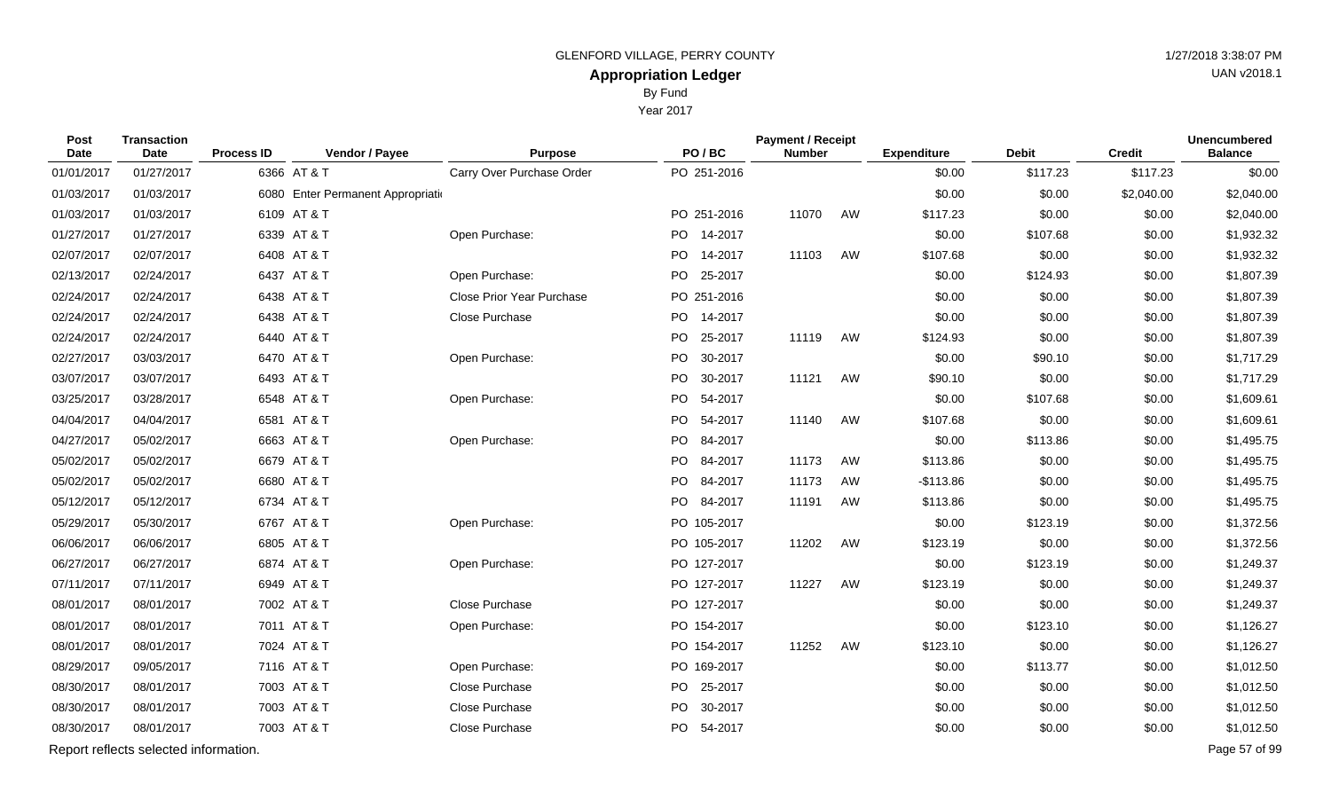GLENFORD VILLAGE, PERRY COUNTY

## Appropriation Ledger

By Fund

Year 2017

| Post Date | Transaction Date | Process ID | Vendor / Payee | Purpose | PO / BC | Payment / Receipt Number | | Expenditure | Debit | Credit | Unencumbered Balance |
|---|---|---|---|---|---|---|---|---|---|---|---|
| 01/01/2017 | 01/27/2017 | 6366 | AT & T | Carry Over Purchase Order | PO 251-2016 | | | $0.00 | $117.23 | $117.23 | $0.00 |
| 01/03/2017 | 01/03/2017 | 6080 | Enter Permanent Appropriati | | | | | $0.00 | $0.00 | $2,040.00 | $2,040.00 |
| 01/03/2017 | 01/03/2017 | 6109 | AT & T | | PO 251-2016 | 11070 | AW | $117.23 | $0.00 | $0.00 | $2,040.00 |
| 01/27/2017 | 01/27/2017 | 6339 | AT & T | Open Purchase: | PO 14-2017 | | | $0.00 | $107.68 | $0.00 | $1,932.32 |
| 02/07/2017 | 02/07/2017 | 6408 | AT & T | | PO 14-2017 | 11103 | AW | $107.68 | $0.00 | $0.00 | $1,932.32 |
| 02/13/2017 | 02/24/2017 | 6437 | AT & T | Open Purchase: | PO 25-2017 | | | $0.00 | $124.93 | $0.00 | $1,807.39 |
| 02/24/2017 | 02/24/2017 | 6438 | AT & T | Close Prior Year Purchase | PO 251-2016 | | | $0.00 | $0.00 | $0.00 | $1,807.39 |
| 02/24/2017 | 02/24/2017 | 6438 | AT & T | Close Purchase | PO 14-2017 | | | $0.00 | $0.00 | $0.00 | $1,807.39 |
| 02/24/2017 | 02/24/2017 | 6440 | AT & T | | PO 25-2017 | 11119 | AW | $124.93 | $0.00 | $0.00 | $1,807.39 |
| 02/27/2017 | 03/03/2017 | 6470 | AT & T | Open Purchase: | PO 30-2017 | | | $0.00 | $90.10 | $0.00 | $1,717.29 |
| 03/07/2017 | 03/07/2017 | 6493 | AT & T | | PO 30-2017 | 11121 | AW | $90.10 | $0.00 | $0.00 | $1,717.29 |
| 03/25/2017 | 03/28/2017 | 6548 | AT & T | Open Purchase: | PO 54-2017 | | | $0.00 | $107.68 | $0.00 | $1,609.61 |
| 04/04/2017 | 04/04/2017 | 6581 | AT & T | | PO 54-2017 | 11140 | AW | $107.68 | $0.00 | $0.00 | $1,609.61 |
| 04/27/2017 | 05/02/2017 | 6663 | AT & T | Open Purchase: | PO 84-2017 | | | $0.00 | $113.86 | $0.00 | $1,495.75 |
| 05/02/2017 | 05/02/2017 | 6679 | AT & T | | PO 84-2017 | 11173 | AW | $113.86 | $0.00 | $0.00 | $1,495.75 |
| 05/02/2017 | 05/02/2017 | 6680 | AT & T | | PO 84-2017 | 11173 | AW | -$113.86 | $0.00 | $0.00 | $1,495.75 |
| 05/12/2017 | 05/12/2017 | 6734 | AT & T | | PO 84-2017 | 11191 | AW | $113.86 | $0.00 | $0.00 | $1,495.75 |
| 05/29/2017 | 05/30/2017 | 6767 | AT & T | Open Purchase: | PO 105-2017 | | | $0.00 | $123.19 | $0.00 | $1,372.56 |
| 06/06/2017 | 06/06/2017 | 6805 | AT & T | | PO 105-2017 | 11202 | AW | $123.19 | $0.00 | $0.00 | $1,372.56 |
| 06/27/2017 | 06/27/2017 | 6874 | AT & T | Open Purchase: | PO 127-2017 | | | $0.00 | $123.19 | $0.00 | $1,249.37 |
| 07/11/2017 | 07/11/2017 | 6949 | AT & T | | PO 127-2017 | 11227 | AW | $123.19 | $0.00 | $0.00 | $1,249.37 |
| 08/01/2017 | 08/01/2017 | 7002 | AT & T | Close Purchase | PO 127-2017 | | | $0.00 | $0.00 | $0.00 | $1,249.37 |
| 08/01/2017 | 08/01/2017 | 7011 | AT & T | Open Purchase: | PO 154-2017 | | | $0.00 | $123.10 | $0.00 | $1,126.27 |
| 08/01/2017 | 08/01/2017 | 7024 | AT & T | | PO 154-2017 | 11252 | AW | $123.10 | $0.00 | $0.00 | $1,126.27 |
| 08/29/2017 | 09/05/2017 | 7116 | AT & T | Open Purchase: | PO 169-2017 | | | $0.00 | $113.77 | $0.00 | $1,012.50 |
| 08/30/2017 | 08/01/2017 | 7003 | AT & T | Close Purchase | PO 25-2017 | | | $0.00 | $0.00 | $0.00 | $1,012.50 |
| 08/30/2017 | 08/01/2017 | 7003 | AT & T | Close Purchase | PO 30-2017 | | | $0.00 | $0.00 | $0.00 | $1,012.50 |
| 08/30/2017 | 08/01/2017 | 7003 | AT & T | Close Purchase | PO 54-2017 | | | $0.00 | $0.00 | $0.00 | $1,012.50 |

Report reflects selected information.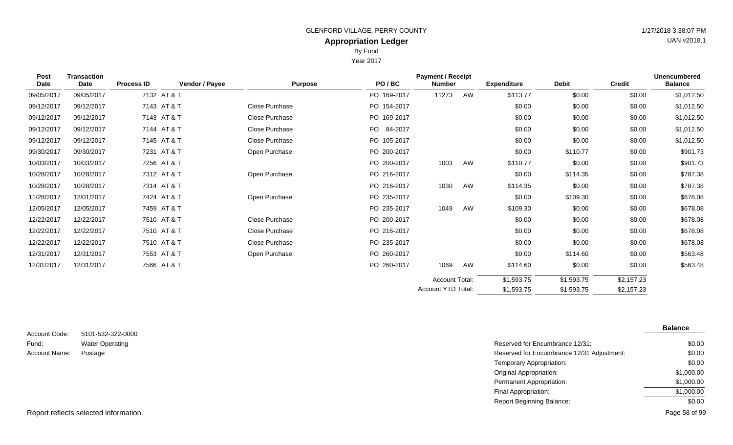GLENFORD VILLAGE, PERRY COUNTY

**Appropriation Ledger**

By Fund

Year 2017

| Post Date | Transaction Date | Process ID | Vendor / Payee | Purpose | PO / BC | Payment / Receipt Number | | Expenditure | Debit | Credit | Unencumbered Balance |
|---|---|---|---|---|---|---|---|---|---|---|---|
| 09/05/2017 | 09/05/2017 | 7132 | AT & T | | PO 169-2017 | 11273 | AW | $113.77 | $0.00 | $0.00 | $1,012.50 |
| 09/12/2017 | 09/12/2017 | 7143 | AT & T | Close Purchase | PO 154-2017 | | | $0.00 | $0.00 | $0.00 | $1,012.50 |
| 09/12/2017 | 09/12/2017 | 7143 | AT & T | Close Purchase | PO 169-2017 | | | $0.00 | $0.00 | $0.00 | $1,012.50 |
| 09/12/2017 | 09/12/2017 | 7144 | AT & T | Close Purchase | PO 84-2017 | | | $0.00 | $0.00 | $0.00 | $1,012.50 |
| 09/12/2017 | 09/12/2017 | 7145 | AT & T | Close Purchase | PO 105-2017 | | | $0.00 | $0.00 | $0.00 | $1,012.50 |
| 09/30/2017 | 09/30/2017 | 7231 | AT & T | Open Purchase: | PO 200-2017 | | | $0.00 | $110.77 | $0.00 | $901.73 |
| 10/03/2017 | 10/03/2017 | 7256 | AT & T | | PO 200-2017 | 1003 | AW | $110.77 | $0.00 | $0.00 | $901.73 |
| 10/28/2017 | 10/28/2017 | 7312 | AT & T | Open Purchase: | PO 216-2017 | | | $0.00 | $114.35 | $0.00 | $787.38 |
| 10/28/2017 | 10/28/2017 | 7314 | AT & T | | PO 216-2017 | 1030 | AW | $114.35 | $0.00 | $0.00 | $787.38 |
| 11/28/2017 | 12/01/2017 | 7424 | AT & T | Open Purchase: | PO 235-2017 | | | $0.00 | $109.30 | $0.00 | $678.08 |
| 12/05/2017 | 12/05/2017 | 7459 | AT & T | | PO 235-2017 | 1049 | AW | $109.30 | $0.00 | $0.00 | $678.08 |
| 12/22/2017 | 12/22/2017 | 7510 | AT & T | Close Purchase | PO 200-2017 | | | $0.00 | $0.00 | $0.00 | $678.08 |
| 12/22/2017 | 12/22/2017 | 7510 | AT & T | Close Purchase | PO 216-2017 | | | $0.00 | $0.00 | $0.00 | $678.08 |
| 12/22/2017 | 12/22/2017 | 7510 | AT & T | Close Purchase | PO 235-2017 | | | $0.00 | $0.00 | $0.00 | $678.08 |
| 12/31/2017 | 12/31/2017 | 7553 | AT & T | Open Purchase: | PO 260-2017 | | | $0.00 | $114.60 | $0.00 | $563.48 |
| 12/31/2017 | 12/31/2017 | 7566 | AT & T | | PO 260-2017 | 1069 | AW | $114.60 | $0.00 | $0.00 | $563.48 |
| | | | | | | Account Total: | | $1,593.75 | $1,593.75 | $2,157.23 | |
| | | | | | | Account YTD Total: | | $1,593.75 | $1,593.75 | $2,157.23 | |

Account Code: 5101-532-322-0000

Fund: Water Operating

Account Name: Postage

| | Balance |
|---|---|
| Reserved for Encumbrance 12/31: | $0.00 |
| Reserved for Encumbrance 12/31 Adjustment: | $0.00 |
| Temporary Appropriation: | $0.00 |
| Original Appropriation: | $1,000.00 |
| Permanent Appropriation: | $1,000.00 |
| Final Appropriation: | $1,000.00 |
| Report Beginning Balance: | $0.00 |

Report reflects selected information.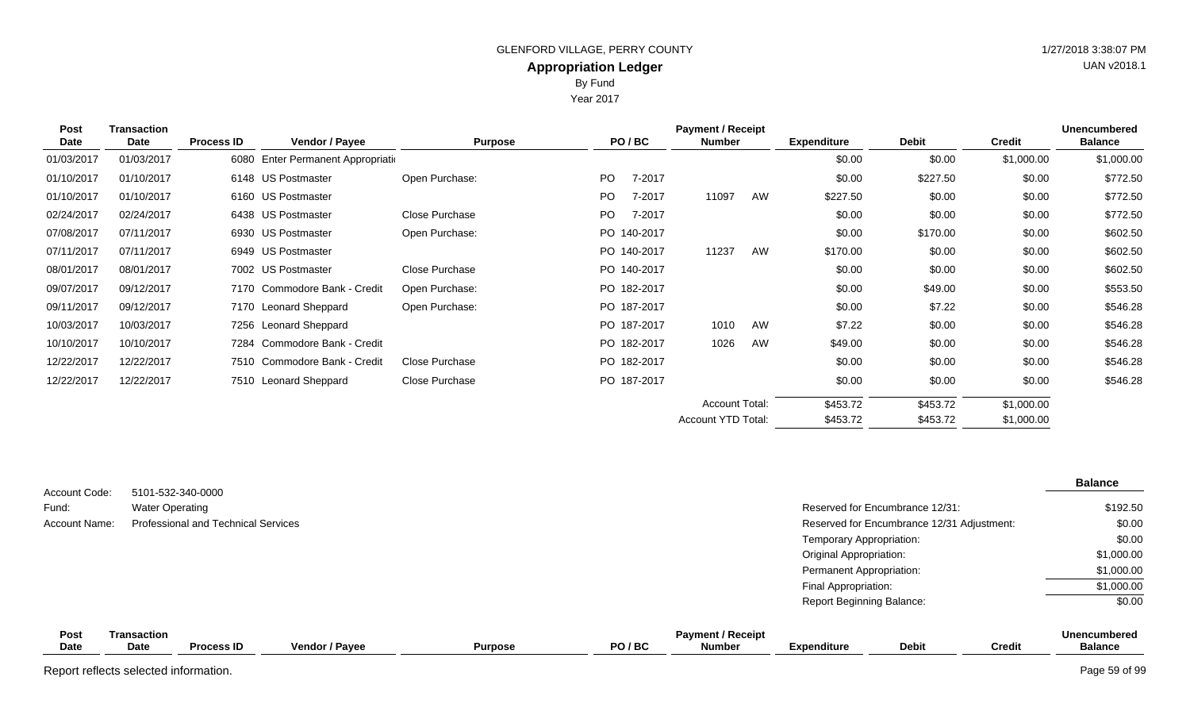GLENFORD VILLAGE, PERRY COUNTY

## Appropriation Ledger

By Fund

Year 2017

| Post Date | Transaction Date | Process ID | Vendor / Payee | Purpose | PO / BC | Payment / Receipt Number | | Expenditure | Debit | Credit | Unencumbered Balance |
|---|---|---|---|---|---|---|---|---|---|---|---|
| 01/03/2017 | 01/03/2017 | 6080 | Enter Permanent Appropriati | | | | | $0.00 | $0.00 | $1,000.00 | $1,000.00 |
| 01/10/2017 | 01/10/2017 | 6148 | US Postmaster | Open Purchase: | PO 7-2017 | | | $0.00 | $227.50 | $0.00 | $772.50 |
| 01/10/2017 | 01/10/2017 | 6160 | US Postmaster | | PO 7-2017 | 11097 | AW | $227.50 | $0.00 | $0.00 | $772.50 |
| 02/24/2017 | 02/24/2017 | 6438 | US Postmaster | Close Purchase | PO 7-2017 | | | $0.00 | $0.00 | $0.00 | $772.50 |
| 07/08/2017 | 07/11/2017 | 6930 | US Postmaster | Open Purchase: | PO 140-2017 | | | $0.00 | $170.00 | $0.00 | $602.50 |
| 07/11/2017 | 07/11/2017 | 6949 | US Postmaster | | PO 140-2017 | 11237 | AW | $170.00 | $0.00 | $0.00 | $602.50 |
| 08/01/2017 | 08/01/2017 | 7002 | US Postmaster | Close Purchase | PO 140-2017 | | | $0.00 | $0.00 | $0.00 | $602.50 |
| 09/07/2017 | 09/12/2017 | 7170 | Commodore Bank - Credit | Open Purchase: | PO 182-2017 | | | $0.00 | $49.00 | $0.00 | $553.50 |
| 09/11/2017 | 09/12/2017 | 7170 | Leonard Sheppard | Open Purchase: | PO 187-2017 | | | $0.00 | $7.22 | $0.00 | $546.28 |
| 10/03/2017 | 10/03/2017 | 7256 | Leonard Sheppard | | PO 187-2017 | 1010 | AW | $7.22 | $0.00 | $0.00 | $546.28 |
| 10/10/2017 | 10/10/2017 | 7284 | Commodore Bank - Credit | | PO 182-2017 | 1026 | AW | $49.00 | $0.00 | $0.00 | $546.28 |
| 12/22/2017 | 12/22/2017 | 7510 | Commodore Bank - Credit | Close Purchase | PO 182-2017 | | | $0.00 | $0.00 | $0.00 | $546.28 |
| 12/22/2017 | 12/22/2017 | 7510 | Leonard Sheppard | Close Purchase | PO 187-2017 | | | $0.00 | $0.00 | $0.00 | $546.28 |
| | | | | | | Account Total: | | $453.72 | $453.72 | $1,000.00 | |
| | | | | | | Account YTD Total: | | $453.72 | $453.72 | $1,000.00 | |

Account Code: 5101-532-340-0000

Fund: Water Operating

Account Name: Professional and Technical Services

| | Balance |
|---|---|
| Reserved for Encumbrance 12/31: | $192.50 |
| Reserved for Encumbrance 12/31 Adjustment: | $0.00 |
| Temporary Appropriation: | $0.00 |
| Original Appropriation: | $1,000.00 |
| Permanent Appropriation: | $1,000.00 |
| Final Appropriation: | $1,000.00 |
| Report Beginning Balance: | $0.00 |

| Post Date | Transaction Date | Process ID | Vendor / Payee | Purpose | PO / BC | Payment / Receipt Number | Expenditure | Debit | Credit | Unencumbered Balance |
|---|---|---|---|---|---|---|---|---|---|---|

Report reflects selected information.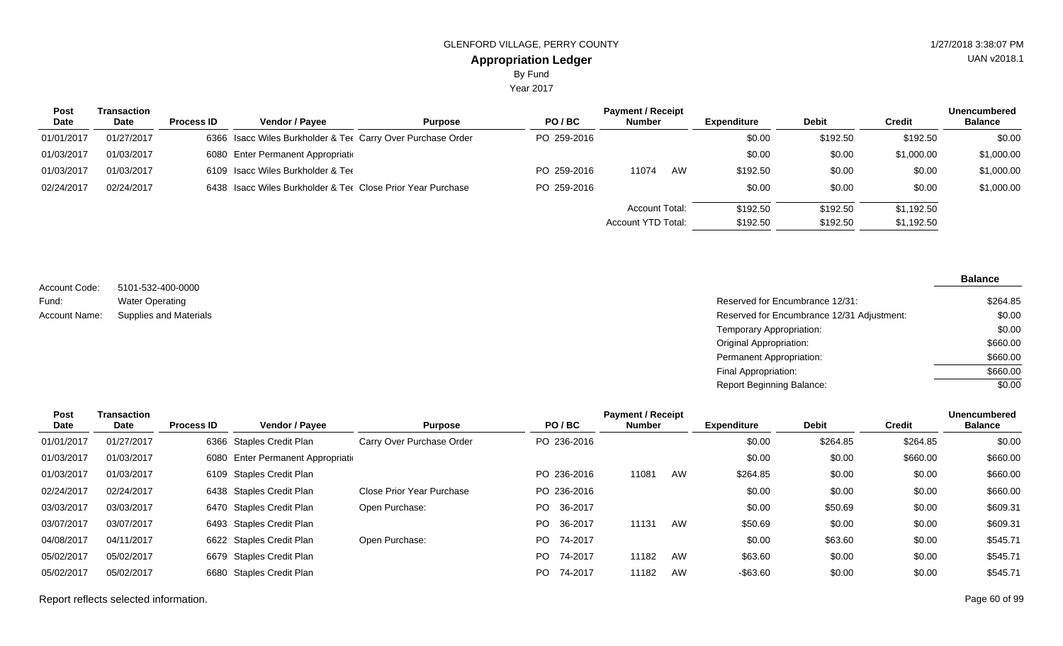GLENFORD VILLAGE, PERRY COUNTY

**Appropriation Ledger**

By Fund

Year 2017

| Post Date | Transaction Date | Process ID | Vendor / Payee | Purpose | PO / BC | Payment / Receipt Number | | Expenditure | Debit | Credit | Unencumbered Balance |
|---|---|---|---|---|---|---|---|---|---|---|---|
| 01/01/2017 | 01/27/2017 | 6366 | Isacc Wiles Burkholder & Tee | Carry Over Purchase Order | PO 259-2016 | | | $0.00 | $192.50 | $192.50 | $0.00 |
| 01/03/2017 | 01/03/2017 | 6080 | Enter Permanent Appropriati | | | | | $0.00 | $0.00 | $1,000.00 | $1,000.00 |
| 01/03/2017 | 01/03/2017 | 6109 | Isacc Wiles Burkholder & Tee | | PO 259-2016 | 11074 | AW | $192.50 | $0.00 | $0.00 | $1,000.00 |
| 02/24/2017 | 02/24/2017 | 6438 | Isacc Wiles Burkholder & Tee | Close Prior Year Purchase | PO 259-2016 | | | $0.00 | $0.00 | $0.00 | $1,000.00 |
| | | | | | | Account Total: | | $192.50 | $192.50 | $1,192.50 | |
| | | | | | | Account YTD Total: | | $192.50 | $192.50 | $1,192.50 | |

Account Code: 5101-532-400-0000
Fund: Water Operating
Account Name: Supplies and Materials

| | Balance |
|---|---|
| Reserved for Encumbrance 12/31: | $264.85 |
| Reserved for Encumbrance 12/31 Adjustment: | $0.00 |
| Temporary Appropriation: | $0.00 |
| Original Appropriation: | $660.00 |
| Permanent Appropriation: | $660.00 |
| Final Appropriation: | $660.00 |
| Report Beginning Balance: | $0.00 |

| Post Date | Transaction Date | Process ID | Vendor / Payee | Purpose | PO / BC | Payment / Receipt Number | | Expenditure | Debit | Credit | Unencumbered Balance |
|---|---|---|---|---|---|---|---|---|---|---|---|
| 01/01/2017 | 01/27/2017 | 6366 | Staples Credit Plan | Carry Over Purchase Order | PO 236-2016 | | | $0.00 | $264.85 | $264.85 | $0.00 |
| 01/03/2017 | 01/03/2017 | 6080 | Enter Permanent Appropriati | | | | | $0.00 | $0.00 | $660.00 | $660.00 |
| 01/03/2017 | 01/03/2017 | 6109 | Staples Credit Plan | | PO 236-2016 | 11081 | AW | $264.85 | $0.00 | $0.00 | $660.00 |
| 02/24/2017 | 02/24/2017 | 6438 | Staples Credit Plan | Close Prior Year Purchase | PO 236-2016 | | | $0.00 | $0.00 | $0.00 | $660.00 |
| 03/03/2017 | 03/03/2017 | 6470 | Staples Credit Plan | Open Purchase: | PO 36-2017 | | | $0.00 | $50.69 | $0.00 | $609.31 |
| 03/07/2017 | 03/07/2017 | 6493 | Staples Credit Plan | | PO 36-2017 | 11131 | AW | $50.69 | $0.00 | $0.00 | $609.31 |
| 04/08/2017 | 04/11/2017 | 6622 | Staples Credit Plan | Open Purchase: | PO 74-2017 | | | $0.00 | $63.60 | $0.00 | $545.71 |
| 05/02/2017 | 05/02/2017 | 6679 | Staples Credit Plan | | PO 74-2017 | 11182 | AW | $63.60 | $0.00 | $0.00 | $545.71 |
| 05/02/2017 | 05/02/2017 | 6680 | Staples Credit Plan | | PO 74-2017 | 11182 | AW | -$63.60 | $0.00 | $0.00 | $545.71 |

Report reflects selected information.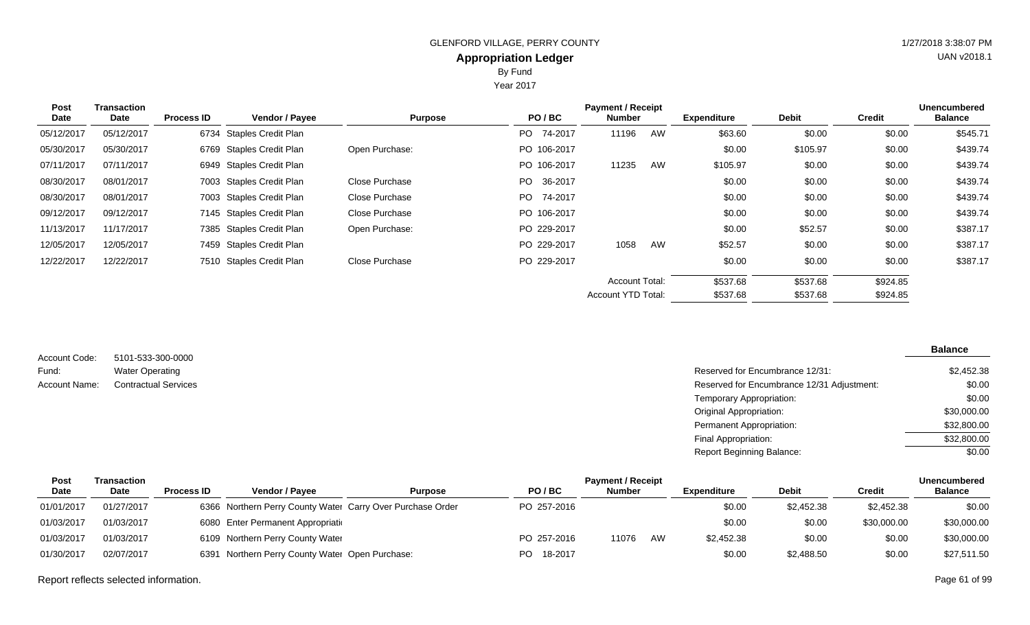GLENFORD VILLAGE, PERRY COUNTY

**Appropriation Ledger**

By Fund

Year 2017

| Post Date | Transaction Date | Process ID | Vendor / Payee | Purpose | PO / BC | Payment / Receipt Number | | Expenditure | Debit | Credit | Unencumbered Balance |
|---|---|---|---|---|---|---|---|---|---|---|---|
| 05/12/2017 | 05/12/2017 | 6734 | Staples Credit Plan | | PO 74-2017 | 11196 | AW | $63.60 | $0.00 | $0.00 | $545.71 |
| 05/30/2017 | 05/30/2017 | 6769 | Staples Credit Plan | Open Purchase: | PO 106-2017 | | | $0.00 | $105.97 | $0.00 | $439.74 |
| 07/11/2017 | 07/11/2017 | 6949 | Staples Credit Plan | | PO 106-2017 | 11235 | AW | $105.97 | $0.00 | $0.00 | $439.74 |
| 08/30/2017 | 08/01/2017 | 7003 | Staples Credit Plan | Close Purchase | PO 36-2017 | | | $0.00 | $0.00 | $0.00 | $439.74 |
| 08/30/2017 | 08/01/2017 | 7003 | Staples Credit Plan | Close Purchase | PO 74-2017 | | | $0.00 | $0.00 | $0.00 | $439.74 |
| 09/12/2017 | 09/12/2017 | 7145 | Staples Credit Plan | Close Purchase | PO 106-2017 | | | $0.00 | $0.00 | $0.00 | $439.74 |
| 11/13/2017 | 11/17/2017 | 7385 | Staples Credit Plan | Open Purchase: | PO 229-2017 | | | $0.00 | $52.57 | $0.00 | $387.17 |
| 12/05/2017 | 12/05/2017 | 7459 | Staples Credit Plan | | PO 229-2017 | 1058 | AW | $52.57 | $0.00 | $0.00 | $387.17 |
| 12/22/2017 | 12/22/2017 | 7510 | Staples Credit Plan | Close Purchase | PO 229-2017 | | | $0.00 | $0.00 | $0.00 | $387.17 |
| | | | | | | Account Total: | | $537.68 | $537.68 | $924.85 | |
| | | | | | | Account YTD Total: | | $537.68 | $537.68 | $924.85 | |

Account Code: 5101-533-300-0000

Fund: Water Operating

Account Name: Contractual Services

| | Balance |
|---|---|
| Reserved for Encumbrance 12/31: | $2,452.38 |
| Reserved for Encumbrance 12/31 Adjustment: | $0.00 |
| Temporary Appropriation: | $0.00 |
| Original Appropriation: | $30,000.00 |
| Permanent Appropriation: | $32,800.00 |
| Final Appropriation: | $32,800.00 |
| Report Beginning Balance: | $0.00 |

| Post Date | Transaction Date | Process ID | Vendor / Payee | Purpose | PO / BC | Payment / Receipt Number | | Expenditure | Debit | Credit | Unencumbered Balance |
|---|---|---|---|---|---|---|---|---|---|---|---|
| 01/01/2017 | 01/27/2017 | 6366 | Northern Perry County Water | Carry Over Purchase Order | PO 257-2016 | | | $0.00 | $2,452.38 | $2,452.38 | $0.00 |
| 01/03/2017 | 01/03/2017 | 6080 | Enter Permanent Appropriati | | | | | $0.00 | $0.00 | $30,000.00 | $30,000.00 |
| 01/03/2017 | 01/03/2017 | 6109 | Northern Perry County Water | | PO 257-2016 | 11076 | AW | $2,452.38 | $0.00 | $0.00 | $30,000.00 |
| 01/30/2017 | 02/07/2017 | 6391 | Northern Perry County Water | Open Purchase: | PO 18-2017 | | | $0.00 | $2,488.50 | $0.00 | $27,511.50 |

Report reflects selected information.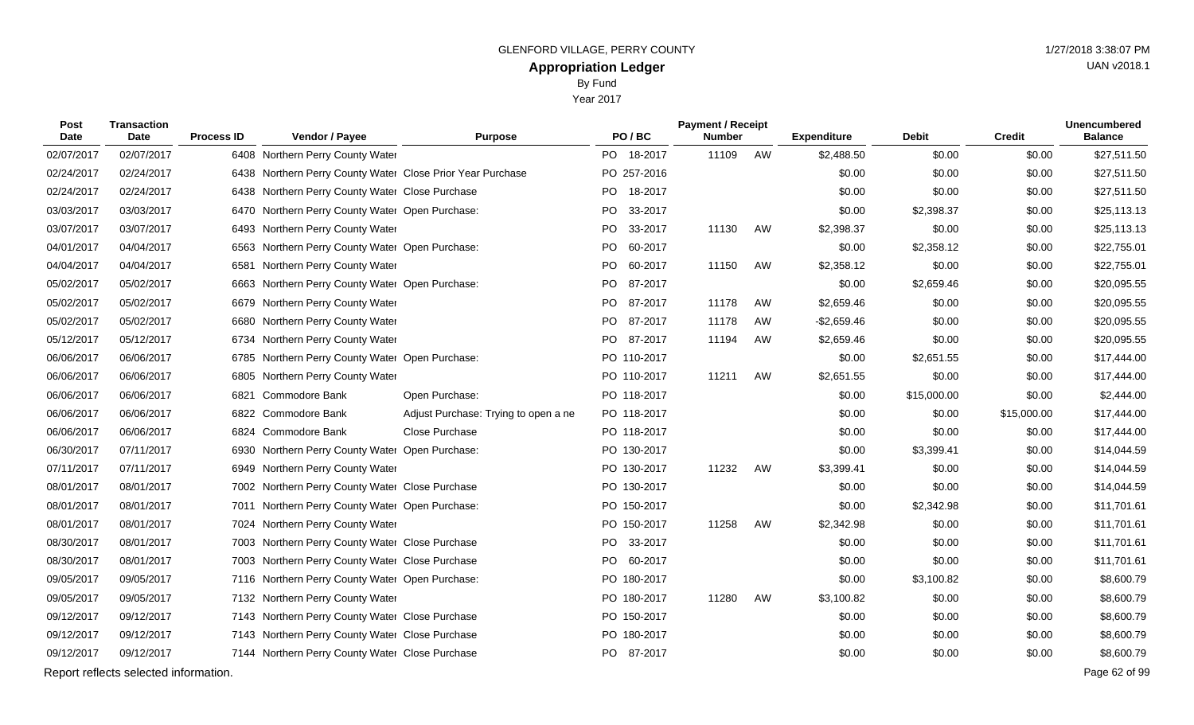GLENFORD VILLAGE, PERRY COUNTY

# Appropriation Ledger

By Fund

Year 2017

| Post Date | Transaction Date | Process ID | Vendor / Payee | Purpose | PO / BC | Payment / Receipt Number | | Expenditure | Debit | Credit | Unencumbered Balance |
|---|---|---|---|---|---|---|---|---|---|---|---|
| 02/07/2017 | 02/07/2017 | 6408 | Northern Perry County Water | | PO 18-2017 | 11109 | AW | $2,488.50 | $0.00 | $0.00 | $27,511.50 |
| 02/24/2017 | 02/24/2017 | 6438 | Northern Perry County Water | Close Prior Year Purchase | PO 257-2016 | | | $0.00 | $0.00 | $0.00 | $27,511.50 |
| 02/24/2017 | 02/24/2017 | 6438 | Northern Perry County Water | Close Purchase | PO 18-2017 | | | $0.00 | $0.00 | $0.00 | $27,511.50 |
| 03/03/2017 | 03/03/2017 | 6470 | Northern Perry County Water | Open Purchase: | PO 33-2017 | | | $0.00 | $2,398.37 | $0.00 | $25,113.13 |
| 03/07/2017 | 03/07/2017 | 6493 | Northern Perry County Water | | PO 33-2017 | 11130 | AW | $2,398.37 | $0.00 | $0.00 | $25,113.13 |
| 04/01/2017 | 04/04/2017 | 6563 | Northern Perry County Water | Open Purchase: | PO 60-2017 | | | $0.00 | $2,358.12 | $0.00 | $22,755.01 |
| 04/04/2017 | 04/04/2017 | 6581 | Northern Perry County Water | | PO 60-2017 | 11150 | AW | $2,358.12 | $0.00 | $0.00 | $22,755.01 |
| 05/02/2017 | 05/02/2017 | 6663 | Northern Perry County Water | Open Purchase: | PO 87-2017 | | | $0.00 | $2,659.46 | $0.00 | $20,095.55 |
| 05/02/2017 | 05/02/2017 | 6679 | Northern Perry County Water | | PO 87-2017 | 11178 | AW | $2,659.46 | $0.00 | $0.00 | $20,095.55 |
| 05/02/2017 | 05/02/2017 | 6680 | Northern Perry County Water | | PO 87-2017 | 11178 | AW | -$2,659.46 | $0.00 | $0.00 | $20,095.55 |
| 05/12/2017 | 05/12/2017 | 6734 | Northern Perry County Water | | PO 87-2017 | 11194 | AW | $2,659.46 | $0.00 | $0.00 | $20,095.55 |
| 06/06/2017 | 06/06/2017 | 6785 | Northern Perry County Water | Open Purchase: | PO 110-2017 | | | $0.00 | $2,651.55 | $0.00 | $17,444.00 |
| 06/06/2017 | 06/06/2017 | 6805 | Northern Perry County Water | | PO 110-2017 | 11211 | AW | $2,651.55 | $0.00 | $0.00 | $17,444.00 |
| 06/06/2017 | 06/06/2017 | 6821 | Commodore Bank | Open Purchase: | PO 118-2017 | | | $0.00 | $15,000.00 | $0.00 | $2,444.00 |
| 06/06/2017 | 06/06/2017 | 6822 | Commodore Bank | Adjust Purchase: Trying to open a ne | PO 118-2017 | | | $0.00 | $0.00 | $15,000.00 | $17,444.00 |
| 06/06/2017 | 06/06/2017 | 6824 | Commodore Bank | Close Purchase | PO 118-2017 | | | $0.00 | $0.00 | $0.00 | $17,444.00 |
| 06/30/2017 | 07/11/2017 | 6930 | Northern Perry County Water | Open Purchase: | PO 130-2017 | | | $0.00 | $3,399.41 | $0.00 | $14,044.59 |
| 07/11/2017 | 07/11/2017 | 6949 | Northern Perry County Water | | PO 130-2017 | 11232 | AW | $3,399.41 | $0.00 | $0.00 | $14,044.59 |
| 08/01/2017 | 08/01/2017 | 7002 | Northern Perry County Water | Close Purchase | PO 130-2017 | | | $0.00 | $0.00 | $0.00 | $14,044.59 |
| 08/01/2017 | 08/01/2017 | 7011 | Northern Perry County Water | Open Purchase: | PO 150-2017 | | | $0.00 | $2,342.98 | $0.00 | $11,701.61 |
| 08/01/2017 | 08/01/2017 | 7024 | Northern Perry County Water | | PO 150-2017 | 11258 | AW | $2,342.98 | $0.00 | $0.00 | $11,701.61 |
| 08/30/2017 | 08/01/2017 | 7003 | Northern Perry County Water | Close Purchase | PO 33-2017 | | | $0.00 | $0.00 | $0.00 | $11,701.61 |
| 08/30/2017 | 08/01/2017 | 7003 | Northern Perry County Water | Close Purchase | PO 60-2017 | | | $0.00 | $0.00 | $0.00 | $11,701.61 |
| 09/05/2017 | 09/05/2017 | 7116 | Northern Perry County Water | Open Purchase: | PO 180-2017 | | | $0.00 | $3,100.82 | $0.00 | $8,600.79 |
| 09/05/2017 | 09/05/2017 | 7132 | Northern Perry County Water | | PO 180-2017 | 11280 | AW | $3,100.82 | $0.00 | $0.00 | $8,600.79 |
| 09/12/2017 | 09/12/2017 | 7143 | Northern Perry County Water | Close Purchase | PO 150-2017 | | | $0.00 | $0.00 | $0.00 | $8,600.79 |
| 09/12/2017 | 09/12/2017 | 7143 | Northern Perry County Water | Close Purchase | PO 180-2017 | | | $0.00 | $0.00 | $0.00 | $8,600.79 |
| 09/12/2017 | 09/12/2017 | 7144 | Northern Perry County Water | Close Purchase | PO 87-2017 | | | $0.00 | $0.00 | $0.00 | $8,600.79 |

Report reflects selected information.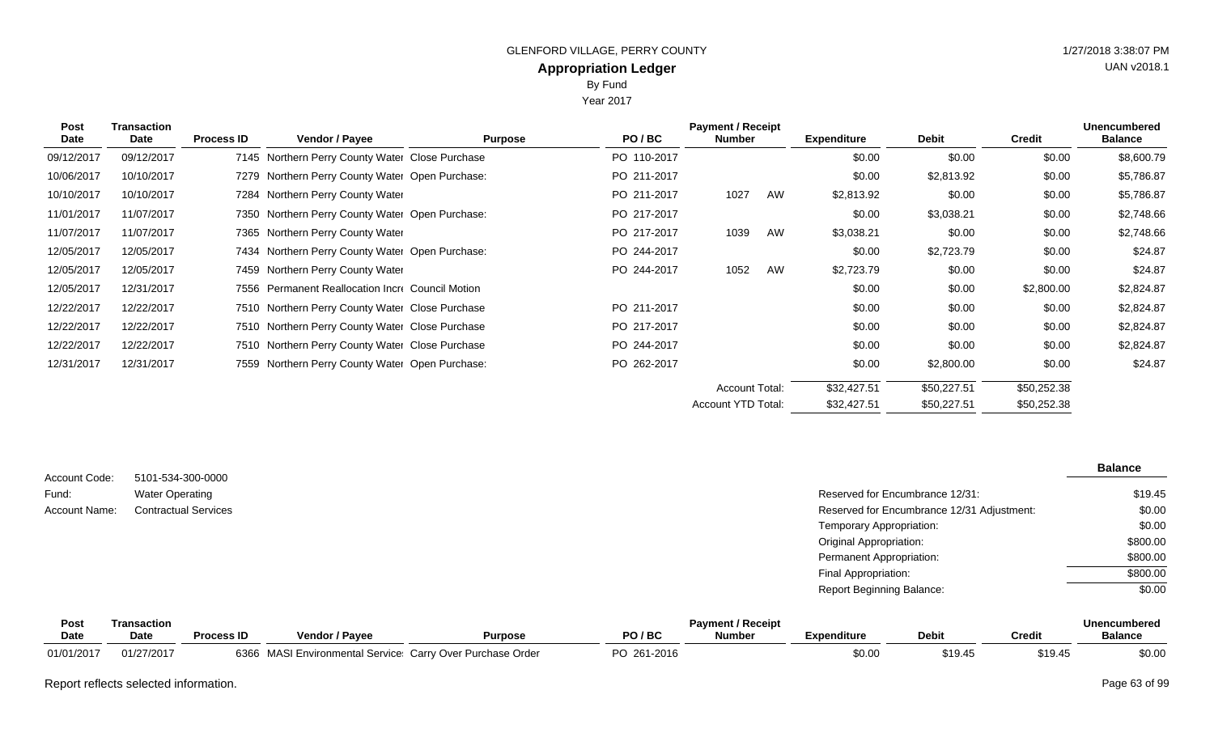GLENFORD VILLAGE, PERRY COUNTY

**Appropriation Ledger**

By Fund

Year 2017

| Post Date | Transaction Date | Process ID | Vendor / Payee | Purpose | PO / BC | Payment / Receipt Number | | Expenditure | Debit | Credit | Unencumbered Balance |
|---|---|---|---|---|---|---|---|---|---|---|---|
| 09/12/2017 | 09/12/2017 | 7145 | Northern Perry County Water | Close Purchase | PO 110-2017 | | | $0.00 | $0.00 | $0.00 | $8,600.79 |
| 10/06/2017 | 10/10/2017 | 7279 | Northern Perry County Water | Open Purchase: | PO 211-2017 | | | $0.00 | $2,813.92 | $0.00 | $5,786.87 |
| 10/10/2017 | 10/10/2017 | 7284 | Northern Perry County Water | | PO 211-2017 | 1027 | AW | $2,813.92 | $0.00 | $0.00 | $5,786.87 |
| 11/01/2017 | 11/07/2017 | 7350 | Northern Perry County Water | Open Purchase: | PO 217-2017 | | | $0.00 | $3,038.21 | $0.00 | $2,748.66 |
| 11/07/2017 | 11/07/2017 | 7365 | Northern Perry County Water | | PO 217-2017 | 1039 | AW | $3,038.21 | $0.00 | $0.00 | $2,748.66 |
| 12/05/2017 | 12/05/2017 | 7434 | Northern Perry County Water | Open Purchase: | PO 244-2017 | | | $0.00 | $2,723.79 | $0.00 | $24.87 |
| 12/05/2017 | 12/05/2017 | 7459 | Northern Perry County Water | | PO 244-2017 | 1052 | AW | $2,723.79 | $0.00 | $0.00 | $24.87 |
| 12/05/2017 | 12/31/2017 | 7556 | Permanent Reallocation Incre | Council Motion | | | | $0.00 | $0.00 | $2,800.00 | $2,824.87 |
| 12/22/2017 | 12/22/2017 | 7510 | Northern Perry County Water | Close Purchase | PO 211-2017 | | | $0.00 | $0.00 | $0.00 | $2,824.87 |
| 12/22/2017 | 12/22/2017 | 7510 | Northern Perry County Water | Close Purchase | PO 217-2017 | | | $0.00 | $0.00 | $0.00 | $2,824.87 |
| 12/22/2017 | 12/22/2017 | 7510 | Northern Perry County Water | Close Purchase | PO 244-2017 | | | $0.00 | $0.00 | $0.00 | $2,824.87 |
| 12/31/2017 | 12/31/2017 | 7559 | Northern Perry County Water | Open Purchase: | PO 262-2017 | | | $0.00 | $2,800.00 | $0.00 | $24.87 |
| | | | | | | Account Total: | | $32,427.51 | $50,227.51 | $50,252.38 | |
| | | | | | | Account YTD Total: | | $32,427.51 | $50,227.51 | $50,252.38 | |

Account Code: 5101-534-300-0000

Fund: Water Operating

Account Name: Contractual Services

| | Balance |
|---|---|
| Reserved for Encumbrance 12/31: | $19.45 |
| Reserved for Encumbrance 12/31 Adjustment: | $0.00 |
| Temporary Appropriation: | $0.00 |
| Original Appropriation: | $800.00 |
| Permanent Appropriation: | $800.00 |
| Final Appropriation: | $800.00 |
| Report Beginning Balance: | $0.00 |

| Post Date | Transaction Date | Process ID | Vendor / Payee | Purpose | PO / BC | Payment / Receipt Number | Expenditure | Debit | Credit | Unencumbered Balance |
|---|---|---|---|---|---|---|---|---|---|---|
| 01/01/2017 | 01/27/2017 | 6366 | MASI Environmental Service | Carry Over Purchase Order | PO 261-2016 | | $0.00 | $19.45 | $19.45 | $0.00 |

Report reflects selected information.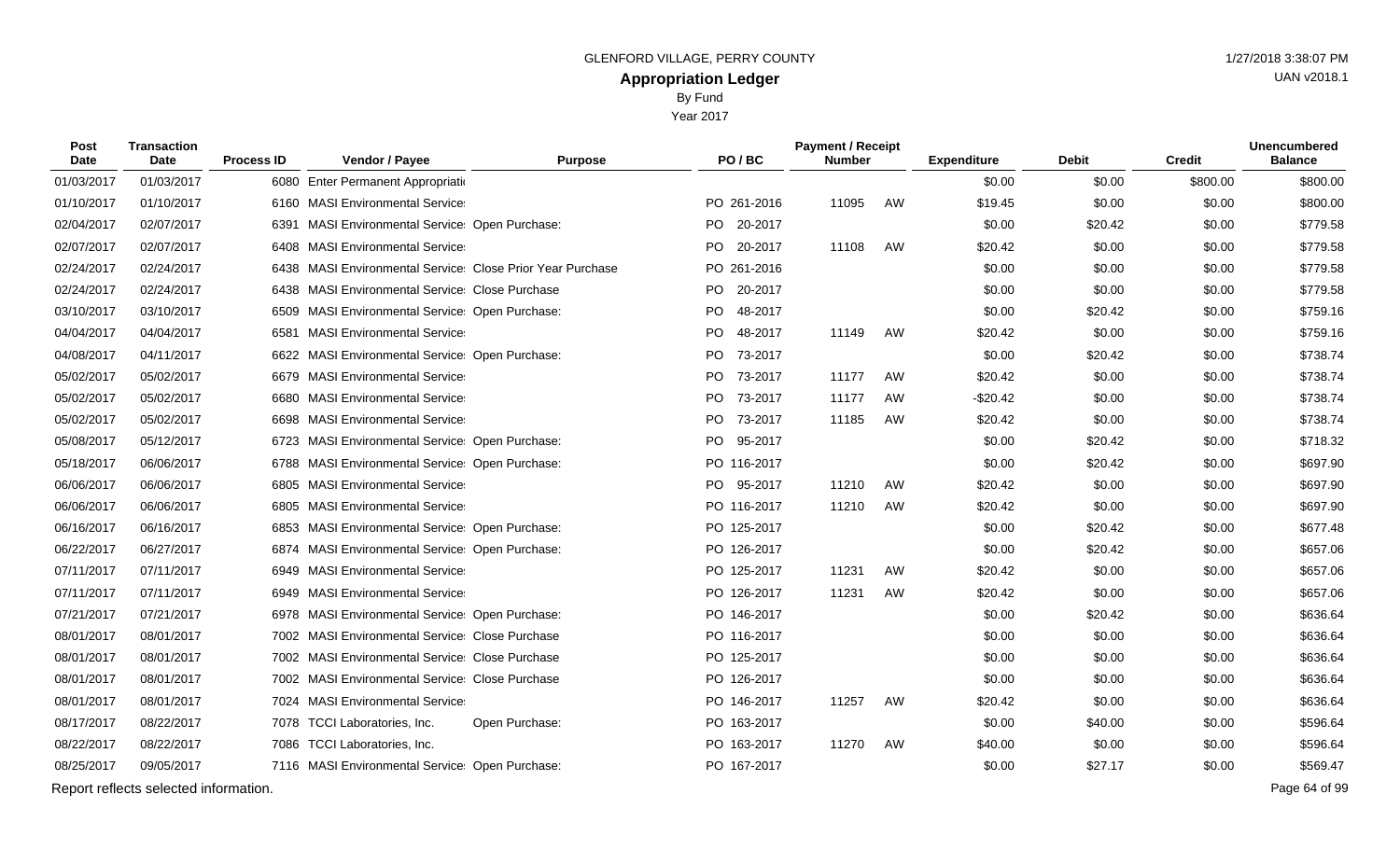GLENFORD VILLAGE, PERRY COUNTY

# Appropriation Ledger

By Fund

Year 2017

1/27/2018 3:38:07 PM

UAN v2018.1

| Post Date | Transaction Date | Process ID | Vendor / Payee | Purpose | PO / BC | Payment / Receipt Number | | Expenditure | Debit | Credit | Unencumbered Balance |
|---|---|---|---|---|---|---|---|---|---|---|---|
| 01/03/2017 | 01/03/2017 | 6080 | Enter Permanent Appropriati | | | | | $0.00 | $0.00 | $800.00 | $800.00 |
| 01/10/2017 | 01/10/2017 | 6160 | MASI Environmental Service | | PO 261-2016 | 11095 | AW | $19.45 | $0.00 | $0.00 | $800.00 |
| 02/04/2017 | 02/07/2017 | 6391 | MASI Environmental Service | Open Purchase: | PO 20-2017 | | | $0.00 | $20.42 | $0.00 | $779.58 |
| 02/07/2017 | 02/07/2017 | 6408 | MASI Environmental Service | | PO 20-2017 | 11108 | AW | $20.42 | $0.00 | $0.00 | $779.58 |
| 02/24/2017 | 02/24/2017 | 6438 | MASI Environmental Service | Close Prior Year Purchase | PO 261-2016 | | | $0.00 | $0.00 | $0.00 | $779.58 |
| 02/24/2017 | 02/24/2017 | 6438 | MASI Environmental Service | Close Purchase | PO 20-2017 | | | $0.00 | $0.00 | $0.00 | $779.58 |
| 03/10/2017 | 03/10/2017 | 6509 | MASI Environmental Service | Open Purchase: | PO 48-2017 | | | $0.00 | $20.42 | $0.00 | $759.16 |
| 04/04/2017 | 04/04/2017 | 6581 | MASI Environmental Service | | PO 48-2017 | 11149 | AW | $20.42 | $0.00 | $0.00 | $759.16 |
| 04/08/2017 | 04/11/2017 | 6622 | MASI Environmental Service | Open Purchase: | PO 73-2017 | | | $0.00 | $20.42 | $0.00 | $738.74 |
| 05/02/2017 | 05/02/2017 | 6679 | MASI Environmental Service | | PO 73-2017 | 11177 | AW | $20.42 | $0.00 | $0.00 | $738.74 |
| 05/02/2017 | 05/02/2017 | 6680 | MASI Environmental Service | | PO 73-2017 | 11177 | AW | -$20.42 | $0.00 | $0.00 | $738.74 |
| 05/02/2017 | 05/02/2017 | 6698 | MASI Environmental Service | | PO 73-2017 | 11185 | AW | $20.42 | $0.00 | $0.00 | $738.74 |
| 05/08/2017 | 05/12/2017 | 6723 | MASI Environmental Service | Open Purchase: | PO 95-2017 | | | $0.00 | $20.42 | $0.00 | $718.32 |
| 05/18/2017 | 06/06/2017 | 6788 | MASI Environmental Service | Open Purchase: | PO 116-2017 | | | $0.00 | $20.42 | $0.00 | $697.90 |
| 06/06/2017 | 06/06/2017 | 6805 | MASI Environmental Service | | PO 95-2017 | 11210 | AW | $20.42 | $0.00 | $0.00 | $697.90 |
| 06/06/2017 | 06/06/2017 | 6805 | MASI Environmental Service | | PO 116-2017 | 11210 | AW | $20.42 | $0.00 | $0.00 | $697.90 |
| 06/16/2017 | 06/16/2017 | 6853 | MASI Environmental Service | Open Purchase: | PO 125-2017 | | | $0.00 | $20.42 | $0.00 | $677.48 |
| 06/22/2017 | 06/27/2017 | 6874 | MASI Environmental Service | Open Purchase: | PO 126-2017 | | | $0.00 | $20.42 | $0.00 | $657.06 |
| 07/11/2017 | 07/11/2017 | 6949 | MASI Environmental Service | | PO 125-2017 | 11231 | AW | $20.42 | $0.00 | $0.00 | $657.06 |
| 07/11/2017 | 07/11/2017 | 6949 | MASI Environmental Service | | PO 126-2017 | 11231 | AW | $20.42 | $0.00 | $0.00 | $657.06 |
| 07/21/2017 | 07/21/2017 | 6978 | MASI Environmental Service | Open Purchase: | PO 146-2017 | | | $0.00 | $20.42 | $0.00 | $636.64 |
| 08/01/2017 | 08/01/2017 | 7002 | MASI Environmental Service | Close Purchase | PO 116-2017 | | | $0.00 | $0.00 | $0.00 | $636.64 |
| 08/01/2017 | 08/01/2017 | 7002 | MASI Environmental Service | Close Purchase | PO 125-2017 | | | $0.00 | $0.00 | $0.00 | $636.64 |
| 08/01/2017 | 08/01/2017 | 7002 | MASI Environmental Service | Close Purchase | PO 126-2017 | | | $0.00 | $0.00 | $0.00 | $636.64 |
| 08/01/2017 | 08/01/2017 | 7024 | MASI Environmental Service | | PO 146-2017 | 11257 | AW | $20.42 | $0.00 | $0.00 | $636.64 |
| 08/17/2017 | 08/22/2017 | 7078 | TCCI Laboratories, Inc. | Open Purchase: | PO 163-2017 | | | $0.00 | $40.00 | $0.00 | $596.64 |
| 08/22/2017 | 08/22/2017 | 7086 | TCCI Laboratories, Inc. | | PO 163-2017 | 11270 | AW | $40.00 | $0.00 | $0.00 | $596.64 |
| 08/25/2017 | 09/05/2017 | 7116 | MASI Environmental Service | Open Purchase: | PO 167-2017 | | | $0.00 | $27.17 | $0.00 | $569.47 |

Report reflects selected information.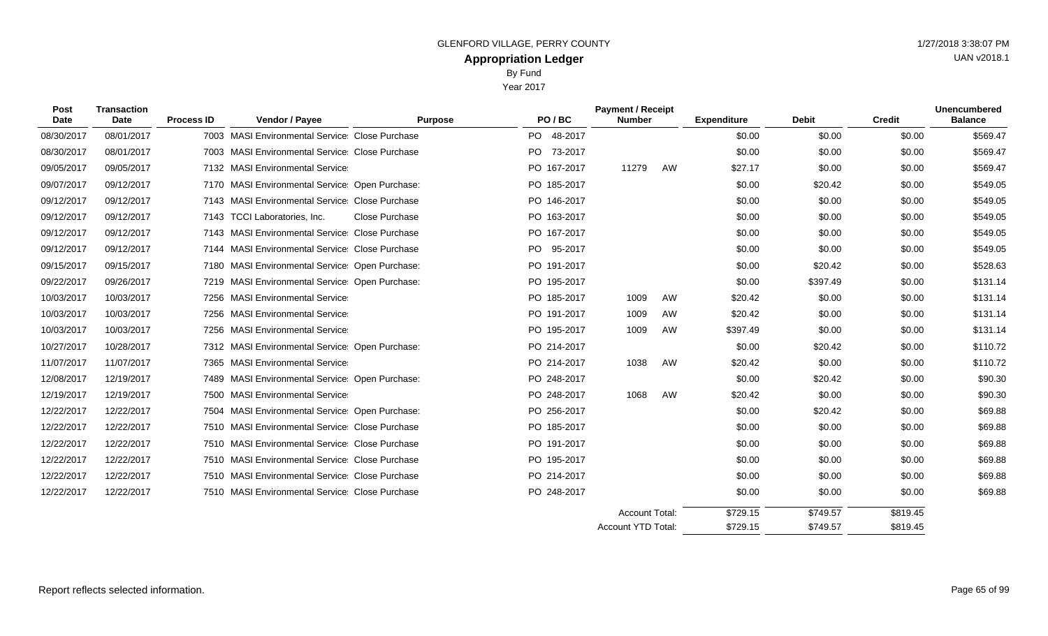GLENFORD VILLAGE, PERRY COUNTY

# Appropriation Ledger

By Fund

Year 2017

1/27/2018 3:38:07 PM

UAN v2018.1

| Post Date | Transaction Date | Process ID | Vendor / Payee | Purpose | PO / BC | Payment / Receipt Number | | Expenditure | Debit | Credit | Unencumbered Balance |
|---|---|---|---|---|---|---|---|---|---|---|---|
| 08/30/2017 | 08/01/2017 | 7003 | MASI Environmental Service | Close Purchase | PO 48-2017 | | | $0.00 | $0.00 | $0.00 | $569.47 |
| 08/30/2017 | 08/01/2017 | 7003 | MASI Environmental Service | Close Purchase | PO 73-2017 | | | $0.00 | $0.00 | $0.00 | $569.47 |
| 09/05/2017 | 09/05/2017 | 7132 | MASI Environmental Service | | PO 167-2017 | 11279 | AW | $27.17 | $0.00 | $0.00 | $569.47 |
| 09/07/2017 | 09/12/2017 | 7170 | MASI Environmental Service | Open Purchase: | PO 185-2017 | | | $0.00 | $20.42 | $0.00 | $549.05 |
| 09/12/2017 | 09/12/2017 | 7143 | MASI Environmental Service | Close Purchase | PO 146-2017 | | | $0.00 | $0.00 | $0.00 | $549.05 |
| 09/12/2017 | 09/12/2017 | 7143 | TCCI Laboratories, Inc. | Close Purchase | PO 163-2017 | | | $0.00 | $0.00 | $0.00 | $549.05 |
| 09/12/2017 | 09/12/2017 | 7143 | MASI Environmental Service | Close Purchase | PO 167-2017 | | | $0.00 | $0.00 | $0.00 | $549.05 |
| 09/12/2017 | 09/12/2017 | 7144 | MASI Environmental Service | Close Purchase | PO 95-2017 | | | $0.00 | $0.00 | $0.00 | $549.05 |
| 09/15/2017 | 09/15/2017 | 7180 | MASI Environmental Service | Open Purchase: | PO 191-2017 | | | $0.00 | $20.42 | $0.00 | $528.63 |
| 09/22/2017 | 09/26/2017 | 7219 | MASI Environmental Service | Open Purchase: | PO 195-2017 | | | $0.00 | $397.49 | $0.00 | $131.14 |
| 10/03/2017 | 10/03/2017 | 7256 | MASI Environmental Service | | PO 185-2017 | 1009 | AW | $20.42 | $0.00 | $0.00 | $131.14 |
| 10/03/2017 | 10/03/2017 | 7256 | MASI Environmental Service | | PO 191-2017 | 1009 | AW | $20.42 | $0.00 | $0.00 | $131.14 |
| 10/03/2017 | 10/03/2017 | 7256 | MASI Environmental Service | | PO 195-2017 | 1009 | AW | $397.49 | $0.00 | $0.00 | $131.14 |
| 10/27/2017 | 10/28/2017 | 7312 | MASI Environmental Service | Open Purchase: | PO 214-2017 | | | $0.00 | $20.42 | $0.00 | $110.72 |
| 11/07/2017 | 11/07/2017 | 7365 | MASI Environmental Service | | PO 214-2017 | 1038 | AW | $20.42 | $0.00 | $0.00 | $110.72 |
| 12/08/2017 | 12/19/2017 | 7489 | MASI Environmental Service | Open Purchase: | PO 248-2017 | | | $0.00 | $20.42 | $0.00 | $90.30 |
| 12/19/2017 | 12/19/2017 | 7500 | MASI Environmental Service | | PO 248-2017 | 1068 | AW | $20.42 | $0.00 | $0.00 | $90.30 |
| 12/22/2017 | 12/22/2017 | 7504 | MASI Environmental Service | Open Purchase: | PO 256-2017 | | | $0.00 | $20.42 | $0.00 | $69.88 |
| 12/22/2017 | 12/22/2017 | 7510 | MASI Environmental Service | Close Purchase | PO 185-2017 | | | $0.00 | $0.00 | $0.00 | $69.88 |
| 12/22/2017 | 12/22/2017 | 7510 | MASI Environmental Service | Close Purchase | PO 191-2017 | | | $0.00 | $0.00 | $0.00 | $69.88 |
| 12/22/2017 | 12/22/2017 | 7510 | MASI Environmental Service | Close Purchase | PO 195-2017 | | | $0.00 | $0.00 | $0.00 | $69.88 |
| 12/22/2017 | 12/22/2017 | 7510 | MASI Environmental Service | Close Purchase | PO 214-2017 | | | $0.00 | $0.00 | $0.00 | $69.88 |
| 12/22/2017 | 12/22/2017 | 7510 | MASI Environmental Service | Close Purchase | PO 248-2017 | | | $0.00 | $0.00 | $0.00 | $69.88 |
| | | | | | | Account Total: | | $729.15 | $749.57 | $819.45 | |
| | | | | | | Account YTD Total: | | $729.15 | $749.57 | $819.45 | |

Report reflects selected information.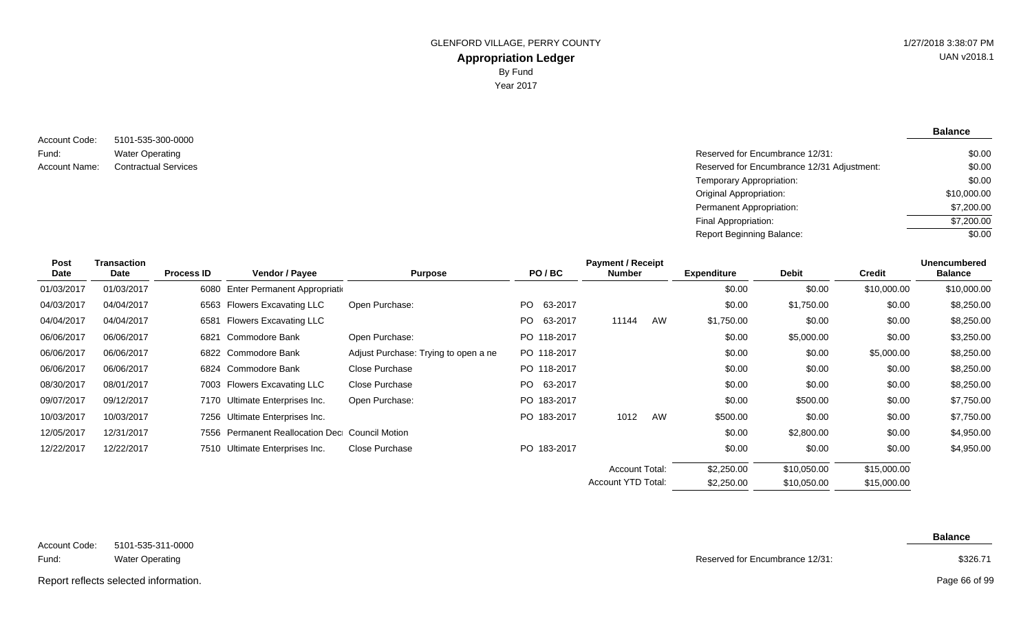GLENFORD VILLAGE, PERRY COUNTY

**Appropriation Ledger**

By Fund

Year 2017

1/27/2018 3:38:07 PM
UAN v2018.1

Account Code: 5101-535-300-0000
Fund: Water Operating
Account Name: Contractual Services

| | **Balance** |
|---|---|
| Reserved for Encumbrance 12/31: | $0.00 |
| Reserved for Encumbrance 12/31 Adjustment: | $0.00 |
| Temporary Appropriation: | $0.00 |
| Original Appropriation: | $10,000.00 |
| Permanent Appropriation: | $7,200.00 |
| Final Appropriation: | $7,200.00 |
| Report Beginning Balance: | $0.00 |

| Post Date | Transaction Date | Process ID | Vendor / Payee | Purpose | PO / BC | Payment / Receipt Number | | Expenditure | Debit | Credit | Unencumbered Balance |
|---|---|---|---|---|---|---|---|---|---|---|---|
| 01/03/2017 | 01/03/2017 | 6080 | Enter Permanent Appropriati | | | | | $0.00 | $0.00 | $10,000.00 | $10,000.00 |
| 04/03/2017 | 04/04/2017 | 6563 | Flowers Excavating LLC | Open Purchase: | PO 63-2017 | | | $0.00 | $1,750.00 | $0.00 | $8,250.00 |
| 04/04/2017 | 04/04/2017 | 6581 | Flowers Excavating LLC | | PO 63-2017 | 11144 | AW | $1,750.00 | $0.00 | $0.00 | $8,250.00 |
| 06/06/2017 | 06/06/2017 | 6821 | Commodore Bank | Open Purchase: | PO 118-2017 | | | $0.00 | $5,000.00 | $0.00 | $3,250.00 |
| 06/06/2017 | 06/06/2017 | 6822 | Commodore Bank | Adjust Purchase: Trying to open a ne | PO 118-2017 | | | $0.00 | $0.00 | $5,000.00 | $8,250.00 |
| 06/06/2017 | 06/06/2017 | 6824 | Commodore Bank | Close Purchase | PO 118-2017 | | | $0.00 | $0.00 | $0.00 | $8,250.00 |
| 08/30/2017 | 08/01/2017 | 7003 | Flowers Excavating LLC | Close Purchase | PO 63-2017 | | | $0.00 | $0.00 | $0.00 | $8,250.00 |
| 09/07/2017 | 09/12/2017 | 7170 | Ultimate Enterprises Inc. | Open Purchase: | PO 183-2017 | | | $0.00 | $500.00 | $0.00 | $7,750.00 |
| 10/03/2017 | 10/03/2017 | 7256 | Ultimate Enterprises Inc. | | PO 183-2017 | 1012 | AW | $500.00 | $0.00 | $0.00 | $7,750.00 |
| 12/05/2017 | 12/31/2017 | 7556 | Permanent Reallocation Dec | Council Motion | | | | $0.00 | $2,800.00 | $0.00 | $4,950.00 |
| 12/22/2017 | 12/22/2017 | 7510 | Ultimate Enterprises Inc. | Close Purchase | PO 183-2017 | | | $0.00 | $0.00 | $0.00 | $4,950.00 |
| | | | | | | Account Total: | | $2,250.00 | $10,050.00 | $15,000.00 | |
| | | | | | | Account YTD Total: | | $2,250.00 | $10,050.00 | $15,000.00 | |

Account Code: 5101-535-311-0000
Fund: Water Operating

| | **Balance** |
|---|---|
| Reserved for Encumbrance 12/31: | $326.71 |

Report reflects selected information.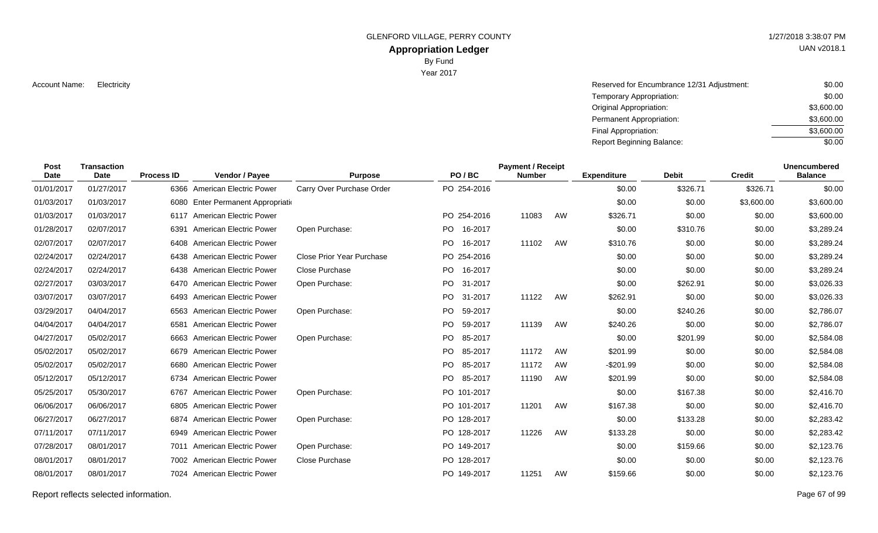GLENFORD VILLAGE, PERRY COUNTY

**Appropriation Ledger**

By Fund

Year 2017

1/27/2018 3:38:07 PM

UAN v2018.1

Account Name: Electricity

| | |
|---|---|
| Reserved for Encumbrance 12/31 Adjustment: | $0.00 |
| Temporary Appropriation: | $0.00 |
| Original Appropriation: | $3,600.00 |
| Permanent Appropriation: | $3,600.00 |
| Final Appropriation: | $3,600.00 |
| Report Beginning Balance: | $0.00 |

| Post Date | Transaction Date | Process ID | Vendor / Payee | Purpose | PO / BC | Payment / Receipt Number | | Expenditure | Debit | Credit | Unencumbered Balance |
|---|---|---|---|---|---|---|---|---|---|---|---|
| 01/01/2017 | 01/27/2017 | 6366 | American Electric Power | Carry Over Purchase Order | PO 254-2016 | | | $0.00 | $326.71 | $326.71 | $0.00 |
| 01/03/2017 | 01/03/2017 | 6080 | Enter Permanent Appropriati | | | | | $0.00 | $0.00 | $3,600.00 | $3,600.00 |
| 01/03/2017 | 01/03/2017 | 6117 | American Electric Power | | PO 254-2016 | 11083 | AW | $326.71 | $0.00 | $0.00 | $3,600.00 |
| 01/28/2017 | 02/07/2017 | 6391 | American Electric Power | Open Purchase: | PO 16-2017 | | | $0.00 | $310.76 | $0.00 | $3,289.24 |
| 02/07/2017 | 02/07/2017 | 6408 | American Electric Power | | PO 16-2017 | 11102 | AW | $310.76 | $0.00 | $0.00 | $3,289.24 |
| 02/24/2017 | 02/24/2017 | 6438 | American Electric Power | Close Prior Year Purchase | PO 254-2016 | | | $0.00 | $0.00 | $0.00 | $3,289.24 |
| 02/24/2017 | 02/24/2017 | 6438 | American Electric Power | Close Purchase | PO 16-2017 | | | $0.00 | $0.00 | $0.00 | $3,289.24 |
| 02/27/2017 | 03/03/2017 | 6470 | American Electric Power | Open Purchase: | PO 31-2017 | | | $0.00 | $262.91 | $0.00 | $3,026.33 |
| 03/07/2017 | 03/07/2017 | 6493 | American Electric Power | | PO 31-2017 | 11122 | AW | $262.91 | $0.00 | $0.00 | $3,026.33 |
| 03/29/2017 | 04/04/2017 | 6563 | American Electric Power | Open Purchase: | PO 59-2017 | | | $0.00 | $240.26 | $0.00 | $2,786.07 |
| 04/04/2017 | 04/04/2017 | 6581 | American Electric Power | | PO 59-2017 | 11139 | AW | $240.26 | $0.00 | $0.00 | $2,786.07 |
| 04/27/2017 | 05/02/2017 | 6663 | American Electric Power | Open Purchase: | PO 85-2017 | | | $0.00 | $201.99 | $0.00 | $2,584.08 |
| 05/02/2017 | 05/02/2017 | 6679 | American Electric Power | | PO 85-2017 | 11172 | AW | $201.99 | $0.00 | $0.00 | $2,584.08 |
| 05/02/2017 | 05/02/2017 | 6680 | American Electric Power | | PO 85-2017 | 11172 | AW | -$201.99 | $0.00 | $0.00 | $2,584.08 |
| 05/12/2017 | 05/12/2017 | 6734 | American Electric Power | | PO 85-2017 | 11190 | AW | $201.99 | $0.00 | $0.00 | $2,584.08 |
| 05/25/2017 | 05/30/2017 | 6767 | American Electric Power | Open Purchase: | PO 101-2017 | | | $0.00 | $167.38 | $0.00 | $2,416.70 |
| 06/06/2017 | 06/06/2017 | 6805 | American Electric Power | | PO 101-2017 | 11201 | AW | $167.38 | $0.00 | $0.00 | $2,416.70 |
| 06/27/2017 | 06/27/2017 | 6874 | American Electric Power | Open Purchase: | PO 128-2017 | | | $0.00 | $133.28 | $0.00 | $2,283.42 |
| 07/11/2017 | 07/11/2017 | 6949 | American Electric Power | | PO 128-2017 | 11226 | AW | $133.28 | $0.00 | $0.00 | $2,283.42 |
| 07/28/2017 | 08/01/2017 | 7011 | American Electric Power | Open Purchase: | PO 149-2017 | | | $0.00 | $159.66 | $0.00 | $2,123.76 |
| 08/01/2017 | 08/01/2017 | 7002 | American Electric Power | Close Purchase | PO 128-2017 | | | $0.00 | $0.00 | $0.00 | $2,123.76 |
| 08/01/2017 | 08/01/2017 | 7024 | American Electric Power | | PO 149-2017 | 11251 | AW | $159.66 | $0.00 | $0.00 | $2,123.76 |

Report reflects selected information.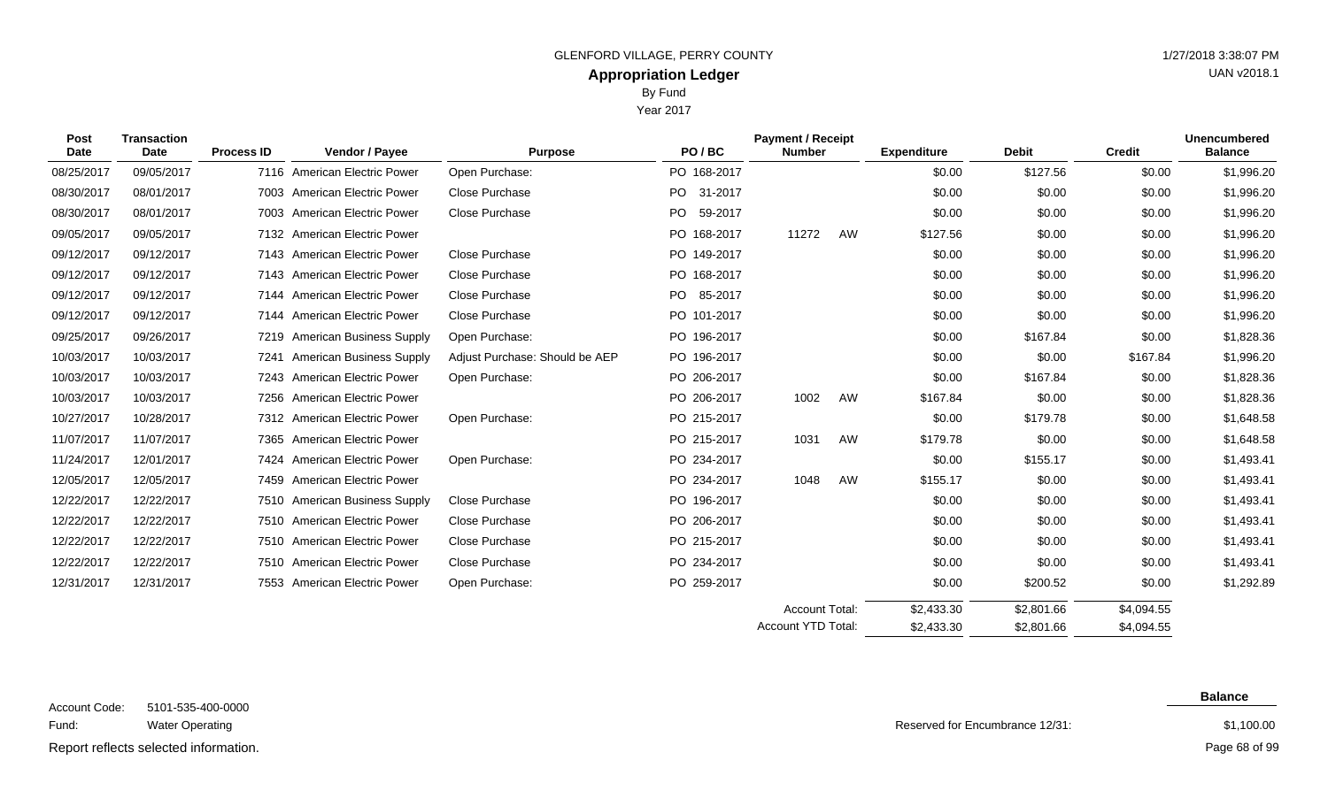GLENFORD VILLAGE, PERRY COUNTY

**Appropriation Ledger**

By Fund

Year 2017

| Post Date | Transaction Date | Process ID | Vendor / Payee | Purpose | PO / BC | Payment / Receipt Number | | Expenditure | Debit | Credit | Unencumbered Balance |
|---|---|---|---|---|---|---|---|---|---|---|---|
| 08/25/2017 | 09/05/2017 | 7116 | American Electric Power | Open Purchase: | PO 168-2017 | | | $0.00 | $127.56 | $0.00 | $1,996.20 |
| 08/30/2017 | 08/01/2017 | 7003 | American Electric Power | Close Purchase | PO 31-2017 | | | $0.00 | $0.00 | $0.00 | $1,996.20 |
| 08/30/2017 | 08/01/2017 | 7003 | American Electric Power | Close Purchase | PO 59-2017 | | | $0.00 | $0.00 | $0.00 | $1,996.20 |
| 09/05/2017 | 09/05/2017 | 7132 | American Electric Power | | PO 168-2017 | 11272 | AW | $127.56 | $0.00 | $0.00 | $1,996.20 |
| 09/12/2017 | 09/12/2017 | 7143 | American Electric Power | Close Purchase | PO 149-2017 | | | $0.00 | $0.00 | $0.00 | $1,996.20 |
| 09/12/2017 | 09/12/2017 | 7143 | American Electric Power | Close Purchase | PO 168-2017 | | | $0.00 | $0.00 | $0.00 | $1,996.20 |
| 09/12/2017 | 09/12/2017 | 7144 | American Electric Power | Close Purchase | PO 85-2017 | | | $0.00 | $0.00 | $0.00 | $1,996.20 |
| 09/12/2017 | 09/12/2017 | 7144 | American Electric Power | Close Purchase | PO 101-2017 | | | $0.00 | $0.00 | $0.00 | $1,996.20 |
| 09/25/2017 | 09/26/2017 | 7219 | American Business Supply | Open Purchase: | PO 196-2017 | | | $0.00 | $167.84 | $0.00 | $1,828.36 |
| 10/03/2017 | 10/03/2017 | 7241 | American Business Supply | Adjust Purchase: Should be AEP | PO 196-2017 | | | $0.00 | $0.00 | $167.84 | $1,996.20 |
| 10/03/2017 | 10/03/2017 | 7243 | American Electric Power | Open Purchase: | PO 206-2017 | | | $0.00 | $167.84 | $0.00 | $1,828.36 |
| 10/03/2017 | 10/03/2017 | 7256 | American Electric Power | | PO 206-2017 | 1002 | AW | $167.84 | $0.00 | $0.00 | $1,828.36 |
| 10/27/2017 | 10/28/2017 | 7312 | American Electric Power | Open Purchase: | PO 215-2017 | | | $0.00 | $179.78 | $0.00 | $1,648.58 |
| 11/07/2017 | 11/07/2017 | 7365 | American Electric Power | | PO 215-2017 | 1031 | AW | $179.78 | $0.00 | $0.00 | $1,648.58 |
| 11/24/2017 | 12/01/2017 | 7424 | American Electric Power | Open Purchase: | PO 234-2017 | | | $0.00 | $155.17 | $0.00 | $1,493.41 |
| 12/05/2017 | 12/05/2017 | 7459 | American Electric Power | | PO 234-2017 | 1048 | AW | $155.17 | $0.00 | $0.00 | $1,493.41 |
| 12/22/2017 | 12/22/2017 | 7510 | American Business Supply | Close Purchase | PO 196-2017 | | | $0.00 | $0.00 | $0.00 | $1,493.41 |
| 12/22/2017 | 12/22/2017 | 7510 | American Electric Power | Close Purchase | PO 206-2017 | | | $0.00 | $0.00 | $0.00 | $1,493.41 |
| 12/22/2017 | 12/22/2017 | 7510 | American Electric Power | Close Purchase | PO 215-2017 | | | $0.00 | $0.00 | $0.00 | $1,493.41 |
| 12/22/2017 | 12/22/2017 | 7510 | American Electric Power | Close Purchase | PO 234-2017 | | | $0.00 | $0.00 | $0.00 | $1,493.41 |
| 12/31/2017 | 12/31/2017 | 7553 | American Electric Power | Open Purchase: | PO 259-2017 | | | $0.00 | $200.52 | $0.00 | $1,292.89 |
| | | | | | | Account Total: | | $2,433.30 | $2,801.66 | $4,094.55 | |
| | | | | | | Account YTD Total: | | $2,433.30 | $2,801.66 | $4,094.55 | |

Account Code: 5101-535-400-0000

Fund: Water Operating

| | Balance |
|---|---|
| Reserved for Encumbrance 12/31: | $1,100.00 |

Report reflects selected information.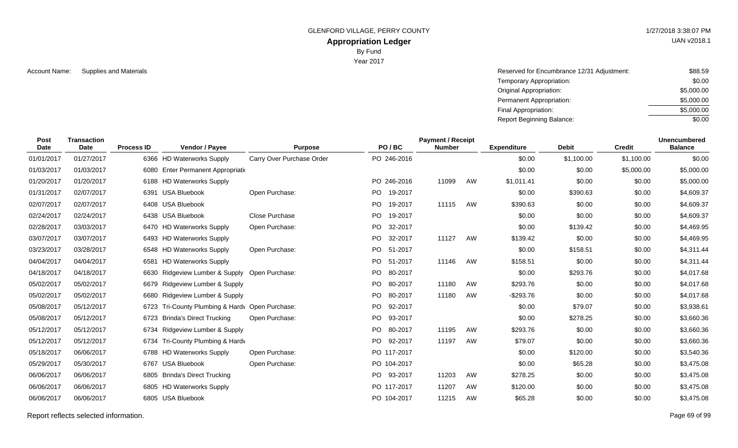GLENFORD VILLAGE, PERRY COUNTY

# Appropriation Ledger

By Fund

Year 2017

Account Name: Supplies and Materials

| | |
|---|---|
| Reserved for Encumbrance 12/31 Adjustment: | $88.59 |
| Temporary Appropriation: | $0.00 |
| Original Appropriation: | $5,000.00 |
| Permanent Appropriation: | $5,000.00 |
| Final Appropriation: | $5,000.00 |
| Report Beginning Balance: | $0.00 |

| Post Date | Transaction Date | Process ID | Vendor / Payee | Purpose | PO / BC | Payment / Receipt Number | | Expenditure | Debit | Credit | Unencumbered Balance |
|---|---|---|---|---|---|---|---|---|---|---|---|
| 01/01/2017 | 01/27/2017 | 6366 | HD Waterworks Supply | Carry Over Purchase Order | PO 246-2016 | | | $0.00 | $1,100.00 | $1,100.00 | $0.00 |
| 01/03/2017 | 01/03/2017 | 6080 | Enter Permanent Appropriati | | | | | $0.00 | $0.00 | $5,000.00 | $5,000.00 |
| 01/20/2017 | 01/20/2017 | 6188 | HD Waterworks Supply | | PO 246-2016 | 11099 | AW | $1,011.41 | $0.00 | $0.00 | $5,000.00 |
| 01/31/2017 | 02/07/2017 | 6391 | USA Bluebook | Open Purchase: | PO 19-2017 | | | $0.00 | $390.63 | $0.00 | $4,609.37 |
| 02/07/2017 | 02/07/2017 | 6408 | USA Bluebook | | PO 19-2017 | 11115 | AW | $390.63 | $0.00 | $0.00 | $4,609.37 |
| 02/24/2017 | 02/24/2017 | 6438 | USA Bluebook | Close Purchase | PO 19-2017 | | | $0.00 | $0.00 | $0.00 | $4,609.37 |
| 02/28/2017 | 03/03/2017 | 6470 | HD Waterworks Supply | Open Purchase: | PO 32-2017 | | | $0.00 | $139.42 | $0.00 | $4,469.95 |
| 03/07/2017 | 03/07/2017 | 6493 | HD Waterworks Supply | | PO 32-2017 | 11127 | AW | $139.42 | $0.00 | $0.00 | $4,469.95 |
| 03/23/2017 | 03/28/2017 | 6548 | HD Waterworks Supply | Open Purchase: | PO 51-2017 | | | $0.00 | $158.51 | $0.00 | $4,311.44 |
| 04/04/2017 | 04/04/2017 | 6581 | HD Waterworks Supply | | PO 51-2017 | 11146 | AW | $158.51 | $0.00 | $0.00 | $4,311.44 |
| 04/18/2017 | 04/18/2017 | 6630 | Ridgeview Lumber & Supply | Open Purchase: | PO 80-2017 | | | $0.00 | $293.76 | $0.00 | $4,017.68 |
| 05/02/2017 | 05/02/2017 | 6679 | Ridgeview Lumber & Supply | | PO 80-2017 | 11180 | AW | $293.76 | $0.00 | $0.00 | $4,017.68 |
| 05/02/2017 | 05/02/2017 | 6680 | Ridgeview Lumber & Supply | | PO 80-2017 | 11180 | AW | -$293.76 | $0.00 | $0.00 | $4,017.68 |
| 05/08/2017 | 05/12/2017 | 6723 | Tri-County Plumbing & Hardv | Open Purchase: | PO 92-2017 | | | $0.00 | $79.07 | $0.00 | $3,938.61 |
| 05/08/2017 | 05/12/2017 | 6723 | Brinda's Direct Trucking | Open Purchase: | PO 93-2017 | | | $0.00 | $278.25 | $0.00 | $3,660.36 |
| 05/12/2017 | 05/12/2017 | 6734 | Ridgeview Lumber & Supply | | PO 80-2017 | 11195 | AW | $293.76 | $0.00 | $0.00 | $3,660.36 |
| 05/12/2017 | 05/12/2017 | 6734 | Tri-County Plumbing & Hardv | | PO 92-2017 | 11197 | AW | $79.07 | $0.00 | $0.00 | $3,660.36 |
| 05/18/2017 | 06/06/2017 | 6788 | HD Waterworks Supply | Open Purchase: | PO 117-2017 | | | $0.00 | $120.00 | $0.00 | $3,540.36 |
| 05/29/2017 | 05/30/2017 | 6767 | USA Bluebook | Open Purchase: | PO 104-2017 | | | $0.00 | $65.28 | $0.00 | $3,475.08 |
| 06/06/2017 | 06/06/2017 | 6805 | Brinda's Direct Trucking | | PO 93-2017 | 11203 | AW | $278.25 | $0.00 | $0.00 | $3,475.08 |
| 06/06/2017 | 06/06/2017 | 6805 | HD Waterworks Supply | | PO 117-2017 | 11207 | AW | $120.00 | $0.00 | $0.00 | $3,475.08 |
| 06/06/2017 | 06/06/2017 | 6805 | USA Bluebook | | PO 104-2017 | 11215 | AW | $65.28 | $0.00 | $0.00 | $3,475.08 |

Report reflects selected information.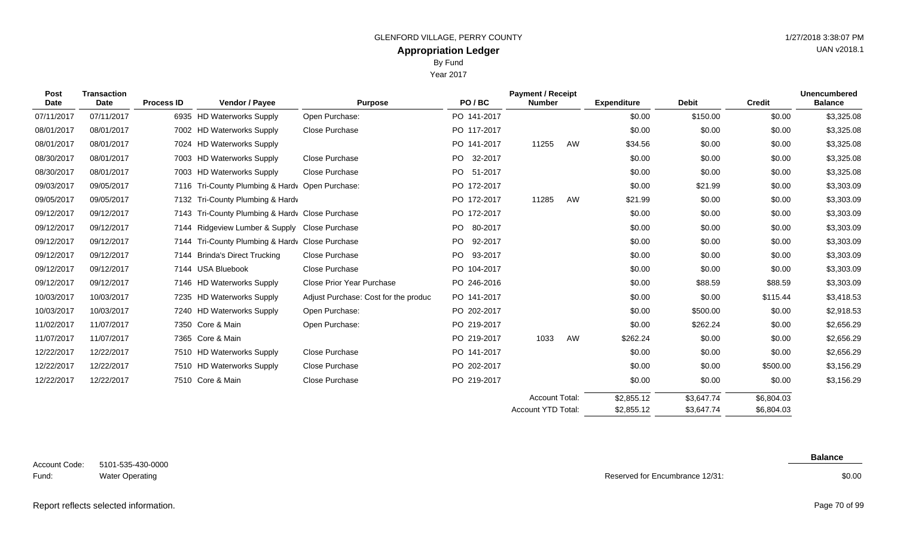GLENFORD VILLAGE, PERRY COUNTY

1/27/2018 3:38:07 PM

UAN v2018.1

# Appropriation Ledger

By Fund

Year 2017

| Post Date | Transaction Date | Process ID | Vendor / Payee | Purpose | PO / BC | Payment / Receipt Number | | Expenditure | Debit | Credit | Unencumbered Balance |
|---|---|---|---|---|---|---|---|---|---|---|---|
| 07/11/2017 | 07/11/2017 | 6935 | HD Waterworks Supply | Open Purchase: | PO 141-2017 | | | $0.00 | $150.00 | $0.00 | $3,325.08 |
| 08/01/2017 | 08/01/2017 | 7002 | HD Waterworks Supply | Close Purchase | PO 117-2017 | | | $0.00 | $0.00 | $0.00 | $3,325.08 |
| 08/01/2017 | 08/01/2017 | 7024 | HD Waterworks Supply | | PO 141-2017 | 11255 | AW | $34.56 | $0.00 | $0.00 | $3,325.08 |
| 08/30/2017 | 08/01/2017 | 7003 | HD Waterworks Supply | Close Purchase | PO 32-2017 | | | $0.00 | $0.00 | $0.00 | $3,325.08 |
| 08/30/2017 | 08/01/2017 | 7003 | HD Waterworks Supply | Close Purchase | PO 51-2017 | | | $0.00 | $0.00 | $0.00 | $3,325.08 |
| 09/03/2017 | 09/05/2017 | 7116 | Tri-County Plumbing & Hardv | Open Purchase: | PO 172-2017 | | | $0.00 | $21.99 | $0.00 | $3,303.09 |
| 09/05/2017 | 09/05/2017 | 7132 | Tri-County Plumbing & Hardv | | PO 172-2017 | 11285 | AW | $21.99 | $0.00 | $0.00 | $3,303.09 |
| 09/12/2017 | 09/12/2017 | 7143 | Tri-County Plumbing & Hardv | Close Purchase | PO 172-2017 | | | $0.00 | $0.00 | $0.00 | $3,303.09 |
| 09/12/2017 | 09/12/2017 | 7144 | Ridgeview Lumber & Supply | Close Purchase | PO 80-2017 | | | $0.00 | $0.00 | $0.00 | $3,303.09 |
| 09/12/2017 | 09/12/2017 | 7144 | Tri-County Plumbing & Hardv | Close Purchase | PO 92-2017 | | | $0.00 | $0.00 | $0.00 | $3,303.09 |
| 09/12/2017 | 09/12/2017 | 7144 | Brinda's Direct Trucking | Close Purchase | PO 93-2017 | | | $0.00 | $0.00 | $0.00 | $3,303.09 |
| 09/12/2017 | 09/12/2017 | 7144 | USA Bluebook | Close Purchase | PO 104-2017 | | | $0.00 | $0.00 | $0.00 | $3,303.09 |
| 09/12/2017 | 09/12/2017 | 7146 | HD Waterworks Supply | Close Prior Year Purchase | PO 246-2016 | | | $0.00 | $88.59 | $88.59 | $3,303.09 |
| 10/03/2017 | 10/03/2017 | 7235 | HD Waterworks Supply | Adjust Purchase: Cost for the produc | PO 141-2017 | | | $0.00 | $0.00 | $115.44 | $3,418.53 |
| 10/03/2017 | 10/03/2017 | 7240 | HD Waterworks Supply | Open Purchase: | PO 202-2017 | | | $0.00 | $500.00 | $0.00 | $2,918.53 |
| 11/02/2017 | 11/07/2017 | 7350 | Core & Main | Open Purchase: | PO 219-2017 | | | $0.00 | $262.24 | $0.00 | $2,656.29 |
| 11/07/2017 | 11/07/2017 | 7365 | Core & Main | | PO 219-2017 | 1033 | AW | $262.24 | $0.00 | $0.00 | $2,656.29 |
| 12/22/2017 | 12/22/2017 | 7510 | HD Waterworks Supply | Close Purchase | PO 141-2017 | | | $0.00 | $0.00 | $0.00 | $2,656.29 |
| 12/22/2017 | 12/22/2017 | 7510 | HD Waterworks Supply | Close Purchase | PO 202-2017 | | | $0.00 | $0.00 | $500.00 | $3,156.29 |
| 12/22/2017 | 12/22/2017 | 7510 | Core & Main | Close Purchase | PO 219-2017 | | | $0.00 | $0.00 | $0.00 | $3,156.29 |
| | | | | | | Account Total: | | $2,855.12 | $3,647.74 | $6,804.03 | |
| | | | | | | Account YTD Total: | | $2,855.12 | $3,647.74 | $6,804.03 | |

Account Code: 5101-535-430-0000

Fund: Water Operating

| | Balance |
|---|---|
| Reserved for Encumbrance 12/31: | $0.00 |

Report reflects selected information.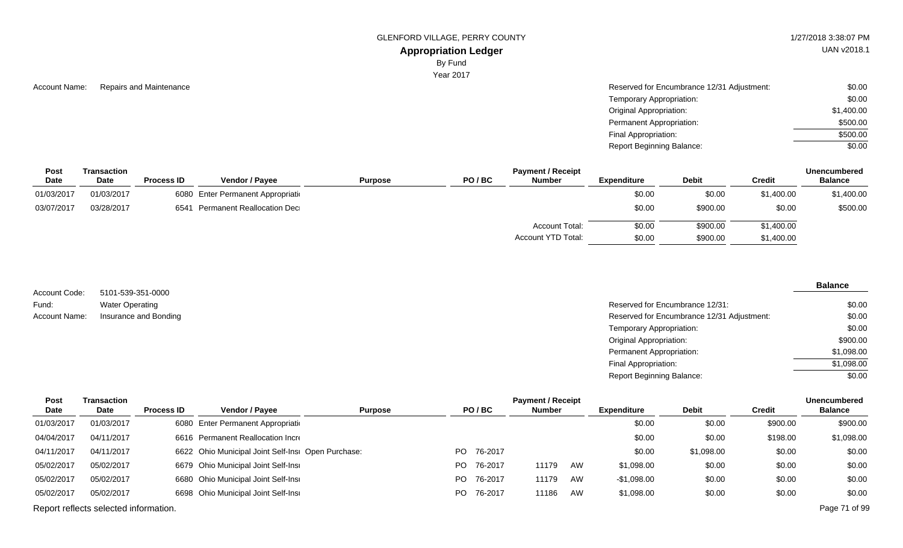GLENFORD VILLAGE, PERRY COUNTY

# Appropriation Ledger

By Fund

Year 2017

Account Name: Repairs and Maintenance

| | |
|---|---|
| Reserved for Encumbrance 12/31 Adjustment: | $0.00 |
| Temporary Appropriation: | $0.00 |
| Original Appropriation: | $1,400.00 |
| Permanent Appropriation: | $500.00 |
| Final Appropriation: | $500.00 |
| Report Beginning Balance: | $0.00 |

| Post Date | Transaction Date | Process ID | Vendor / Payee | Purpose | PO / BC | Payment / Receipt Number | Expenditure | Debit | Credit | Unencumbered Balance |
|---|---|---|---|---|---|---|---|---|---|---|
| 01/03/2017 | 01/03/2017 | 6080 | Enter Permanent Appropriati | | | | $0.00 | $0.00 | $1,400.00 | $1,400.00 |
| 03/07/2017 | 03/28/2017 | 6541 | Permanent Reallocation Decr | | | | $0.00 | $900.00 | $0.00 | $500.00 |
| | | | | | | Account Total: | $0.00 | $900.00 | $1,400.00 | |
| | | | | | | Account YTD Total: | $0.00 | $900.00 | $1,400.00 | |

Account Code: 5101-539-351-0000

Fund: Water Operating

Account Name: Insurance and Bonding

| | Balance |
|---|---|
| Reserved for Encumbrance 12/31: | $0.00 |
| Reserved for Encumbrance 12/31 Adjustment: | $0.00 |
| Temporary Appropriation: | $0.00 |
| Original Appropriation: | $900.00 |
| Permanent Appropriation: | $1,098.00 |
| Final Appropriation: | $1,098.00 |
| Report Beginning Balance: | $0.00 |

| Post Date | Transaction Date | Process ID | Vendor / Payee | Purpose | PO / BC | Payment / Receipt Number | Expenditure | Debit | Credit | Unencumbered Balance |
|---|---|---|---|---|---|---|---|---|---|---|
| 01/03/2017 | 01/03/2017 | 6080 | Enter Permanent Appropriati | | | | $0.00 | $0.00 | $900.00 | $900.00 |
| 04/04/2017 | 04/11/2017 | 6616 | Permanent Reallocation Incre | | | | $0.00 | $0.00 | $198.00 | $1,098.00 |
| 04/11/2017 | 04/11/2017 | 6622 | Ohio Municipal Joint Self-Insu | Open Purchase: | PO 76-2017 | | $0.00 | $1,098.00 | $0.00 | $0.00 |
| 05/02/2017 | 05/02/2017 | 6679 | Ohio Municipal Joint Self-Insu | | PO 76-2017 | 11179 AW | $1,098.00 | $0.00 | $0.00 | $0.00 |
| 05/02/2017 | 05/02/2017 | 6680 | Ohio Municipal Joint Self-Insu | | PO 76-2017 | 11179 AW | -$1,098.00 | $0.00 | $0.00 | $0.00 |
| 05/02/2017 | 05/02/2017 | 6698 | Ohio Municipal Joint Self-Insu | | PO 76-2017 | 11186 AW | $1,098.00 | $0.00 | $0.00 | $0.00 |

Report reflects selected information.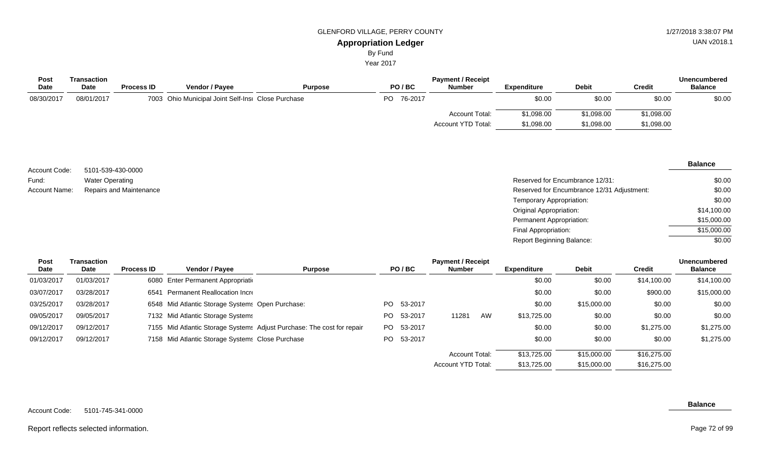GLENFORD VILLAGE, PERRY COUNTY

**Appropriation Ledger**

By Fund

Year 2017

| Post Date | Transaction Date | Process ID | Vendor / Payee | Purpose | PO / BC | Payment / Receipt Number | Expenditure | Debit | Credit | Unencumbered Balance |
|---|---|---|---|---|---|---|---|---|---|---|
| 08/30/2017 | 08/01/2017 | 7003 | Ohio Municipal Joint Self-Insı | Close Purchase | PO 76-2017 | | $0.00 | $0.00 | $0.00 | $0.00 |
| | | | | | | Account Total: | $1,098.00 | $1,098.00 | $1,098.00 | |
| | | | | | | Account YTD Total: | $1,098.00 | $1,098.00 | $1,098.00 | |

Account Code: 5101-539-430-0000

Fund: Water Operating

Account Name: Repairs and Maintenance

| | Balance |
|---|---|
| Reserved for Encumbrance 12/31: | $0.00 |
| Reserved for Encumbrance 12/31 Adjustment: | $0.00 |
| Temporary Appropriation: | $0.00 |
| Original Appropriation: | $14,100.00 |
| Permanent Appropriation: | $15,000.00 |
| Final Appropriation: | $15,000.00 |
| Report Beginning Balance: | $0.00 |

| Post Date | Transaction Date | Process ID | Vendor / Payee | Purpose | PO / BC | Payment / Receipt Number | Expenditure | Debit | Credit | Unencumbered Balance |
|---|---|---|---|---|---|---|---|---|---|---|
| 01/03/2017 | 01/03/2017 | 6080 | Enter Permanent Appropriati | | | | $0.00 | $0.00 | $14,100.00 | $14,100.00 |
| 03/07/2017 | 03/28/2017 | 6541 | Permanent Reallocation Incr | | | | $0.00 | $0.00 | $900.00 | $15,000.00 |
| 03/25/2017 | 03/28/2017 | 6548 | Mid Atlantic Storage Systems | Open Purchase: | PO 53-2017 | | $0.00 | $15,000.00 | $0.00 | $0.00 |
| 09/05/2017 | 09/05/2017 | 7132 | Mid Atlantic Storage Systems | | PO 53-2017 | 11281 AW | $13,725.00 | $0.00 | $0.00 | $0.00 |
| 09/12/2017 | 09/12/2017 | 7155 | Mid Atlantic Storage Systems | Adjust Purchase: The cost for repair | PO 53-2017 | | $0.00 | $0.00 | $1,275.00 | $1,275.00 |
| 09/12/2017 | 09/12/2017 | 7158 | Mid Atlantic Storage Systems | Close Purchase | PO 53-2017 | | $0.00 | $0.00 | $0.00 | $1,275.00 |
| | | | | | | Account Total: | $13,725.00 | $15,000.00 | $16,275.00 | |
| | | | | | | Account YTD Total: | $13,725.00 | $15,000.00 | $16,275.00 | |

Account Code: 5101-745-341-0000

**Balance**

Report reflects selected information.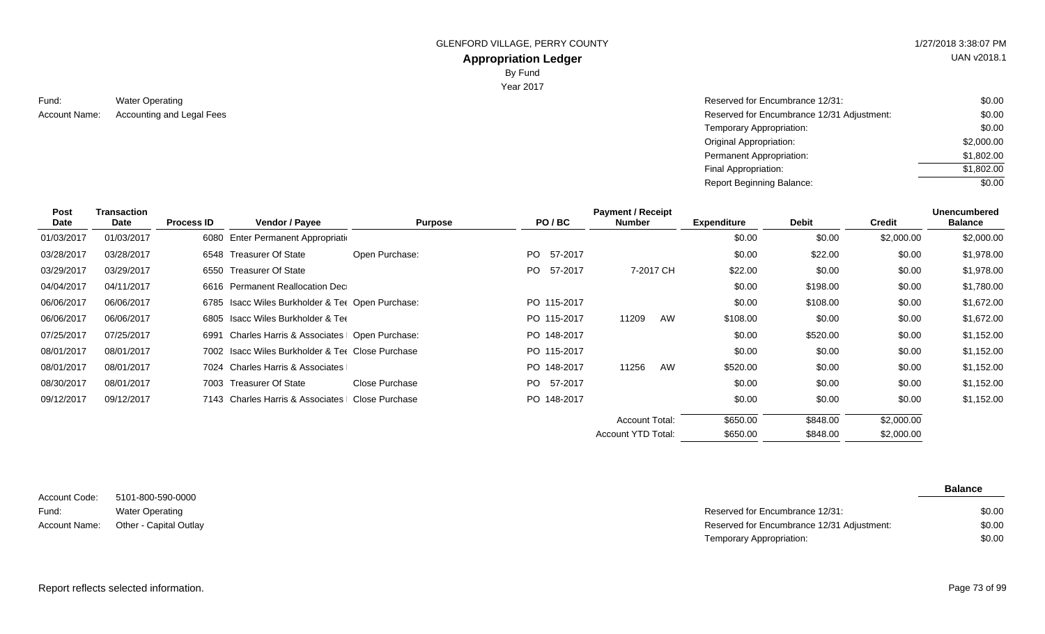GLENFORD VILLAGE, PERRY COUNTY

**Appropriation Ledger**

By Fund

Year 2017

1/27/2018 3:38:07 PM

UAN v2018.1

Fund: Water Operating

Account Name: Accounting and Legal Fees

| | |
|---|---|
| Reserved for Encumbrance 12/31: | $0.00 |
| Reserved for Encumbrance 12/31 Adjustment: | $0.00 |
| Temporary Appropriation: | $0.00 |
| Original Appropriation: | $2,000.00 |
| Permanent Appropriation: | $1,802.00 |
| Final Appropriation: | $1,802.00 |
| Report Beginning Balance: | $0.00 |

| Post Date | Transaction Date | Process ID | Vendor / Payee | Purpose | PO / BC | Payment / Receipt Number | Expenditure | Debit | Credit | Unencumbered Balance |
|---|---|---|---|---|---|---|---|---|---|---|
| 01/03/2017 | 01/03/2017 | 6080 | Enter Permanent Appropriati | | | | $0.00 | $0.00 | $2,000.00 | $2,000.00 |
| 03/28/2017 | 03/28/2017 | 6548 | Treasurer Of State | Open Purchase: | PO 57-2017 | | $0.00 | $22.00 | $0.00 | $1,978.00 |
| 03/29/2017 | 03/29/2017 | 6550 | Treasurer Of State | | PO 57-2017 | 7-2017 CH | $22.00 | $0.00 | $0.00 | $1,978.00 |
| 04/04/2017 | 04/11/2017 | 6616 | Permanent Reallocation Dec | | | | $0.00 | $198.00 | $0.00 | $1,780.00 |
| 06/06/2017 | 06/06/2017 | 6785 | Isacc Wiles Burkholder & Tee | Open Purchase: | PO 115-2017 | | $0.00 | $108.00 | $0.00 | $1,672.00 |
| 06/06/2017 | 06/06/2017 | 6805 | Isacc Wiles Burkholder & Tee | | PO 115-2017 | 11209 AW | $108.00 | $0.00 | $0.00 | $1,672.00 |
| 07/25/2017 | 07/25/2017 | 6991 | Charles Harris & Associates | Open Purchase: | PO 148-2017 | | $0.00 | $520.00 | $0.00 | $1,152.00 |
| 08/01/2017 | 08/01/2017 | 7002 | Isacc Wiles Burkholder & Tee | Close Purchase | PO 115-2017 | | $0.00 | $0.00 | $0.00 | $1,152.00 |
| 08/01/2017 | 08/01/2017 | 7024 | Charles Harris & Associates | | PO 148-2017 | 11256 AW | $520.00 | $0.00 | $0.00 | $1,152.00 |
| 08/30/2017 | 08/01/2017 | 7003 | Treasurer Of State | Close Purchase | PO 57-2017 | | $0.00 | $0.00 | $0.00 | $1,152.00 |
| 09/12/2017 | 09/12/2017 | 7143 | Charles Harris & Associates | Close Purchase | PO 148-2017 | | $0.00 | $0.00 | $0.00 | $1,152.00 |
| | | | | | | Account Total: | $650.00 | $848.00 | $2,000.00 | |
| | | | | | | Account YTD Total: | $650.00 | $848.00 | $2,000.00 | |

Account Code: 5101-800-590-0000

Fund: Water Operating

Account Name: Other - Capital Outlay

| | Balance |
|---|---|
| Reserved for Encumbrance 12/31: | $0.00 |
| Reserved for Encumbrance 12/31 Adjustment: | $0.00 |
| Temporary Appropriation: | $0.00 |

Report reflects selected information.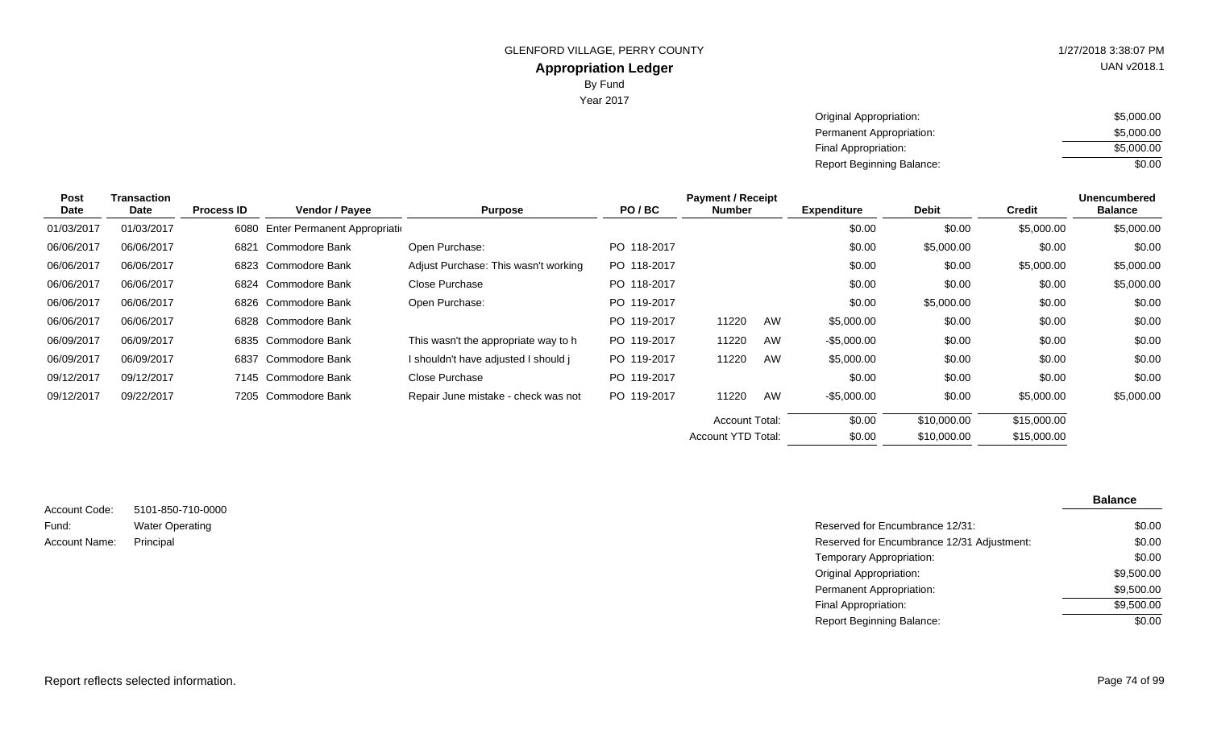GLENFORD VILLAGE, PERRY COUNTY

## Appropriation Ledger

By Fund

Year 2017

| | |
|---|---|
| Original Appropriation: | $5,000.00 |
| Permanent Appropriation: | $5,000.00 |
| Final Appropriation: | $5,000.00 |
| Report Beginning Balance: | $0.00 |

| Post Date | Transaction Date | Process ID | Vendor / Payee | Purpose | PO / BC | Payment / Receipt Number | | Expenditure | Debit | Credit | Unencumbered Balance |
|---|---|---|---|---|---|---|---|---|---|---|---|
| 01/03/2017 | 01/03/2017 | 6080 | Enter Permanent Appropriati | | | | | $0.00 | $0.00 | $5,000.00 | $5,000.00 |
| 06/06/2017 | 06/06/2017 | 6821 | Commodore Bank | Open Purchase: | PO 118-2017 | | | $0.00 | $5,000.00 | $0.00 | $0.00 |
| 06/06/2017 | 06/06/2017 | 6823 | Commodore Bank | Adjust Purchase: This wasn't working | PO 118-2017 | | | $0.00 | $0.00 | $5,000.00 | $5,000.00 |
| 06/06/2017 | 06/06/2017 | 6824 | Commodore Bank | Close Purchase | PO 118-2017 | | | $0.00 | $0.00 | $0.00 | $5,000.00 |
| 06/06/2017 | 06/06/2017 | 6826 | Commodore Bank | Open Purchase: | PO 119-2017 | | | $0.00 | $5,000.00 | $0.00 | $0.00 |
| 06/06/2017 | 06/06/2017 | 6828 | Commodore Bank | | PO 119-2017 | 11220 | AW | $5,000.00 | $0.00 | $0.00 | $0.00 |
| 06/09/2017 | 06/09/2017 | 6835 | Commodore Bank | This wasn't the appropriate way to h | PO 119-2017 | 11220 | AW | -$5,000.00 | $0.00 | $0.00 | $0.00 |
| 06/09/2017 | 06/09/2017 | 6837 | Commodore Bank | I shouldn't have adjusted I should j | PO 119-2017 | 11220 | AW | $5,000.00 | $0.00 | $0.00 | $0.00 |
| 09/12/2017 | 09/12/2017 | 7145 | Commodore Bank | Close Purchase | PO 119-2017 | | | $0.00 | $0.00 | $0.00 | $0.00 |
| 09/12/2017 | 09/22/2017 | 7205 | Commodore Bank | Repair June mistake - check was not | PO 119-2017 | 11220 | AW | -$5,000.00 | $0.00 | $5,000.00 | $5,000.00 |
| | | | | | | Account Total: | | $0.00 | $10,000.00 | $15,000.00 | |
| | | | | | | Account YTD Total: | | $0.00 | $10,000.00 | $15,000.00 | |

Account Code: 5101-850-710-0000
Fund: Water Operating
Account Name: Principal

| | Balance |
|---|---|
| Reserved for Encumbrance 12/31: | $0.00 |
| Reserved for Encumbrance 12/31 Adjustment: | $0.00 |
| Temporary Appropriation: | $0.00 |
| Original Appropriation: | $9,500.00 |
| Permanent Appropriation: | $9,500.00 |
| Final Appropriation: | $9,500.00 |
| Report Beginning Balance: | $0.00 |

Report reflects selected information.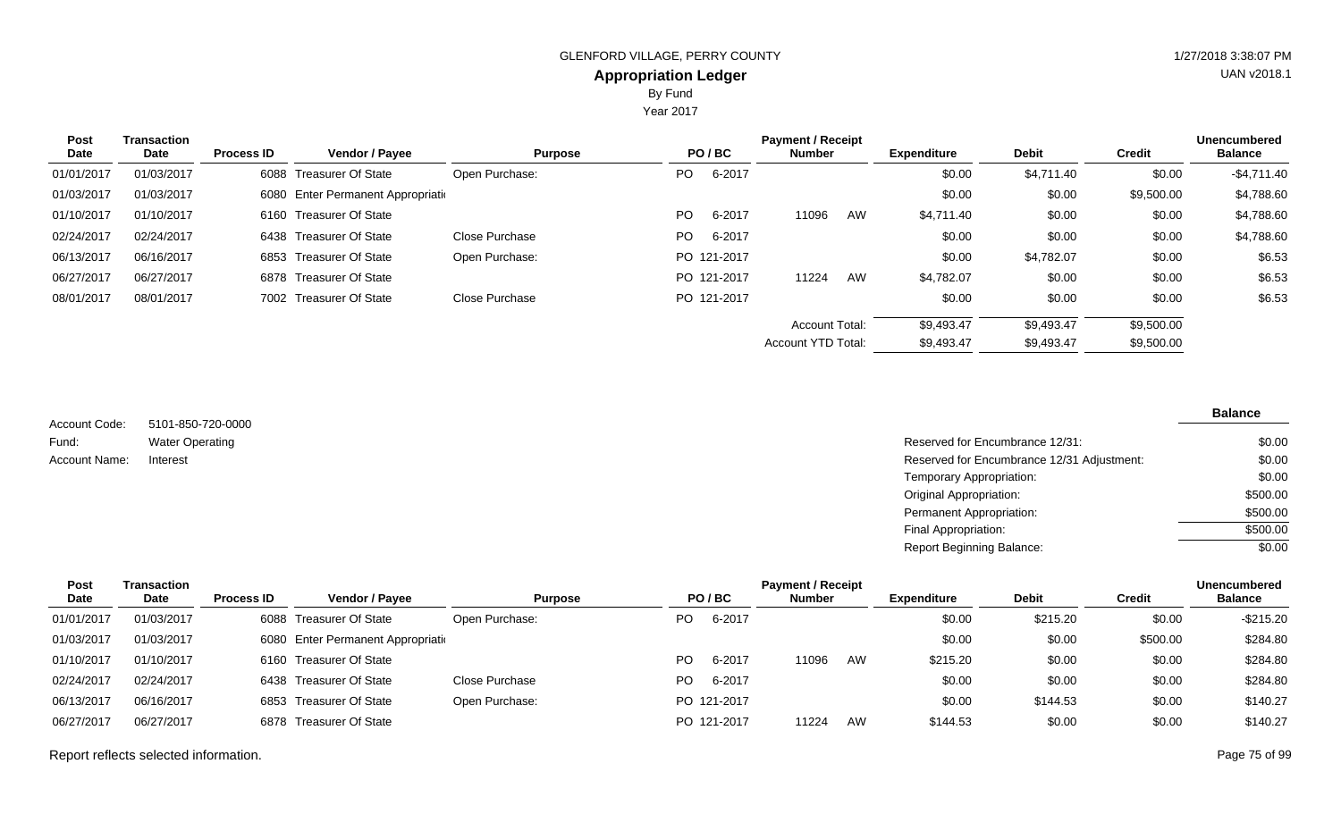GLENFORD VILLAGE, PERRY COUNTY

## Appropriation Ledger

By Fund

Year 2017

| Post Date | Transaction Date | Process ID | Vendor / Payee | Purpose | PO / BC | Payment / Receipt Number | | Expenditure | Debit | Credit | Unencumbered Balance |
|---|---|---|---|---|---|---|---|---|---|---|---|
| 01/01/2017 | 01/03/2017 | 6088 | Treasurer Of State | Open Purchase: | PO 6-2017 | | | $0.00 | $4,711.40 | $0.00 | -$4,711.40 |
| 01/03/2017 | 01/03/2017 | 6080 | Enter Permanent Appropriati | | | | | $0.00 | $0.00 | $9,500.00 | $4,788.60 |
| 01/10/2017 | 01/10/2017 | 6160 | Treasurer Of State | | PO 6-2017 | 11096 | AW | $4,711.40 | $0.00 | $0.00 | $4,788.60 |
| 02/24/2017 | 02/24/2017 | 6438 | Treasurer Of State | Close Purchase | PO 6-2017 | | | $0.00 | $0.00 | $0.00 | $4,788.60 |
| 06/13/2017 | 06/16/2017 | 6853 | Treasurer Of State | Open Purchase: | PO 121-2017 | | | $0.00 | $4,782.07 | $0.00 | $6.53 |
| 06/27/2017 | 06/27/2017 | 6878 | Treasurer Of State | | PO 121-2017 | 11224 | AW | $4,782.07 | $0.00 | $0.00 | $6.53 |
| 08/01/2017 | 08/01/2017 | 7002 | Treasurer Of State | Close Purchase | PO 121-2017 | | | $0.00 | $0.00 | $0.00 | $6.53 |
| | | | | | | Account Total: | | $9,493.47 | $9,493.47 | $9,500.00 | |
| | | | | | | Account YTD Total: | | $9,493.47 | $9,493.47 | $9,500.00 | |

Account Code: 5101-850-720-0000
Fund: Water Operating
Account Name: Interest

| | Balance |
|---|---|
| Reserved for Encumbrance 12/31: | $0.00 |
| Reserved for Encumbrance 12/31 Adjustment: | $0.00 |
| Temporary Appropriation: | $0.00 |
| Original Appropriation: | $500.00 |
| Permanent Appropriation: | $500.00 |
| Final Appropriation: | $500.00 |
| Report Beginning Balance: | $0.00 |

| Post Date | Transaction Date | Process ID | Vendor / Payee | Purpose | PO / BC | Payment / Receipt Number | | Expenditure | Debit | Credit | Unencumbered Balance |
|---|---|---|---|---|---|---|---|---|---|---|---|
| 01/01/2017 | 01/03/2017 | 6088 | Treasurer Of State | Open Purchase: | PO 6-2017 | | | $0.00 | $215.20 | $0.00 | -$215.20 |
| 01/03/2017 | 01/03/2017 | 6080 | Enter Permanent Appropriati | | | | | $0.00 | $0.00 | $500.00 | $284.80 |
| 01/10/2017 | 01/10/2017 | 6160 | Treasurer Of State | | PO 6-2017 | 11096 | AW | $215.20 | $0.00 | $0.00 | $284.80 |
| 02/24/2017 | 02/24/2017 | 6438 | Treasurer Of State | Close Purchase | PO 6-2017 | | | $0.00 | $0.00 | $0.00 | $284.80 |
| 06/13/2017 | 06/16/2017 | 6853 | Treasurer Of State | Open Purchase: | PO 121-2017 | | | $0.00 | $144.53 | $0.00 | $140.27 |
| 06/27/2017 | 06/27/2017 | 6878 | Treasurer Of State | | PO 121-2017 | 11224 | AW | $144.53 | $0.00 | $0.00 | $140.27 |

Report reflects selected information.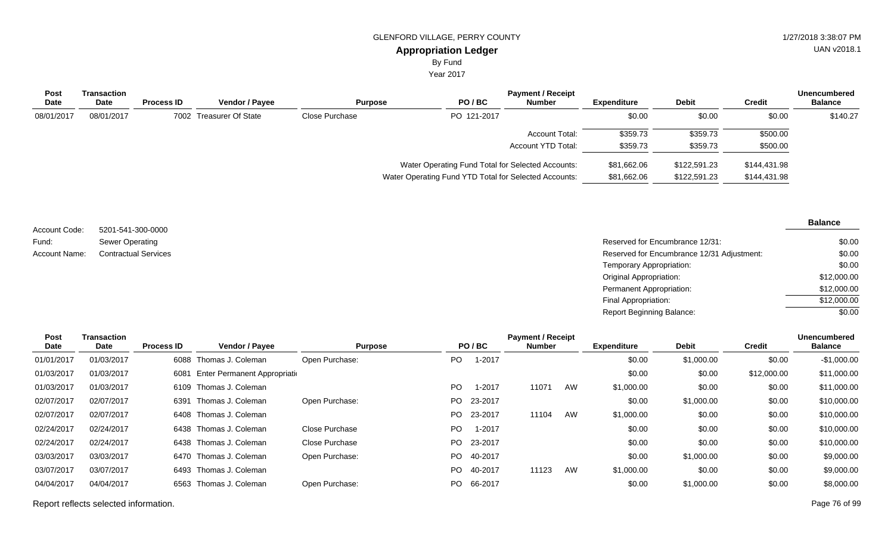GLENFORD VILLAGE, PERRY COUNTY

# Appropriation Ledger

By Fund

Year 2017

| Post Date | Transaction Date | Process ID | Vendor / Payee | Purpose | PO / BC | Payment / Receipt Number | Expenditure | Debit | Credit | Unencumbered Balance |
|---|---|---|---|---|---|---|---|---|---|---|
| 08/01/2017 | 08/01/2017 | 7002 | Treasurer Of State | Close Purchase | PO 121-2017 | | $0.00 | $0.00 | $0.00 | $140.27 |
| | | | | | | Account Total: | $359.73 | $359.73 | $500.00 | |
| | | | | | | Account YTD Total: | $359.73 | $359.73 | $500.00 | |
| | | | | | | Water Operating Fund Total for Selected Accounts: | $81,662.06 | $122,591.23 | $144,431.98 | |
| | | | | | | Water Operating Fund YTD Total for Selected Accounts: | $81,662.06 | $122,591.23 | $144,431.98 | |

Account Code: 5201-541-300-0000

Fund: Sewer Operating

Account Name: Contractual Services

| | Balance |
|---|---|
| Reserved for Encumbrance 12/31: | $0.00 |
| Reserved for Encumbrance 12/31 Adjustment: | $0.00 |
| Temporary Appropriation: | $0.00 |
| Original Appropriation: | $12,000.00 |
| Permanent Appropriation: | $12,000.00 |
| Final Appropriation: | $12,000.00 |
| Report Beginning Balance: | $0.00 |

| Post Date | Transaction Date | Process ID | Vendor / Payee | Purpose | PO / BC | Payment / Receipt Number | Expenditure | Debit | Credit | Unencumbered Balance |
|---|---|---|---|---|---|---|---|---|---|---|
| 01/01/2017 | 01/03/2017 | 6088 | Thomas J. Coleman | Open Purchase: | PO 1-2017 | | $0.00 | $1,000.00 | $0.00 | -$1,000.00 |
| 01/03/2017 | 01/03/2017 | 6081 | Enter Permanent Appropriati | | | | $0.00 | $0.00 | $12,000.00 | $11,000.00 |
| 01/03/2017 | 01/03/2017 | 6109 | Thomas J. Coleman | | PO 1-2017 | 11071 AW | $1,000.00 | $0.00 | $0.00 | $11,000.00 |
| 02/07/2017 | 02/07/2017 | 6391 | Thomas J. Coleman | Open Purchase: | PO 23-2017 | | $0.00 | $1,000.00 | $0.00 | $10,000.00 |
| 02/07/2017 | 02/07/2017 | 6408 | Thomas J. Coleman | | PO 23-2017 | 11104 AW | $1,000.00 | $0.00 | $0.00 | $10,000.00 |
| 02/24/2017 | 02/24/2017 | 6438 | Thomas J. Coleman | Close Purchase | PO 1-2017 | | $0.00 | $0.00 | $0.00 | $10,000.00 |
| 02/24/2017 | 02/24/2017 | 6438 | Thomas J. Coleman | Close Purchase | PO 23-2017 | | $0.00 | $0.00 | $0.00 | $10,000.00 |
| 03/03/2017 | 03/03/2017 | 6470 | Thomas J. Coleman | Open Purchase: | PO 40-2017 | | $0.00 | $1,000.00 | $0.00 | $9,000.00 |
| 03/07/2017 | 03/07/2017 | 6493 | Thomas J. Coleman | | PO 40-2017 | 11123 AW | $1,000.00 | $0.00 | $0.00 | $9,000.00 |
| 04/04/2017 | 04/04/2017 | 6563 | Thomas J. Coleman | Open Purchase: | PO 66-2017 | | $0.00 | $1,000.00 | $0.00 | $8,000.00 |

Report reflects selected information.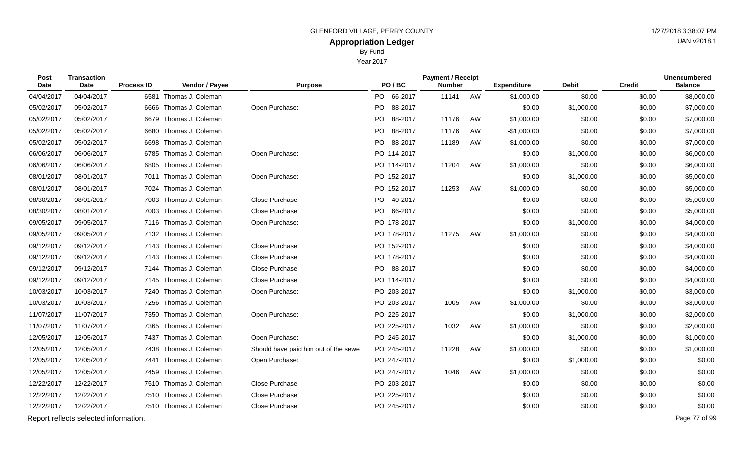GLENFORD VILLAGE, PERRY COUNTY

1/27/2018 3:38:07 PM

UAN v2018.1

# Appropriation Ledger

By Fund

Year 2017

| Post Date | Transaction Date | Process ID | Vendor / Payee | Purpose | PO / BC | Payment / Receipt Number | | Expenditure | Debit | Credit | Unencumbered Balance |
|---|---|---|---|---|---|---|---|---|---|---|---|
| 04/04/2017 | 04/04/2017 | 6581 | Thomas J. Coleman | | PO 66-2017 | 11141 | AW | $1,000.00 | $0.00 | $0.00 | $8,000.00 |
| 05/02/2017 | 05/02/2017 | 6666 | Thomas J. Coleman | Open Purchase: | PO 88-2017 | | | $0.00 | $1,000.00 | $0.00 | $7,000.00 |
| 05/02/2017 | 05/02/2017 | 6679 | Thomas J. Coleman | | PO 88-2017 | 11176 | AW | $1,000.00 | $0.00 | $0.00 | $7,000.00 |
| 05/02/2017 | 05/02/2017 | 6680 | Thomas J. Coleman | | PO 88-2017 | 11176 | AW | -$1,000.00 | $0.00 | $0.00 | $7,000.00 |
| 05/02/2017 | 05/02/2017 | 6698 | Thomas J. Coleman | | PO 88-2017 | 11189 | AW | $1,000.00 | $0.00 | $0.00 | $7,000.00 |
| 06/06/2017 | 06/06/2017 | 6785 | Thomas J. Coleman | Open Purchase: | PO 114-2017 | | | $0.00 | $1,000.00 | $0.00 | $6,000.00 |
| 06/06/2017 | 06/06/2017 | 6805 | Thomas J. Coleman | | PO 114-2017 | 11204 | AW | $1,000.00 | $0.00 | $0.00 | $6,000.00 |
| 08/01/2017 | 08/01/2017 | 7011 | Thomas J. Coleman | Open Purchase: | PO 152-2017 | | | $0.00 | $1,000.00 | $0.00 | $5,000.00 |
| 08/01/2017 | 08/01/2017 | 7024 | Thomas J. Coleman | | PO 152-2017 | 11253 | AW | $1,000.00 | $0.00 | $0.00 | $5,000.00 |
| 08/30/2017 | 08/01/2017 | 7003 | Thomas J. Coleman | Close Purchase | PO 40-2017 | | | $0.00 | $0.00 | $0.00 | $5,000.00 |
| 08/30/2017 | 08/01/2017 | 7003 | Thomas J. Coleman | Close Purchase | PO 66-2017 | | | $0.00 | $0.00 | $0.00 | $5,000.00 |
| 09/05/2017 | 09/05/2017 | 7116 | Thomas J. Coleman | Open Purchase: | PO 178-2017 | | | $0.00 | $1,000.00 | $0.00 | $4,000.00 |
| 09/05/2017 | 09/05/2017 | 7132 | Thomas J. Coleman | | PO 178-2017 | 11275 | AW | $1,000.00 | $0.00 | $0.00 | $4,000.00 |
| 09/12/2017 | 09/12/2017 | 7143 | Thomas J. Coleman | Close Purchase | PO 152-2017 | | | $0.00 | $0.00 | $0.00 | $4,000.00 |
| 09/12/2017 | 09/12/2017 | 7143 | Thomas J. Coleman | Close Purchase | PO 178-2017 | | | $0.00 | $0.00 | $0.00 | $4,000.00 |
| 09/12/2017 | 09/12/2017 | 7144 | Thomas J. Coleman | Close Purchase | PO 88-2017 | | | $0.00 | $0.00 | $0.00 | $4,000.00 |
| 09/12/2017 | 09/12/2017 | 7145 | Thomas J. Coleman | Close Purchase | PO 114-2017 | | | $0.00 | $0.00 | $0.00 | $4,000.00 |
| 10/03/2017 | 10/03/2017 | 7240 | Thomas J. Coleman | Open Purchase: | PO 203-2017 | | | $0.00 | $1,000.00 | $0.00 | $3,000.00 |
| 10/03/2017 | 10/03/2017 | 7256 | Thomas J. Coleman | | PO 203-2017 | 1005 | AW | $1,000.00 | $0.00 | $0.00 | $3,000.00 |
| 11/07/2017 | 11/07/2017 | 7350 | Thomas J. Coleman | Open Purchase: | PO 225-2017 | | | $0.00 | $1,000.00 | $0.00 | $2,000.00 |
| 11/07/2017 | 11/07/2017 | 7365 | Thomas J. Coleman | | PO 225-2017 | 1032 | AW | $1,000.00 | $0.00 | $0.00 | $2,000.00 |
| 12/05/2017 | 12/05/2017 | 7437 | Thomas J. Coleman | Open Purchase: | PO 245-2017 | | | $0.00 | $1,000.00 | $0.00 | $1,000.00 |
| 12/05/2017 | 12/05/2017 | 7438 | Thomas J. Coleman | Should have paid him out of the sewe | PO 245-2017 | 11228 | AW | $1,000.00 | $0.00 | $0.00 | $1,000.00 |
| 12/05/2017 | 12/05/2017 | 7441 | Thomas J. Coleman | Open Purchase: | PO 247-2017 | | | $0.00 | $1,000.00 | $0.00 | $0.00 |
| 12/05/2017 | 12/05/2017 | 7459 | Thomas J. Coleman | | PO 247-2017 | 1046 | AW | $1,000.00 | $0.00 | $0.00 | $0.00 |
| 12/22/2017 | 12/22/2017 | 7510 | Thomas J. Coleman | Close Purchase | PO 203-2017 | | | $0.00 | $0.00 | $0.00 | $0.00 |
| 12/22/2017 | 12/22/2017 | 7510 | Thomas J. Coleman | Close Purchase | PO 225-2017 | | | $0.00 | $0.00 | $0.00 | $0.00 |
| 12/22/2017 | 12/22/2017 | 7510 | Thomas J. Coleman | Close Purchase | PO 245-2017 | | | $0.00 | $0.00 | $0.00 | $0.00 |

Report reflects selected information.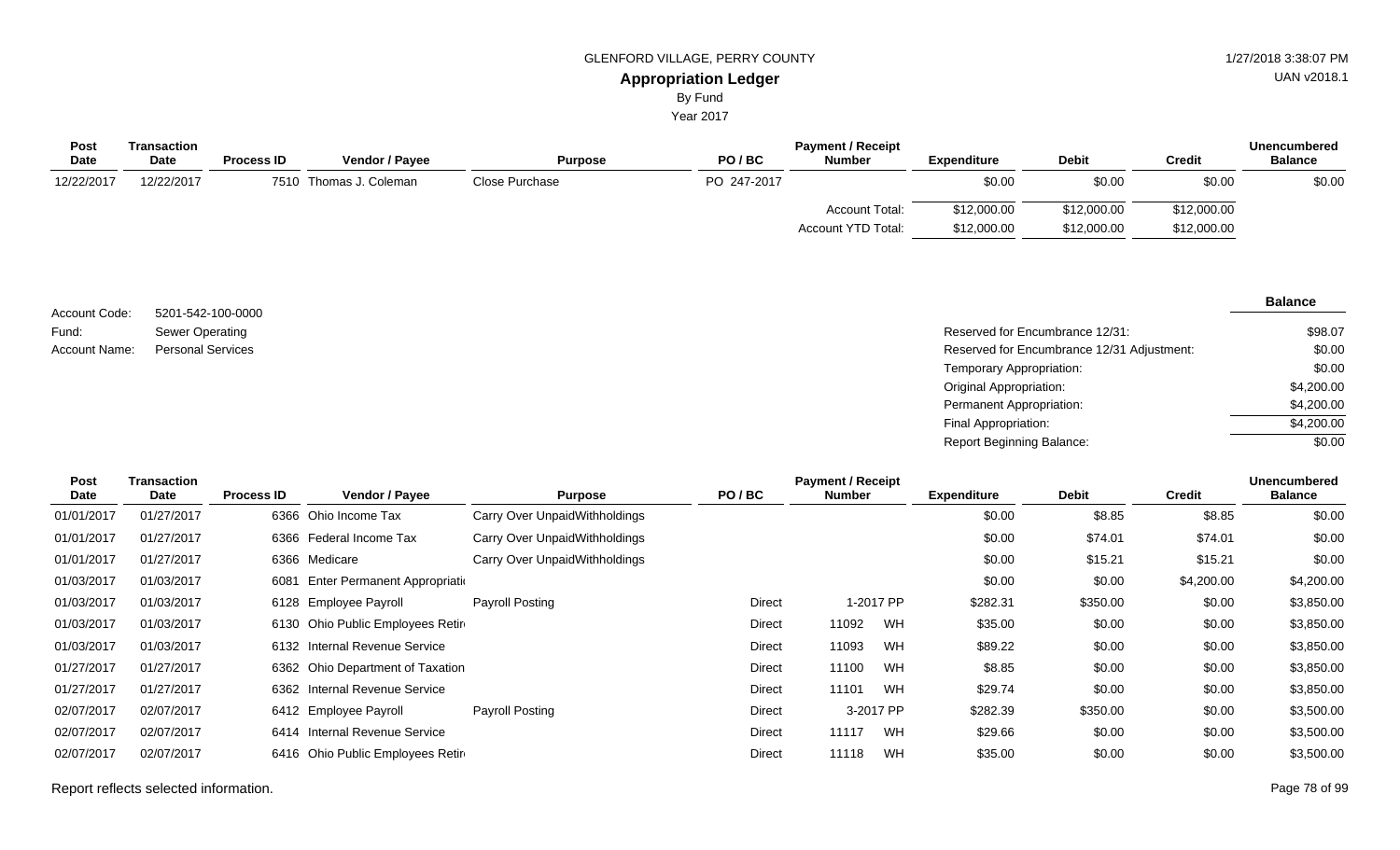GLENFORD VILLAGE, PERRY COUNTY

**Appropriation Ledger**

By Fund

Year 2017

| Post Date | Transaction Date | Process ID | Vendor / Payee | Purpose | PO / BC | Payment / Receipt Number | Expenditure | Debit | Credit | Unencumbered Balance |
|---|---|---|---|---|---|---|---|---|---|---|
| 12/22/2017 | 12/22/2017 | 7510 | Thomas J. Coleman | Close Purchase | PO 247-2017 | | $0.00 | $0.00 | $0.00 | $0.00 |
| | | | | | | Account Total: | $12,000.00 | $12,000.00 | $12,000.00 | |
| | | | | | | Account YTD Total: | $12,000.00 | $12,000.00 | $12,000.00 | |

Account Code: 5201-542-100-0000

Fund: Sewer Operating

Account Name: Personal Services

| | Balance |
|---|---|
| Reserved for Encumbrance 12/31: | $98.07 |
| Reserved for Encumbrance 12/31 Adjustment: | $0.00 |
| Temporary Appropriation: | $0.00 |
| Original Appropriation: | $4,200.00 |
| Permanent Appropriation: | $4,200.00 |
| Final Appropriation: | $4,200.00 |
| Report Beginning Balance: | $0.00 |

| Post Date | Transaction Date | Process ID | Vendor / Payee | Purpose | PO / BC | Payment / Receipt Number | Expenditure | Debit | Credit | Unencumbered Balance |
|---|---|---|---|---|---|---|---|---|---|---|
| 01/01/2017 | 01/27/2017 | 6366 | Ohio Income Tax | Carry Over UnpaidWithholdings | | | $0.00 | $8.85 | $8.85 | $0.00 |
| 01/01/2017 | 01/27/2017 | 6366 | Federal Income Tax | Carry Over UnpaidWithholdings | | | $0.00 | $74.01 | $74.01 | $0.00 |
| 01/01/2017 | 01/27/2017 | 6366 | Medicare | Carry Over UnpaidWithholdings | | | $0.00 | $15.21 | $15.21 | $0.00 |
| 01/03/2017 | 01/03/2017 | 6081 | Enter Permanent Appropriati | | | | $0.00 | $0.00 | $4,200.00 | $4,200.00 |
| 01/03/2017 | 01/03/2017 | 6128 | Employee Payroll | Payroll Posting | Direct | 1-2017 PP | $282.31 | $350.00 | $0.00 | $3,850.00 |
| 01/03/2017 | 01/03/2017 | 6130 | Ohio Public Employees Retir | | Direct | 11092 WH | $35.00 | $0.00 | $0.00 | $3,850.00 |
| 01/03/2017 | 01/03/2017 | 6132 | Internal Revenue Service | | Direct | 11093 WH | $89.22 | $0.00 | $0.00 | $3,850.00 |
| 01/27/2017 | 01/27/2017 | 6362 | Ohio Department of Taxation | | Direct | 11100 WH | $8.85 | $0.00 | $0.00 | $3,850.00 |
| 01/27/2017 | 01/27/2017 | 6362 | Internal Revenue Service | | Direct | 11101 WH | $29.74 | $0.00 | $0.00 | $3,850.00 |
| 02/07/2017 | 02/07/2017 | 6412 | Employee Payroll | Payroll Posting | Direct | 3-2017 PP | $282.39 | $350.00 | $0.00 | $3,500.00 |
| 02/07/2017 | 02/07/2017 | 6414 | Internal Revenue Service | | Direct | 11117 WH | $29.66 | $0.00 | $0.00 | $3,500.00 |
| 02/07/2017 | 02/07/2017 | 6416 | Ohio Public Employees Retir | | Direct | 11118 WH | $35.00 | $0.00 | $0.00 | $3,500.00 |

Report reflects selected information.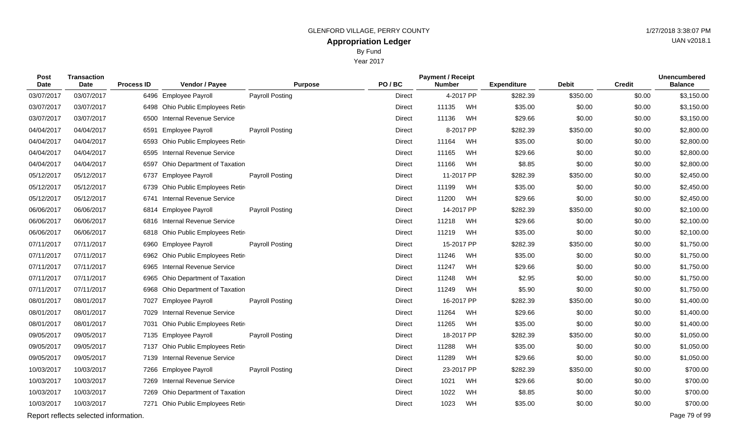GLENFORD VILLAGE, PERRY COUNTY

## Appropriation Ledger

By Fund

Year 2017

| Post Date | Transaction Date | Process ID | Vendor / Payee | Purpose | PO / BC | Payment / Receipt Number | Expenditure | Debit | Credit | Unencumbered Balance |
|---|---|---|---|---|---|---|---|---|---|---|
| 03/07/2017 | 03/07/2017 | 6496 | Employee Payroll | Payroll Posting | Direct | 4-2017 PP | $282.39 | $350.00 | $0.00 | $3,150.00 |
| 03/07/2017 | 03/07/2017 | 6498 | Ohio Public Employees Retir |  | Direct | 11135 WH | $35.00 | $0.00 | $0.00 | $3,150.00 |
| 03/07/2017 | 03/07/2017 | 6500 | Internal Revenue Service |  | Direct | 11136 WH | $29.66 | $0.00 | $0.00 | $3,150.00 |
| 04/04/2017 | 04/04/2017 | 6591 | Employee Payroll | Payroll Posting | Direct | 8-2017 PP | $282.39 | $350.00 | $0.00 | $2,800.00 |
| 04/04/2017 | 04/04/2017 | 6593 | Ohio Public Employees Retir |  | Direct | 11164 WH | $35.00 | $0.00 | $0.00 | $2,800.00 |
| 04/04/2017 | 04/04/2017 | 6595 | Internal Revenue Service |  | Direct | 11165 WH | $29.66 | $0.00 | $0.00 | $2,800.00 |
| 04/04/2017 | 04/04/2017 | 6597 | Ohio Department of Taxation |  | Direct | 11166 WH | $8.85 | $0.00 | $0.00 | $2,800.00 |
| 05/12/2017 | 05/12/2017 | 6737 | Employee Payroll | Payroll Posting | Direct | 11-2017 PP | $282.39 | $350.00 | $0.00 | $2,450.00 |
| 05/12/2017 | 05/12/2017 | 6739 | Ohio Public Employees Retir |  | Direct | 11199 WH | $35.00 | $0.00 | $0.00 | $2,450.00 |
| 05/12/2017 | 05/12/2017 | 6741 | Internal Revenue Service |  | Direct | 11200 WH | $29.66 | $0.00 | $0.00 | $2,450.00 |
| 06/06/2017 | 06/06/2017 | 6814 | Employee Payroll | Payroll Posting | Direct | 14-2017 PP | $282.39 | $350.00 | $0.00 | $2,100.00 |
| 06/06/2017 | 06/06/2017 | 6816 | Internal Revenue Service |  | Direct | 11218 WH | $29.66 | $0.00 | $0.00 | $2,100.00 |
| 06/06/2017 | 06/06/2017 | 6818 | Ohio Public Employees Retir |  | Direct | 11219 WH | $35.00 | $0.00 | $0.00 | $2,100.00 |
| 07/11/2017 | 07/11/2017 | 6960 | Employee Payroll | Payroll Posting | Direct | 15-2017 PP | $282.39 | $350.00 | $0.00 | $1,750.00 |
| 07/11/2017 | 07/11/2017 | 6962 | Ohio Public Employees Retir |  | Direct | 11246 WH | $35.00 | $0.00 | $0.00 | $1,750.00 |
| 07/11/2017 | 07/11/2017 | 6965 | Internal Revenue Service |  | Direct | 11247 WH | $29.66 | $0.00 | $0.00 | $1,750.00 |
| 07/11/2017 | 07/11/2017 | 6965 | Ohio Department of Taxation |  | Direct | 11248 WH | $2.95 | $0.00 | $0.00 | $1,750.00 |
| 07/11/2017 | 07/11/2017 | 6968 | Ohio Department of Taxation |  | Direct | 11249 WH | $5.90 | $0.00 | $0.00 | $1,750.00 |
| 08/01/2017 | 08/01/2017 | 7027 | Employee Payroll | Payroll Posting | Direct | 16-2017 PP | $282.39 | $350.00 | $0.00 | $1,400.00 |
| 08/01/2017 | 08/01/2017 | 7029 | Internal Revenue Service |  | Direct | 11264 WH | $29.66 | $0.00 | $0.00 | $1,400.00 |
| 08/01/2017 | 08/01/2017 | 7031 | Ohio Public Employees Retir |  | Direct | 11265 WH | $35.00 | $0.00 | $0.00 | $1,400.00 |
| 09/05/2017 | 09/05/2017 | 7135 | Employee Payroll | Payroll Posting | Direct | 18-2017 PP | $282.39 | $350.00 | $0.00 | $1,050.00 |
| 09/05/2017 | 09/05/2017 | 7137 | Ohio Public Employees Retir |  | Direct | 11288 WH | $35.00 | $0.00 | $0.00 | $1,050.00 |
| 09/05/2017 | 09/05/2017 | 7139 | Internal Revenue Service |  | Direct | 11289 WH | $29.66 | $0.00 | $0.00 | $1,050.00 |
| 10/03/2017 | 10/03/2017 | 7266 | Employee Payroll | Payroll Posting | Direct | 23-2017 PP | $282.39 | $350.00 | $0.00 | $700.00 |
| 10/03/2017 | 10/03/2017 | 7269 | Internal Revenue Service |  | Direct | 1021 WH | $29.66 | $0.00 | $0.00 | $700.00 |
| 10/03/2017 | 10/03/2017 | 7269 | Ohio Department of Taxation |  | Direct | 1022 WH | $8.85 | $0.00 | $0.00 | $700.00 |
| 10/03/2017 | 10/03/2017 | 7271 | Ohio Public Employees Retir |  | Direct | 1023 WH | $35.00 | $0.00 | $0.00 | $700.00 |

Report reflects selected information.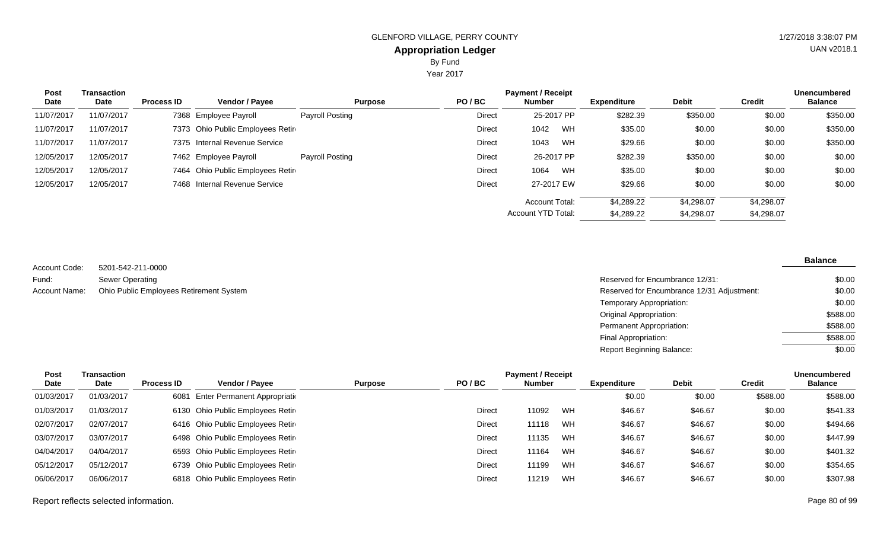| Post Date | Transaction Date | Process ID | Vendor / Payee | Purpose | PO / BC | Payment / Receipt Number | | Expenditure | Debit | Credit | Unencumbered Balance |
|---|---|---|---|---|---|---|---|---|---|---|---|
| 11/07/2017 | 11/07/2017 | 7368 | Employee Payroll | Payroll Posting | Direct | 25-2017 PP | | $282.39 | $350.00 | $0.00 | $350.00 |
| 11/07/2017 | 11/07/2017 | 7373 | Ohio Public Employees Retir | | Direct | 1042 | WH | $35.00 | $0.00 | $0.00 | $350.00 |
| 11/07/2017 | 11/07/2017 | 7375 | Internal Revenue Service | | Direct | 1043 | WH | $29.66 | $0.00 | $0.00 | $350.00 |
| 12/05/2017 | 12/05/2017 | 7462 | Employee Payroll | Payroll Posting | Direct | 26-2017 PP | | $282.39 | $350.00 | $0.00 | $0.00 |
| 12/05/2017 | 12/05/2017 | 7464 | Ohio Public Employees Retir | | Direct | 1064 | WH | $35.00 | $0.00 | $0.00 | $0.00 |
| 12/05/2017 | 12/05/2017 | 7468 | Internal Revenue Service | | Direct | 27-2017 EW | | $29.66 | $0.00 | $0.00 | $0.00 |
| | | | | | | Account Total: | | $4,289.22 | $4,298.07 | $4,298.07 | |
| | | | | | | Account YTD Total: | | $4,289.22 | $4,298.07 | $4,298.07 | |

Account Code: 5201-542-211-0000
Fund: Sewer Operating
Account Name: Ohio Public Employees Retirement System

| | Balance |
|---|---|
| Reserved for Encumbrance 12/31: | $0.00 |
| Reserved for Encumbrance 12/31 Adjustment: | $0.00 |
| Temporary Appropriation: | $0.00 |
| Original Appropriation: | $588.00 |
| Permanent Appropriation: | $588.00 |
| Final Appropriation: | $588.00 |
| Report Beginning Balance: | $0.00 |

| Post Date | Transaction Date | Process ID | Vendor / Payee | Purpose | PO / BC | Payment / Receipt Number | | Expenditure | Debit | Credit | Unencumbered Balance |
|---|---|---|---|---|---|---|---|---|---|---|---|
| 01/03/2017 | 01/03/2017 | 6081 | Enter Permanent Appropriati | | | | | $0.00 | $0.00 | $588.00 | $588.00 |
| 01/03/2017 | 01/03/2017 | 6130 | Ohio Public Employees Retir | | Direct | 11092 | WH | $46.67 | $46.67 | $0.00 | $541.33 |
| 02/07/2017 | 02/07/2017 | 6416 | Ohio Public Employees Retir | | Direct | 11118 | WH | $46.67 | $46.67 | $0.00 | $494.66 |
| 03/07/2017 | 03/07/2017 | 6498 | Ohio Public Employees Retir | | Direct | 11135 | WH | $46.67 | $46.67 | $0.00 | $447.99 |
| 04/04/2017 | 04/04/2017 | 6593 | Ohio Public Employees Retir | | Direct | 11164 | WH | $46.67 | $46.67 | $0.00 | $401.32 |
| 05/12/2017 | 05/12/2017 | 6739 | Ohio Public Employees Retir | | Direct | 11199 | WH | $46.67 | $46.67 | $0.00 | $354.65 |
| 06/06/2017 | 06/06/2017 | 6818 | Ohio Public Employees Retir | | Direct | 11219 | WH | $46.67 | $46.67 | $0.00 | $307.98 |

Report reflects selected information.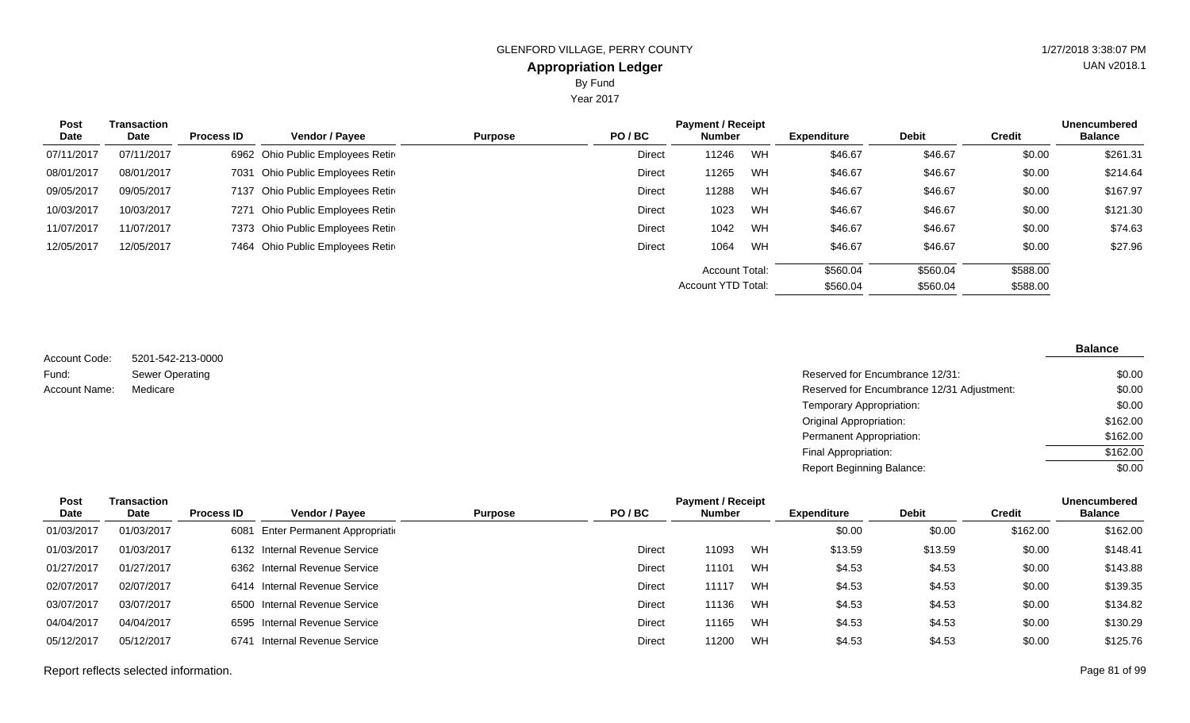GLENFORD VILLAGE, PERRY COUNTY

## Appropriation Ledger

By Fund

Year 2017

| Post Date | Transaction Date | Process ID | Vendor / Payee | Purpose | PO / BC | Payment / Receipt Number | | Expenditure | Debit | Credit | Unencumbered Balance |
|---|---|---|---|---|---|---|---|---|---|---|---|
| 07/11/2017 | 07/11/2017 | 6962 | Ohio Public Employees Retir | | Direct | 11246 | WH | $46.67 | $46.67 | $0.00 | $261.31 |
| 08/01/2017 | 08/01/2017 | 7031 | Ohio Public Employees Retir | | Direct | 11265 | WH | $46.67 | $46.67 | $0.00 | $214.64 |
| 09/05/2017 | 09/05/2017 | 7137 | Ohio Public Employees Retir | | Direct | 11288 | WH | $46.67 | $46.67 | $0.00 | $167.97 |
| 10/03/2017 | 10/03/2017 | 7271 | Ohio Public Employees Retir | | Direct | 1023 | WH | $46.67 | $46.67 | $0.00 | $121.30 |
| 11/07/2017 | 11/07/2017 | 7373 | Ohio Public Employees Retir | | Direct | 1042 | WH | $46.67 | $46.67 | $0.00 | $74.63 |
| 12/05/2017 | 12/05/2017 | 7464 | Ohio Public Employees Retir | | Direct | 1064 | WH | $46.67 | $46.67 | $0.00 | $27.96 |
| | | | | | | Account Total: | | $560.04 | $560.04 | $588.00 | |
| | | | | | | Account YTD Total: | | $560.04 | $560.04 | $588.00 | |

Account Code: 5201-542-213-0000
Fund: Sewer Operating
Account Name: Medicare

| | Balance |
|---|---|
| Reserved for Encumbrance 12/31: | $0.00 |
| Reserved for Encumbrance 12/31 Adjustment: | $0.00 |
| Temporary Appropriation: | $0.00 |
| Original Appropriation: | $162.00 |
| Permanent Appropriation: | $162.00 |
| Final Appropriation: | $162.00 |
| Report Beginning Balance: | $0.00 |

| Post Date | Transaction Date | Process ID | Vendor / Payee | Purpose | PO / BC | Payment / Receipt Number | | Expenditure | Debit | Credit | Unencumbered Balance |
|---|---|---|---|---|---|---|---|---|---|---|---|
| 01/03/2017 | 01/03/2017 | 6081 | Enter Permanent Appropriati | | | | | $0.00 | $0.00 | $162.00 | $162.00 |
| 01/03/2017 | 01/03/2017 | 6132 | Internal Revenue Service | | Direct | 11093 | WH | $13.59 | $13.59 | $0.00 | $148.41 |
| 01/27/2017 | 01/27/2017 | 6362 | Internal Revenue Service | | Direct | 11101 | WH | $4.53 | $4.53 | $0.00 | $143.88 |
| 02/07/2017 | 02/07/2017 | 6414 | Internal Revenue Service | | Direct | 11117 | WH | $4.53 | $4.53 | $0.00 | $139.35 |
| 03/07/2017 | 03/07/2017 | 6500 | Internal Revenue Service | | Direct | 11136 | WH | $4.53 | $4.53 | $0.00 | $134.82 |
| 04/04/2017 | 04/04/2017 | 6595 | Internal Revenue Service | | Direct | 11165 | WH | $4.53 | $4.53 | $0.00 | $130.29 |
| 05/12/2017 | 05/12/2017 | 6741 | Internal Revenue Service | | Direct | 11200 | WH | $4.53 | $4.53 | $0.00 | $125.76 |

Report reflects selected information.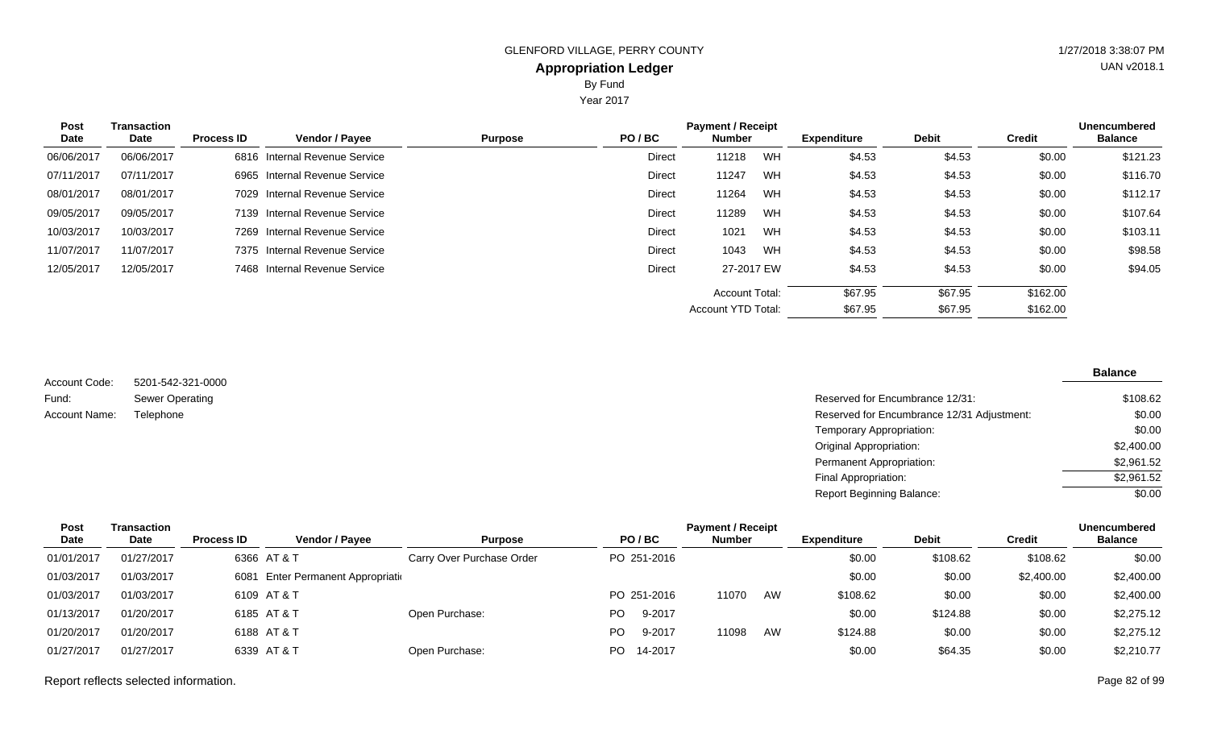GLENFORD VILLAGE, PERRY COUNTY

**Appropriation Ledger**

By Fund

Year 2017

| Post Date | Transaction Date | Process ID | Vendor / Payee | Purpose | PO / BC | Payment / Receipt Number | | Expenditure | Debit | Credit | Unencumbered Balance |
|---|---|---|---|---|---|---|---|---|---|---|---|
| 06/06/2017 | 06/06/2017 | 6816 | Internal Revenue Service | | Direct | 11218 | WH | $4.53 | $4.53 | $0.00 | $121.23 |
| 07/11/2017 | 07/11/2017 | 6965 | Internal Revenue Service | | Direct | 11247 | WH | $4.53 | $4.53 | $0.00 | $116.70 |
| 08/01/2017 | 08/01/2017 | 7029 | Internal Revenue Service | | Direct | 11264 | WH | $4.53 | $4.53 | $0.00 | $112.17 |
| 09/05/2017 | 09/05/2017 | 7139 | Internal Revenue Service | | Direct | 11289 | WH | $4.53 | $4.53 | $0.00 | $107.64 |
| 10/03/2017 | 10/03/2017 | 7269 | Internal Revenue Service | | Direct | 1021 | WH | $4.53 | $4.53 | $0.00 | $103.11 |
| 11/07/2017 | 11/07/2017 | 7375 | Internal Revenue Service | | Direct | 1043 | WH | $4.53 | $4.53 | $0.00 | $98.58 |
| 12/05/2017 | 12/05/2017 | 7468 | Internal Revenue Service | | Direct | 27-2017 | EW | $4.53 | $4.53 | $0.00 | $94.05 |
| | | | | | | Account Total: | | $67.95 | $67.95 | $162.00 | |
| | | | | | | Account YTD Total: | | $67.95 | $67.95 | $162.00 | |

Account Code: 5201-542-321-0000

Fund: Sewer Operating

Account Name: Telephone

| | Balance |
|---|---|
| Reserved for Encumbrance 12/31: | $108.62 |
| Reserved for Encumbrance 12/31 Adjustment: | $0.00 |
| Temporary Appropriation: | $0.00 |
| Original Appropriation: | $2,400.00 |
| Permanent Appropriation: | $2,961.52 |
| Final Appropriation: | $2,961.52 |
| Report Beginning Balance: | $0.00 |

| Post Date | Transaction Date | Process ID | Vendor / Payee | Purpose | PO / BC | Payment / Receipt Number | | Expenditure | Debit | Credit | Unencumbered Balance |
|---|---|---|---|---|---|---|---|---|---|---|---|
| 01/01/2017 | 01/27/2017 | 6366 | AT & T | Carry Over Purchase Order | PO 251-2016 | | | $0.00 | $108.62 | $108.62 | $0.00 |
| 01/03/2017 | 01/03/2017 | 6081 | Enter Permanent Appropriati | | | | | $0.00 | $0.00 | $2,400.00 | $2,400.00 |
| 01/03/2017 | 01/03/2017 | 6109 | AT & T | | PO 251-2016 | 11070 | AW | $108.62 | $0.00 | $0.00 | $2,400.00 |
| 01/13/2017 | 01/20/2017 | 6185 | AT & T | Open Purchase: | PO 9-2017 | | | $0.00 | $124.88 | $0.00 | $2,275.12 |
| 01/20/2017 | 01/20/2017 | 6188 | AT & T | | PO 9-2017 | 11098 | AW | $124.88 | $0.00 | $0.00 | $2,275.12 |
| 01/27/2017 | 01/27/2017 | 6339 | AT & T | Open Purchase: | PO 14-2017 | | | $0.00 | $64.35 | $0.00 | $2,210.77 |

Report reflects selected information.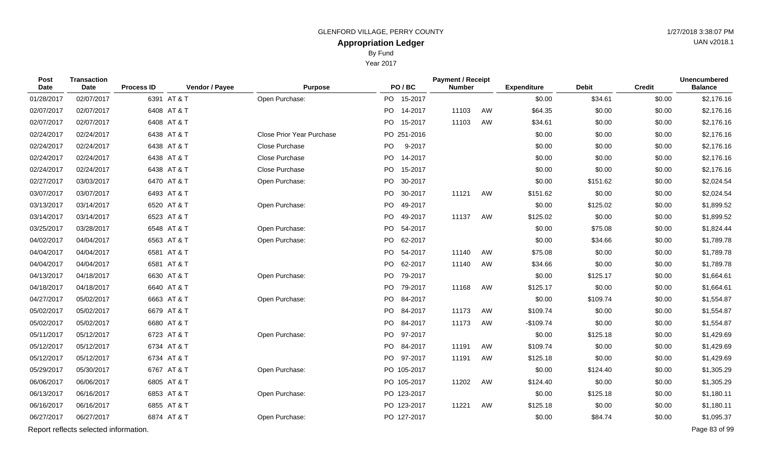GLENFORD VILLAGE, PERRY COUNTY

# Appropriation Ledger

By Fund

Year 2017

| Post Date | Transaction Date | Process ID | Vendor / Payee | Purpose | PO / BC | Payment / Receipt Number | | Expenditure | Debit | Credit | Unencumbered Balance |
|---|---|---|---|---|---|---|---|---|---|---|---|
| 01/28/2017 | 02/07/2017 | 6391 | AT & T | Open Purchase: | PO 15-2017 | | | $0.00 | $34.61 | $0.00 | $2,176.16 |
| 02/07/2017 | 02/07/2017 | 6408 | AT & T | | PO 14-2017 | 11103 | AW | $64.35 | $0.00 | $0.00 | $2,176.16 |
| 02/07/2017 | 02/07/2017 | 6408 | AT & T | | PO 15-2017 | 11103 | AW | $34.61 | $0.00 | $0.00 | $2,176.16 |
| 02/24/2017 | 02/24/2017 | 6438 | AT & T | Close Prior Year Purchase | PO 251-2016 | | | $0.00 | $0.00 | $0.00 | $2,176.16 |
| 02/24/2017 | 02/24/2017 | 6438 | AT & T | Close Purchase | PO 9-2017 | | | $0.00 | $0.00 | $0.00 | $2,176.16 |
| 02/24/2017 | 02/24/2017 | 6438 | AT & T | Close Purchase | PO 14-2017 | | | $0.00 | $0.00 | $0.00 | $2,176.16 |
| 02/24/2017 | 02/24/2017 | 6438 | AT & T | Close Purchase | PO 15-2017 | | | $0.00 | $0.00 | $0.00 | $2,176.16 |
| 02/27/2017 | 03/03/2017 | 6470 | AT & T | Open Purchase: | PO 30-2017 | | | $0.00 | $151.62 | $0.00 | $2,024.54 |
| 03/07/2017 | 03/07/2017 | 6493 | AT & T | | PO 30-2017 | 11121 | AW | $151.62 | $0.00 | $0.00 | $2,024.54 |
| 03/13/2017 | 03/14/2017 | 6520 | AT & T | Open Purchase: | PO 49-2017 | | | $0.00 | $125.02 | $0.00 | $1,899.52 |
| 03/14/2017 | 03/14/2017 | 6523 | AT & T | | PO 49-2017 | 11137 | AW | $125.02 | $0.00 | $0.00 | $1,899.52 |
| 03/25/2017 | 03/28/2017 | 6548 | AT & T | Open Purchase: | PO 54-2017 | | | $0.00 | $75.08 | $0.00 | $1,824.44 |
| 04/02/2017 | 04/04/2017 | 6563 | AT & T | Open Purchase: | PO 62-2017 | | | $0.00 | $34.66 | $0.00 | $1,789.78 |
| 04/04/2017 | 04/04/2017 | 6581 | AT & T | | PO 54-2017 | 11140 | AW | $75.08 | $0.00 | $0.00 | $1,789.78 |
| 04/04/2017 | 04/04/2017 | 6581 | AT & T | | PO 62-2017 | 11140 | AW | $34.66 | $0.00 | $0.00 | $1,789.78 |
| 04/13/2017 | 04/18/2017 | 6630 | AT & T | Open Purchase: | PO 79-2017 | | | $0.00 | $125.17 | $0.00 | $1,664.61 |
| 04/18/2017 | 04/18/2017 | 6640 | AT & T | | PO 79-2017 | 11168 | AW | $125.17 | $0.00 | $0.00 | $1,664.61 |
| 04/27/2017 | 05/02/2017 | 6663 | AT & T | Open Purchase: | PO 84-2017 | | | $0.00 | $109.74 | $0.00 | $1,554.87 |
| 05/02/2017 | 05/02/2017 | 6679 | AT & T | | PO 84-2017 | 11173 | AW | $109.74 | $0.00 | $0.00 | $1,554.87 |
| 05/02/2017 | 05/02/2017 | 6680 | AT & T | | PO 84-2017 | 11173 | AW | -$109.74 | $0.00 | $0.00 | $1,554.87 |
| 05/11/2017 | 05/12/2017 | 6723 | AT & T | Open Purchase: | PO 97-2017 | | | $0.00 | $125.18 | $0.00 | $1,429.69 |
| 05/12/2017 | 05/12/2017 | 6734 | AT & T | | PO 84-2017 | 11191 | AW | $109.74 | $0.00 | $0.00 | $1,429.69 |
| 05/12/2017 | 05/12/2017 | 6734 | AT & T | | PO 97-2017 | 11191 | AW | $125.18 | $0.00 | $0.00 | $1,429.69 |
| 05/29/2017 | 05/30/2017 | 6767 | AT & T | Open Purchase: | PO 105-2017 | | | $0.00 | $124.40 | $0.00 | $1,305.29 |
| 06/06/2017 | 06/06/2017 | 6805 | AT & T | | PO 105-2017 | 11202 | AW | $124.40 | $0.00 | $0.00 | $1,305.29 |
| 06/13/2017 | 06/16/2017 | 6853 | AT & T | Open Purchase: | PO 123-2017 | | | $0.00 | $125.18 | $0.00 | $1,180.11 |
| 06/16/2017 | 06/16/2017 | 6855 | AT & T | | PO 123-2017 | 11221 | AW | $125.18 | $0.00 | $0.00 | $1,180.11 |
| 06/27/2017 | 06/27/2017 | 6874 | AT & T | Open Purchase: | PO 127-2017 | | | $0.00 | $84.74 | $0.00 | $1,095.37 |

Report reflects selected information.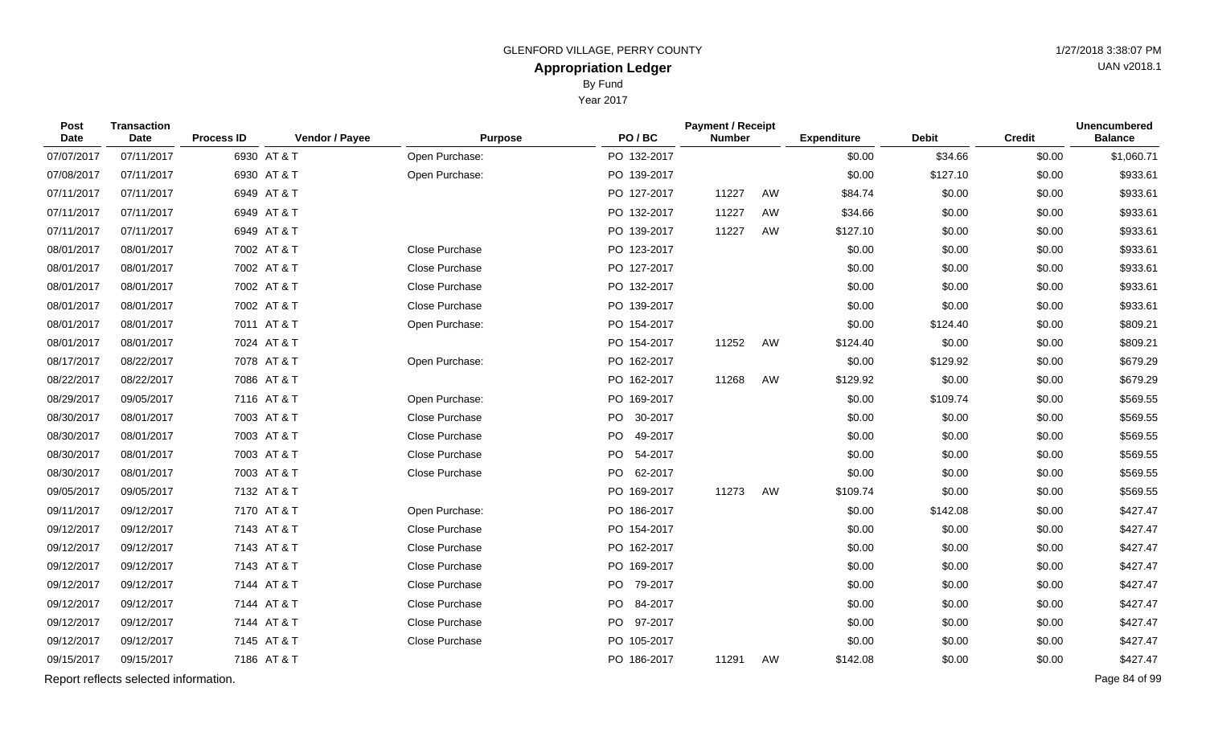GLENFORD VILLAGE, PERRY COUNTY

# Appropriation Ledger

By Fund

Year 2017

| Post Date | Transaction Date | Process ID | Vendor / Payee | Purpose | PO / BC | Payment / Receipt Number | | Expenditure | Debit | Credit | Unencumbered Balance |
|---|---|---|---|---|---|---|---|---|---|---|---|
| 07/07/2017 | 07/11/2017 | 6930 | AT & T | Open Purchase: | PO 132-2017 | | | $0.00 | $34.66 | $0.00 | $1,060.71 |
| 07/08/2017 | 07/11/2017 | 6930 | AT & T | Open Purchase: | PO 139-2017 | | | $0.00 | $127.10 | $0.00 | $933.61 |
| 07/11/2017 | 07/11/2017 | 6949 | AT & T | | PO 127-2017 | 11227 | AW | $84.74 | $0.00 | $0.00 | $933.61 |
| 07/11/2017 | 07/11/2017 | 6949 | AT & T | | PO 132-2017 | 11227 | AW | $34.66 | $0.00 | $0.00 | $933.61 |
| 07/11/2017 | 07/11/2017 | 6949 | AT & T | | PO 139-2017 | 11227 | AW | $127.10 | $0.00 | $0.00 | $933.61 |
| 08/01/2017 | 08/01/2017 | 7002 | AT & T | Close Purchase | PO 123-2017 | | | $0.00 | $0.00 | $0.00 | $933.61 |
| 08/01/2017 | 08/01/2017 | 7002 | AT & T | Close Purchase | PO 127-2017 | | | $0.00 | $0.00 | $0.00 | $933.61 |
| 08/01/2017 | 08/01/2017 | 7002 | AT & T | Close Purchase | PO 132-2017 | | | $0.00 | $0.00 | $0.00 | $933.61 |
| 08/01/2017 | 08/01/2017 | 7002 | AT & T | Close Purchase | PO 139-2017 | | | $0.00 | $0.00 | $0.00 | $933.61 |
| 08/01/2017 | 08/01/2017 | 7011 | AT & T | Open Purchase: | PO 154-2017 | | | $0.00 | $124.40 | $0.00 | $809.21 |
| 08/01/2017 | 08/01/2017 | 7024 | AT & T | | PO 154-2017 | 11252 | AW | $124.40 | $0.00 | $0.00 | $809.21 |
| 08/17/2017 | 08/22/2017 | 7078 | AT & T | Open Purchase: | PO 162-2017 | | | $0.00 | $129.92 | $0.00 | $679.29 |
| 08/22/2017 | 08/22/2017 | 7086 | AT & T | | PO 162-2017 | 11268 | AW | $129.92 | $0.00 | $0.00 | $679.29 |
| 08/29/2017 | 09/05/2017 | 7116 | AT & T | Open Purchase: | PO 169-2017 | | | $0.00 | $109.74 | $0.00 | $569.55 |
| 08/30/2017 | 08/01/2017 | 7003 | AT & T | Close Purchase | PO 30-2017 | | | $0.00 | $0.00 | $0.00 | $569.55 |
| 08/30/2017 | 08/01/2017 | 7003 | AT & T | Close Purchase | PO 49-2017 | | | $0.00 | $0.00 | $0.00 | $569.55 |
| 08/30/2017 | 08/01/2017 | 7003 | AT & T | Close Purchase | PO 54-2017 | | | $0.00 | $0.00 | $0.00 | $569.55 |
| 08/30/2017 | 08/01/2017 | 7003 | AT & T | Close Purchase | PO 62-2017 | | | $0.00 | $0.00 | $0.00 | $569.55 |
| 09/05/2017 | 09/05/2017 | 7132 | AT & T | | PO 169-2017 | 11273 | AW | $109.74 | $0.00 | $0.00 | $569.55 |
| 09/11/2017 | 09/12/2017 | 7170 | AT & T | Open Purchase: | PO 186-2017 | | | $0.00 | $142.08 | $0.00 | $427.47 |
| 09/12/2017 | 09/12/2017 | 7143 | AT & T | Close Purchase | PO 154-2017 | | | $0.00 | $0.00 | $0.00 | $427.47 |
| 09/12/2017 | 09/12/2017 | 7143 | AT & T | Close Purchase | PO 162-2017 | | | $0.00 | $0.00 | $0.00 | $427.47 |
| 09/12/2017 | 09/12/2017 | 7143 | AT & T | Close Purchase | PO 169-2017 | | | $0.00 | $0.00 | $0.00 | $427.47 |
| 09/12/2017 | 09/12/2017 | 7144 | AT & T | Close Purchase | PO 79-2017 | | | $0.00 | $0.00 | $0.00 | $427.47 |
| 09/12/2017 | 09/12/2017 | 7144 | AT & T | Close Purchase | PO 84-2017 | | | $0.00 | $0.00 | $0.00 | $427.47 |
| 09/12/2017 | 09/12/2017 | 7144 | AT & T | Close Purchase | PO 97-2017 | | | $0.00 | $0.00 | $0.00 | $427.47 |
| 09/12/2017 | 09/12/2017 | 7145 | AT & T | Close Purchase | PO 105-2017 | | | $0.00 | $0.00 | $0.00 | $427.47 |
| 09/15/2017 | 09/15/2017 | 7186 | AT & T | | PO 186-2017 | 11291 | AW | $142.08 | $0.00 | $0.00 | $427.47 |

Report reflects selected information.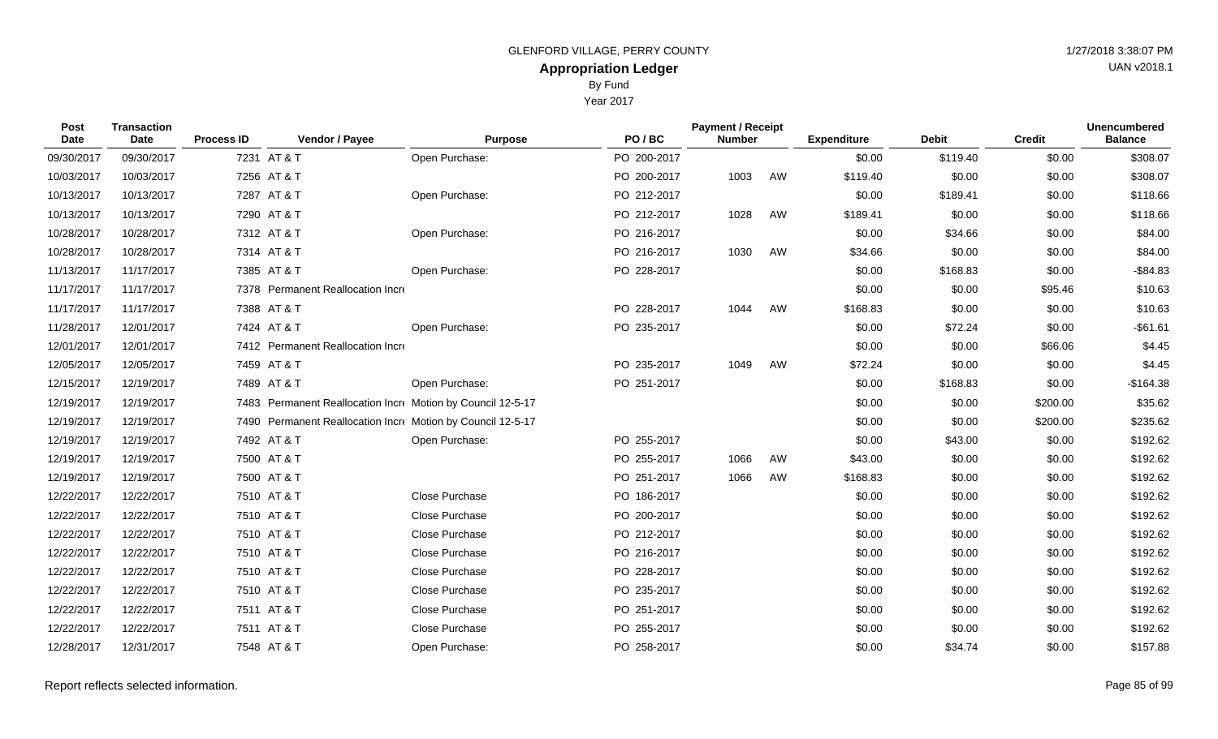GLENFORD VILLAGE, PERRY COUNTY

**Appropriation Ledger**

By Fund

Year 2017

| Post Date | Transaction Date | Process ID | Vendor / Payee | Purpose | PO / BC | Payment / Receipt Number | | Expenditure | Debit | Credit | Unencumbered Balance |
|---|---|---|---|---|---|---|---|---|---|---|---|
| 09/30/2017 | 09/30/2017 | 7231 | AT & T | Open Purchase: | PO 200-2017 | | | $0.00 | $119.40 | $0.00 | $308.07 |
| 10/03/2017 | 10/03/2017 | 7256 | AT & T | | PO 200-2017 | 1003 | AW | $119.40 | $0.00 | $0.00 | $308.07 |
| 10/13/2017 | 10/13/2017 | 7287 | AT & T | Open Purchase: | PO 212-2017 | | | $0.00 | $189.41 | $0.00 | $118.66 |
| 10/13/2017 | 10/13/2017 | 7290 | AT & T | | PO 212-2017 | 1028 | AW | $189.41 | $0.00 | $0.00 | $118.66 |
| 10/28/2017 | 10/28/2017 | 7312 | AT & T | Open Purchase: | PO 216-2017 | | | $0.00 | $34.66 | $0.00 | $84.00 |
| 10/28/2017 | 10/28/2017 | 7314 | AT & T | | PO 216-2017 | 1030 | AW | $34.66 | $0.00 | $0.00 | $84.00 |
| 11/13/2017 | 11/17/2017 | 7385 | AT & T | Open Purchase: | PO 228-2017 | | | $0.00 | $168.83 | $0.00 | -$84.83 |
| 11/17/2017 | 11/17/2017 | 7378 | Permanent Reallocation Incr | | | | | $0.00 | $0.00 | $95.46 | $10.63 |
| 11/17/2017 | 11/17/2017 | 7388 | AT & T | | PO 228-2017 | 1044 | AW | $168.83 | $0.00 | $0.00 | $10.63 |
| 11/28/2017 | 12/01/2017 | 7424 | AT & T | Open Purchase: | PO 235-2017 | | | $0.00 | $72.24 | $0.00 | -$61.61 |
| 12/01/2017 | 12/01/2017 | 7412 | Permanent Reallocation Incr | | | | | $0.00 | $0.00 | $66.06 | $4.45 |
| 12/05/2017 | 12/05/2017 | 7459 | AT & T | | PO 235-2017 | 1049 | AW | $72.24 | $0.00 | $0.00 | $4.45 |
| 12/15/2017 | 12/19/2017 | 7489 | AT & T | Open Purchase: | PO 251-2017 | | | $0.00 | $168.83 | $0.00 | -$164.38 |
| 12/19/2017 | 12/19/2017 | 7483 | Permanent Reallocation Incr | Motion by Council 12-5-17 | | | | $0.00 | $0.00 | $200.00 | $35.62 |
| 12/19/2017 | 12/19/2017 | 7490 | Permanent Reallocation Incr | Motion by Council 12-5-17 | | | | $0.00 | $0.00 | $200.00 | $235.62 |
| 12/19/2017 | 12/19/2017 | 7492 | AT & T | Open Purchase: | PO 255-2017 | | | $0.00 | $43.00 | $0.00 | $192.62 |
| 12/19/2017 | 12/19/2017 | 7500 | AT & T | | PO 255-2017 | 1066 | AW | $43.00 | $0.00 | $0.00 | $192.62 |
| 12/19/2017 | 12/19/2017 | 7500 | AT & T | | PO 251-2017 | 1066 | AW | $168.83 | $0.00 | $0.00 | $192.62 |
| 12/22/2017 | 12/22/2017 | 7510 | AT & T | Close Purchase | PO 186-2017 | | | $0.00 | $0.00 | $0.00 | $192.62 |
| 12/22/2017 | 12/22/2017 | 7510 | AT & T | Close Purchase | PO 200-2017 | | | $0.00 | $0.00 | $0.00 | $192.62 |
| 12/22/2017 | 12/22/2017 | 7510 | AT & T | Close Purchase | PO 212-2017 | | | $0.00 | $0.00 | $0.00 | $192.62 |
| 12/22/2017 | 12/22/2017 | 7510 | AT & T | Close Purchase | PO 216-2017 | | | $0.00 | $0.00 | $0.00 | $192.62 |
| 12/22/2017 | 12/22/2017 | 7510 | AT & T | Close Purchase | PO 228-2017 | | | $0.00 | $0.00 | $0.00 | $192.62 |
| 12/22/2017 | 12/22/2017 | 7510 | AT & T | Close Purchase | PO 235-2017 | | | $0.00 | $0.00 | $0.00 | $192.62 |
| 12/22/2017 | 12/22/2017 | 7511 | AT & T | Close Purchase | PO 251-2017 | | | $0.00 | $0.00 | $0.00 | $192.62 |
| 12/22/2017 | 12/22/2017 | 7511 | AT & T | Close Purchase | PO 255-2017 | | | $0.00 | $0.00 | $0.00 | $192.62 |
| 12/28/2017 | 12/31/2017 | 7548 | AT & T | Open Purchase: | PO 258-2017 | | | $0.00 | $34.74 | $0.00 | $157.88 |

Report reflects selected information.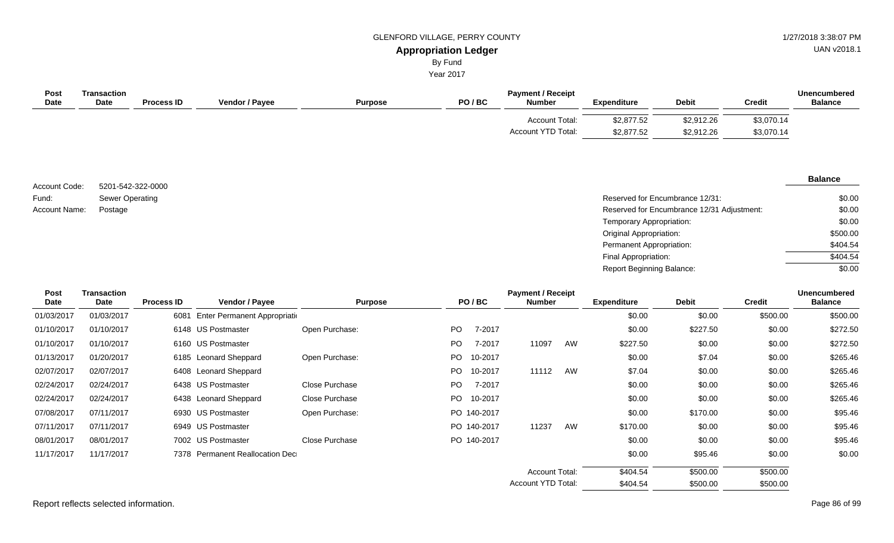GLENFORD VILLAGE, PERRY COUNTY

# Appropriation Ledger

By Fund

Year 2017

| Post Date | Transaction Date | Process ID | Vendor / Payee | Purpose | PO / BC | Payment / Receipt Number | Expenditure | Debit | Credit | Unencumbered Balance |
|---|---|---|---|---|---|---|---|---|---|---|
| | | | | | | Account Total: | $2,877.52 | $2,912.26 | $3,070.14 | |
| | | | | | | Account YTD Total: | $2,877.52 | $2,912.26 | $3,070.14 | |

Account Code: 5201-542-322-0000
Fund: Sewer Operating
Account Name: Postage

| | Balance |
|---|---|
| Reserved for Encumbrance 12/31: | $0.00 |
| Reserved for Encumbrance 12/31 Adjustment: | $0.00 |
| Temporary Appropriation: | $0.00 |
| Original Appropriation: | $500.00 |
| Permanent Appropriation: | $404.54 |
| Final Appropriation: | $404.54 |
| Report Beginning Balance: | $0.00 |

| Post Date | Transaction Date | Process ID | Vendor / Payee | Purpose | PO / BC | Payment / Receipt Number | Expenditure | Debit | Credit | Unencumbered Balance |
|---|---|---|---|---|---|---|---|---|---|---|
| 01/03/2017 | 01/03/2017 | 6081 | Enter Permanent Appropriati | | | | $0.00 | $0.00 | $500.00 | $500.00 |
| 01/10/2017 | 01/10/2017 | 6148 | US Postmaster | Open Purchase: | PO 7-2017 | | $0.00 | $227.50 | $0.00 | $272.50 |
| 01/10/2017 | 01/10/2017 | 6160 | US Postmaster | | PO 7-2017 | 11097 AW | $227.50 | $0.00 | $0.00 | $272.50 |
| 01/13/2017 | 01/20/2017 | 6185 | Leonard Sheppard | Open Purchase: | PO 10-2017 | | $0.00 | $7.04 | $0.00 | $265.46 |
| 02/07/2017 | 02/07/2017 | 6408 | Leonard Sheppard | | PO 10-2017 | 11112 AW | $7.04 | $0.00 | $0.00 | $265.46 |
| 02/24/2017 | 02/24/2017 | 6438 | US Postmaster | Close Purchase | PO 7-2017 | | $0.00 | $0.00 | $0.00 | $265.46 |
| 02/24/2017 | 02/24/2017 | 6438 | Leonard Sheppard | Close Purchase | PO 10-2017 | | $0.00 | $0.00 | $0.00 | $265.46 |
| 07/08/2017 | 07/11/2017 | 6930 | US Postmaster | Open Purchase: | PO 140-2017 | | $0.00 | $170.00 | $0.00 | $95.46 |
| 07/11/2017 | 07/11/2017 | 6949 | US Postmaster | | PO 140-2017 | 11237 AW | $170.00 | $0.00 | $0.00 | $95.46 |
| 08/01/2017 | 08/01/2017 | 7002 | US Postmaster | Close Purchase | PO 140-2017 | | $0.00 | $0.00 | $0.00 | $95.46 |
| 11/17/2017 | 11/17/2017 | 7378 | Permanent Reallocation Dec | | | | $0.00 | $95.46 | $0.00 | $0.00 |
| | | | | | | Account Total: | $404.54 | $500.00 | $500.00 | |
| | | | | | | Account YTD Total: | $404.54 | $500.00 | $500.00 | |

Report reflects selected information.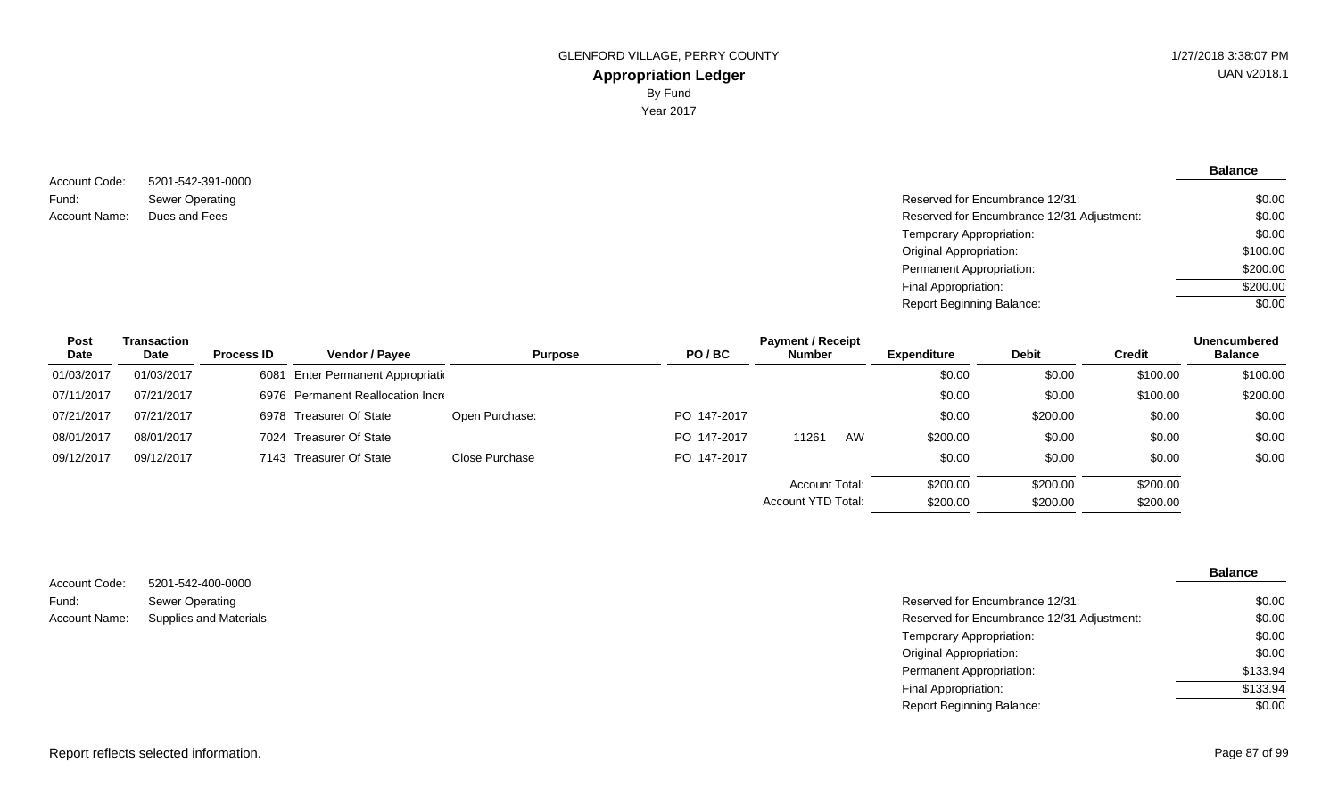GLENFORD VILLAGE, PERRY COUNTY

**Appropriation Ledger**

By Fund

Year 2017

1/27/2018 3:38:07 PM

UAN v2018.1

Account Code: 5201-542-391-0000
Fund: Sewer Operating
Account Name: Dues and Fees

| | **Balance** |
|---|---|
| Reserved for Encumbrance 12/31: | $0.00 |
| Reserved for Encumbrance 12/31 Adjustment: | $0.00 |
| Temporary Appropriation: | $0.00 |
| Original Appropriation: | $100.00 |
| Permanent Appropriation: | $200.00 |
| Final Appropriation: | $200.00 |
| Report Beginning Balance: | $0.00 |

| Post Date | Transaction Date | Process ID | Vendor / Payee | Purpose | PO / BC | Payment / Receipt Number | Expenditure | Debit | Credit | Unencumbered Balance |
|---|---|---|---|---|---|---|---|---|---|---|
| 01/03/2017 | 01/03/2017 | 6081 | Enter Permanent Appropriati | | | | $0.00 | $0.00 | $100.00 | $100.00 |
| 07/11/2017 | 07/21/2017 | 6976 | Permanent Reallocation Incr | | | | $0.00 | $0.00 | $100.00 | $200.00 |
| 07/21/2017 | 07/21/2017 | 6978 | Treasurer Of State | Open Purchase: | PO 147-2017 | | $0.00 | $200.00 | $0.00 | $0.00 |
| 08/01/2017 | 08/01/2017 | 7024 | Treasurer Of State | | PO 147-2017 | 11261 AW | $200.00 | $0.00 | $0.00 | $0.00 |
| 09/12/2017 | 09/12/2017 | 7143 | Treasurer Of State | Close Purchase | PO 147-2017 | | $0.00 | $0.00 | $0.00 | $0.00 |
| | | | | | | Account Total: | $200.00 | $200.00 | $200.00 | |
| | | | | | | Account YTD Total: | $200.00 | $200.00 | $200.00 | |

Account Code: 5201-542-400-0000
Fund: Sewer Operating
Account Name: Supplies and Materials

| | **Balance** |
|---|---|
| Reserved for Encumbrance 12/31: | $0.00 |
| Reserved for Encumbrance 12/31 Adjustment: | $0.00 |
| Temporary Appropriation: | $0.00 |
| Original Appropriation: | $0.00 |
| Permanent Appropriation: | $133.94 |
| Final Appropriation: | $133.94 |
| Report Beginning Balance: | $0.00 |

Report reflects selected information.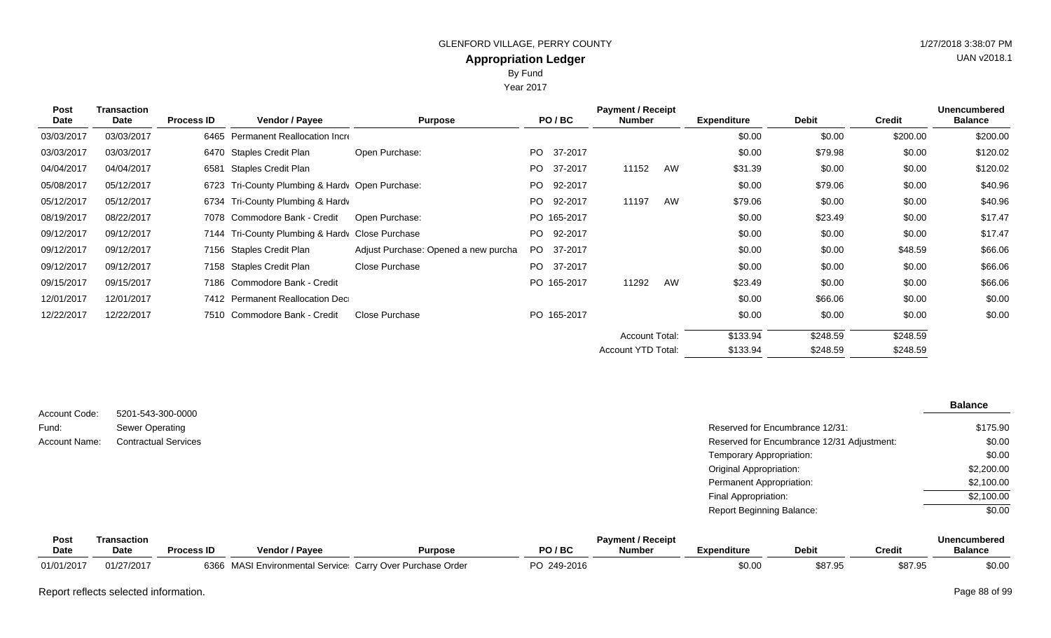GLENFORD VILLAGE, PERRY COUNTY

## Appropriation Ledger

By Fund

Year 2017

| Post Date | Transaction Date | Process ID | Vendor / Payee | Purpose | PO / BC | Payment / Receipt Number | | Expenditure | Debit | Credit | Unencumbered Balance |
|---|---|---|---|---|---|---|---|---|---|---|---|
| 03/03/2017 | 03/03/2017 | 6465 | Permanent Reallocation Incr | | | | | $0.00 | $0.00 | $200.00 | $200.00 |
| 03/03/2017 | 03/03/2017 | 6470 | Staples Credit Plan | Open Purchase: | PO 37-2017 | | | $0.00 | $79.98 | $0.00 | $120.02 |
| 04/04/2017 | 04/04/2017 | 6581 | Staples Credit Plan | | PO 37-2017 | 11152 | AW | $31.39 | $0.00 | $0.00 | $120.02 |
| 05/08/2017 | 05/12/2017 | 6723 | Tri-County Plumbing & Hardv | Open Purchase: | PO 92-2017 | | | $0.00 | $79.06 | $0.00 | $40.96 |
| 05/12/2017 | 05/12/2017 | 6734 | Tri-County Plumbing & Hardv | | PO 92-2017 | 11197 | AW | $79.06 | $0.00 | $0.00 | $40.96 |
| 08/19/2017 | 08/22/2017 | 7078 | Commodore Bank - Credit | Open Purchase: | PO 165-2017 | | | $0.00 | $23.49 | $0.00 | $17.47 |
| 09/12/2017 | 09/12/2017 | 7144 | Tri-County Plumbing & Hardv | Close Purchase | PO 92-2017 | | | $0.00 | $0.00 | $0.00 | $17.47 |
| 09/12/2017 | 09/12/2017 | 7156 | Staples Credit Plan | Adjust Purchase: Opened a new purcha | PO 37-2017 | | | $0.00 | $0.00 | $48.59 | $66.06 |
| 09/12/2017 | 09/12/2017 | 7158 | Staples Credit Plan | Close Purchase | PO 37-2017 | | | $0.00 | $0.00 | $0.00 | $66.06 |
| 09/15/2017 | 09/15/2017 | 7186 | Commodore Bank - Credit | | PO 165-2017 | 11292 | AW | $23.49 | $0.00 | $0.00 | $66.06 |
| 12/01/2017 | 12/01/2017 | 7412 | Permanent Reallocation Deci | | | | | $0.00 | $66.06 | $0.00 | $0.00 |
| 12/22/2017 | 12/22/2017 | 7510 | Commodore Bank - Credit | Close Purchase | PO 165-2017 | | | $0.00 | $0.00 | $0.00 | $0.00 |
| | | | | | | Account Total: | | $133.94 | $248.59 | $248.59 | |
| | | | | | | Account YTD Total: | | $133.94 | $248.59 | $248.59 | |

Account Code: 5201-543-300-0000

Fund: Sewer Operating

Account Name: Contractual Services

| | Balance |
|---|---|
| Reserved for Encumbrance 12/31: | $175.90 |
| Reserved for Encumbrance 12/31 Adjustment: | $0.00 |
| Temporary Appropriation: | $0.00 |
| Original Appropriation: | $2,200.00 |
| Permanent Appropriation: | $2,100.00 |
| Final Appropriation: | $2,100.00 |
| Report Beginning Balance: | $0.00 |

| Post Date | Transaction Date | Process ID | Vendor / Payee | Purpose | PO / BC | Payment / Receipt Number | Expenditure | Debit | Credit | Unencumbered Balance |
|---|---|---|---|---|---|---|---|---|---|---|
| 01/01/2017 | 01/27/2017 | 6366 | MASI Environmental Service | Carry Over Purchase Order | PO 249-2016 | | $0.00 | $87.95 | $87.95 | $0.00 |

Report reflects selected information.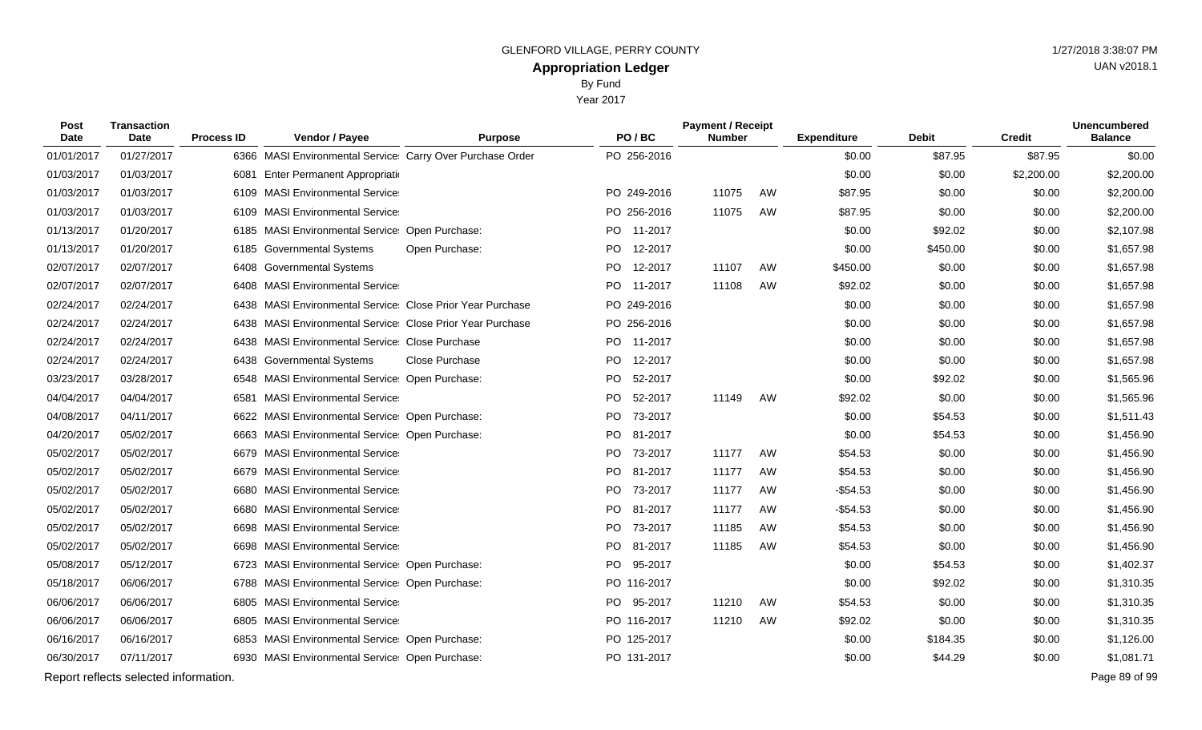GLENFORD VILLAGE, PERRY COUNTY

# Appropriation Ledger

By Fund

Year 2017

| Post Date | Transaction Date | Process ID | Vendor / Payee | Purpose | PO / BC | Payment / Receipt Number | | Expenditure | Debit | Credit | Unencumbered Balance |
|---|---|---|---|---|---|---|---|---|---|---|---|
| 01/01/2017 | 01/27/2017 | 6366 | MASI Environmental Service | Carry Over Purchase Order | PO 256-2016 | | | $0.00 | $87.95 | $87.95 | $0.00 |
| 01/03/2017 | 01/03/2017 | 6081 | Enter Permanent Appropriati | | | | | $0.00 | $0.00 | $2,200.00 | $2,200.00 |
| 01/03/2017 | 01/03/2017 | 6109 | MASI Environmental Service | | PO 249-2016 | 11075 | AW | $87.95 | $0.00 | $0.00 | $2,200.00 |
| 01/03/2017 | 01/03/2017 | 6109 | MASI Environmental Service | | PO 256-2016 | 11075 | AW | $87.95 | $0.00 | $0.00 | $2,200.00 |
| 01/13/2017 | 01/20/2017 | 6185 | MASI Environmental Service | Open Purchase: | PO 11-2017 | | | $0.00 | $92.02 | $0.00 | $2,107.98 |
| 01/13/2017 | 01/20/2017 | 6185 | Governmental Systems | Open Purchase: | PO 12-2017 | | | $0.00 | $450.00 | $0.00 | $1,657.98 |
| 02/07/2017 | 02/07/2017 | 6408 | Governmental Systems | | PO 12-2017 | 11107 | AW | $450.00 | $0.00 | $0.00 | $1,657.98 |
| 02/07/2017 | 02/07/2017 | 6408 | MASI Environmental Service | | PO 11-2017 | 11108 | AW | $92.02 | $0.00 | $0.00 | $1,657.98 |
| 02/24/2017 | 02/24/2017 | 6438 | MASI Environmental Service | Close Prior Year Purchase | PO 249-2016 | | | $0.00 | $0.00 | $0.00 | $1,657.98 |
| 02/24/2017 | 02/24/2017 | 6438 | MASI Environmental Service | Close Prior Year Purchase | PO 256-2016 | | | $0.00 | $0.00 | $0.00 | $1,657.98 |
| 02/24/2017 | 02/24/2017 | 6438 | MASI Environmental Service | Close Purchase | PO 11-2017 | | | $0.00 | $0.00 | $0.00 | $1,657.98 |
| 02/24/2017 | 02/24/2017 | 6438 | Governmental Systems | Close Purchase | PO 12-2017 | | | $0.00 | $0.00 | $0.00 | $1,657.98 |
| 03/23/2017 | 03/28/2017 | 6548 | MASI Environmental Service | Open Purchase: | PO 52-2017 | | | $0.00 | $92.02 | $0.00 | $1,565.96 |
| 04/04/2017 | 04/04/2017 | 6581 | MASI Environmental Service | | PO 52-2017 | 11149 | AW | $92.02 | $0.00 | $0.00 | $1,565.96 |
| 04/08/2017 | 04/11/2017 | 6622 | MASI Environmental Service | Open Purchase: | PO 73-2017 | | | $0.00 | $54.53 | $0.00 | $1,511.43 |
| 04/20/2017 | 05/02/2017 | 6663 | MASI Environmental Service | Open Purchase: | PO 81-2017 | | | $0.00 | $54.53 | $0.00 | $1,456.90 |
| 05/02/2017 | 05/02/2017 | 6679 | MASI Environmental Service | | PO 73-2017 | 11177 | AW | $54.53 | $0.00 | $0.00 | $1,456.90 |
| 05/02/2017 | 05/02/2017 | 6679 | MASI Environmental Service | | PO 81-2017 | 11177 | AW | $54.53 | $0.00 | $0.00 | $1,456.90 |
| 05/02/2017 | 05/02/2017 | 6680 | MASI Environmental Service | | PO 73-2017 | 11177 | AW | -$54.53 | $0.00 | $0.00 | $1,456.90 |
| 05/02/2017 | 05/02/2017 | 6680 | MASI Environmental Service | | PO 81-2017 | 11177 | AW | -$54.53 | $0.00 | $0.00 | $1,456.90 |
| 05/02/2017 | 05/02/2017 | 6698 | MASI Environmental Service | | PO 73-2017 | 11185 | AW | $54.53 | $0.00 | $0.00 | $1,456.90 |
| 05/02/2017 | 05/02/2017 | 6698 | MASI Environmental Service | | PO 81-2017 | 11185 | AW | $54.53 | $0.00 | $0.00 | $1,456.90 |
| 05/08/2017 | 05/12/2017 | 6723 | MASI Environmental Service | Open Purchase: | PO 95-2017 | | | $0.00 | $54.53 | $0.00 | $1,402.37 |
| 05/18/2017 | 06/06/2017 | 6788 | MASI Environmental Service | Open Purchase: | PO 116-2017 | | | $0.00 | $92.02 | $0.00 | $1,310.35 |
| 06/06/2017 | 06/06/2017 | 6805 | MASI Environmental Service | | PO 95-2017 | 11210 | AW | $54.53 | $0.00 | $0.00 | $1,310.35 |
| 06/06/2017 | 06/06/2017 | 6805 | MASI Environmental Service | | PO 116-2017 | 11210 | AW | $92.02 | $0.00 | $0.00 | $1,310.35 |
| 06/16/2017 | 06/16/2017 | 6853 | MASI Environmental Service | Open Purchase: | PO 125-2017 | | | $0.00 | $184.35 | $0.00 | $1,126.00 |
| 06/30/2017 | 07/11/2017 | 6930 | MASI Environmental Service | Open Purchase: | PO 131-2017 | | | $0.00 | $44.29 | $0.00 | $1,081.71 |

Report reflects selected information.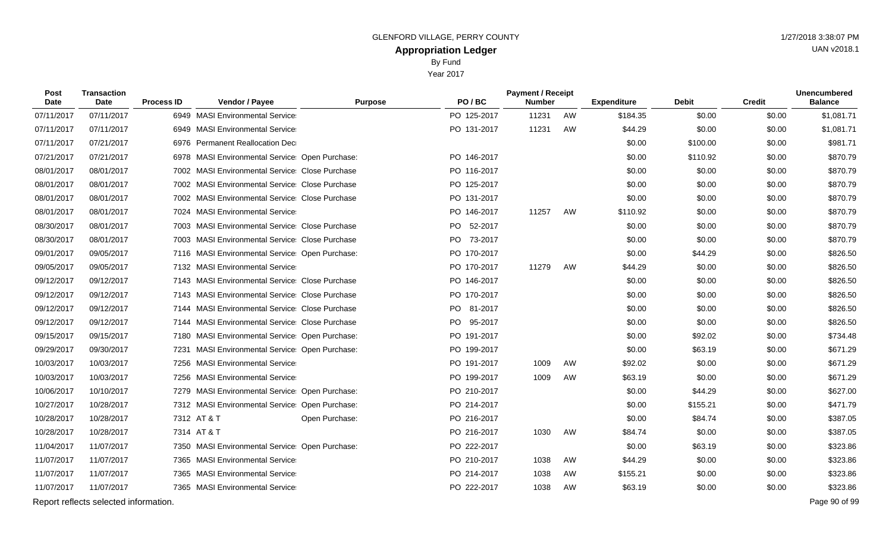GLENFORD VILLAGE, PERRY COUNTY

# Appropriation Ledger

By Fund

Year 2017

| Post Date | Transaction Date | Process ID | Vendor / Payee | Purpose | PO / BC | Payment / Receipt Number | | Expenditure | Debit | Credit | Unencumbered Balance |
|---|---|---|---|---|---|---|---|---|---|---|---|
| 07/11/2017 | 07/11/2017 | 6949 | MASI Environmental Service | | PO 125-2017 | 11231 | AW | $184.35 | $0.00 | $0.00 | $1,081.71 |
| 07/11/2017 | 07/11/2017 | 6949 | MASI Environmental Service | | PO 131-2017 | 11231 | AW | $44.29 | $0.00 | $0.00 | $1,081.71 |
| 07/11/2017 | 07/21/2017 | 6976 | Permanent Reallocation Dec | | | | | $0.00 | $100.00 | $0.00 | $981.71 |
| 07/21/2017 | 07/21/2017 | 6978 | MASI Environmental Service | Open Purchase: | PO 146-2017 | | | $0.00 | $110.92 | $0.00 | $870.79 |
| 08/01/2017 | 08/01/2017 | 7002 | MASI Environmental Service | Close Purchase | PO 116-2017 | | | $0.00 | $0.00 | $0.00 | $870.79 |
| 08/01/2017 | 08/01/2017 | 7002 | MASI Environmental Service | Close Purchase | PO 125-2017 | | | $0.00 | $0.00 | $0.00 | $870.79 |
| 08/01/2017 | 08/01/2017 | 7002 | MASI Environmental Service | Close Purchase | PO 131-2017 | | | $0.00 | $0.00 | $0.00 | $870.79 |
| 08/01/2017 | 08/01/2017 | 7024 | MASI Environmental Service | | PO 146-2017 | 11257 | AW | $110.92 | $0.00 | $0.00 | $870.79 |
| 08/30/2017 | 08/01/2017 | 7003 | MASI Environmental Service | Close Purchase | PO 52-2017 | | | $0.00 | $0.00 | $0.00 | $870.79 |
| 08/30/2017 | 08/01/2017 | 7003 | MASI Environmental Service | Close Purchase | PO 73-2017 | | | $0.00 | $0.00 | $0.00 | $870.79 |
| 09/01/2017 | 09/05/2017 | 7116 | MASI Environmental Service | Open Purchase: | PO 170-2017 | | | $0.00 | $44.29 | $0.00 | $826.50 |
| 09/05/2017 | 09/05/2017 | 7132 | MASI Environmental Service | | PO 170-2017 | 11279 | AW | $44.29 | $0.00 | $0.00 | $826.50 |
| 09/12/2017 | 09/12/2017 | 7143 | MASI Environmental Service | Close Purchase | PO 146-2017 | | | $0.00 | $0.00 | $0.00 | $826.50 |
| 09/12/2017 | 09/12/2017 | 7143 | MASI Environmental Service | Close Purchase | PO 170-2017 | | | $0.00 | $0.00 | $0.00 | $826.50 |
| 09/12/2017 | 09/12/2017 | 7144 | MASI Environmental Service | Close Purchase | PO 81-2017 | | | $0.00 | $0.00 | $0.00 | $826.50 |
| 09/12/2017 | 09/12/2017 | 7144 | MASI Environmental Service | Close Purchase | PO 95-2017 | | | $0.00 | $0.00 | $0.00 | $826.50 |
| 09/15/2017 | 09/15/2017 | 7180 | MASI Environmental Service | Open Purchase: | PO 191-2017 | | | $0.00 | $92.02 | $0.00 | $734.48 |
| 09/29/2017 | 09/30/2017 | 7231 | MASI Environmental Service | Open Purchase: | PO 199-2017 | | | $0.00 | $63.19 | $0.00 | $671.29 |
| 10/03/2017 | 10/03/2017 | 7256 | MASI Environmental Service | | PO 191-2017 | 1009 | AW | $92.02 | $0.00 | $0.00 | $671.29 |
| 10/03/2017 | 10/03/2017 | 7256 | MASI Environmental Service | | PO 199-2017 | 1009 | AW | $63.19 | $0.00 | $0.00 | $671.29 |
| 10/06/2017 | 10/10/2017 | 7279 | MASI Environmental Service | Open Purchase: | PO 210-2017 | | | $0.00 | $44.29 | $0.00 | $627.00 |
| 10/27/2017 | 10/28/2017 | 7312 | MASI Environmental Service | Open Purchase: | PO 214-2017 | | | $0.00 | $155.21 | $0.00 | $471.79 |
| 10/28/2017 | 10/28/2017 | 7312 | AT & T | Open Purchase: | PO 216-2017 | | | $0.00 | $84.74 | $0.00 | $387.05 |
| 10/28/2017 | 10/28/2017 | 7314 | AT & T | | PO 216-2017 | 1030 | AW | $84.74 | $0.00 | $0.00 | $387.05 |
| 11/04/2017 | 11/07/2017 | 7350 | MASI Environmental Service | Open Purchase: | PO 222-2017 | | | $0.00 | $63.19 | $0.00 | $323.86 |
| 11/07/2017 | 11/07/2017 | 7365 | MASI Environmental Service | | PO 210-2017 | 1038 | AW | $44.29 | $0.00 | $0.00 | $323.86 |
| 11/07/2017 | 11/07/2017 | 7365 | MASI Environmental Service | | PO 214-2017 | 1038 | AW | $155.21 | $0.00 | $0.00 | $323.86 |
| 11/07/2017 | 11/07/2017 | 7365 | MASI Environmental Service | | PO 222-2017 | 1038 | AW | $63.19 | $0.00 | $0.00 | $323.86 |

Report reflects selected information.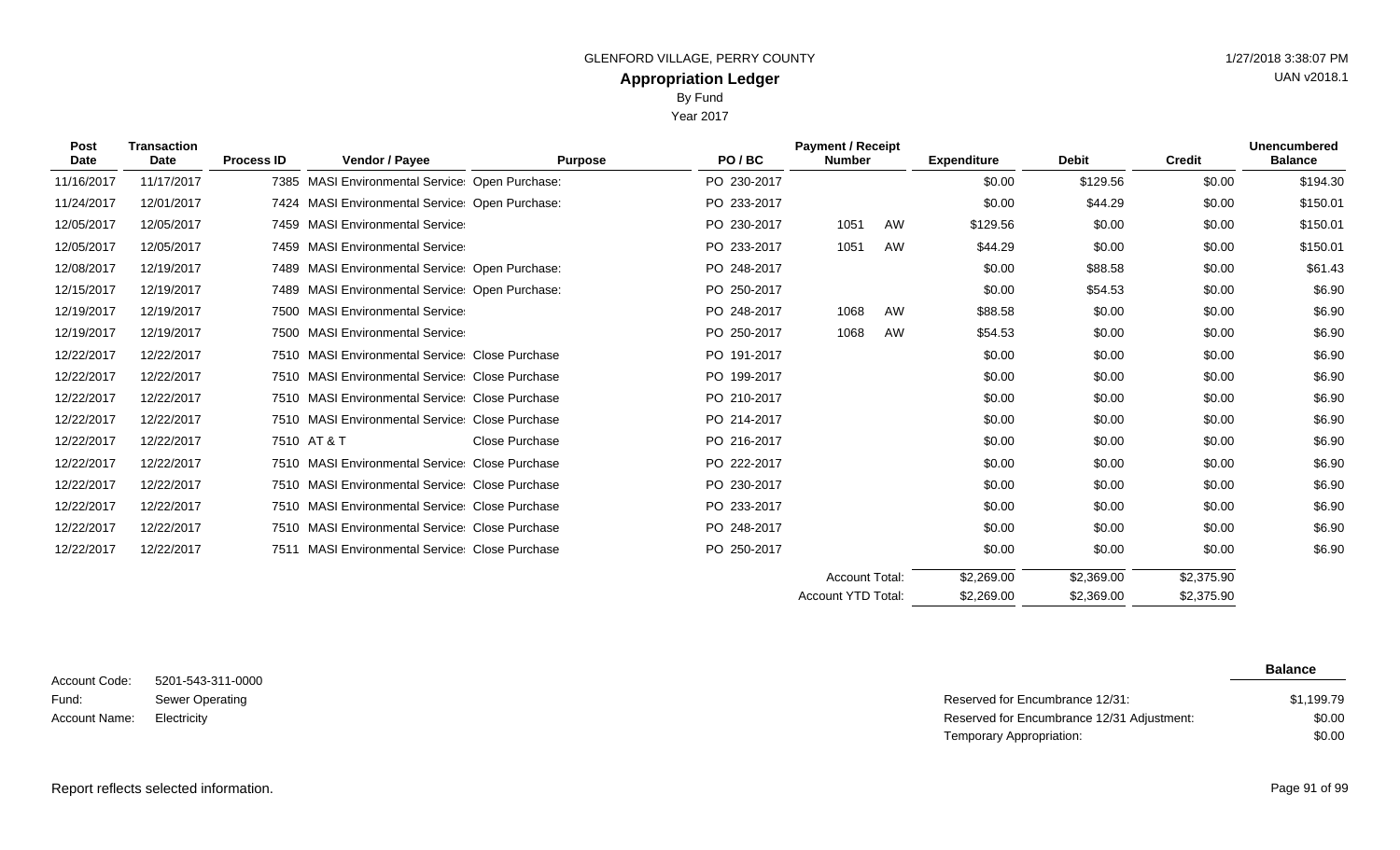GLENFORD VILLAGE, PERRY COUNTY

1/27/2018 3:38:07 PM

UAN v2018.1

# Appropriation Ledger

By Fund

Year 2017

| Post Date | Transaction Date | Process ID | Vendor / Payee | Purpose | PO / BC | Payment / Receipt Number | | Expenditure | Debit | Credit | Unencumbered Balance |
|---|---|---|---|---|---|---|---|---|---|---|---|
| 11/16/2017 | 11/17/2017 | 7385 | MASI Environmental Service | Open Purchase: | PO 230-2017 | | | $0.00 | $129.56 | $0.00 | $194.30 |
| 11/24/2017 | 12/01/2017 | 7424 | MASI Environmental Service | Open Purchase: | PO 233-2017 | | | $0.00 | $44.29 | $0.00 | $150.01 |
| 12/05/2017 | 12/05/2017 | 7459 | MASI Environmental Service | | PO 230-2017 | 1051 | AW | $129.56 | $0.00 | $0.00 | $150.01 |
| 12/05/2017 | 12/05/2017 | 7459 | MASI Environmental Service | | PO 233-2017 | 1051 | AW | $44.29 | $0.00 | $0.00 | $150.01 |
| 12/08/2017 | 12/19/2017 | 7489 | MASI Environmental Service | Open Purchase: | PO 248-2017 | | | $0.00 | $88.58 | $0.00 | $61.43 |
| 12/15/2017 | 12/19/2017 | 7489 | MASI Environmental Service | Open Purchase: | PO 250-2017 | | | $0.00 | $54.53 | $0.00 | $6.90 |
| 12/19/2017 | 12/19/2017 | 7500 | MASI Environmental Service | | PO 248-2017 | 1068 | AW | $88.58 | $0.00 | $0.00 | $6.90 |
| 12/19/2017 | 12/19/2017 | 7500 | MASI Environmental Service | | PO 250-2017 | 1068 | AW | $54.53 | $0.00 | $0.00 | $6.90 |
| 12/22/2017 | 12/22/2017 | 7510 | MASI Environmental Service | Close Purchase | PO 191-2017 | | | $0.00 | $0.00 | $0.00 | $6.90 |
| 12/22/2017 | 12/22/2017 | 7510 | MASI Environmental Service | Close Purchase | PO 199-2017 | | | $0.00 | $0.00 | $0.00 | $6.90 |
| 12/22/2017 | 12/22/2017 | 7510 | MASI Environmental Service | Close Purchase | PO 210-2017 | | | $0.00 | $0.00 | $0.00 | $6.90 |
| 12/22/2017 | 12/22/2017 | 7510 | MASI Environmental Service | Close Purchase | PO 214-2017 | | | $0.00 | $0.00 | $0.00 | $6.90 |
| 12/22/2017 | 12/22/2017 | 7510 | AT & T | Close Purchase | PO 216-2017 | | | $0.00 | $0.00 | $0.00 | $6.90 |
| 12/22/2017 | 12/22/2017 | 7510 | MASI Environmental Service | Close Purchase | PO 222-2017 | | | $0.00 | $0.00 | $0.00 | $6.90 |
| 12/22/2017 | 12/22/2017 | 7510 | MASI Environmental Service | Close Purchase | PO 230-2017 | | | $0.00 | $0.00 | $0.00 | $6.90 |
| 12/22/2017 | 12/22/2017 | 7510 | MASI Environmental Service | Close Purchase | PO 233-2017 | | | $0.00 | $0.00 | $0.00 | $6.90 |
| 12/22/2017 | 12/22/2017 | 7510 | MASI Environmental Service | Close Purchase | PO 248-2017 | | | $0.00 | $0.00 | $0.00 | $6.90 |
| 12/22/2017 | 12/22/2017 | 7511 | MASI Environmental Service | Close Purchase | PO 250-2017 | | | $0.00 | $0.00 | $0.00 | $6.90 |
| | | | | | | Account Total: | | $2,269.00 | $2,369.00 | $2,375.90 | |
| | | | | | | Account YTD Total: | | $2,269.00 | $2,369.00 | $2,375.90 | |

Account Code: 5201-543-311-0000

Fund: Sewer Operating

Account Name: Electricity

| | Balance |
|---|---|
| Reserved for Encumbrance 12/31: | $1,199.79 |
| Reserved for Encumbrance 12/31 Adjustment: | $0.00 |
| Temporary Appropriation: | $0.00 |

Report reflects selected information.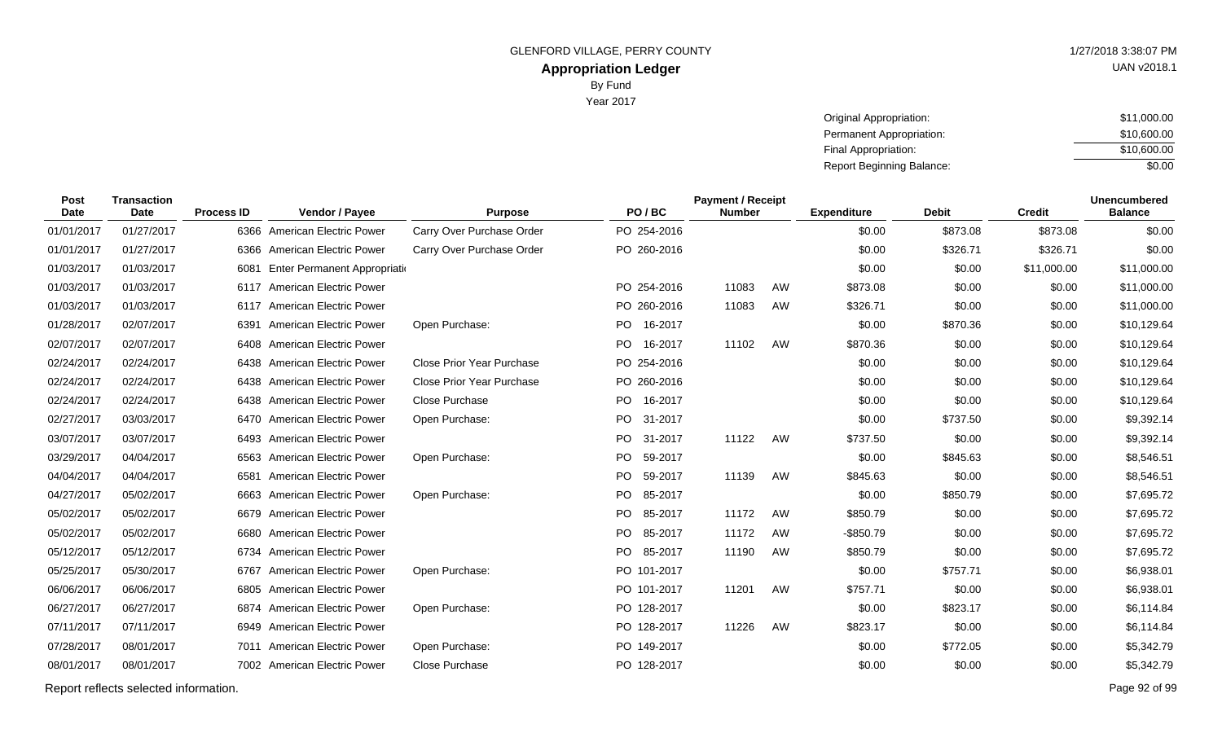GLENFORD VILLAGE, PERRY COUNTY

1/27/2018 3:38:07 PM

**Appropriation Ledger**

UAN v2018.1

By Fund

Year 2017

| | |
|---|---|
| Original Appropriation: | $11,000.00 |
| Permanent Appropriation: | $10,600.00 |
| Final Appropriation: | $10,600.00 |
| Report Beginning Balance: | $0.00 |

| Post Date | Transaction Date | Process ID | Vendor / Payee | Purpose | PO / BC | Payment / Receipt Number | | Expenditure | Debit | Credit | Unencumbered Balance |
|---|---|---|---|---|---|---|---|---|---|---|---|
| 01/01/2017 | 01/27/2017 | 6366 | American Electric Power | Carry Over Purchase Order | PO 254-2016 | | | $0.00 | $873.08 | $873.08 | $0.00 |
| 01/01/2017 | 01/27/2017 | 6366 | American Electric Power | Carry Over Purchase Order | PO 260-2016 | | | $0.00 | $326.71 | $326.71 | $0.00 |
| 01/03/2017 | 01/03/2017 | 6081 | Enter Permanent Appropriati | | | | | $0.00 | $0.00 | $11,000.00 | $11,000.00 |
| 01/03/2017 | 01/03/2017 | 6117 | American Electric Power | | PO 254-2016 | 11083 | AW | $873.08 | $0.00 | $0.00 | $11,000.00 |
| 01/03/2017 | 01/03/2017 | 6117 | American Electric Power | | PO 260-2016 | 11083 | AW | $326.71 | $0.00 | $0.00 | $11,000.00 |
| 01/28/2017 | 02/07/2017 | 6391 | American Electric Power | Open Purchase: | PO 16-2017 | | | $0.00 | $870.36 | $0.00 | $10,129.64 |
| 02/07/2017 | 02/07/2017 | 6408 | American Electric Power | | PO 16-2017 | 11102 | AW | $870.36 | $0.00 | $0.00 | $10,129.64 |
| 02/24/2017 | 02/24/2017 | 6438 | American Electric Power | Close Prior Year Purchase | PO 254-2016 | | | $0.00 | $0.00 | $0.00 | $10,129.64 |
| 02/24/2017 | 02/24/2017 | 6438 | American Electric Power | Close Prior Year Purchase | PO 260-2016 | | | $0.00 | $0.00 | $0.00 | $10,129.64 |
| 02/24/2017 | 02/24/2017 | 6438 | American Electric Power | Close Purchase | PO 16-2017 | | | $0.00 | $0.00 | $0.00 | $10,129.64 |
| 02/27/2017 | 03/03/2017 | 6470 | American Electric Power | Open Purchase: | PO 31-2017 | | | $0.00 | $737.50 | $0.00 | $9,392.14 |
| 03/07/2017 | 03/07/2017 | 6493 | American Electric Power | | PO 31-2017 | 11122 | AW | $737.50 | $0.00 | $0.00 | $9,392.14 |
| 03/29/2017 | 04/04/2017 | 6563 | American Electric Power | Open Purchase: | PO 59-2017 | | | $0.00 | $845.63 | $0.00 | $8,546.51 |
| 04/04/2017 | 04/04/2017 | 6581 | American Electric Power | | PO 59-2017 | 11139 | AW | $845.63 | $0.00 | $0.00 | $8,546.51 |
| 04/27/2017 | 05/02/2017 | 6663 | American Electric Power | Open Purchase: | PO 85-2017 | | | $0.00 | $850.79 | $0.00 | $7,695.72 |
| 05/02/2017 | 05/02/2017 | 6679 | American Electric Power | | PO 85-2017 | 11172 | AW | $850.79 | $0.00 | $0.00 | $7,695.72 |
| 05/02/2017 | 05/02/2017 | 6680 | American Electric Power | | PO 85-2017 | 11172 | AW | -$850.79 | $0.00 | $0.00 | $7,695.72 |
| 05/12/2017 | 05/12/2017 | 6734 | American Electric Power | | PO 85-2017 | 11190 | AW | $850.79 | $0.00 | $0.00 | $7,695.72 |
| 05/25/2017 | 05/30/2017 | 6767 | American Electric Power | Open Purchase: | PO 101-2017 | | | $0.00 | $757.71 | $0.00 | $6,938.01 |
| 06/06/2017 | 06/06/2017 | 6805 | American Electric Power | | PO 101-2017 | 11201 | AW | $757.71 | $0.00 | $0.00 | $6,938.01 |
| 06/27/2017 | 06/27/2017 | 6874 | American Electric Power | Open Purchase: | PO 128-2017 | | | $0.00 | $823.17 | $0.00 | $6,114.84 |
| 07/11/2017 | 07/11/2017 | 6949 | American Electric Power | | PO 128-2017 | 11226 | AW | $823.17 | $0.00 | $0.00 | $6,114.84 |
| 07/28/2017 | 08/01/2017 | 7011 | American Electric Power | Open Purchase: | PO 149-2017 | | | $0.00 | $772.05 | $0.00 | $5,342.79 |
| 08/01/2017 | 08/01/2017 | 7002 | American Electric Power | Close Purchase | PO 128-2017 | | | $0.00 | $0.00 | $0.00 | $5,342.79 |

Report reflects selected information.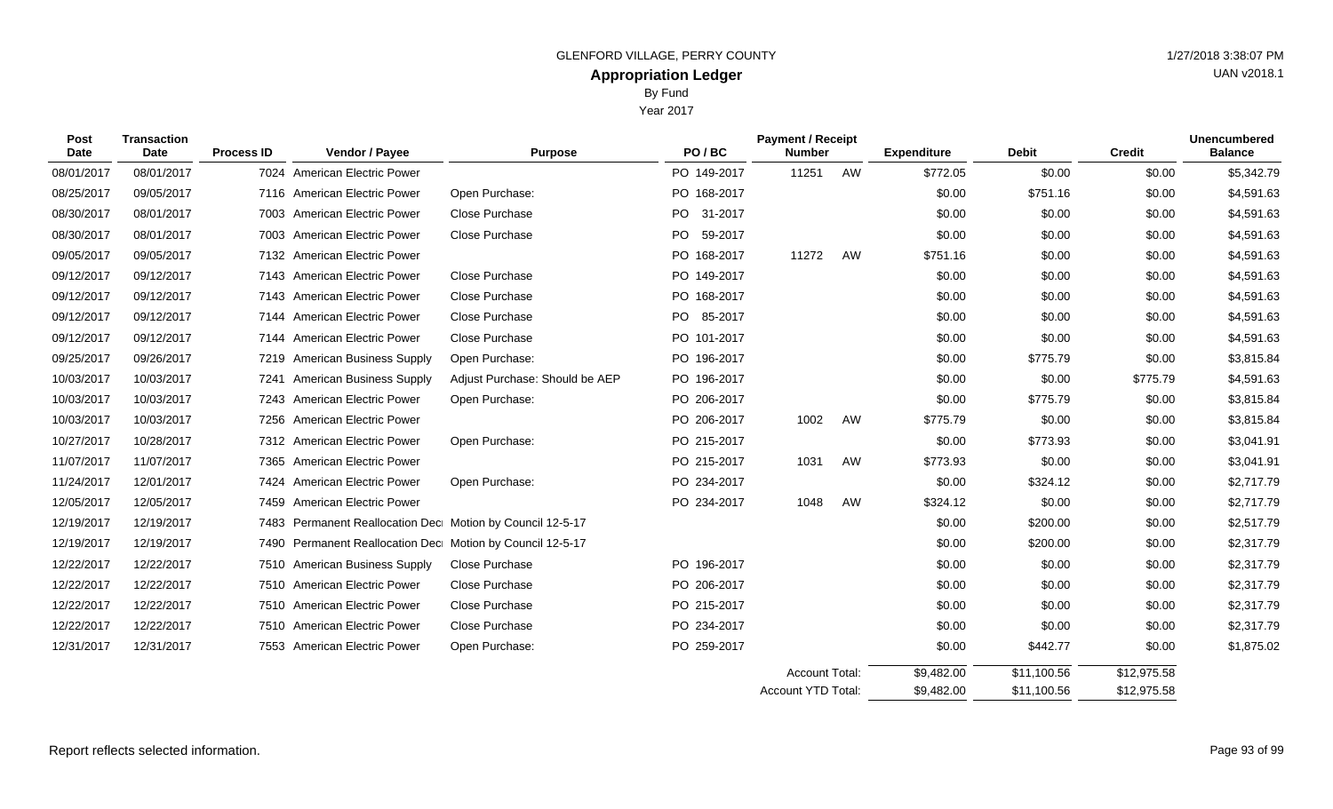GLENFORD VILLAGE, PERRY COUNTY

# Appropriation Ledger

By Fund

Year 2017

| Post Date | Transaction Date | Process ID | Vendor / Payee | Purpose | PO / BC | Payment / Receipt Number | | Expenditure | Debit | Credit | Unencumbered Balance |
|---|---|---|---|---|---|---|---|---|---|---|---|
| 08/01/2017 | 08/01/2017 | 7024 | American Electric Power | | PO 149-2017 | 11251 | AW | $772.05 | $0.00 | $0.00 | $5,342.79 |
| 08/25/2017 | 09/05/2017 | 7116 | American Electric Power | Open Purchase: | PO 168-2017 | | | $0.00 | $751.16 | $0.00 | $4,591.63 |
| 08/30/2017 | 08/01/2017 | 7003 | American Electric Power | Close Purchase | PO 31-2017 | | | $0.00 | $0.00 | $0.00 | $4,591.63 |
| 08/30/2017 | 08/01/2017 | 7003 | American Electric Power | Close Purchase | PO 59-2017 | | | $0.00 | $0.00 | $0.00 | $4,591.63 |
| 09/05/2017 | 09/05/2017 | 7132 | American Electric Power | | PO 168-2017 | 11272 | AW | $751.16 | $0.00 | $0.00 | $4,591.63 |
| 09/12/2017 | 09/12/2017 | 7143 | American Electric Power | Close Purchase | PO 149-2017 | | | $0.00 | $0.00 | $0.00 | $4,591.63 |
| 09/12/2017 | 09/12/2017 | 7143 | American Electric Power | Close Purchase | PO 168-2017 | | | $0.00 | $0.00 | $0.00 | $4,591.63 |
| 09/12/2017 | 09/12/2017 | 7144 | American Electric Power | Close Purchase | PO 85-2017 | | | $0.00 | $0.00 | $0.00 | $4,591.63 |
| 09/12/2017 | 09/12/2017 | 7144 | American Electric Power | Close Purchase | PO 101-2017 | | | $0.00 | $0.00 | $0.00 | $4,591.63 |
| 09/25/2017 | 09/26/2017 | 7219 | American Business Supply | Open Purchase: | PO 196-2017 | | | $0.00 | $775.79 | $0.00 | $3,815.84 |
| 10/03/2017 | 10/03/2017 | 7241 | American Business Supply | Adjust Purchase: Should be AEP | PO 196-2017 | | | $0.00 | $0.00 | $775.79 | $4,591.63 |
| 10/03/2017 | 10/03/2017 | 7243 | American Electric Power | Open Purchase: | PO 206-2017 | | | $0.00 | $775.79 | $0.00 | $3,815.84 |
| 10/03/2017 | 10/03/2017 | 7256 | American Electric Power | | PO 206-2017 | 1002 | AW | $775.79 | $0.00 | $0.00 | $3,815.84 |
| 10/27/2017 | 10/28/2017 | 7312 | American Electric Power | Open Purchase: | PO 215-2017 | | | $0.00 | $773.93 | $0.00 | $3,041.91 |
| 11/07/2017 | 11/07/2017 | 7365 | American Electric Power | | PO 215-2017 | 1031 | AW | $773.93 | $0.00 | $0.00 | $3,041.91 |
| 11/24/2017 | 12/01/2017 | 7424 | American Electric Power | Open Purchase: | PO 234-2017 | | | $0.00 | $324.12 | $0.00 | $2,717.79 |
| 12/05/2017 | 12/05/2017 | 7459 | American Electric Power | | PO 234-2017 | 1048 | AW | $324.12 | $0.00 | $0.00 | $2,717.79 |
| 12/19/2017 | 12/19/2017 | 7483 | Permanent Reallocation Deci | Motion by Council 12-5-17 | | | | $0.00 | $200.00 | $0.00 | $2,517.79 |
| 12/19/2017 | 12/19/2017 | 7490 | Permanent Reallocation Deci | Motion by Council 12-5-17 | | | | $0.00 | $200.00 | $0.00 | $2,317.79 |
| 12/22/2017 | 12/22/2017 | 7510 | American Business Supply | Close Purchase | PO 196-2017 | | | $0.00 | $0.00 | $0.00 | $2,317.79 |
| 12/22/2017 | 12/22/2017 | 7510 | American Electric Power | Close Purchase | PO 206-2017 | | | $0.00 | $0.00 | $0.00 | $2,317.79 |
| 12/22/2017 | 12/22/2017 | 7510 | American Electric Power | Close Purchase | PO 215-2017 | | | $0.00 | $0.00 | $0.00 | $2,317.79 |
| 12/22/2017 | 12/22/2017 | 7510 | American Electric Power | Close Purchase | PO 234-2017 | | | $0.00 | $0.00 | $0.00 | $2,317.79 |
| 12/31/2017 | 12/31/2017 | 7553 | American Electric Power | Open Purchase: | PO 259-2017 | | | $0.00 | $442.77 | $0.00 | $1,875.02 |
| | | | | | | Account Total: | | $9,482.00 | $11,100.56 | $12,975.58 | |
| | | | | | | Account YTD Total: | | $9,482.00 | $11,100.56 | $12,975.58 | |

Report reflects selected information.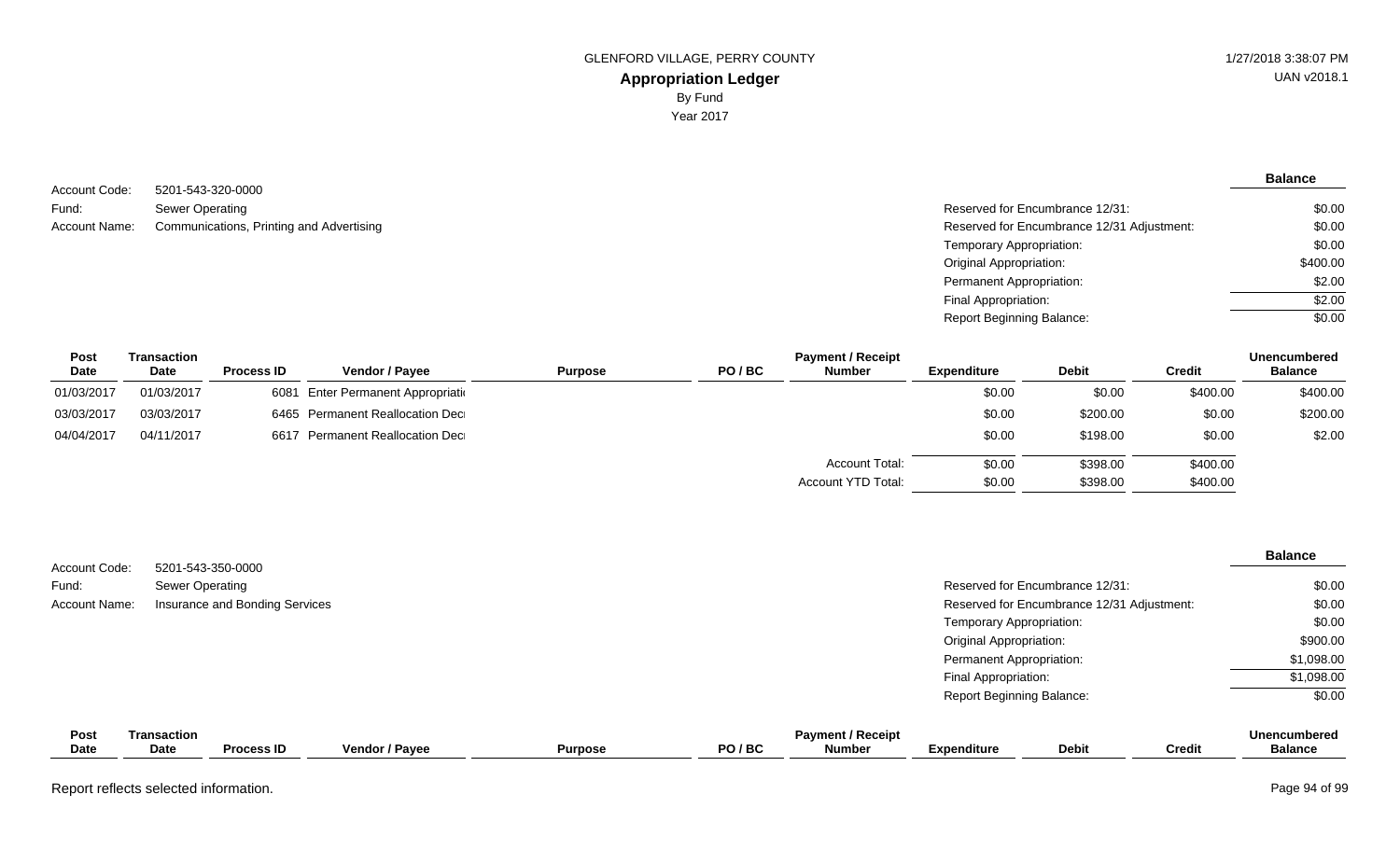GLENFORD VILLAGE, PERRY COUNTY

# Appropriation Ledger

By Fund

Year 2017

1/27/2018 3:38:07 PM

UAN v2018.1

Account Code: 5201-543-320-0000
Fund: Sewer Operating
Account Name: Communications, Printing and Advertising

| | Balance |
|---|---|
| Reserved for Encumbrance 12/31: | $0.00 |
| Reserved for Encumbrance 12/31 Adjustment: | $0.00 |
| Temporary Appropriation: | $0.00 |
| Original Appropriation: | $400.00 |
| Permanent Appropriation: | $2.00 |
| Final Appropriation: | $2.00 |
| Report Beginning Balance: | $0.00 |

| Post Date | Transaction Date | Process ID | Vendor / Payee | Purpose | PO / BC | Payment / Receipt Number | Expenditure | Debit | Credit | Unencumbered Balance |
|---|---|---|---|---|---|---|---|---|---|---|
| 01/03/2017 | 01/03/2017 | 6081 | Enter Permanent Appropriati | | | | $0.00 | $0.00 | $400.00 | $400.00 |
| 03/03/2017 | 03/03/2017 | 6465 | Permanent Reallocation Dec | | | | $0.00 | $200.00 | $0.00 | $200.00 |
| 04/04/2017 | 04/11/2017 | 6617 | Permanent Reallocation Dec | | | | $0.00 | $198.00 | $0.00 | $2.00 |
| | | | | | | Account Total: | $0.00 | $398.00 | $400.00 | |
| | | | | | | Account YTD Total: | $0.00 | $398.00 | $400.00 | |

Account Code: 5201-543-350-0000
Fund: Sewer Operating
Account Name: Insurance and Bonding Services

| | Balance |
|---|---|
| Reserved for Encumbrance 12/31: | $0.00 |
| Reserved for Encumbrance 12/31 Adjustment: | $0.00 |
| Temporary Appropriation: | $0.00 |
| Original Appropriation: | $900.00 |
| Permanent Appropriation: | $1,098.00 |
| Final Appropriation: | $1,098.00 |
| Report Beginning Balance: | $0.00 |

| Post Date | Transaction Date | Process ID | Vendor / Payee | Purpose | PO / BC | Payment / Receipt Number | Expenditure | Debit | Credit | Unencumbered Balance |
|---|---|---|---|---|---|---|---|---|---|---|

Report reflects selected information.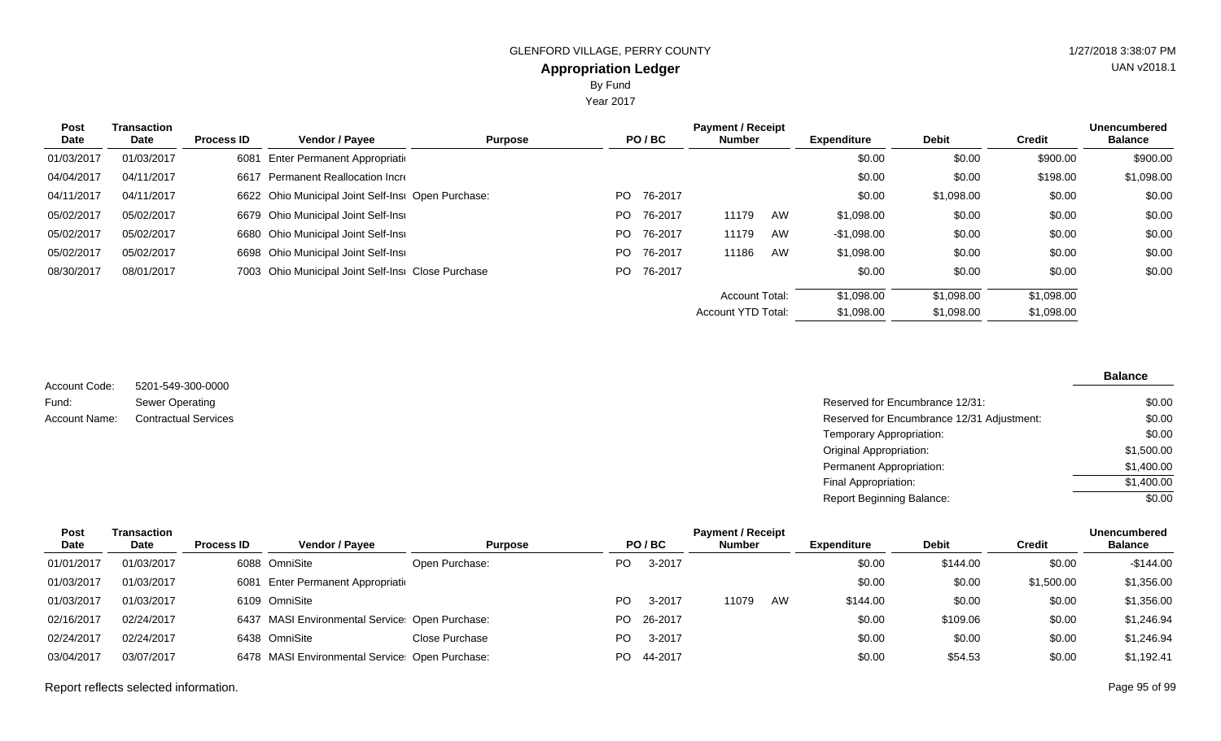| Post Date | Transaction Date | Process ID | Vendor / Payee | Purpose | PO / BC | | Payment / Receipt Number | | Expenditure | Debit | Credit | Unencumbered Balance |
|---|---|---|---|---|---|---|---|---|---|---|---|---|
| 01/03/2017 | 01/03/2017 | 6081 | Enter Permanent Appropriati | | | | | | $0.00 | $0.00 | $900.00 | $900.00 |
| 04/04/2017 | 04/11/2017 | 6617 | Permanent Reallocation Incr | | | | | | $0.00 | $0.00 | $198.00 | $1,098.00 |
| 04/11/2017 | 04/11/2017 | 6622 | Ohio Municipal Joint Self-Ins | Open Purchase: | PO | 76-2017 | | | $0.00 | $1,098.00 | $0.00 | $0.00 |
| 05/02/2017 | 05/02/2017 | 6679 | Ohio Municipal Joint Self-Ins | | PO | 76-2017 | 11179 | AW | $1,098.00 | $0.00 | $0.00 | $0.00 |
| 05/02/2017 | 05/02/2017 | 6680 | Ohio Municipal Joint Self-Ins | | PO | 76-2017 | 11179 | AW | -$1,098.00 | $0.00 | $0.00 | $0.00 |
| 05/02/2017 | 05/02/2017 | 6698 | Ohio Municipal Joint Self-Ins | | PO | 76-2017 | 11186 | AW | $1,098.00 | $0.00 | $0.00 | $0.00 |
| 08/30/2017 | 08/01/2017 | 7003 | Ohio Municipal Joint Self-Ins | Close Purchase | PO | 76-2017 | | | $0.00 | $0.00 | $0.00 | $0.00 |
| | | | | | | | Account Total: | | $1,098.00 | $1,098.00 | $1,098.00 | |
| | | | | | | | Account YTD Total: | | $1,098.00 | $1,098.00 | $1,098.00 | |

Account Code: 5201-549-300-0000
Fund: Sewer Operating
Account Name: Contractual Services

| | Balance |
|---|---|
| Reserved for Encumbrance 12/31: | $0.00 |
| Reserved for Encumbrance 12/31 Adjustment: | $0.00 |
| Temporary Appropriation: | $0.00 |
| Original Appropriation: | $1,500.00 |
| Permanent Appropriation: | $1,400.00 |
| Final Appropriation: | $1,400.00 |
| Report Beginning Balance: | $0.00 |

| Post Date | Transaction Date | Process ID | Vendor / Payee | Purpose | PO / BC | | Payment / Receipt Number | | Expenditure | Debit | Credit | Unencumbered Balance |
|---|---|---|---|---|---|---|---|---|---|---|---|---|
| 01/01/2017 | 01/03/2017 | 6088 | OmniSite | Open Purchase: | PO | 3-2017 | | | $0.00 | $144.00 | $0.00 | -$144.00 |
| 01/03/2017 | 01/03/2017 | 6081 | Enter Permanent Appropriati | | | | | | $0.00 | $0.00 | $1,500.00 | $1,356.00 |
| 01/03/2017 | 01/03/2017 | 6109 | OmniSite | | PO | 3-2017 | 11079 | AW | $144.00 | $0.00 | $0.00 | $1,356.00 |
| 02/16/2017 | 02/24/2017 | 6437 | MASI Environmental Service | Open Purchase: | PO | 26-2017 | | | $0.00 | $109.06 | $0.00 | $1,246.94 |
| 02/24/2017 | 02/24/2017 | 6438 | OmniSite | Close Purchase | PO | 3-2017 | | | $0.00 | $0.00 | $0.00 | $1,246.94 |
| 03/04/2017 | 03/07/2017 | 6478 | MASI Environmental Service | Open Purchase: | PO | 44-2017 | | | $0.00 | $54.53 | $0.00 | $1,192.41 |

Report reflects selected information.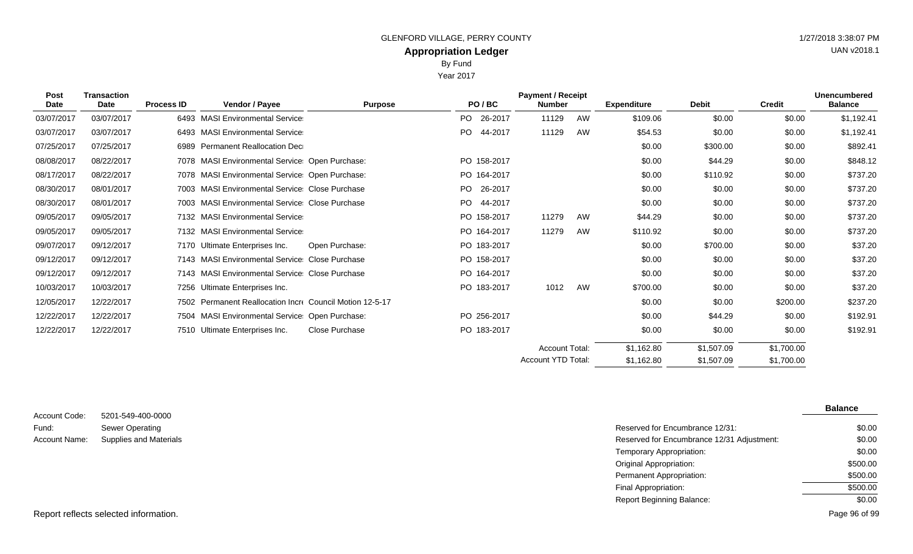GLENFORD VILLAGE, PERRY COUNTY

## Appropriation Ledger

By Fund

Year 2017

| Post Date | Transaction Date | Process ID | Vendor / Payee | Purpose | PO / BC | Payment / Receipt Number | | Expenditure | Debit | Credit | Unencumbered Balance |
|---|---|---|---|---|---|---|---|---|---|---|---|
| 03/07/2017 | 03/07/2017 | 6493 | MASI Environmental Service | | PO 26-2017 | 11129 | AW | $109.06 | $0.00 | $0.00 | $1,192.41 |
| 03/07/2017 | 03/07/2017 | 6493 | MASI Environmental Service | | PO 44-2017 | 11129 | AW | $54.53 | $0.00 | $0.00 | $1,192.41 |
| 07/25/2017 | 07/25/2017 | 6989 | Permanent Reallocation Deci | | | | | $0.00 | $300.00 | $0.00 | $892.41 |
| 08/08/2017 | 08/22/2017 | 7078 | MASI Environmental Service | Open Purchase: | PO 158-2017 | | | $0.00 | $44.29 | $0.00 | $848.12 |
| 08/17/2017 | 08/22/2017 | 7078 | MASI Environmental Service | Open Purchase: | PO 164-2017 | | | $0.00 | $110.92 | $0.00 | $737.20 |
| 08/30/2017 | 08/01/2017 | 7003 | MASI Environmental Service | Close Purchase | PO 26-2017 | | | $0.00 | $0.00 | $0.00 | $737.20 |
| 08/30/2017 | 08/01/2017 | 7003 | MASI Environmental Service | Close Purchase | PO 44-2017 | | | $0.00 | $0.00 | $0.00 | $737.20 |
| 09/05/2017 | 09/05/2017 | 7132 | MASI Environmental Service | | PO 158-2017 | 11279 | AW | $44.29 | $0.00 | $0.00 | $737.20 |
| 09/05/2017 | 09/05/2017 | 7132 | MASI Environmental Service | | PO 164-2017 | 11279 | AW | $110.92 | $0.00 | $0.00 | $737.20 |
| 09/07/2017 | 09/12/2017 | 7170 | Ultimate Enterprises Inc. | Open Purchase: | PO 183-2017 | | | $0.00 | $700.00 | $0.00 | $37.20 |
| 09/12/2017 | 09/12/2017 | 7143 | MASI Environmental Service | Close Purchase | PO 158-2017 | | | $0.00 | $0.00 | $0.00 | $37.20 |
| 09/12/2017 | 09/12/2017 | 7143 | MASI Environmental Service | Close Purchase | PO 164-2017 | | | $0.00 | $0.00 | $0.00 | $37.20 |
| 10/03/2017 | 10/03/2017 | 7256 | Ultimate Enterprises Inc. | | PO 183-2017 | 1012 | AW | $700.00 | $0.00 | $0.00 | $37.20 |
| 12/05/2017 | 12/22/2017 | 7502 | Permanent Reallocation Incre | Council Motion 12-5-17 | | | | $0.00 | $0.00 | $200.00 | $237.20 |
| 12/22/2017 | 12/22/2017 | 7504 | MASI Environmental Service | Open Purchase: | PO 256-2017 | | | $0.00 | $44.29 | $0.00 | $192.91 |
| 12/22/2017 | 12/22/2017 | 7510 | Ultimate Enterprises Inc. | Close Purchase | PO 183-2017 | | | $0.00 | $0.00 | $0.00 | $192.91 |
| | | | | | | Account Total: | | $1,162.80 | $1,507.09 | $1,700.00 | |
| | | | | | | Account YTD Total: | | $1,162.80 | $1,507.09 | $1,700.00 | |

Account Code: 5201-549-400-0000

Fund: Sewer Operating

Account Name: Supplies and Materials

| | Balance |
|---|---|
| Reserved for Encumbrance 12/31: | $0.00 |
| Reserved for Encumbrance 12/31 Adjustment: | $0.00 |
| Temporary Appropriation: | $0.00 |
| Original Appropriation: | $500.00 |
| Permanent Appropriation: | $500.00 |
| Final Appropriation: | $500.00 |
| Report Beginning Balance: | $0.00 |

Report reflects selected information.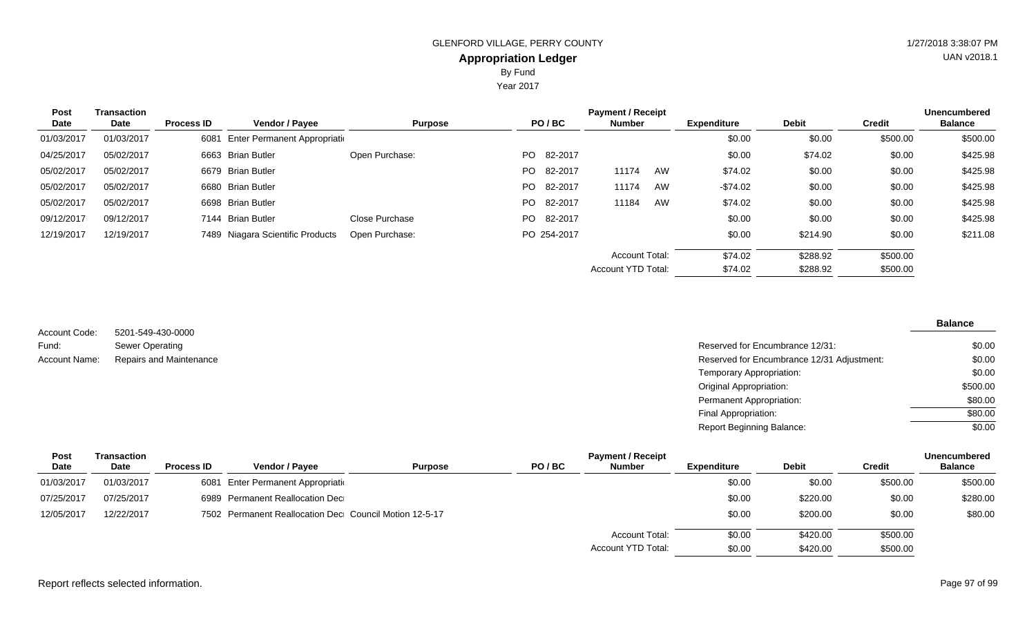GLENFORD VILLAGE, PERRY COUNTY

# Appropriation Ledger

By Fund

Year 2017

| Post Date | Transaction Date | Process ID | Vendor / Payee | Purpose | PO / BC | Payment / Receipt Number | | Expenditure | Debit | Credit | Unencumbered Balance |
|---|---|---|---|---|---|---|---|---|---|---|---|
| 01/03/2017 | 01/03/2017 | 6081 | Enter Permanent Appropriati | | | | | $0.00 | $0.00 | $500.00 | $500.00 |
| 04/25/2017 | 05/02/2017 | 6663 | Brian Butler | Open Purchase: | PO 82-2017 | | | $0.00 | $74.02 | $0.00 | $425.98 |
| 05/02/2017 | 05/02/2017 | 6679 | Brian Butler | | PO 82-2017 | 11174 | AW | $74.02 | $0.00 | $0.00 | $425.98 |
| 05/02/2017 | 05/02/2017 | 6680 | Brian Butler | | PO 82-2017 | 11174 | AW | -$74.02 | $0.00 | $0.00 | $425.98 |
| 05/02/2017 | 05/02/2017 | 6698 | Brian Butler | | PO 82-2017 | 11184 | AW | $74.02 | $0.00 | $0.00 | $425.98 |
| 09/12/2017 | 09/12/2017 | 7144 | Brian Butler | Close Purchase | PO 82-2017 | | | $0.00 | $0.00 | $0.00 | $425.98 |
| 12/19/2017 | 12/19/2017 | 7489 | Niagara Scientific Products | Open Purchase: | PO 254-2017 | | | $0.00 | $214.90 | $0.00 | $211.08 |
| | | | | | | Account Total: | | $74.02 | $288.92 | $500.00 | |
| | | | | | | Account YTD Total: | | $74.02 | $288.92 | $500.00 | |

Account Code: 5201-549-430-0000

Fund: Sewer Operating

Account Name: Repairs and Maintenance

| | Balance |
|---|---|
| Reserved for Encumbrance 12/31: | $0.00 |
| Reserved for Encumbrance 12/31 Adjustment: | $0.00 |
| Temporary Appropriation: | $0.00 |
| Original Appropriation: | $500.00 |
| Permanent Appropriation: | $80.00 |
| Final Appropriation: | $80.00 |
| Report Beginning Balance: | $0.00 |

| Post Date | Transaction Date | Process ID | Vendor / Payee | Purpose | PO / BC | Payment / Receipt Number | Expenditure | Debit | Credit | Unencumbered Balance |
|---|---|---|---|---|---|---|---|---|---|---|
| 01/03/2017 | 01/03/2017 | 6081 | Enter Permanent Appropriati | | | | $0.00 | $0.00 | $500.00 | $500.00 |
| 07/25/2017 | 07/25/2017 | 6989 | Permanent Reallocation Dec | | | | $0.00 | $220.00 | $0.00 | $280.00 |
| 12/05/2017 | 12/22/2017 | 7502 | Permanent Reallocation Dec | Council Motion 12-5-17 | | | $0.00 | $200.00 | $0.00 | $80.00 |
| | | | | | | Account Total: | $0.00 | $420.00 | $500.00 | |
| | | | | | | Account YTD Total: | $0.00 | $420.00 | $500.00 | |

Report reflects selected information.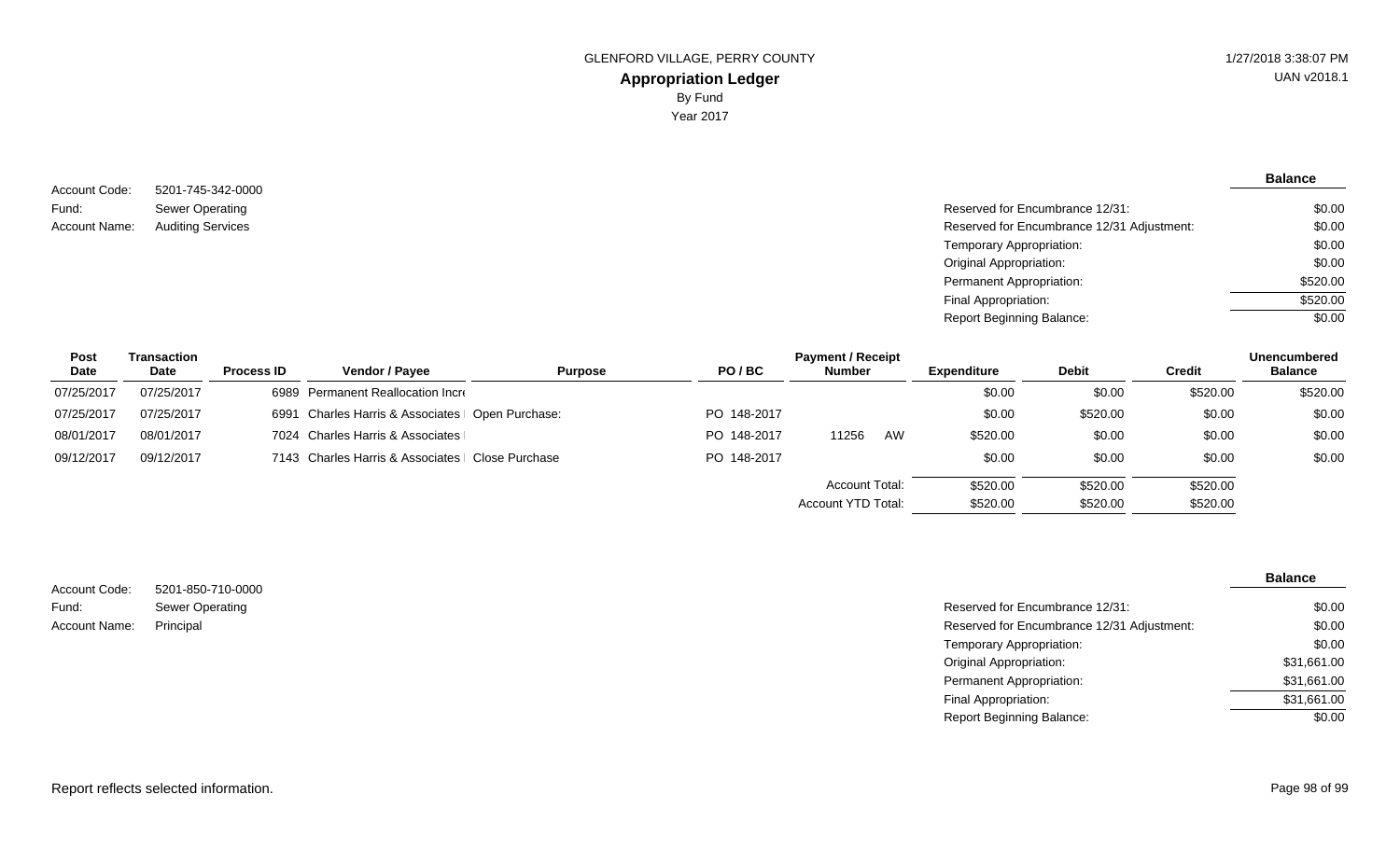GLENFORD VILLAGE, PERRY COUNTY

**Appropriation Ledger**

By Fund

Year 2017

1/27/2018 3:38:07 PM

UAN v2018.1

Account Code: 5201-745-342-0000
Fund: Sewer Operating
Account Name: Auditing Services

| | Balance |
|---|---|
| Reserved for Encumbrance 12/31: | $0.00 |
| Reserved for Encumbrance 12/31 Adjustment: | $0.00 |
| Temporary Appropriation: | $0.00 |
| Original Appropriation: | $0.00 |
| Permanent Appropriation: | $520.00 |
| Final Appropriation: | $520.00 |
| Report Beginning Balance: | $0.00 |

| Post Date | Transaction Date | Process ID | Vendor / Payee | Purpose | PO / BC | Payment / Receipt Number | Expenditure | Debit | Credit | Unencumbered Balance |
|---|---|---|---|---|---|---|---|---|---|---|
| 07/25/2017 | 07/25/2017 | 6989 | Permanent Reallocation Incr | | | | $0.00 | $0.00 | $520.00 | $520.00 |
| 07/25/2017 | 07/25/2017 | 6991 | Charles Harris & Associates | Open Purchase: | PO 148-2017 | | $0.00 | $520.00 | $0.00 | $0.00 |
| 08/01/2017 | 08/01/2017 | 7024 | Charles Harris & Associates | | PO 148-2017 | 11256 AW | $520.00 | $0.00 | $0.00 | $0.00 |
| 09/12/2017 | 09/12/2017 | 7143 | Charles Harris & Associates | Close Purchase | PO 148-2017 | | $0.00 | $0.00 | $0.00 | $0.00 |
| | | | | | | Account Total: | $520.00 | $520.00 | $520.00 | |
| | | | | | | Account YTD Total: | $520.00 | $520.00 | $520.00 | |

Account Code: 5201-850-710-0000
Fund: Sewer Operating
Account Name: Principal

| | Balance |
|---|---|
| Reserved for Encumbrance 12/31: | $0.00 |
| Reserved for Encumbrance 12/31 Adjustment: | $0.00 |
| Temporary Appropriation: | $0.00 |
| Original Appropriation: | $31,661.00 |
| Permanent Appropriation: | $31,661.00 |
| Final Appropriation: | $31,661.00 |
| Report Beginning Balance: | $0.00 |

Report reflects selected information.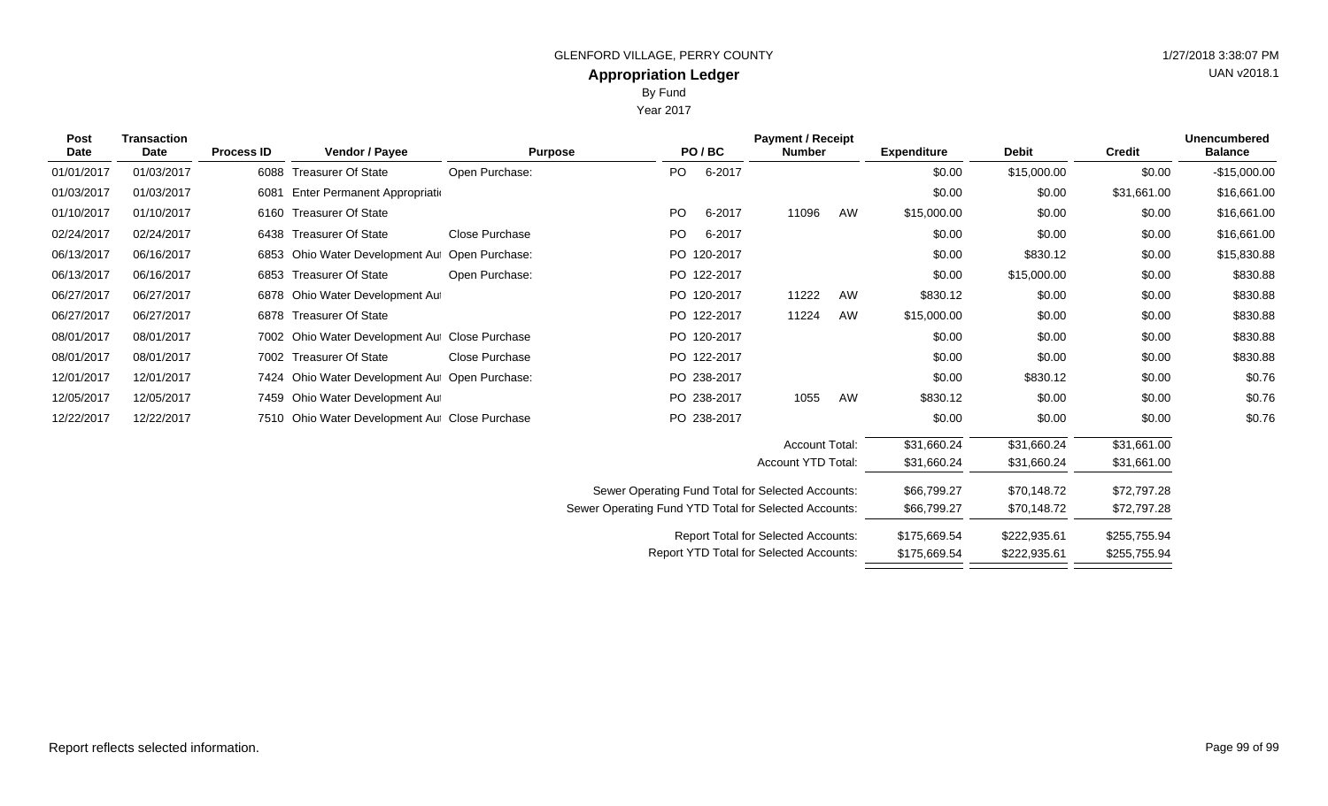GLENFORD VILLAGE, PERRY COUNTY

# Appropriation Ledger

By Fund

Year 2017

| Post Date | Transaction Date | Process ID | Vendor / Payee | Purpose | PO / BC | Payment / Receipt Number | | Expenditure | Debit | Credit | Unencumbered Balance |
|---|---|---|---|---|---|---|---|---|---|---|---|
| 01/01/2017 | 01/03/2017 | 6088 | Treasurer Of State | Open Purchase: | PO 6-2017 | | | $0.00 | $15,000.00 | $0.00 | -$15,000.00 |
| 01/03/2017 | 01/03/2017 | 6081 | Enter Permanent Appropriati | | | | | $0.00 | $0.00 | $31,661.00 | $16,661.00 |
| 01/10/2017 | 01/10/2017 | 6160 | Treasurer Of State | | PO 6-2017 | 11096 | AW | $15,000.00 | $0.00 | $0.00 | $16,661.00 |
| 02/24/2017 | 02/24/2017 | 6438 | Treasurer Of State | Close Purchase | PO 6-2017 | | | $0.00 | $0.00 | $0.00 | $16,661.00 |
| 06/13/2017 | 06/16/2017 | 6853 | Ohio Water Development Au | Open Purchase: | PO 120-2017 | | | $0.00 | $830.12 | $0.00 | $15,830.88 |
| 06/13/2017 | 06/16/2017 | 6853 | Treasurer Of State | Open Purchase: | PO 122-2017 | | | $0.00 | $15,000.00 | $0.00 | $830.88 |
| 06/27/2017 | 06/27/2017 | 6878 | Ohio Water Development Au | | PO 120-2017 | 11222 | AW | $830.12 | $0.00 | $0.00 | $830.88 |
| 06/27/2017 | 06/27/2017 | 6878 | Treasurer Of State | | PO 122-2017 | 11224 | AW | $15,000.00 | $0.00 | $0.00 | $830.88 |
| 08/01/2017 | 08/01/2017 | 7002 | Ohio Water Development Au | Close Purchase | PO 120-2017 | | | $0.00 | $0.00 | $0.00 | $830.88 |
| 08/01/2017 | 08/01/2017 | 7002 | Treasurer Of State | Close Purchase | PO 122-2017 | | | $0.00 | $0.00 | $0.00 | $830.88 |
| 12/01/2017 | 12/01/2017 | 7424 | Ohio Water Development Au | Open Purchase: | PO 238-2017 | | | $0.00 | $830.12 | $0.00 | $0.76 |
| 12/05/2017 | 12/05/2017 | 7459 | Ohio Water Development Au | | PO 238-2017 | 1055 | AW | $830.12 | $0.00 | $0.00 | $0.76 |
| 12/22/2017 | 12/22/2017 | 7510 | Ohio Water Development Au | Close Purchase | PO 238-2017 | | | $0.00 | $0.00 | $0.00 | $0.76 |
| | | | | | | Account Total: | | $31,660.24 | $31,660.24 | $31,661.00 | |
| | | | | | | Account YTD Total: | | $31,660.24 | $31,660.24 | $31,661.00 | |
| | | | | | | Sewer Operating Fund Total for Selected Accounts: | | $66,799.27 | $70,148.72 | $72,797.28 | |
| | | | | | | Sewer Operating Fund YTD Total for Selected Accounts: | | $66,799.27 | $70,148.72 | $72,797.28 | |
| | | | | | | Report Total for Selected Accounts: | | $175,669.54 | $222,935.61 | $255,755.94 | |
| | | | | | | Report YTD Total for Selected Accounts: | | $175,669.54 | $222,935.61 | $255,755.94 | |

Report reflects selected information.